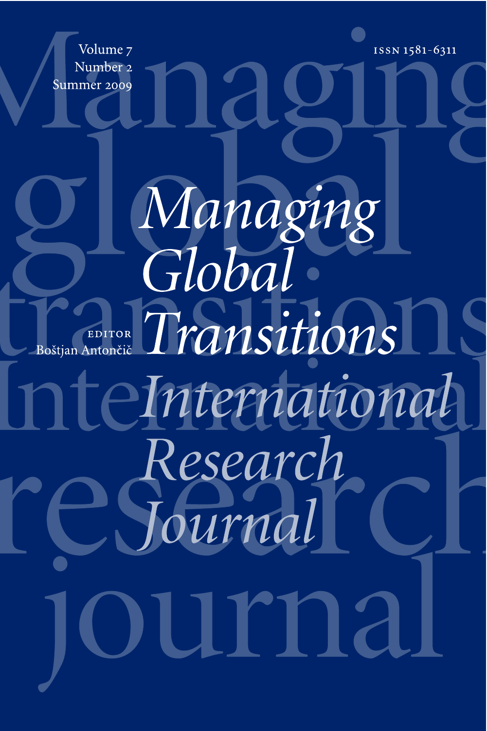Volume 7
Number 2
Summer 2009

issn 1581-6311

# *Managing Global Transitions*

## *International Research Journal*

editor
Boštjan Antončič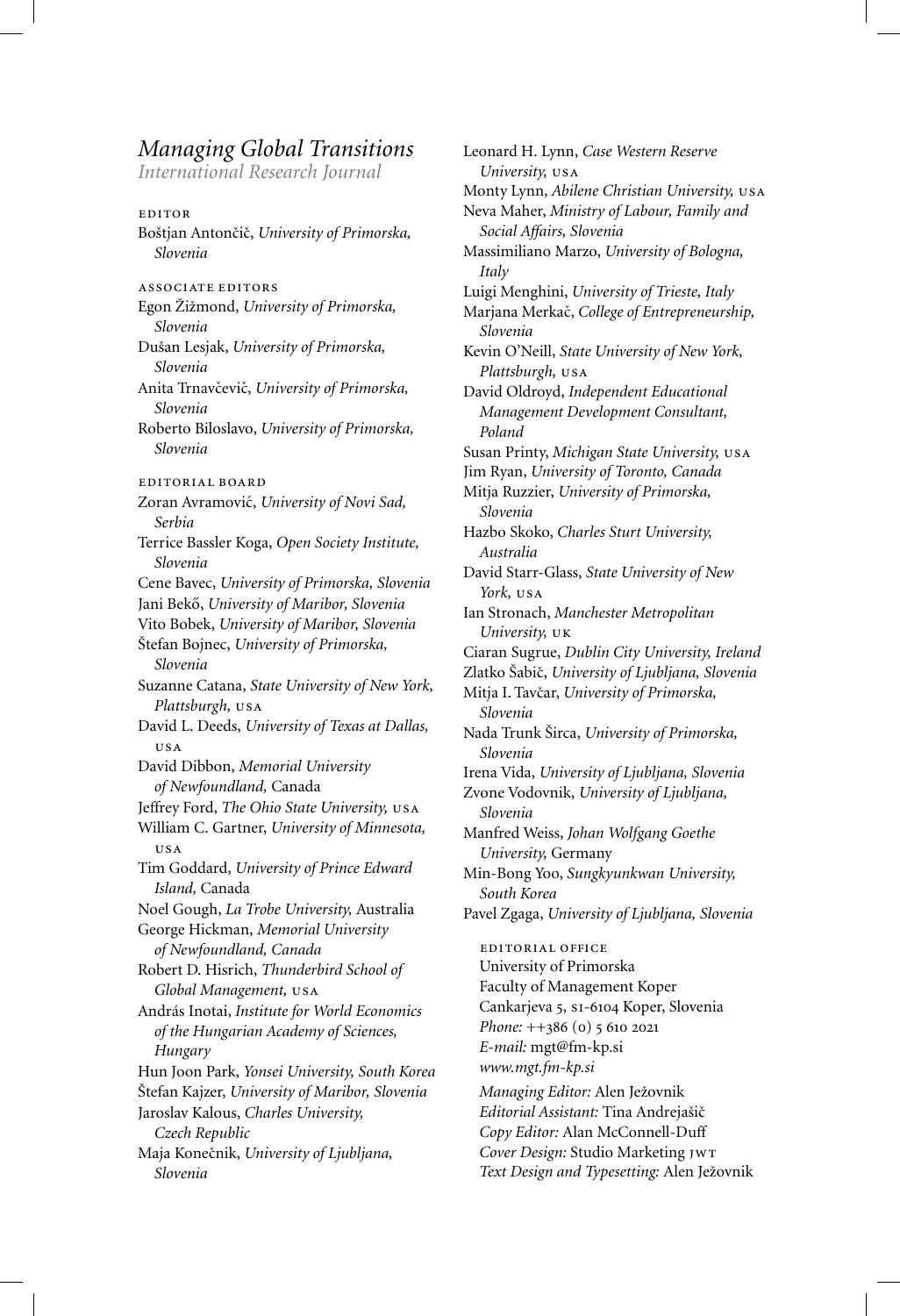# *Managing Global Transitions*

*International Research Journal*

EDITOR

Boštjan Antončič, *University of Primorska, Slovenia*

ASSOCIATE EDITORS

Egon Žižmond, *University of Primorska, Slovenia*

Dušan Lesjak, *University of Primorska, Slovenia*

Anita Trnavčevič, *University of Primorska, Slovenia*

Roberto Biloslavo, *University of Primorska, Slovenia*

EDITORIAL BOARD

Zoran Avramović, *University of Novi Sad, Serbia*

Terrice Bassler Koga, *Open Society Institute, Slovenia*

Cene Bavec, *University of Primorska, Slovenia*

Jani Bekő, *University of Maribor, Slovenia*

Vito Bobek, *University of Maribor, Slovenia*

Štefan Bojnec, *University of Primorska, Slovenia*

Suzanne Catana, *State University of New York, Plattsburgh,* USA

David L. Deeds, *University of Texas at Dallas,* USA

David Dibbon, *Memorial University of Newfoundland,* Canada

Jeffrey Ford, *The Ohio State University,* USA

William C. Gartner, *University of Minnesota,* USA

Tim Goddard, *University of Prince Edward Island,* Canada

Noel Gough, *La Trobe University,* Australia

George Hickman, *Memorial University of Newfoundland, Canada*

Robert D. Hisrich, *Thunderbird School of Global Management,* USA

András Inotai, *Institute for World Economics of the Hungarian Academy of Sciences, Hungary*

Hun Joon Park, *Yonsei University, South Korea*

Štefan Kajzer, *University of Maribor, Slovenia*

Jaroslav Kalous, *Charles University, Czech Republic*

Maja Konečnik, *University of Ljubljana, Slovenia*

Leonard H. Lynn, *Case Western Reserve University,* USA

Monty Lynn, *Abilene Christian University,* USA

Neva Maher, *Ministry of Labour, Family and Social Affairs, Slovenia*

Massimiliano Marzo, *University of Bologna, Italy*

Luigi Menghini, *University of Trieste, Italy*

Marjana Merkač, *College of Entrepreneurship, Slovenia*

Kevin O'Neill, *State University of New York, Plattsburgh,* USA

David Oldroyd, *Independent Educational Management Development Consultant, Poland*

Susan Printy, *Michigan State University,* USA

Jim Ryan, *University of Toronto, Canada*

Mitja Ruzzier, *University of Primorska, Slovenia*

Hazbo Skoko, *Charles Sturt University, Australia*

David Starr-Glass, *State University of New York,* USA

Ian Stronach, *Manchester Metropolitan University,* UK

Ciaran Sugrue, *Dublin City University, Ireland*

Zlatko Šabič, *University of Ljubljana, Slovenia*

Mitja I. Tavčar, *University of Primorska, Slovenia*

Nada Trunk Širca, *University of Primorska, Slovenia*

Irena Vida, *University of Ljubljana, Slovenia*

Zvone Vodovnik, *University of Ljubljana, Slovenia*

Manfred Weiss, *Johan Wolfgang Goethe University,* Germany

Min-Bong Yoo, *Sungkyunkwan University, South Korea*

Pavel Zgaga, *University of Ljubljana, Slovenia*

EDITORIAL OFFICE

University of Primorska
Faculty of Management Koper
Cankarjeva 5, SI-6104 Koper, Slovenia
*Phone:* ++386 (0) 5 610 2021
*E-mail:* mgt@fm-kp.si
*www.mgt.fm-kp.si*

*Managing Editor:* Alen Ježovnik
*Editorial Assistant:* Tina Andrejašič
*Copy Editor:* Alan McConnell-Duff
*Cover Design:* Studio Marketing JWT
*Text Design and Typesetting:* Alen Ježovnik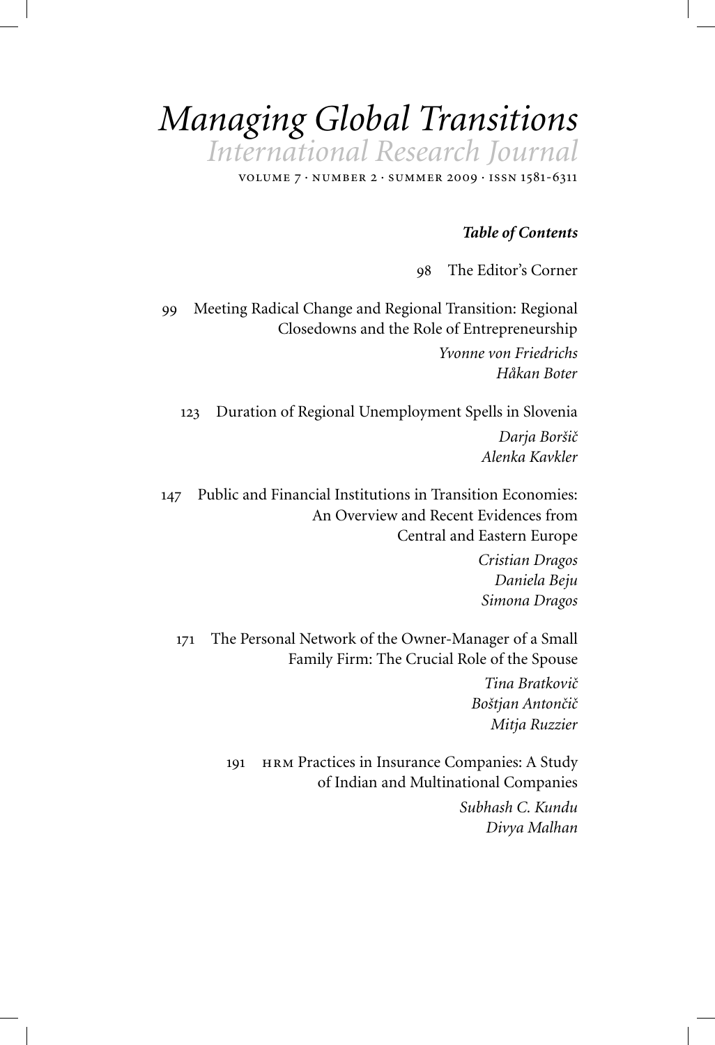# *Managing Global Transitions*

## *International Research Journal*

volume 7 · number 2 · summer 2009 · issn 1581-6311

***Table of Contents***

98 The Editor's Corner

99 Meeting Radical Change and Regional Transition: Regional Closedowns and the Role of Entrepreneurship
*Yvonne von Friedrichs*
*Håkan Boter*

123 Duration of Regional Unemployment Spells in Slovenia
*Darja Boršič*
*Alenka Kavkler*

147 Public and Financial Institutions in Transition Economies: An Overview and Recent Evidences from Central and Eastern Europe
*Cristian Dragos*
*Daniela Beju*
*Simona Dragos*

171 The Personal Network of the Owner-Manager of a Small Family Firm: The Crucial Role of the Spouse
*Tina Bratkovič*
*Boštjan Antončič*
*Mitja Ruzzier*

191 HRM Practices in Insurance Companies: A Study of Indian and Multinational Companies
*Subhash C. Kundu*
*Divya Malhan*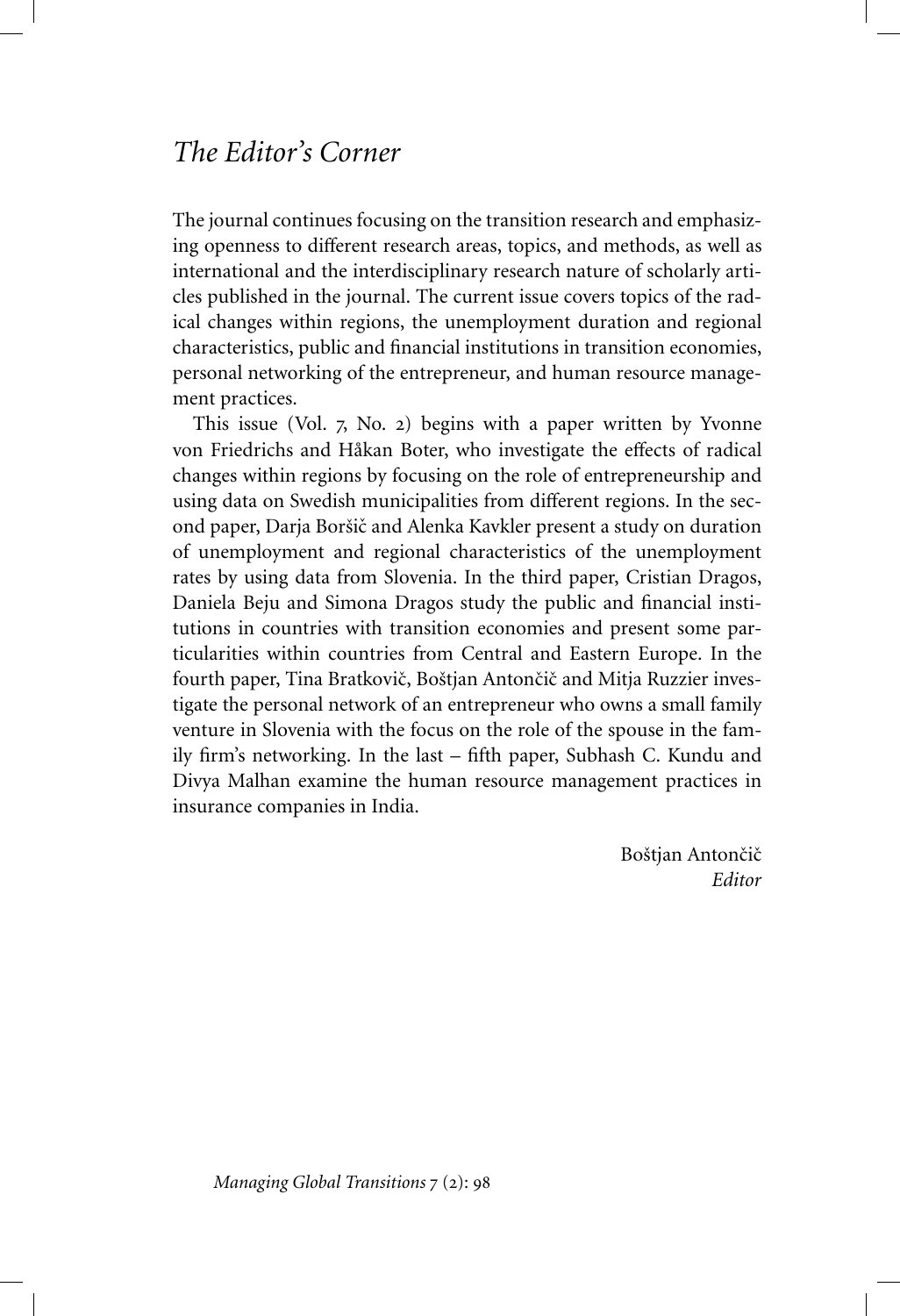# *The Editor's Corner*

The journal continues focusing on the transition research and emphasizing openness to different research areas, topics, and methods, as well as international and the interdisciplinary research nature of scholarly articles published in the journal. The current issue covers topics of the radical changes within regions, the unemployment duration and regional characteristics, public and financial institutions in transition economies, personal networking of the entrepreneur, and human resource management practices.

This issue (Vol. 7, No. 2) begins with a paper written by Yvonne von Friedrichs and Håkan Boter, who investigate the effects of radical changes within regions by focusing on the role of entrepreneurship and using data on Swedish municipalities from different regions. In the second paper, Darja Boršič and Alenka Kavkler present a study on duration of unemployment and regional characteristics of the unemployment rates by using data from Slovenia. In the third paper, Cristian Dragos, Daniela Beju and Simona Dragos study the public and financial institutions in countries with transition economies and present some particularities within countries from Central and Eastern Europe. In the fourth paper, Tina Bratkovič, Boštjan Antončič and Mitja Ruzzier investigate the personal network of an entrepreneur who owns a small family venture in Slovenia with the focus on the role of the spouse in the family firm's networking. In the last – fifth paper, Subhash C. Kundu and Divya Malhan examine the human resource management practices in insurance companies in India.

Boštjan Antončič
*Editor*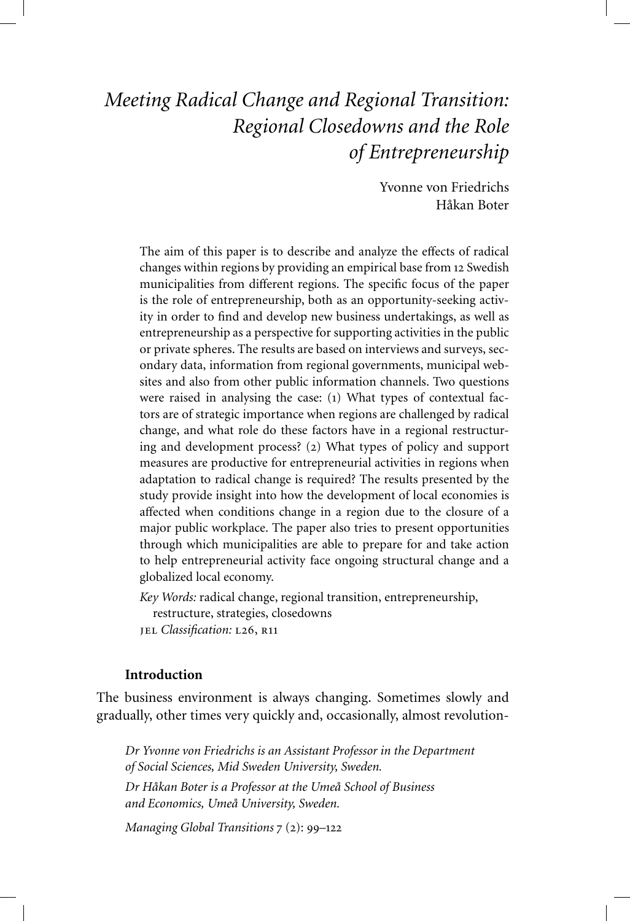# *Meeting Radical Change and Regional Transition: Regional Closedowns and the Role of Entrepreneurship*

Yvonne von Friedrichs
Håkan Boter

The aim of this paper is to describe and analyze the effects of radical changes within regions by providing an empirical base from 12 Swedish municipalities from different regions. The specific focus of the paper is the role of entrepreneurship, both as an opportunity-seeking activity in order to find and develop new business undertakings, as well as entrepreneurship as a perspective for supporting activities in the public or private spheres. The results are based on interviews and surveys, secondary data, information from regional governments, municipal websites and also from other public information channels. Two questions were raised in analysing the case: (1) What types of contextual factors are of strategic importance when regions are challenged by radical change, and what role do these factors have in a regional restructuring and development process? (2) What types of policy and support measures are productive for entrepreneurial activities in regions when adaptation to radical change is required? The results presented by the study provide insight into how the development of local economies is affected when conditions change in a region due to the closure of a major public workplace. The paper also tries to present opportunities through which municipalities are able to prepare for and take action to help entrepreneurial activity face ongoing structural change and a globalized local economy.

*Key Words:* radical change, regional transition, entrepreneurship, restructure, strategies, closedowns

JEL *Classification:* L26, R11

## Introduction

The business environment is always changing. Sometimes slowly and gradually, other times very quickly and, occasionally, almost revolution-

*Dr Yvonne von Friedrichs is an Assistant Professor in the Department of Social Sciences, Mid Sweden University, Sweden.*

*Dr Håkan Boter is a Professor at the Umeå School of Business and Economics, Umeå University, Sweden.*

*Managing Global Transitions* 7 (2): 99–122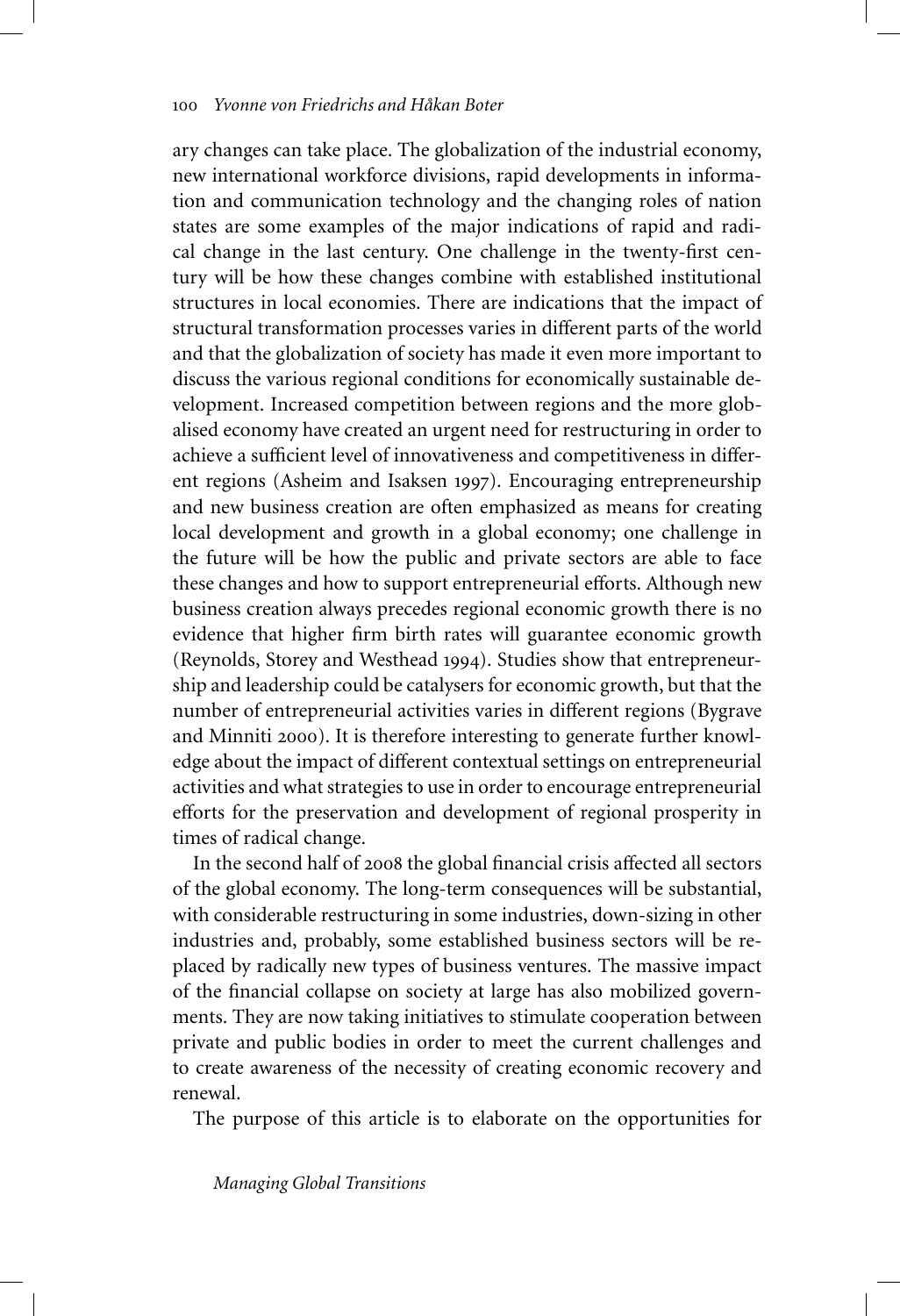ary changes can take place. The globalization of the industrial economy, new international workforce divisions, rapid developments in information and communication technology and the changing roles of nation states are some examples of the major indications of rapid and radical change in the last century. One challenge in the twenty-first century will be how these changes combine with established institutional structures in local economies. There are indications that the impact of structural transformation processes varies in different parts of the world and that the globalization of society has made it even more important to discuss the various regional conditions for economically sustainable development. Increased competition between regions and the more globalised economy have created an urgent need for restructuring in order to achieve a sufficient level of innovativeness and competitiveness in different regions (Asheim and Isaksen 1997). Encouraging entrepreneurship and new business creation are often emphasized as means for creating local development and growth in a global economy; one challenge in the future will be how the public and private sectors are able to face these changes and how to support entrepreneurial efforts. Although new business creation always precedes regional economic growth there is no evidence that higher firm birth rates will guarantee economic growth (Reynolds, Storey and Westhead 1994). Studies show that entrepreneurship and leadership could be catalysers for economic growth, but that the number of entrepreneurial activities varies in different regions (Bygrave and Minniti 2000). It is therefore interesting to generate further knowledge about the impact of different contextual settings on entrepreneurial activities and what strategies to use in order to encourage entrepreneurial efforts for the preservation and development of regional prosperity in times of radical change.

In the second half of 2008 the global financial crisis affected all sectors of the global economy. The long-term consequences will be substantial, with considerable restructuring in some industries, down-sizing in other industries and, probably, some established business sectors will be replaced by radically new types of business ventures. The massive impact of the financial collapse on society at large has also mobilized governments. They are now taking initiatives to stimulate cooperation between private and public bodies in order to meet the current challenges and to create awareness of the necessity of creating economic recovery and renewal.

The purpose of this article is to elaborate on the opportunities for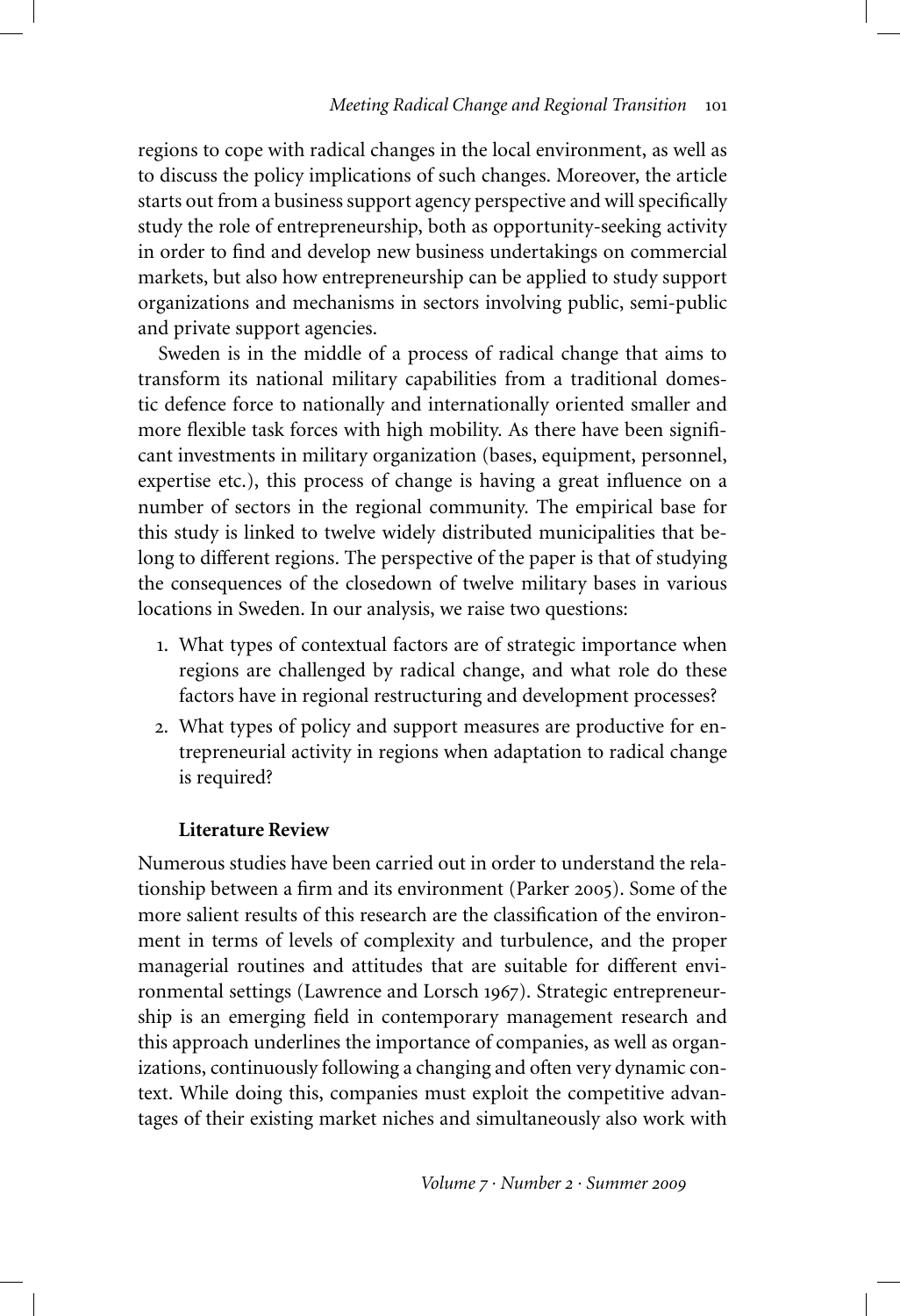regions to cope with radical changes in the local environment, as well as to discuss the policy implications of such changes. Moreover, the article starts out from a business support agency perspective and will specifically study the role of entrepreneurship, both as opportunity-seeking activity in order to find and develop new business undertakings on commercial markets, but also how entrepreneurship can be applied to study support organizations and mechanisms in sectors involving public, semi-public and private support agencies.

Sweden is in the middle of a process of radical change that aims to transform its national military capabilities from a traditional domestic defence force to nationally and internationally oriented smaller and more flexible task forces with high mobility. As there have been significant investments in military organization (bases, equipment, personnel, expertise etc.), this process of change is having a great influence on a number of sectors in the regional community. The empirical base for this study is linked to twelve widely distributed municipalities that belong to different regions. The perspective of the paper is that of studying the consequences of the closedown of twelve military bases in various locations in Sweden. In our analysis, we raise two questions:

1. What types of contextual factors are of strategic importance when regions are challenged by radical change, and what role do these factors have in regional restructuring and development processes?
2. What types of policy and support measures are productive for entrepreneurial activity in regions when adaptation to radical change is required?

## Literature Review

Numerous studies have been carried out in order to understand the relationship between a firm and its environment (Parker 2005). Some of the more salient results of this research are the classification of the environment in terms of levels of complexity and turbulence, and the proper managerial routines and attitudes that are suitable for different environmental settings (Lawrence and Lorsch 1967). Strategic entrepreneurship is an emerging field in contemporary management research and this approach underlines the importance of companies, as well as organizations, continuously following a changing and often very dynamic context. While doing this, companies must exploit the competitive advantages of their existing market niches and simultaneously also work with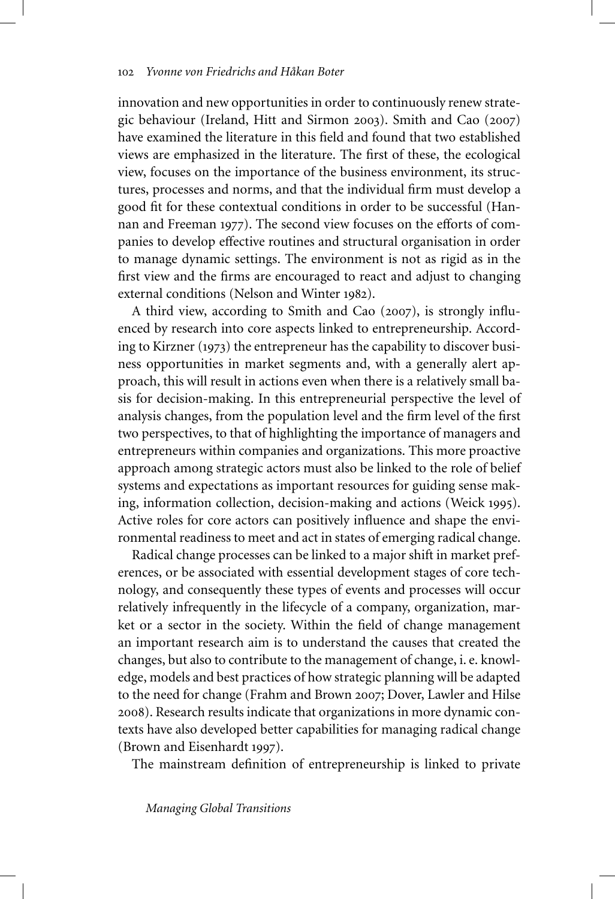innovation and new opportunities in order to continuously renew strategic behaviour (Ireland, Hitt and Sirmon 2003). Smith and Cao (2007) have examined the literature in this field and found that two established views are emphasized in the literature. The first of these, the ecological view, focuses on the importance of the business environment, its structures, processes and norms, and that the individual firm must develop a good fit for these contextual conditions in order to be successful (Hannan and Freeman 1977). The second view focuses on the efforts of companies to develop effective routines and structural organisation in order to manage dynamic settings. The environment is not as rigid as in the first view and the firms are encouraged to react and adjust to changing external conditions (Nelson and Winter 1982).

A third view, according to Smith and Cao (2007), is strongly influenced by research into core aspects linked to entrepreneurship. According to Kirzner (1973) the entrepreneur has the capability to discover business opportunities in market segments and, with a generally alert approach, this will result in actions even when there is a relatively small basis for decision-making. In this entrepreneurial perspective the level of analysis changes, from the population level and the firm level of the first two perspectives, to that of highlighting the importance of managers and entrepreneurs within companies and organizations. This more proactive approach among strategic actors must also be linked to the role of belief systems and expectations as important resources for guiding sense making, information collection, decision-making and actions (Weick 1995). Active roles for core actors can positively influence and shape the environmental readiness to meet and act in states of emerging radical change.

Radical change processes can be linked to a major shift in market preferences, or be associated with essential development stages of core technology, and consequently these types of events and processes will occur relatively infrequently in the lifecycle of a company, organization, market or a sector in the society. Within the field of change management an important research aim is to understand the causes that created the changes, but also to contribute to the management of change, i. e. knowledge, models and best practices of how strategic planning will be adapted to the need for change (Frahm and Brown 2007; Dover, Lawler and Hilse 2008). Research results indicate that organizations in more dynamic contexts have also developed better capabilities for managing radical change (Brown and Eisenhardt 1997).

The mainstream definition of entrepreneurship is linked to private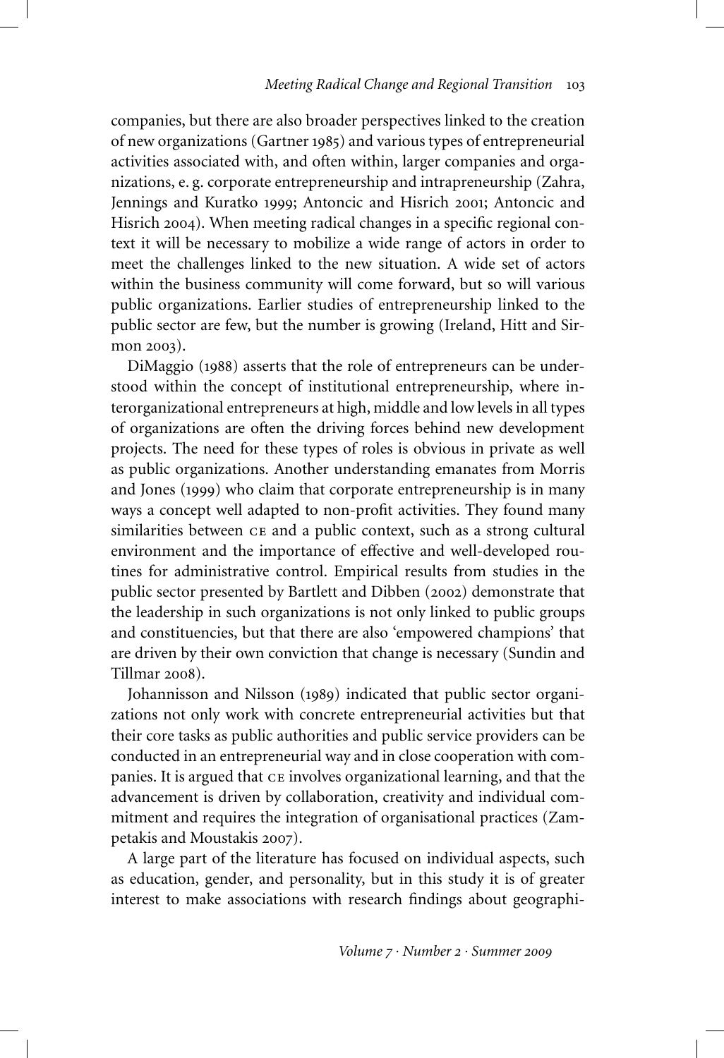companies, but there are also broader perspectives linked to the creation of new organizations (Gartner 1985) and various types of entrepreneurial activities associated with, and often within, larger companies and organizations, e. g. corporate entrepreneurship and intrapreneurship (Zahra, Jennings and Kuratko 1999; Antoncic and Hisrich 2001; Antoncic and Hisrich 2004). When meeting radical changes in a specific regional context it will be necessary to mobilize a wide range of actors in order to meet the challenges linked to the new situation. A wide set of actors within the business community will come forward, but so will various public organizations. Earlier studies of entrepreneurship linked to the public sector are few, but the number is growing (Ireland, Hitt and Sirmon 2003).

DiMaggio (1988) asserts that the role of entrepreneurs can be understood within the concept of institutional entrepreneurship, where interorganizational entrepreneurs at high, middle and low levels in all types of organizations are often the driving forces behind new development projects. The need for these types of roles is obvious in private as well as public organizations. Another understanding emanates from Morris and Jones (1999) who claim that corporate entrepreneurship is in many ways a concept well adapted to non-profit activities. They found many similarities between CE and a public context, such as a strong cultural environment and the importance of effective and well-developed routines for administrative control. Empirical results from studies in the public sector presented by Bartlett and Dibben (2002) demonstrate that the leadership in such organizations is not only linked to public groups and constituencies, but that there are also 'empowered champions' that are driven by their own conviction that change is necessary (Sundin and Tillmar 2008).

Johannisson and Nilsson (1989) indicated that public sector organizations not only work with concrete entrepreneurial activities but that their core tasks as public authorities and public service providers can be conducted in an entrepreneurial way and in close cooperation with companies. It is argued that CE involves organizational learning, and that the advancement is driven by collaboration, creativity and individual commitment and requires the integration of organisational practices (Zampetakis and Moustakis 2007).

A large part of the literature has focused on individual aspects, such as education, gender, and personality, but in this study it is of greater interest to make associations with research findings about geographi-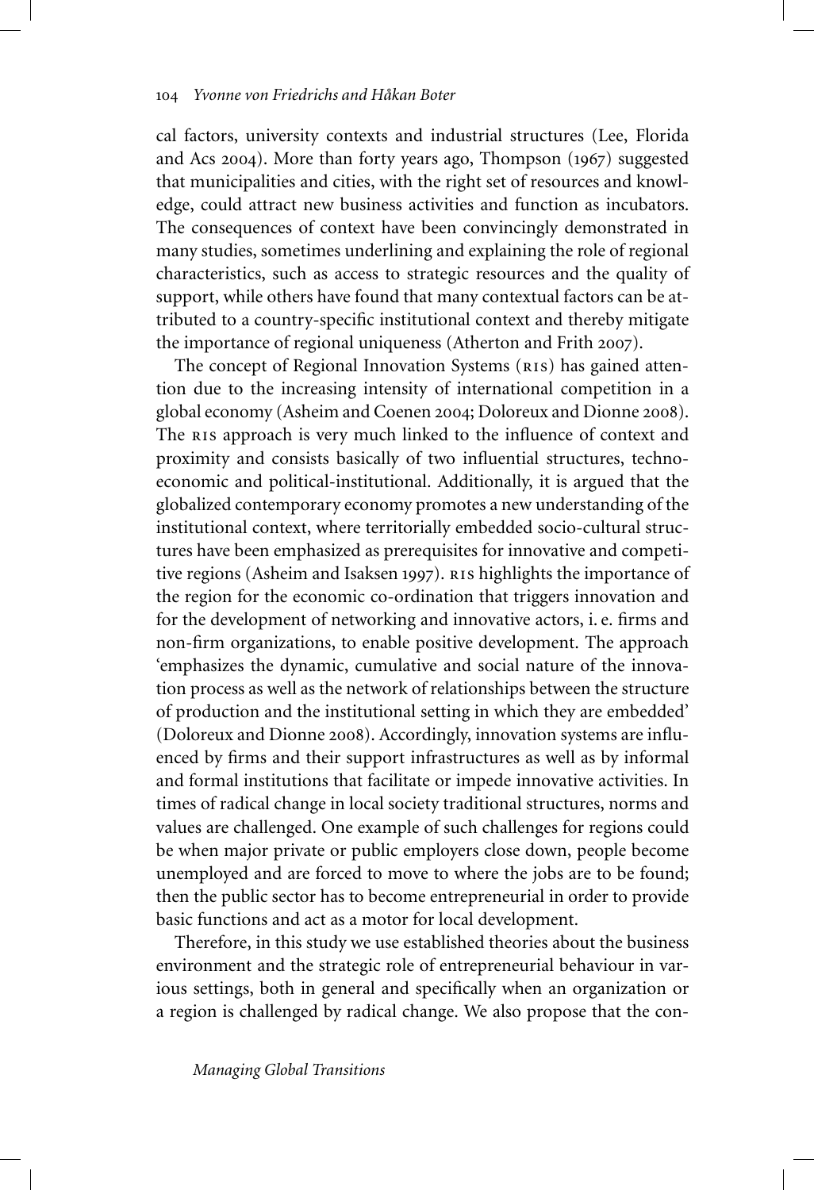cal factors, university contexts and industrial structures (Lee, Florida and Acs 2004). More than forty years ago, Thompson (1967) suggested that municipalities and cities, with the right set of resources and knowledge, could attract new business activities and function as incubators. The consequences of context have been convincingly demonstrated in many studies, sometimes underlining and explaining the role of regional characteristics, such as access to strategic resources and the quality of support, while others have found that many contextual factors can be attributed to a country-specific institutional context and thereby mitigate the importance of regional uniqueness (Atherton and Frith 2007).

The concept of Regional Innovation Systems (RIS) has gained attention due to the increasing intensity of international competition in a global economy (Asheim and Coenen 2004; Doloreux and Dionne 2008). The RIS approach is very much linked to the influence of context and proximity and consists basically of two influential structures, techno-economic and political-institutional. Additionally, it is argued that the globalized contemporary economy promotes a new understanding of the institutional context, where territorially embedded socio-cultural structures have been emphasized as prerequisites for innovative and competitive regions (Asheim and Isaksen 1997). RIS highlights the importance of the region for the economic co-ordination that triggers innovation and for the development of networking and innovative actors, i. e. firms and non-firm organizations, to enable positive development. The approach 'emphasizes the dynamic, cumulative and social nature of the innovation process as well as the network of relationships between the structure of production and the institutional setting in which they are embedded' (Doloreux and Dionne 2008). Accordingly, innovation systems are influenced by firms and their support infrastructures as well as by informal and formal institutions that facilitate or impede innovative activities. In times of radical change in local society traditional structures, norms and values are challenged. One example of such challenges for regions could be when major private or public employers close down, people become unemployed and are forced to move to where the jobs are to be found; then the public sector has to become entrepreneurial in order to provide basic functions and act as a motor for local development.

Therefore, in this study we use established theories about the business environment and the strategic role of entrepreneurial behaviour in various settings, both in general and specifically when an organization or a region is challenged by radical change. We also propose that the con-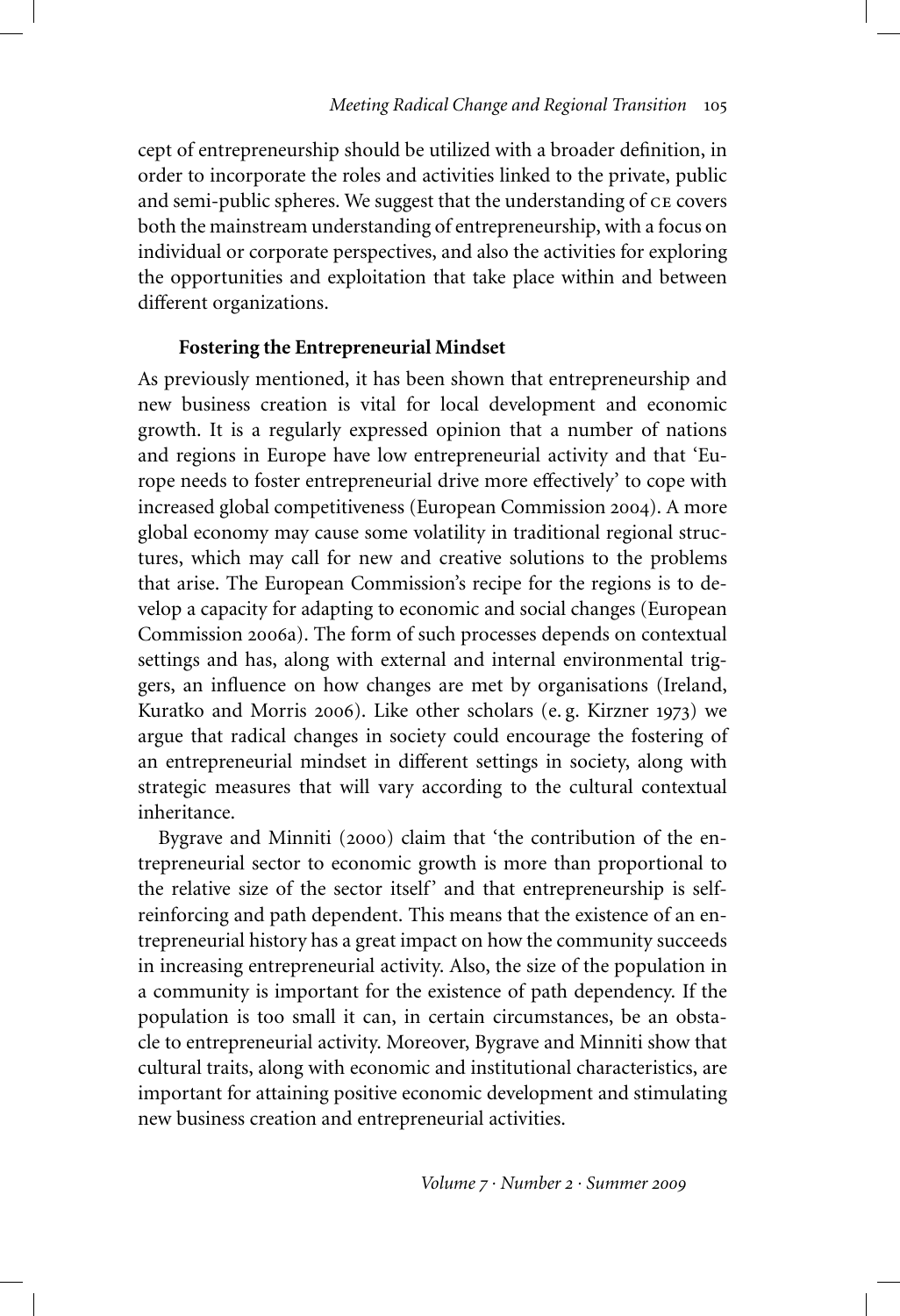cept of entrepreneurship should be utilized with a broader definition, in order to incorporate the roles and activities linked to the private, public and semi-public spheres. We suggest that the understanding of CE covers both the mainstream understanding of entrepreneurship, with a focus on individual or corporate perspectives, and also the activities for exploring the opportunities and exploitation that take place within and between different organizations.

### Fostering the Entrepreneurial Mindset

As previously mentioned, it has been shown that entrepreneurship and new business creation is vital for local development and economic growth. It is a regularly expressed opinion that a number of nations and regions in Europe have low entrepreneurial activity and that 'Europe needs to foster entrepreneurial drive more effectively' to cope with increased global competitiveness (European Commission 2004). A more global economy may cause some volatility in traditional regional structures, which may call for new and creative solutions to the problems that arise. The European Commission's recipe for the regions is to develop a capacity for adapting to economic and social changes (European Commission 2006a). The form of such processes depends on contextual settings and has, along with external and internal environmental triggers, an influence on how changes are met by organisations (Ireland, Kuratko and Morris 2006). Like other scholars (e. g. Kirzner 1973) we argue that radical changes in society could encourage the fostering of an entrepreneurial mindset in different settings in society, along with strategic measures that will vary according to the cultural contextual inheritance.

Bygrave and Minniti (2000) claim that 'the contribution of the entrepreneurial sector to economic growth is more than proportional to the relative size of the sector itself' and that entrepreneurship is self-reinforcing and path dependent. This means that the existence of an entrepreneurial history has a great impact on how the community succeeds in increasing entrepreneurial activity. Also, the size of the population in a community is important for the existence of path dependency. If the population is too small it can, in certain circumstances, be an obstacle to entrepreneurial activity. Moreover, Bygrave and Minniti show that cultural traits, along with economic and institutional characteristics, are important for attaining positive economic development and stimulating new business creation and entrepreneurial activities.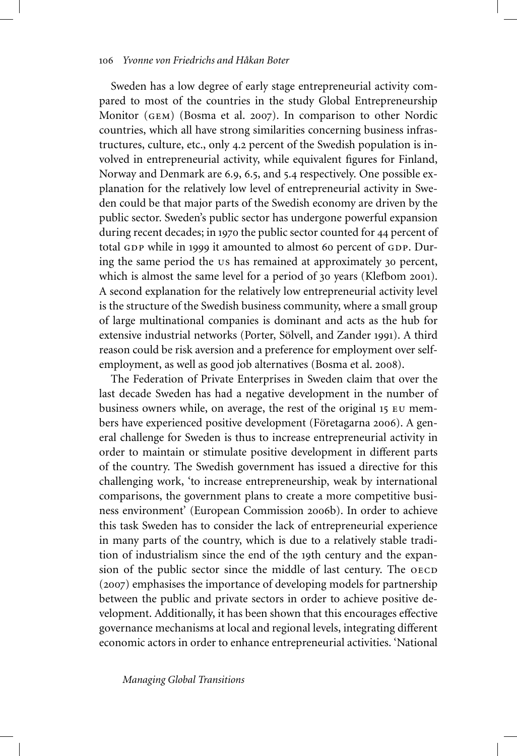Sweden has a low degree of early stage entrepreneurial activity compared to most of the countries in the study Global Entrepreneurship Monitor (GEM) (Bosma et al. 2007). In comparison to other Nordic countries, which all have strong similarities concerning business infrastructures, culture, etc., only 4.2 percent of the Swedish population is involved in entrepreneurial activity, while equivalent figures for Finland, Norway and Denmark are 6.9, 6.5, and 5.4 respectively. One possible explanation for the relatively low level of entrepreneurial activity in Sweden could be that major parts of the Swedish economy are driven by the public sector. Sweden's public sector has undergone powerful expansion during recent decades; in 1970 the public sector counted for 44 percent of total GDP while in 1999 it amounted to almost 60 percent of GDP. During the same period the US has remained at approximately 30 percent, which is almost the same level for a period of 30 years (Klefbom 2001). A second explanation for the relatively low entrepreneurial activity level is the structure of the Swedish business community, where a small group of large multinational companies is dominant and acts as the hub for extensive industrial networks (Porter, Sölvell, and Zander 1991). A third reason could be risk aversion and a preference for employment over self-employment, as well as good job alternatives (Bosma et al. 2008).

The Federation of Private Enterprises in Sweden claim that over the last decade Sweden has had a negative development in the number of business owners while, on average, the rest of the original 15 EU members have experienced positive development (Företagarna 2006). A general challenge for Sweden is thus to increase entrepreneurial activity in order to maintain or stimulate positive development in different parts of the country. The Swedish government has issued a directive for this challenging work, 'to increase entrepreneurship, weak by international comparisons, the government plans to create a more competitive business environment' (European Commission 2006b). In order to achieve this task Sweden has to consider the lack of entrepreneurial experience in many parts of the country, which is due to a relatively stable tradition of industrialism since the end of the 19th century and the expansion of the public sector since the middle of last century. The OECD (2007) emphasises the importance of developing models for partnership between the public and private sectors in order to achieve positive development. Additionally, it has been shown that this encourages effective governance mechanisms at local and regional levels, integrating different economic actors in order to enhance entrepreneurial activities. 'National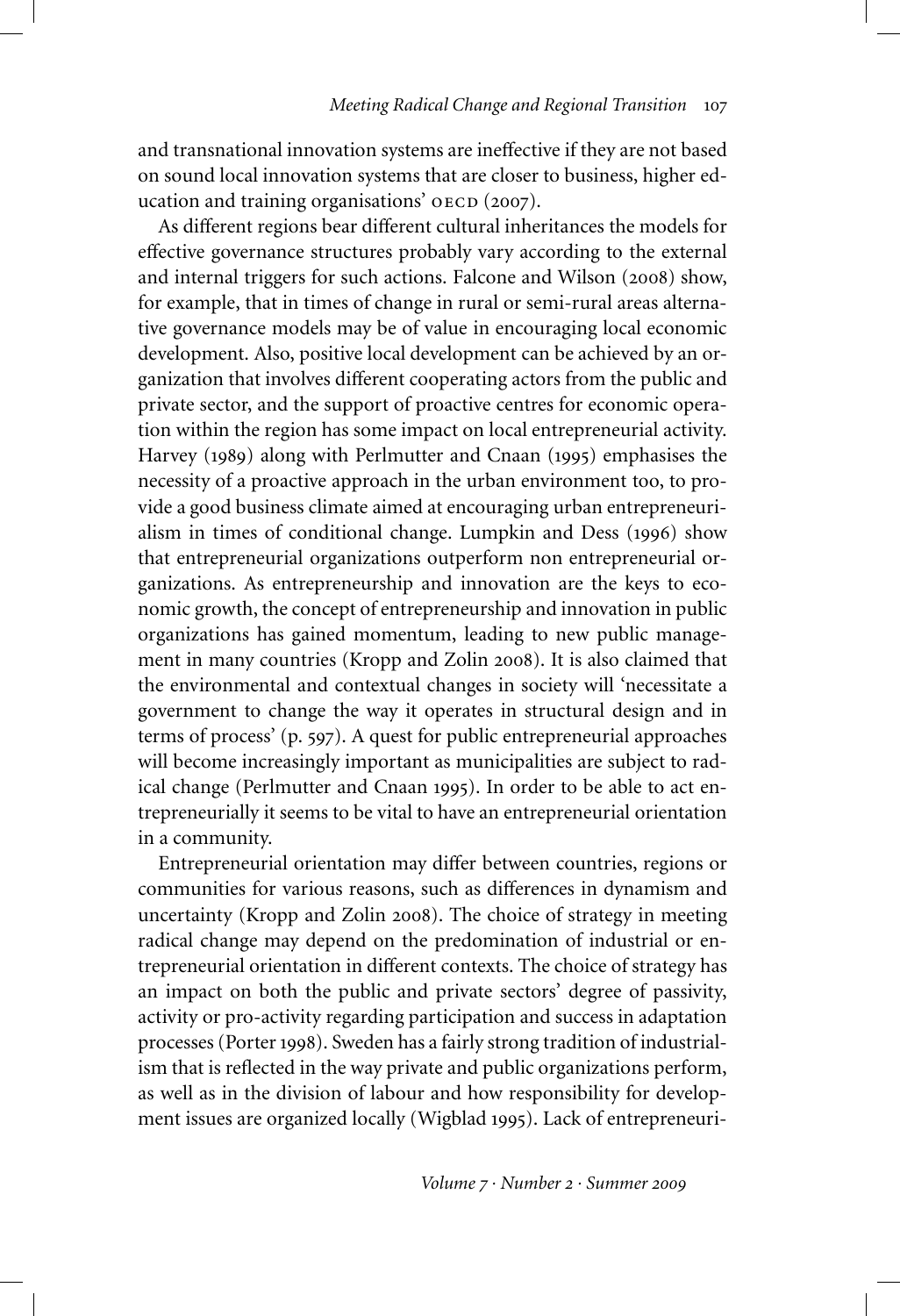and transnational innovation systems are ineffective if they are not based on sound local innovation systems that are closer to business, higher education and training organisations' OECD (2007).

As different regions bear different cultural inheritances the models for effective governance structures probably vary according to the external and internal triggers for such actions. Falcone and Wilson (2008) show, for example, that in times of change in rural or semi-rural areas alternative governance models may be of value in encouraging local economic development. Also, positive local development can be achieved by an organization that involves different cooperating actors from the public and private sector, and the support of proactive centres for economic operation within the region has some impact on local entrepreneurial activity. Harvey (1989) along with Perlmutter and Cnaan (1995) emphasises the necessity of a proactive approach in the urban environment too, to provide a good business climate aimed at encouraging urban entrepreneurialism in times of conditional change. Lumpkin and Dess (1996) show that entrepreneurial organizations outperform non entrepreneurial organizations. As entrepreneurship and innovation are the keys to economic growth, the concept of entrepreneurship and innovation in public organizations has gained momentum, leading to new public management in many countries (Kropp and Zolin 2008). It is also claimed that the environmental and contextual changes in society will 'necessitate a government to change the way it operates in structural design and in terms of process' (p. 597). A quest for public entrepreneurial approaches will become increasingly important as municipalities are subject to radical change (Perlmutter and Cnaan 1995). In order to be able to act entrepreneurially it seems to be vital to have an entrepreneurial orientation in a community.

Entrepreneurial orientation may differ between countries, regions or communities for various reasons, such as differences in dynamism and uncertainty (Kropp and Zolin 2008). The choice of strategy in meeting radical change may depend on the predomination of industrial or entrepreneurial orientation in different contexts. The choice of strategy has an impact on both the public and private sectors' degree of passivity, activity or pro-activity regarding participation and success in adaptation processes (Porter 1998). Sweden has a fairly strong tradition of industrialism that is reflected in the way private and public organizations perform, as well as in the division of labour and how responsibility for development issues are organized locally (Wigblad 1995). Lack of entrepreneuri-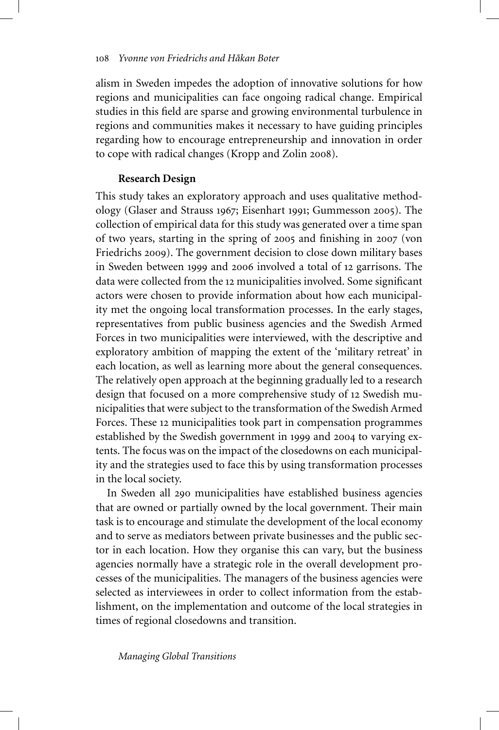alism in Sweden impedes the adoption of innovative solutions for how regions and municipalities can face ongoing radical change. Empirical studies in this field are sparse and growing environmental turbulence in regions and communities makes it necessary to have guiding principles regarding how to encourage entrepreneurship and innovation in order to cope with radical changes (Kropp and Zolin 2008).

## Research Design

This study takes an exploratory approach and uses qualitative methodology (Glaser and Strauss 1967; Eisenhart 1991; Gummesson 2005). The collection of empirical data for this study was generated over a time span of two years, starting in the spring of 2005 and finishing in 2007 (von Friedrichs 2009). The government decision to close down military bases in Sweden between 1999 and 2006 involved a total of 12 garrisons. The data were collected from the 12 municipalities involved. Some significant actors were chosen to provide information about how each municipality met the ongoing local transformation processes. In the early stages, representatives from public business agencies and the Swedish Armed Forces in two municipalities were interviewed, with the descriptive and exploratory ambition of mapping the extent of the 'military retreat' in each location, as well as learning more about the general consequences. The relatively open approach at the beginning gradually led to a research design that focused on a more comprehensive study of 12 Swedish municipalities that were subject to the transformation of the Swedish Armed Forces. These 12 municipalities took part in compensation programmes established by the Swedish government in 1999 and 2004 to varying extents. The focus was on the impact of the closedowns on each municipality and the strategies used to face this by using transformation processes in the local society.

In Sweden all 290 municipalities have established business agencies that are owned or partially owned by the local government. Their main task is to encourage and stimulate the development of the local economy and to serve as mediators between private businesses and the public sector in each location. How they organise this can vary, but the business agencies normally have a strategic role in the overall development processes of the municipalities. The managers of the business agencies were selected as interviewees in order to collect information from the establishment, on the implementation and outcome of the local strategies in times of regional closedowns and transition.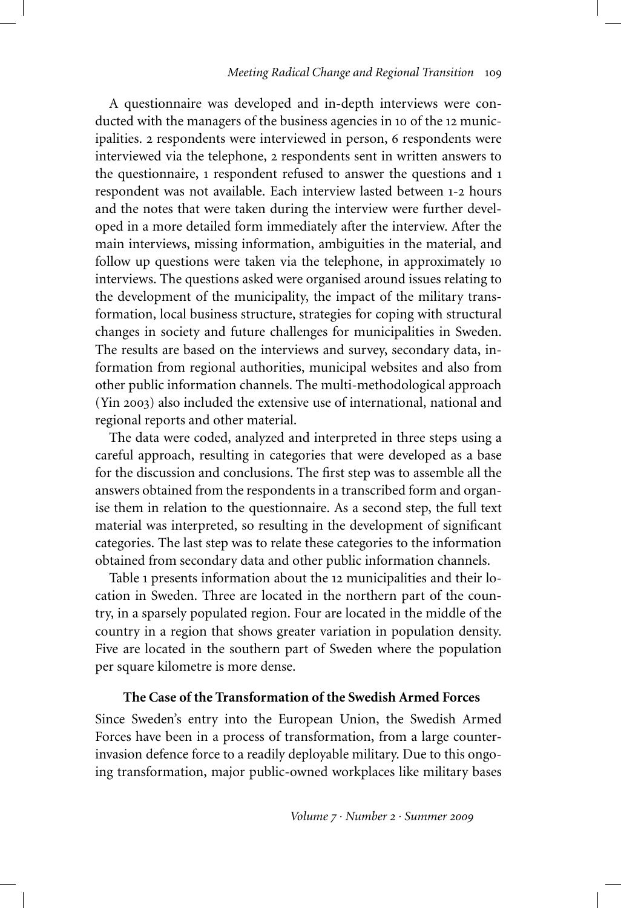A questionnaire was developed and in-depth interviews were conducted with the managers of the business agencies in 10 of the 12 municipalities. 2 respondents were interviewed in person, 6 respondents were interviewed via the telephone, 2 respondents sent in written answers to the questionnaire, 1 respondent refused to answer the questions and 1 respondent was not available. Each interview lasted between 1-2 hours and the notes that were taken during the interview were further developed in a more detailed form immediately after the interview. After the main interviews, missing information, ambiguities in the material, and follow up questions were taken via the telephone, in approximately 10 interviews. The questions asked were organised around issues relating to the development of the municipality, the impact of the military transformation, local business structure, strategies for coping with structural changes in society and future challenges for municipalities in Sweden. The results are based on the interviews and survey, secondary data, information from regional authorities, municipal websites and also from other public information channels. The multi-methodological approach (Yin 2003) also included the extensive use of international, national and regional reports and other material.

The data were coded, analyzed and interpreted in three steps using a careful approach, resulting in categories that were developed as a base for the discussion and conclusions. The first step was to assemble all the answers obtained from the respondents in a transcribed form and organise them in relation to the questionnaire. As a second step, the full text material was interpreted, so resulting in the development of significant categories. The last step was to relate these categories to the information obtained from secondary data and other public information channels.

Table 1 presents information about the 12 municipalities and their location in Sweden. Three are located in the northern part of the country, in a sparsely populated region. Four are located in the middle of the country in a region that shows greater variation in population density. Five are located in the southern part of Sweden where the population per square kilometre is more dense.

## The Case of the Transformation of the Swedish Armed Forces

Since Sweden's entry into the European Union, the Swedish Armed Forces have been in a process of transformation, from a large counter-invasion defence force to a readily deployable military. Due to this ongoing transformation, major public-owned workplaces like military bases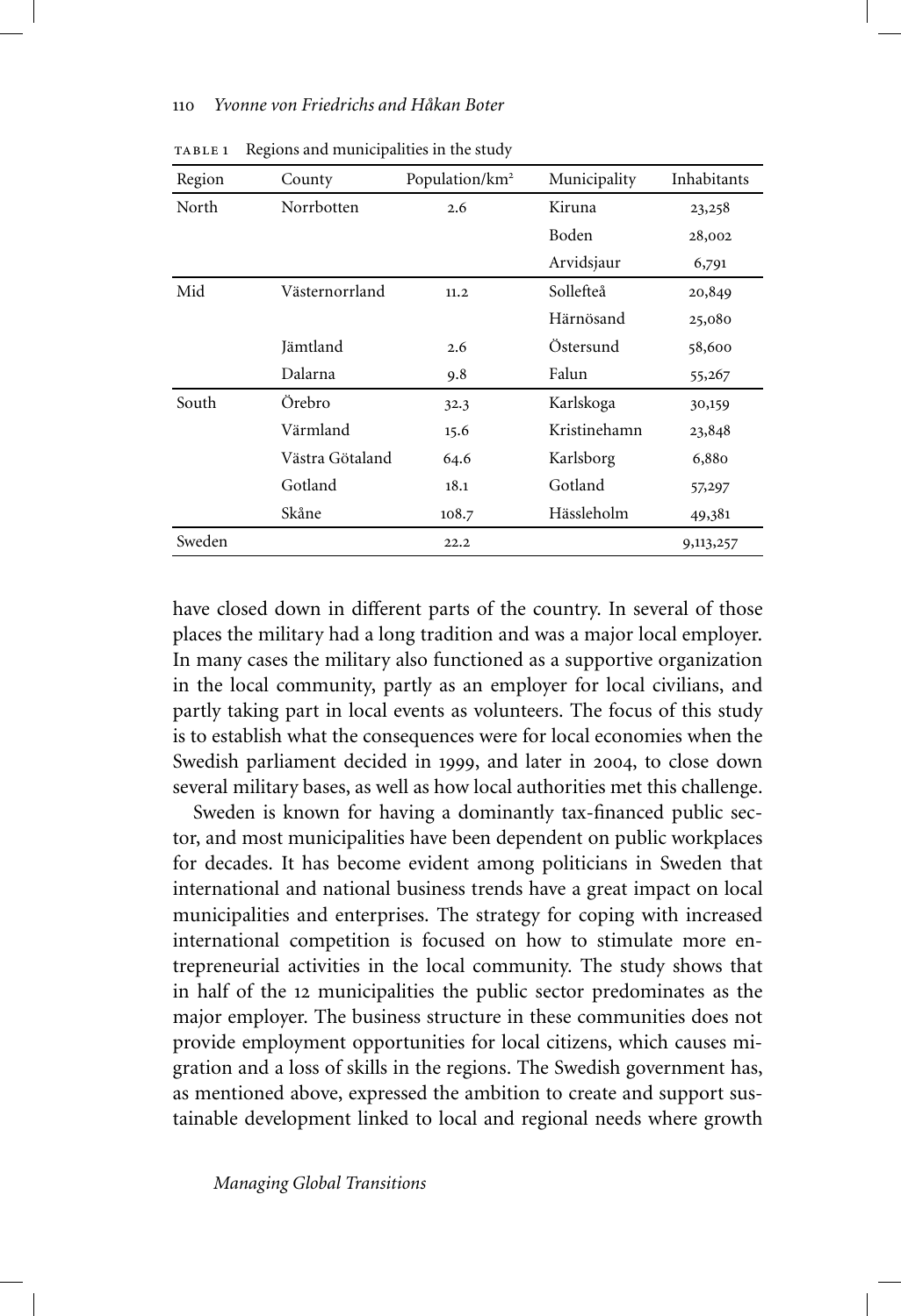TABLE 1 Regions and municipalities in the study

| Region | County | Population/km² | Municipality | Inhabitants |
|---|---|---|---|---|
| North | Norrbotten | 2.6 | Kiruna | 23,258 |
| | | | Boden | 28,002 |
| | | | Arvidsjaur | 6,791 |
| Mid | Västernorrland | 11.2 | Sollefteå | 20,849 |
| | | | Härnösand | 25,080 |
| | Jämtland | 2.6 | Östersund | 58,600 |
| | Dalarna | 9.8 | Falun | 55,267 |
| South | Örebro | 32.3 | Karlskoga | 30,159 |
| | Värmland | 15.6 | Kristinehamn | 23,848 |
| | Västra Götaland | 64.6 | Karlsborg | 6,880 |
| | Gotland | 18.1 | Gotland | 57,297 |
| | Skåne | 108.7 | Hässleholm | 49,381 |
| Sweden | | 22.2 | | 9,113,257 |

have closed down in different parts of the country. In several of those places the military had a long tradition and was a major local employer. In many cases the military also functioned as a supportive organization in the local community, partly as an employer for local civilians, and partly taking part in local events as volunteers. The focus of this study is to establish what the consequences were for local economies when the Swedish parliament decided in 1999, and later in 2004, to close down several military bases, as well as how local authorities met this challenge.

Sweden is known for having a dominantly tax-financed public sector, and most municipalities have been dependent on public workplaces for decades. It has become evident among politicians in Sweden that international and national business trends have a great impact on local municipalities and enterprises. The strategy for coping with increased international competition is focused on how to stimulate more entrepreneurial activities in the local community. The study shows that in half of the 12 municipalities the public sector predominates as the major employer. The business structure in these communities does not provide employment opportunities for local citizens, which causes migration and a loss of skills in the regions. The Swedish government has, as mentioned above, expressed the ambition to create and support sustainable development linked to local and regional needs where growth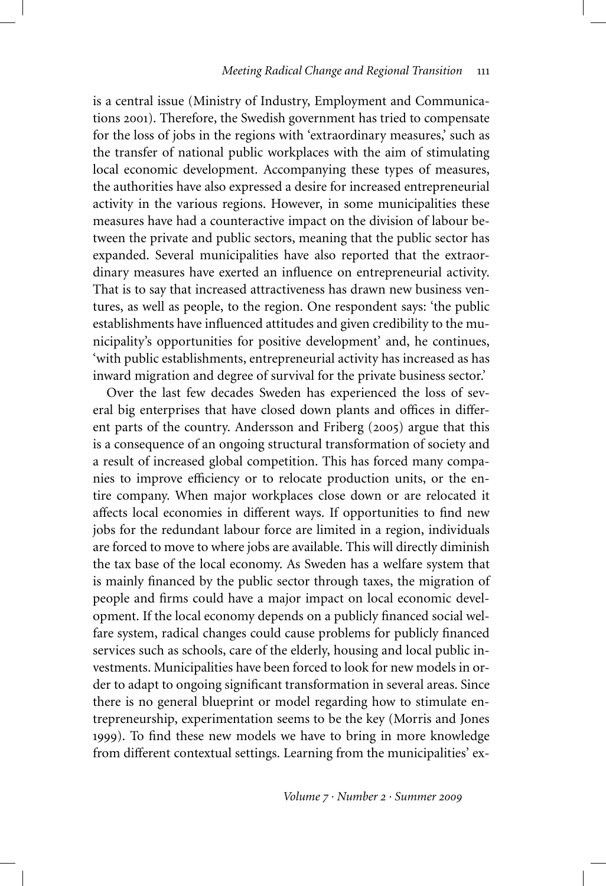is a central issue (Ministry of Industry, Employment and Communications 2001). Therefore, the Swedish government has tried to compensate for the loss of jobs in the regions with 'extraordinary measures,' such as the transfer of national public workplaces with the aim of stimulating local economic development. Accompanying these types of measures, the authorities have also expressed a desire for increased entrepreneurial activity in the various regions. However, in some municipalities these measures have had a counteractive impact on the division of labour between the private and public sectors, meaning that the public sector has expanded. Several municipalities have also reported that the extraordinary measures have exerted an influence on entrepreneurial activity. That is to say that increased attractiveness has drawn new business ventures, as well as people, to the region. One respondent says: 'the public establishments have influenced attitudes and given credibility to the municipality's opportunities for positive development' and, he continues, 'with public establishments, entrepreneurial activity has increased as has inward migration and degree of survival for the private business sector.'

Over the last few decades Sweden has experienced the loss of several big enterprises that have closed down plants and offices in different parts of the country. Andersson and Friberg (2005) argue that this is a consequence of an ongoing structural transformation of society and a result of increased global competition. This has forced many companies to improve efficiency or to relocate production units, or the entire company. When major workplaces close down or are relocated it affects local economies in different ways. If opportunities to find new jobs for the redundant labour force are limited in a region, individuals are forced to move to where jobs are available. This will directly diminish the tax base of the local economy. As Sweden has a welfare system that is mainly financed by the public sector through taxes, the migration of people and firms could have a major impact on local economic development. If the local economy depends on a publicly financed social welfare system, radical changes could cause problems for publicly financed services such as schools, care of the elderly, housing and local public investments. Municipalities have been forced to look for new models in order to adapt to ongoing significant transformation in several areas. Since there is no general blueprint or model regarding how to stimulate entrepreneurship, experimentation seems to be the key (Morris and Jones 1999). To find these new models we have to bring in more knowledge from different contextual settings. Learning from the municipalities' ex-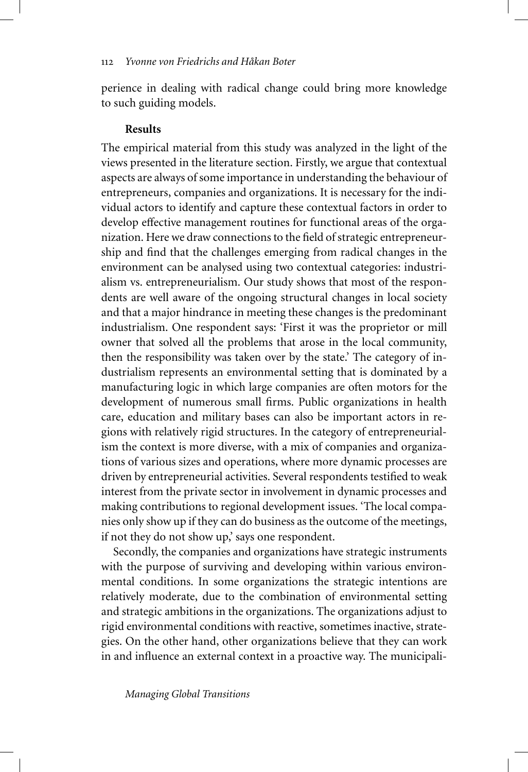perience in dealing with radical change could bring more knowledge to such guiding models.

## Results

The empirical material from this study was analyzed in the light of the views presented in the literature section. Firstly, we argue that contextual aspects are always of some importance in understanding the behaviour of entrepreneurs, companies and organizations. It is necessary for the individual actors to identify and capture these contextual factors in order to develop effective management routines for functional areas of the organization. Here we draw connections to the field of strategic entrepreneurship and find that the challenges emerging from radical changes in the environment can be analysed using two contextual categories: industrialism vs. entrepreneurialism. Our study shows that most of the respondents are well aware of the ongoing structural changes in local society and that a major hindrance in meeting these changes is the predominant industrialism. One respondent says: 'First it was the proprietor or mill owner that solved all the problems that arose in the local community, then the responsibility was taken over by the state.' The category of industrialism represents an environmental setting that is dominated by a manufacturing logic in which large companies are often motors for the development of numerous small firms. Public organizations in health care, education and military bases can also be important actors in regions with relatively rigid structures. In the category of entrepreneurialism the context is more diverse, with a mix of companies and organizations of various sizes and operations, where more dynamic processes are driven by entrepreneurial activities. Several respondents testified to weak interest from the private sector in involvement in dynamic processes and making contributions to regional development issues. 'The local companies only show up if they can do business as the outcome of the meetings, if not they do not show up,' says one respondent.

Secondly, the companies and organizations have strategic instruments with the purpose of surviving and developing within various environmental conditions. In some organizations the strategic intentions are relatively moderate, due to the combination of environmental setting and strategic ambitions in the organizations. The organizations adjust to rigid environmental conditions with reactive, sometimes inactive, strategies. On the other hand, other organizations believe that they can work in and influence an external context in a proactive way. The municipali-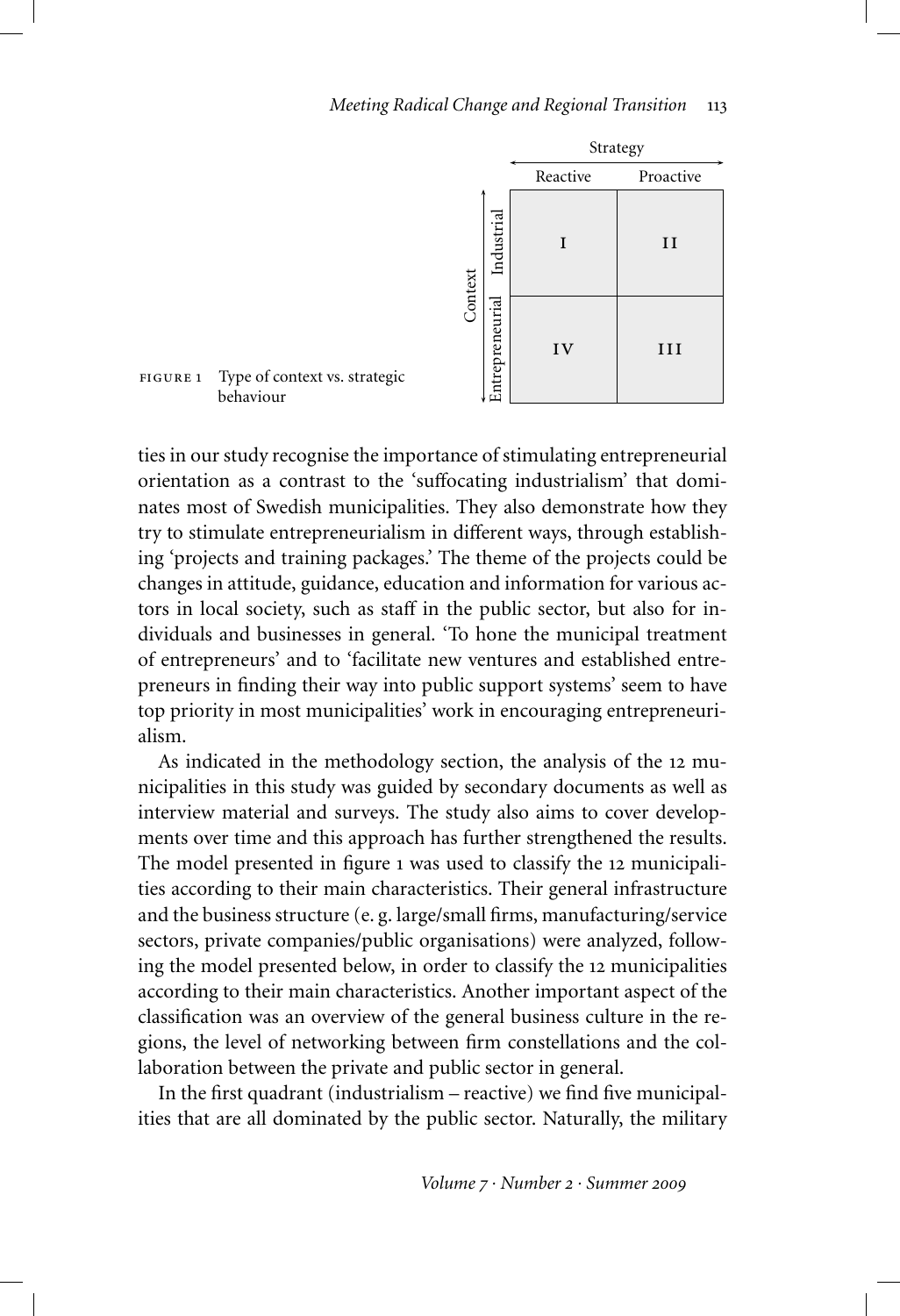Strategy

Reactive

Proactive

Context

Industrial

Entrepreneurial

I

II

IV

III

FIGURE 1 Type of context vs. strategic behaviour

ties in our study recognise the importance of stimulating entrepreneurial orientation as a contrast to the 'suffocating industrialism' that dominates most of Swedish municipalities. They also demonstrate how they try to stimulate entrepreneurialism in different ways, through establishing 'projects and training packages.' The theme of the projects could be changes in attitude, guidance, education and information for various actors in local society, such as staff in the public sector, but also for individuals and businesses in general. 'To hone the municipal treatment of entrepreneurs' and to 'facilitate new ventures and established entrepreneurs in finding their way into public support systems' seem to have top priority in most municipalities' work in encouraging entrepreneurialism.

As indicated in the methodology section, the analysis of the 12 municipalities in this study was guided by secondary documents as well as interview material and surveys. The study also aims to cover developments over time and this approach has further strengthened the results. The model presented in figure 1 was used to classify the 12 municipalities according to their main characteristics. Their general infrastructure and the business structure (e. g. large/small firms, manufacturing/service sectors, private companies/public organisations) were analyzed, following the model presented below, in order to classify the 12 municipalities according to their main characteristics. Another important aspect of the classification was an overview of the general business culture in the regions, the level of networking between firm constellations and the collaboration between the private and public sector in general.

In the first quadrant (industrialism – reactive) we find five municipalities that are all dominated by the public sector. Naturally, the military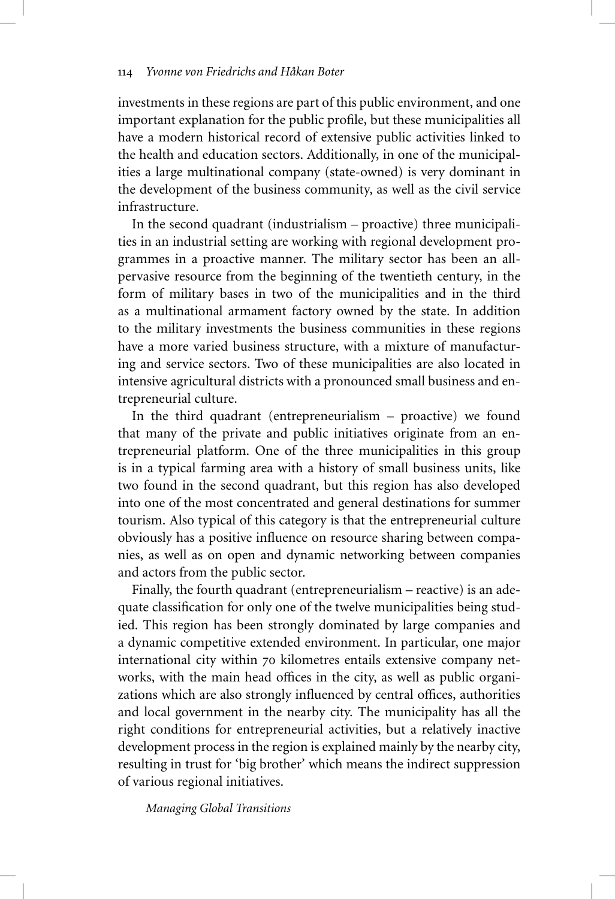investments in these regions are part of this public environment, and one important explanation for the public profile, but these municipalities all have a modern historical record of extensive public activities linked to the health and education sectors. Additionally, in one of the municipalities a large multinational company (state-owned) is very dominant in the development of the business community, as well as the civil service infrastructure.

In the second quadrant (industrialism – proactive) three municipalities in an industrial setting are working with regional development programmes in a proactive manner. The military sector has been an all-pervasive resource from the beginning of the twentieth century, in the form of military bases in two of the municipalities and in the third as a multinational armament factory owned by the state. In addition to the military investments the business communities in these regions have a more varied business structure, with a mixture of manufacturing and service sectors. Two of these municipalities are also located in intensive agricultural districts with a pronounced small business and entrepreneurial culture.

In the third quadrant (entrepreneurialism – proactive) we found that many of the private and public initiatives originate from an entrepreneurial platform. One of the three municipalities in this group is in a typical farming area with a history of small business units, like two found in the second quadrant, but this region has also developed into one of the most concentrated and general destinations for summer tourism. Also typical of this category is that the entrepreneurial culture obviously has a positive influence on resource sharing between companies, as well as on open and dynamic networking between companies and actors from the public sector.

Finally, the fourth quadrant (entrepreneurialism – reactive) is an adequate classification for only one of the twelve municipalities being studied. This region has been strongly dominated by large companies and a dynamic competitive extended environment. In particular, one major international city within 70 kilometres entails extensive company networks, with the main head offices in the city, as well as public organizations which are also strongly influenced by central offices, authorities and local government in the nearby city. The municipality has all the right conditions for entrepreneurial activities, but a relatively inactive development process in the region is explained mainly by the nearby city, resulting in trust for 'big brother' which means the indirect suppression of various regional initiatives.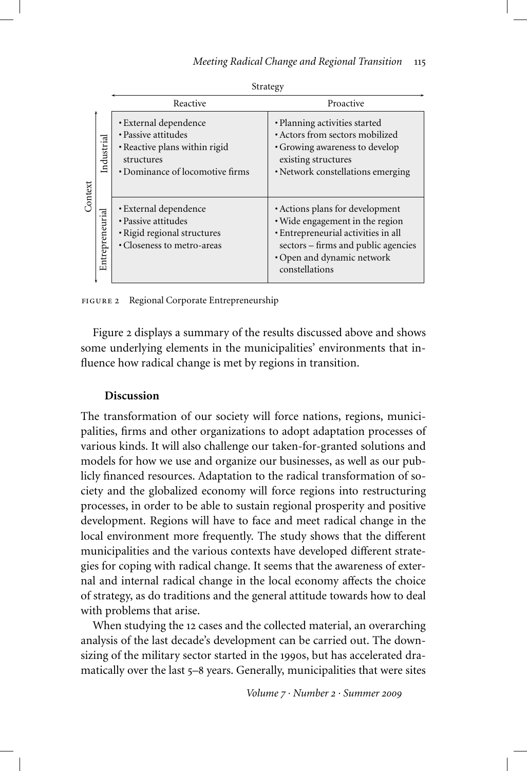| Context | | Strategy: Reactive | Strategy: Proactive |
|---|---|---|---|
| Context | Industrial | • External dependence<br>• Passive attitudes<br>• Reactive plans within rigid structures<br>• Dominance of locomotive firms | • Planning activities started<br>• Actors from sectors mobilized<br>• Growing awareness to develop existing structures<br>• Network constellations emerging |
| Context | Entrepreneurial | • External dependence<br>• Passive attitudes<br>• Rigid regional structures<br>• Closeness to metro-areas | • Actions plans for development<br>• Wide engagement in the region<br>• Entrepreneurial activities in all sectors – firms and public agencies<br>• Open and dynamic network constellations |

FIGURE 2 Regional Corporate Entrepreneurship

Figure 2 displays a summary of the results discussed above and shows some underlying elements in the municipalities' environments that influence how radical change is met by regions in transition.

### Discussion

The transformation of our society will force nations, regions, municipalities, firms and other organizations to adopt adaptation processes of various kinds. It will also challenge our taken-for-granted solutions and models for how we use and organize our businesses, as well as our publicly financed resources. Adaptation to the radical transformation of society and the globalized economy will force regions into restructuring processes, in order to be able to sustain regional prosperity and positive development. Regions will have to face and meet radical change in the local environment more frequently. The study shows that the different municipalities and the various contexts have developed different strategies for coping with radical change. It seems that the awareness of external and internal radical change in the local economy affects the choice of strategy, as do traditions and the general attitude towards how to deal with problems that arise.

When studying the 12 cases and the collected material, an overarching analysis of the last decade's development can be carried out. The downsizing of the military sector started in the 1990s, but has accelerated dramatically over the last 5–8 years. Generally, municipalities that were sites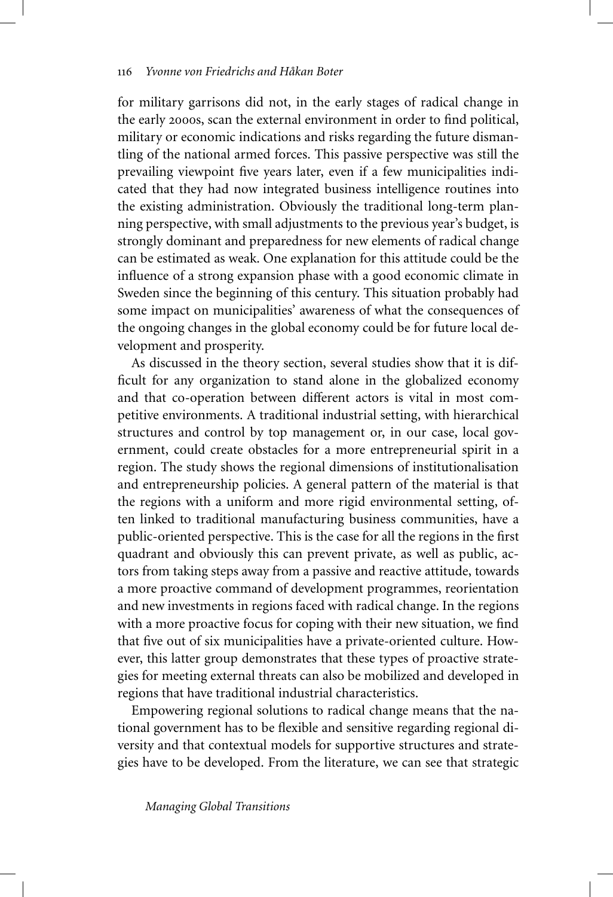for military garrisons did not, in the early stages of radical change in the early 2000s, scan the external environment in order to find political, military or economic indications and risks regarding the future dismantling of the national armed forces. This passive perspective was still the prevailing viewpoint five years later, even if a few municipalities indicated that they had now integrated business intelligence routines into the existing administration. Obviously the traditional long-term planning perspective, with small adjustments to the previous year's budget, is strongly dominant and preparedness for new elements of radical change can be estimated as weak. One explanation for this attitude could be the influence of a strong expansion phase with a good economic climate in Sweden since the beginning of this century. This situation probably had some impact on municipalities' awareness of what the consequences of the ongoing changes in the global economy could be for future local development and prosperity.

As discussed in the theory section, several studies show that it is difficult for any organization to stand alone in the globalized economy and that co-operation between different actors is vital in most competitive environments. A traditional industrial setting, with hierarchical structures and control by top management or, in our case, local government, could create obstacles for a more entrepreneurial spirit in a region. The study shows the regional dimensions of institutionalisation and entrepreneurship policies. A general pattern of the material is that the regions with a uniform and more rigid environmental setting, often linked to traditional manufacturing business communities, have a public-oriented perspective. This is the case for all the regions in the first quadrant and obviously this can prevent private, as well as public, actors from taking steps away from a passive and reactive attitude, towards a more proactive command of development programmes, reorientation and new investments in regions faced with radical change. In the regions with a more proactive focus for coping with their new situation, we find that five out of six municipalities have a private-oriented culture. However, this latter group demonstrates that these types of proactive strategies for meeting external threats can also be mobilized and developed in regions that have traditional industrial characteristics.

Empowering regional solutions to radical change means that the national government has to be flexible and sensitive regarding regional diversity and that contextual models for supportive structures and strategies have to be developed. From the literature, we can see that strategic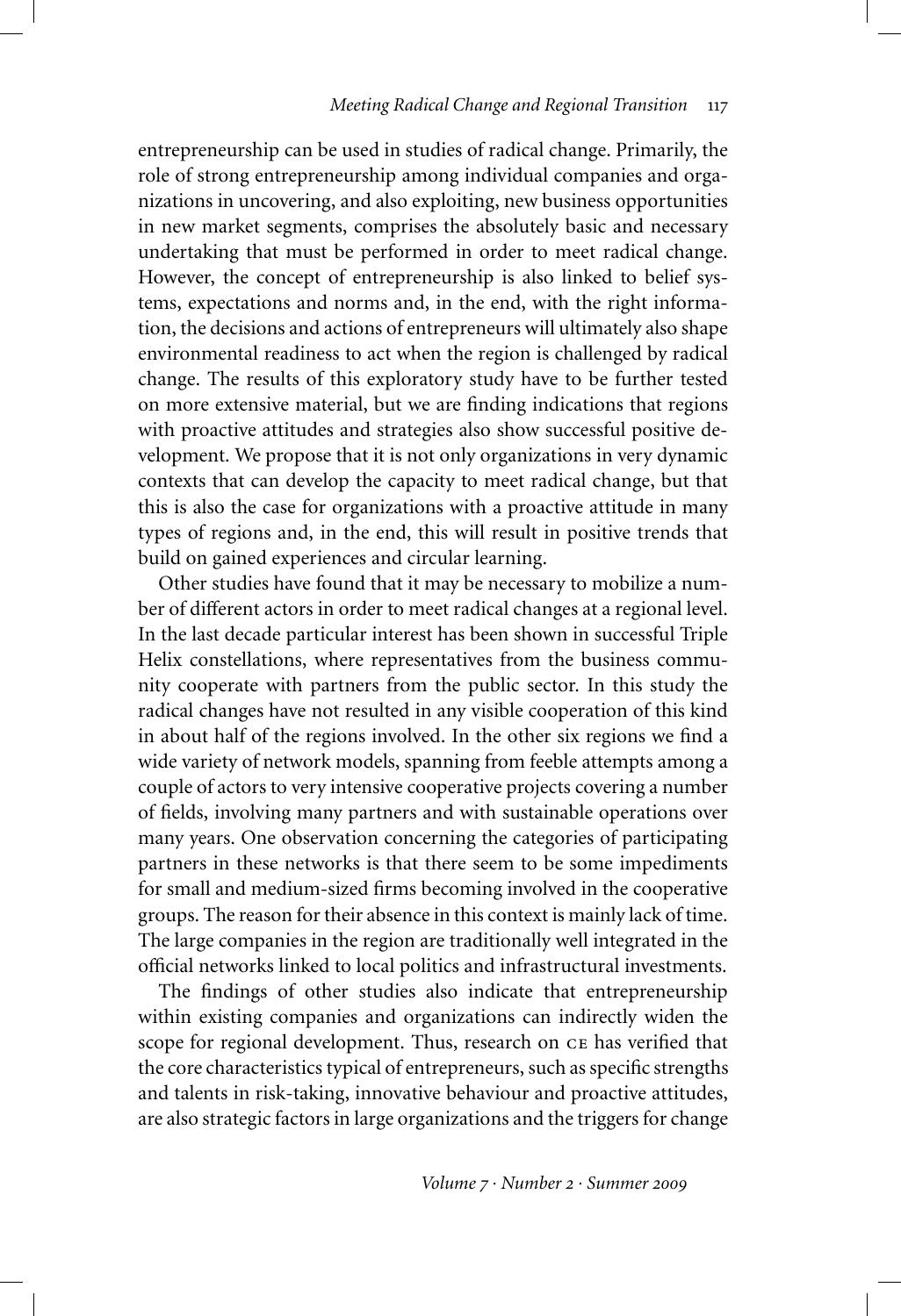entrepreneurship can be used in studies of radical change. Primarily, the role of strong entrepreneurship among individual companies and organizations in uncovering, and also exploiting, new business opportunities in new market segments, comprises the absolutely basic and necessary undertaking that must be performed in order to meet radical change. However, the concept of entrepreneurship is also linked to belief systems, expectations and norms and, in the end, with the right information, the decisions and actions of entrepreneurs will ultimately also shape environmental readiness to act when the region is challenged by radical change. The results of this exploratory study have to be further tested on more extensive material, but we are finding indications that regions with proactive attitudes and strategies also show successful positive development. We propose that it is not only organizations in very dynamic contexts that can develop the capacity to meet radical change, but that this is also the case for organizations with a proactive attitude in many types of regions and, in the end, this will result in positive trends that build on gained experiences and circular learning.

Other studies have found that it may be necessary to mobilize a number of different actors in order to meet radical changes at a regional level. In the last decade particular interest has been shown in successful Triple Helix constellations, where representatives from the business community cooperate with partners from the public sector. In this study the radical changes have not resulted in any visible cooperation of this kind in about half of the regions involved. In the other six regions we find a wide variety of network models, spanning from feeble attempts among a couple of actors to very intensive cooperative projects covering a number of fields, involving many partners and with sustainable operations over many years. One observation concerning the categories of participating partners in these networks is that there seem to be some impediments for small and medium-sized firms becoming involved in the cooperative groups. The reason for their absence in this context is mainly lack of time. The large companies in the region are traditionally well integrated in the official networks linked to local politics and infrastructural investments.

The findings of other studies also indicate that entrepreneurship within existing companies and organizations can indirectly widen the scope for regional development. Thus, research on CE has verified that the core characteristics typical of entrepreneurs, such as specific strengths and talents in risk-taking, innovative behaviour and proactive attitudes, are also strategic factors in large organizations and the triggers for change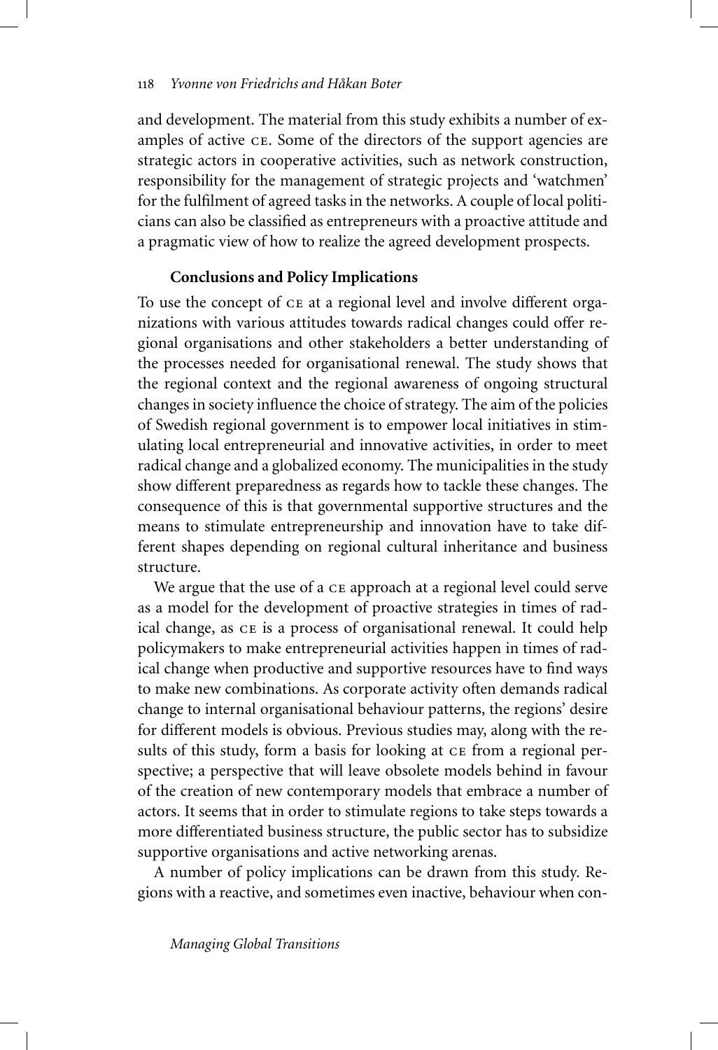and development. The material from this study exhibits a number of examples of active CE. Some of the directors of the support agencies are strategic actors in cooperative activities, such as network construction, responsibility for the management of strategic projects and 'watchmen' for the fulfilment of agreed tasks in the networks. A couple of local politicians can also be classified as entrepreneurs with a proactive attitude and a pragmatic view of how to realize the agreed development prospects.

## Conclusions and Policy Implications

To use the concept of CE at a regional level and involve different organizations with various attitudes towards radical changes could offer regional organisations and other stakeholders a better understanding of the processes needed for organisational renewal. The study shows that the regional context and the regional awareness of ongoing structural changes in society influence the choice of strategy. The aim of the policies of Swedish regional government is to empower local initiatives in stimulating local entrepreneurial and innovative activities, in order to meet radical change and a globalized economy. The municipalities in the study show different preparedness as regards how to tackle these changes. The consequence of this is that governmental supportive structures and the means to stimulate entrepreneurship and innovation have to take different shapes depending on regional cultural inheritance and business structure.

We argue that the use of a CE approach at a regional level could serve as a model for the development of proactive strategies in times of radical change, as CE is a process of organisational renewal. It could help policymakers to make entrepreneurial activities happen in times of radical change when productive and supportive resources have to find ways to make new combinations. As corporate activity often demands radical change to internal organisational behaviour patterns, the regions' desire for different models is obvious. Previous studies may, along with the results of this study, form a basis for looking at CE from a regional perspective; a perspective that will leave obsolete models behind in favour of the creation of new contemporary models that embrace a number of actors. It seems that in order to stimulate regions to take steps towards a more differentiated business structure, the public sector has to subsidize supportive organisations and active networking arenas.

A number of policy implications can be drawn from this study. Regions with a reactive, and sometimes even inactive, behaviour when con-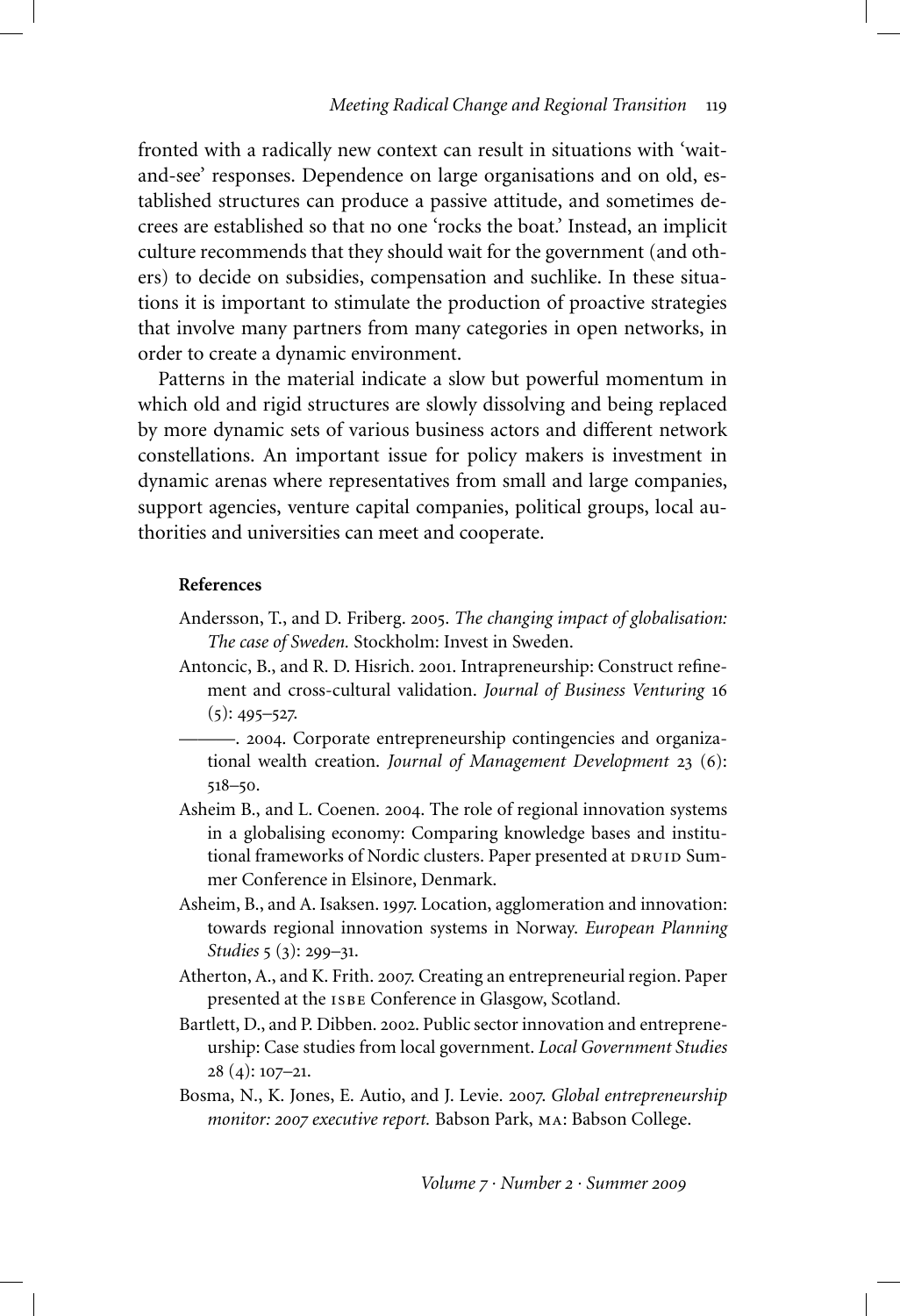fronted with a radically new context can result in situations with 'wait-and-see' responses. Dependence on large organisations and on old, established structures can produce a passive attitude, and sometimes decrees are established so that no one 'rocks the boat.' Instead, an implicit culture recommends that they should wait for the government (and others) to decide on subsidies, compensation and suchlike. In these situations it is important to stimulate the production of proactive strategies that involve many partners from many categories in open networks, in order to create a dynamic environment.

Patterns in the material indicate a slow but powerful momentum in which old and rigid structures are slowly dissolving and being replaced by more dynamic sets of various business actors and different network constellations. An important issue for policy makers is investment in dynamic arenas where representatives from small and large companies, support agencies, venture capital companies, political groups, local authorities and universities can meet and cooperate.

#### References

Andersson, T., and D. Friberg. 2005. *The changing impact of globalisation: The case of Sweden.* Stockholm: Invest in Sweden.

Antoncic, B., and R. D. Hisrich. 2001. Intrapreneurship: Construct refinement and cross-cultural validation. *Journal of Business Venturing* 16 (5): 495–527.

———. 2004. Corporate entrepreneurship contingencies and organizational wealth creation. *Journal of Management Development* 23 (6): 518–50.

Asheim B., and L. Coenen. 2004. The role of regional innovation systems in a globalising economy: Comparing knowledge bases and institutional frameworks of Nordic clusters. Paper presented at DRUID Summer Conference in Elsinore, Denmark.

Asheim, B., and A. Isaksen. 1997. Location, agglomeration and innovation: towards regional innovation systems in Norway. *European Planning Studies* 5 (3): 299–31.

Atherton, A., and K. Frith. 2007. Creating an entrepreneurial region. Paper presented at the ISBE Conference in Glasgow, Scotland.

Bartlett, D., and P. Dibben. 2002. Public sector innovation and entrepreneurship: Case studies from local government. *Local Government Studies* 28 (4): 107–21.

Bosma, N., K. Jones, E. Autio, and J. Levie. 2007. *Global entrepreneurship monitor: 2007 executive report.* Babson Park, MA: Babson College.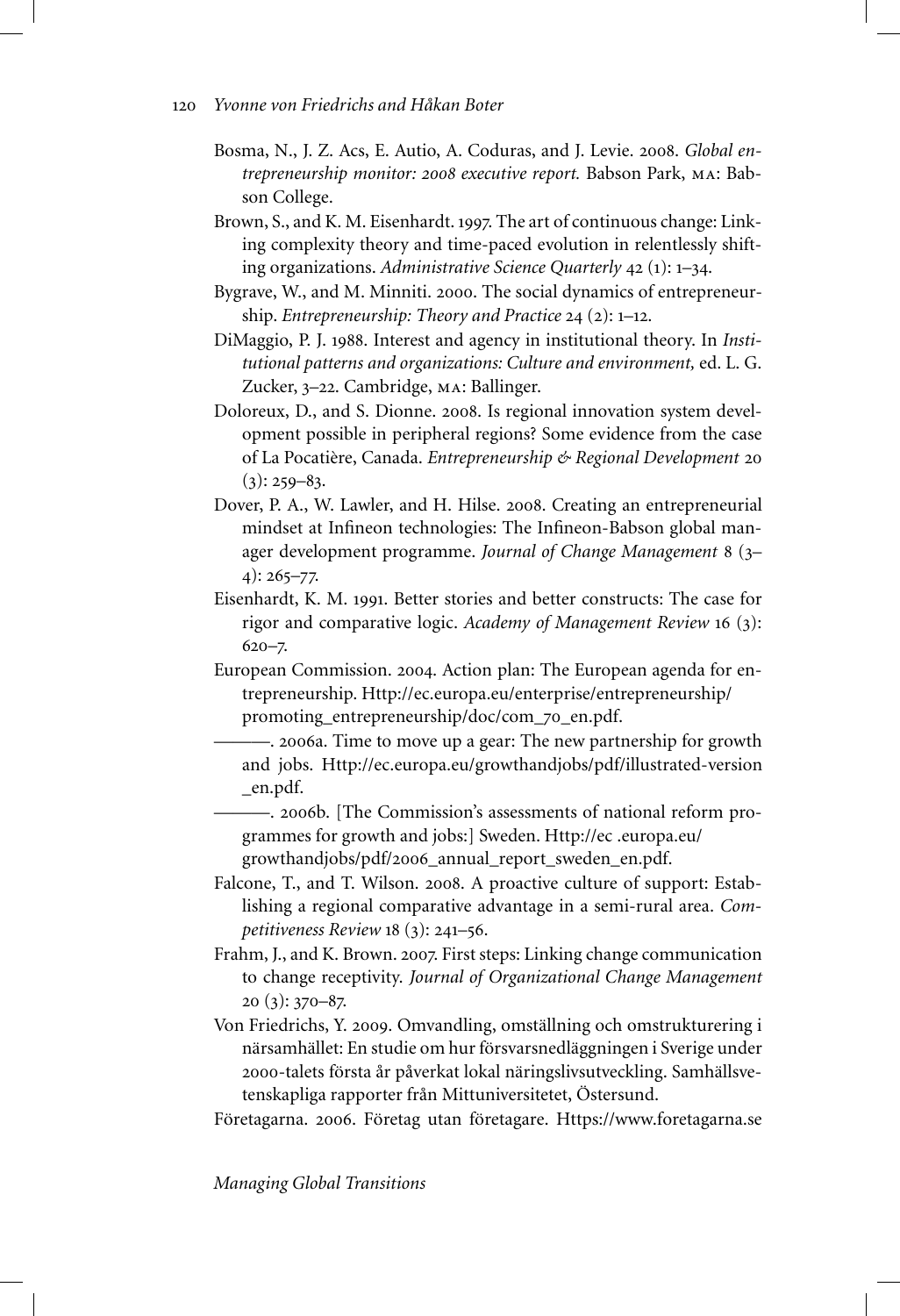Bosma, N., J. Z. Acs, E. Autio, A. Coduras, and J. Levie. 2008. *Global entrepreneurship monitor: 2008 executive report.* Babson Park, MA: Babson College.

Brown, S., and K. M. Eisenhardt. 1997. The art of continuous change: Linking complexity theory and time-paced evolution in relentlessly shifting organizations. *Administrative Science Quarterly* 42 (1): 1–34.

Bygrave, W., and M. Minniti. 2000. The social dynamics of entrepreneurship. *Entrepreneurship: Theory and Practice* 24 (2): 1–12.

DiMaggio, P. J. 1988. Interest and agency in institutional theory. In *Institutional patterns and organizations: Culture and environment,* ed. L. G. Zucker, 3–22. Cambridge, MA: Ballinger.

Doloreux, D., and S. Dionne. 2008. Is regional innovation system development possible in peripheral regions? Some evidence from the case of La Pocatière, Canada. *Entrepreneurship & Regional Development* 20 (3): 259–83.

Dover, P. A., W. Lawler, and H. Hilse. 2008. Creating an entrepreneurial mindset at Infineon technologies: The Infineon-Babson global manager development programme. *Journal of Change Management* 8 (3–4): 265–77.

Eisenhardt, K. M. 1991. Better stories and better constructs: The case for rigor and comparative logic. *Academy of Management Review* 16 (3): 620–7.

European Commission. 2004. Action plan: The European agenda for entrepreneurship. Http://ec.europa.eu/enterprise/entrepreneurship/promoting_entrepreneurship/doc/com_70_en.pdf.

———. 2006a. Time to move up a gear: The new partnership for growth and jobs. Http://ec.europa.eu/growthandjobs/pdf/illustrated-version_en.pdf.

———. 2006b. [The Commission's assessments of national reform programmes for growth and jobs:] Sweden. Http://ec .europa.eu/growthandjobs/pdf/2006_annual_report_sweden_en.pdf.

Falcone, T., and T. Wilson. 2008. A proactive culture of support: Establishing a regional comparative advantage in a semi-rural area. *Competitiveness Review* 18 (3): 241–56.

Frahm, J., and K. Brown. 2007. First steps: Linking change communication to change receptivity. *Journal of Organizational Change Management* 20 (3): 370–87.

Von Friedrichs, Y. 2009. Omvandling, omställning och omstrukturering i närsamhället: En studie om hur försvarsnedläggningen i Sverige under 2000-talets första år påverkat lokal näringslivsutveckling. Samhällsvetenskapliga rapporter från Mittuniversitetet, Östersund.

Företagarna. 2006. Företag utan företagare. Https://www.foretagarna.se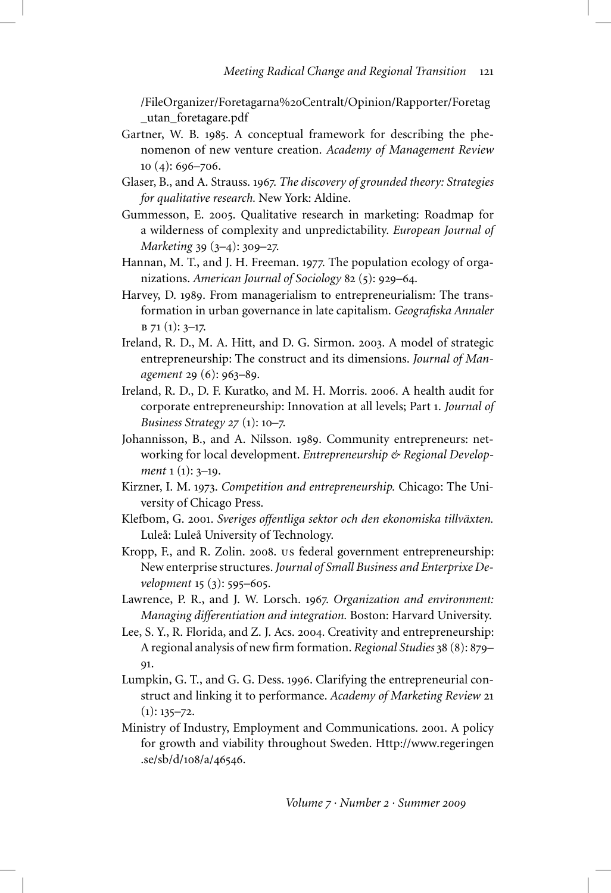/FileOrganizer/Foretagarna%20Centralt/Opinion/Rapporter/Foretag_utan_foretagare.pdf

Gartner, W. B. 1985. A conceptual framework for describing the phenomenon of new venture creation. *Academy of Management Review* 10 (4): 696–706.

Glaser, B., and A. Strauss. 1967. *The discovery of grounded theory: Strategies for qualitative research.* New York: Aldine.

Gummesson, E. 2005. Qualitative research in marketing: Roadmap for a wilderness of complexity and unpredictability. *European Journal of Marketing* 39 (3–4): 309–27.

Hannan, M. T., and J. H. Freeman. 1977. The population ecology of organizations. *American Journal of Sociology* 82 (5): 929–64.

Harvey, D. 1989. From managerialism to entrepreneurialism: The transformation in urban governance in late capitalism. *Geografiska Annaler* B 71 (1): 3–17.

Ireland, R. D., M. A. Hitt, and D. G. Sirmon. 2003. A model of strategic entrepreneurship: The construct and its dimensions. *Journal of Management* 29 (6): 963–89.

Ireland, R. D., D. F. Kuratko, and M. H. Morris. 2006. A health audit for corporate entrepreneurship: Innovation at all levels; Part 1. *Journal of Business Strategy 27* (1): 10–7.

Johannisson, B., and A. Nilsson. 1989. Community entrepreneurs: networking for local development. *Entrepreneurship & Regional Development* 1 (1): 3–19.

Kirzner, I. M. 1973. *Competition and entrepreneurship.* Chicago: The University of Chicago Press.

Klefbom, G. 2001. *Sveriges offentliga sektor och den ekonomiska tillväxten.* Luleå: Luleå University of Technology.

Kropp, F., and R. Zolin. 2008. US federal government entrepreneurship: New enterprise structures. *Journal of Small Business and Enterprixe Development* 15 (3): 595–605.

Lawrence, P. R., and J. W. Lorsch. 1967. *Organization and environment: Managing differentiation and integration.* Boston: Harvard University.

Lee, S. Y., R. Florida, and Z. J. Acs. 2004. Creativity and entrepreneurship: A regional analysis of new firm formation. *Regional Studies* 38 (8): 879–91.

Lumpkin, G. T., and G. G. Dess. 1996. Clarifying the entrepreneurial construct and linking it to performance. *Academy of Marketing Review* 21 (1): 135–72.

Ministry of Industry, Employment and Communications. 2001. A policy for growth and viability throughout Sweden. Http://www.regeringen.se/sb/d/108/a/46546.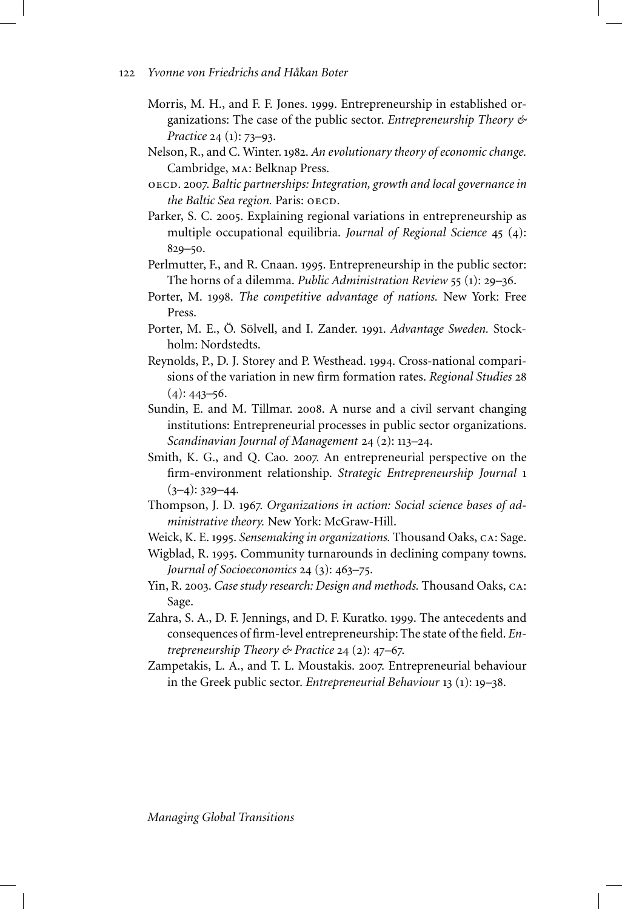Morris, M. H., and F. F. Jones. 1999. Entrepreneurship in established organizations: The case of the public sector. *Entrepreneurship Theory & Practice* 24 (1): 73–93.

Nelson, R., and C. Winter. 1982. *An evolutionary theory of economic change.* Cambridge, MA: Belknap Press.

OECD. 2007. *Baltic partnerships: Integration, growth and local governance in the Baltic Sea region.* Paris: OECD.

Parker, S. C. 2005. Explaining regional variations in entrepreneurship as multiple occupational equilibria. *Journal of Regional Science* 45 (4): 829–50.

Perlmutter, F., and R. Cnaan. 1995. Entrepreneurship in the public sector: The horns of a dilemma. *Public Administration Review* 55 (1): 29–36.

Porter, M. 1998. *The competitive advantage of nations.* New York: Free Press.

Porter, M. E., Ö. Sölvell, and I. Zander. 1991. *Advantage Sweden.* Stockholm: Nordstedts.

Reynolds, P., D. J. Storey and P. Westhead. 1994. Cross-national comparisions of the variation in new firm formation rates. *Regional Studies* 28 (4): 443–56.

Sundin, E. and M. Tillmar. 2008. A nurse and a civil servant changing institutions: Entrepreneurial processes in public sector organizations. *Scandinavian Journal of Management* 24 (2): 113–24.

Smith, K. G., and Q. Cao. 2007. An entrepreneurial perspective on the firm-environment relationship. *Strategic Entrepreneurship Journal* 1 (3–4): 329–44.

Thompson, J. D. 1967. *Organizations in action: Social science bases of administrative theory.* New York: McGraw-Hill.

Weick, K. E. 1995. *Sensemaking in organizations.* Thousand Oaks, CA: Sage.

Wigblad, R. 1995. Community turnarounds in declining company towns. *Journal of Socioeconomics* 24 (3): 463–75.

Yin, R. 2003. *Case study research: Design and methods.* Thousand Oaks, CA: Sage.

Zahra, S. A., D. F. Jennings, and D. F. Kuratko. 1999. The antecedents and consequences of firm-level entrepreneurship: The state of the field. *Entrepreneurship Theory & Practice* 24 (2): 47–67.

Zampetakis, L. A., and T. L. Moustakis. 2007. Entrepreneurial behaviour in the Greek public sector. *Entrepreneurial Behaviour* 13 (1): 19–38.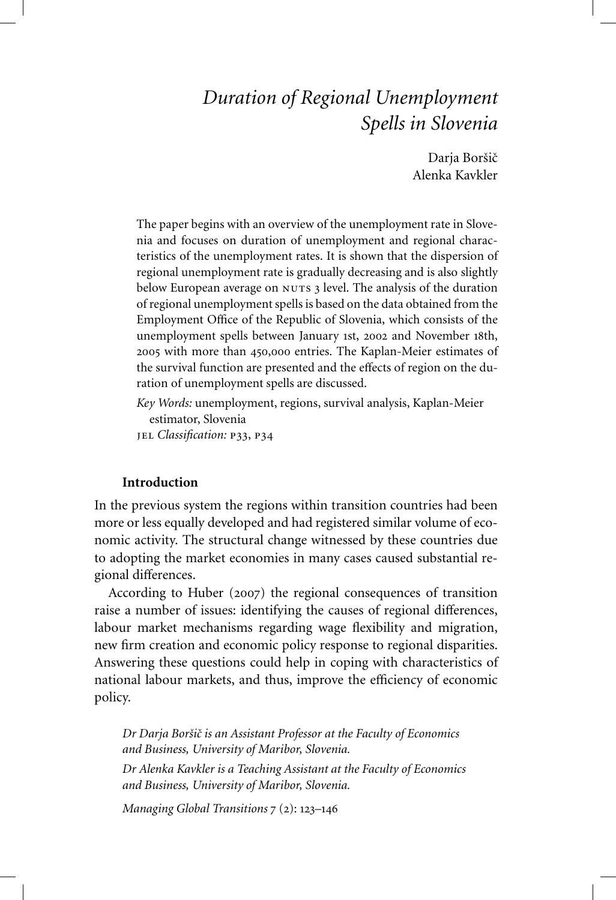# *Duration of Regional Unemployment Spells in Slovenia*

Darja Boršič
Alenka Kavkler

The paper begins with an overview of the unemployment rate in Slovenia and focuses on duration of unemployment and regional characteristics of the unemployment rates. It is shown that the dispersion of regional unemployment rate is gradually decreasing and is also slightly below European average on NUTS 3 level. The analysis of the duration of regional unemployment spells is based on the data obtained from the Employment Office of the Republic of Slovenia, which consists of the unemployment spells between January 1st, 2002 and November 18th, 2005 with more than 450,000 entries. The Kaplan-Meier estimates of the survival function are presented and the effects of region on the duration of unemployment spells are discussed.

*Key Words:* unemployment, regions, survival analysis, Kaplan-Meier estimator, Slovenia
JEL *Classification:* P33, P34

## Introduction

In the previous system the regions within transition countries had been more or less equally developed and had registered similar volume of economic activity. The structural change witnessed by these countries due to adopting the market economies in many cases caused substantial regional differences.

According to Huber (2007) the regional consequences of transition raise a number of issues: identifying the causes of regional differences, labour market mechanisms regarding wage flexibility and migration, new firm creation and economic policy response to regional disparities. Answering these questions could help in coping with characteristics of national labour markets, and thus, improve the efficiency of economic policy.

*Dr Darja Boršič is an Assistant Professor at the Faculty of Economics and Business, University of Maribor, Slovenia.*

*Dr Alenka Kavkler is a Teaching Assistant at the Faculty of Economics and Business, University of Maribor, Slovenia.*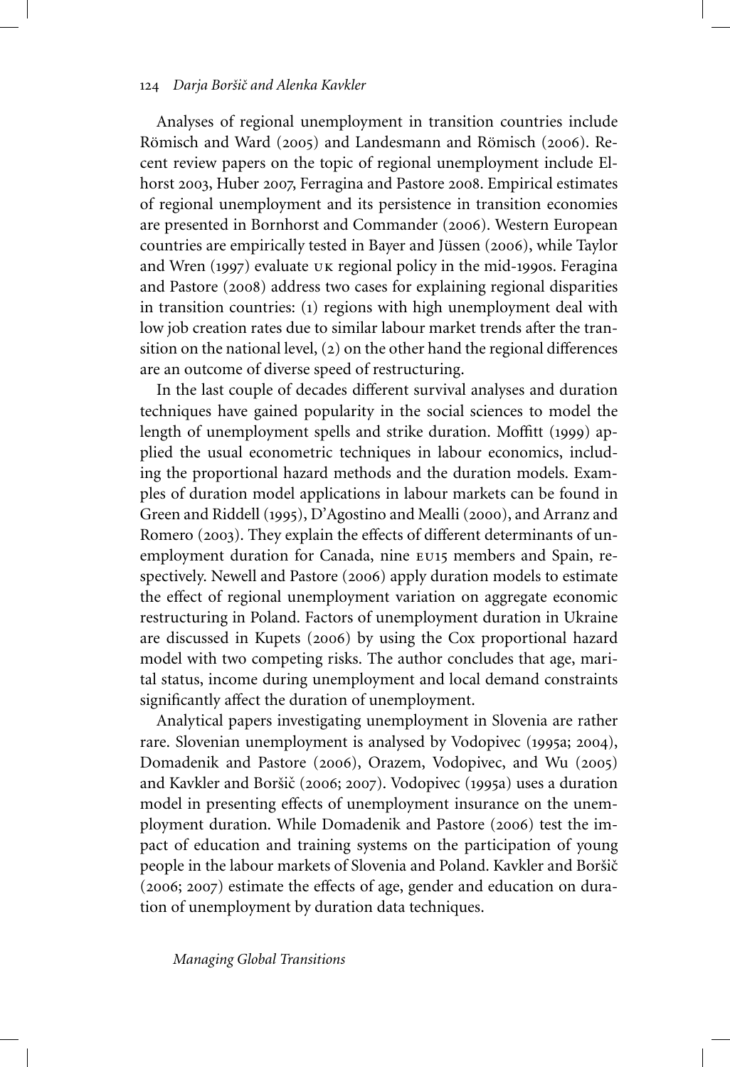Analyses of regional unemployment in transition countries include Römisch and Ward (2005) and Landesmann and Römisch (2006). Recent review papers on the topic of regional unemployment include Elhorst 2003, Huber 2007, Ferragina and Pastore 2008. Empirical estimates of regional unemployment and its persistence in transition economies are presented in Bornhorst and Commander (2006). Western European countries are empirically tested in Bayer and Jüssen (2006), while Taylor and Wren (1997) evaluate UK regional policy in the mid-1990s. Feragina and Pastore (2008) address two cases for explaining regional disparities in transition countries: (1) regions with high unemployment deal with low job creation rates due to similar labour market trends after the transition on the national level, (2) on the other hand the regional differences are an outcome of diverse speed of restructuring.

In the last couple of decades different survival analyses and duration techniques have gained popularity in the social sciences to model the length of unemployment spells and strike duration. Moffitt (1999) applied the usual econometric techniques in labour economics, including the proportional hazard methods and the duration models. Examples of duration model applications in labour markets can be found in Green and Riddell (1995), D'Agostino and Mealli (2000), and Arranz and Romero (2003). They explain the effects of different determinants of unemployment duration for Canada, nine EU15 members and Spain, respectively. Newell and Pastore (2006) apply duration models to estimate the effect of regional unemployment variation on aggregate economic restructuring in Poland. Factors of unemployment duration in Ukraine are discussed in Kupets (2006) by using the Cox proportional hazard model with two competing risks. The author concludes that age, marital status, income during unemployment and local demand constraints significantly affect the duration of unemployment.

Analytical papers investigating unemployment in Slovenia are rather rare. Slovenian unemployment is analysed by Vodopivec (1995a; 2004), Domadenik and Pastore (2006), Orazem, Vodopivec, and Wu (2005) and Kavkler and Boršič (2006; 2007). Vodopivec (1995a) uses a duration model in presenting effects of unemployment insurance on the unemployment duration. While Domadenik and Pastore (2006) test the impact of education and training systems on the participation of young people in the labour markets of Slovenia and Poland. Kavkler and Boršič (2006; 2007) estimate the effects of age, gender and education on duration of unemployment by duration data techniques.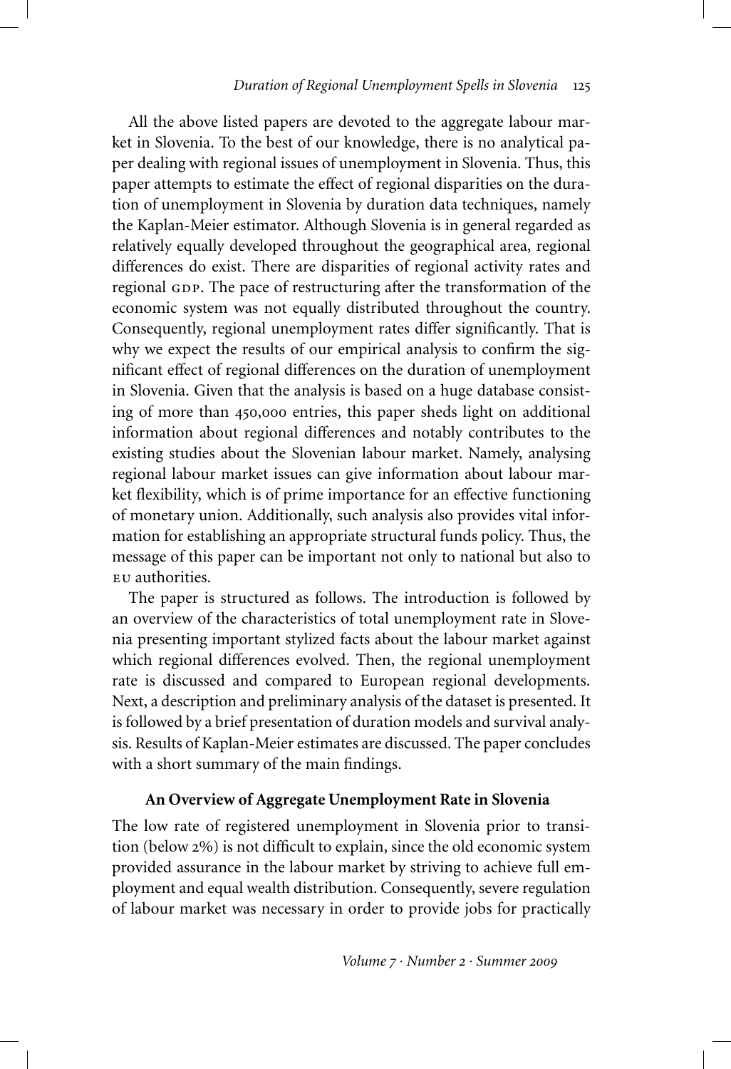All the above listed papers are devoted to the aggregate labour market in Slovenia. To the best of our knowledge, there is no analytical paper dealing with regional issues of unemployment in Slovenia. Thus, this paper attempts to estimate the effect of regional disparities on the duration of unemployment in Slovenia by duration data techniques, namely the Kaplan-Meier estimator. Although Slovenia is in general regarded as relatively equally developed throughout the geographical area, regional differences do exist. There are disparities of regional activity rates and regional GDP. The pace of restructuring after the transformation of the economic system was not equally distributed throughout the country. Consequently, regional unemployment rates differ significantly. That is why we expect the results of our empirical analysis to confirm the significant effect of regional differences on the duration of unemployment in Slovenia. Given that the analysis is based on a huge database consisting of more than 450,000 entries, this paper sheds light on additional information about regional differences and notably contributes to the existing studies about the Slovenian labour market. Namely, analysing regional labour market issues can give information about labour market flexibility, which is of prime importance for an effective functioning of monetary union. Additionally, such analysis also provides vital information for establishing an appropriate structural funds policy. Thus, the message of this paper can be important not only to national but also to EU authorities.

The paper is structured as follows. The introduction is followed by an overview of the characteristics of total unemployment rate in Slovenia presenting important stylized facts about the labour market against which regional differences evolved. Then, the regional unemployment rate is discussed and compared to European regional developments. Next, a description and preliminary analysis of the dataset is presented. It is followed by a brief presentation of duration models and survival analysis. Results of Kaplan-Meier estimates are discussed. The paper concludes with a short summary of the main findings.

## An Overview of Aggregate Unemployment Rate in Slovenia

The low rate of registered unemployment in Slovenia prior to transition (below 2%) is not difficult to explain, since the old economic system provided assurance in the labour market by striving to achieve full employment and equal wealth distribution. Consequently, severe regulation of labour market was necessary in order to provide jobs for practically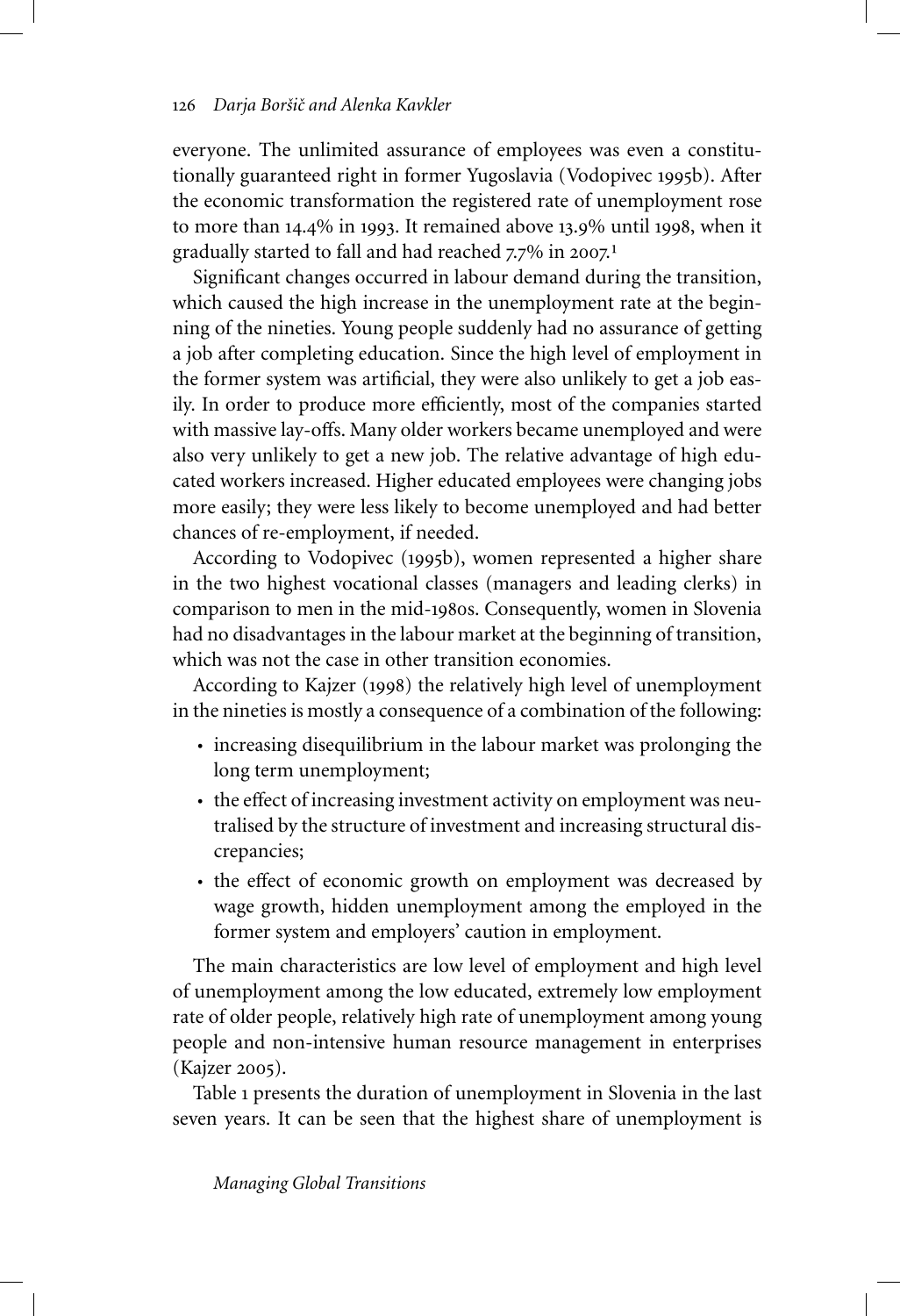everyone. The unlimited assurance of employees was even a constitutionally guaranteed right in former Yugoslavia (Vodopivec 1995b). After the economic transformation the registered rate of unemployment rose to more than 14.4% in 1993. It remained above 13.9% until 1998, when it gradually started to fall and had reached 7.7% in 2007.[1]

Significant changes occurred in labour demand during the transition, which caused the high increase in the unemployment rate at the beginning of the nineties. Young people suddenly had no assurance of getting a job after completing education. Since the high level of employment in the former system was artificial, they were also unlikely to get a job easily. In order to produce more efficiently, most of the companies started with massive lay-offs. Many older workers became unemployed and were also very unlikely to get a new job. The relative advantage of high educated workers increased. Higher educated employees were changing jobs more easily; they were less likely to become unemployed and had better chances of re-employment, if needed.

According to Vodopivec (1995b), women represented a higher share in the two highest vocational classes (managers and leading clerks) in comparison to men in the mid-1980s. Consequently, women in Slovenia had no disadvantages in the labour market at the beginning of transition, which was not the case in other transition economies.

According to Kajzer (1998) the relatively high level of unemployment in the nineties is mostly a consequence of a combination of the following:

- increasing disequilibrium in the labour market was prolonging the long term unemployment;
- the effect of increasing investment activity on employment was neutralised by the structure of investment and increasing structural discrepancies;
- the effect of economic growth on employment was decreased by wage growth, hidden unemployment among the employed in the former system and employers' caution in employment.

The main characteristics are low level of employment and high level of unemployment among the low educated, extremely low employment rate of older people, relatively high rate of unemployment among young people and non-intensive human resource management in enterprises (Kajzer 2005).

Table 1 presents the duration of unemployment in Slovenia in the last seven years. It can be seen that the highest share of unemployment is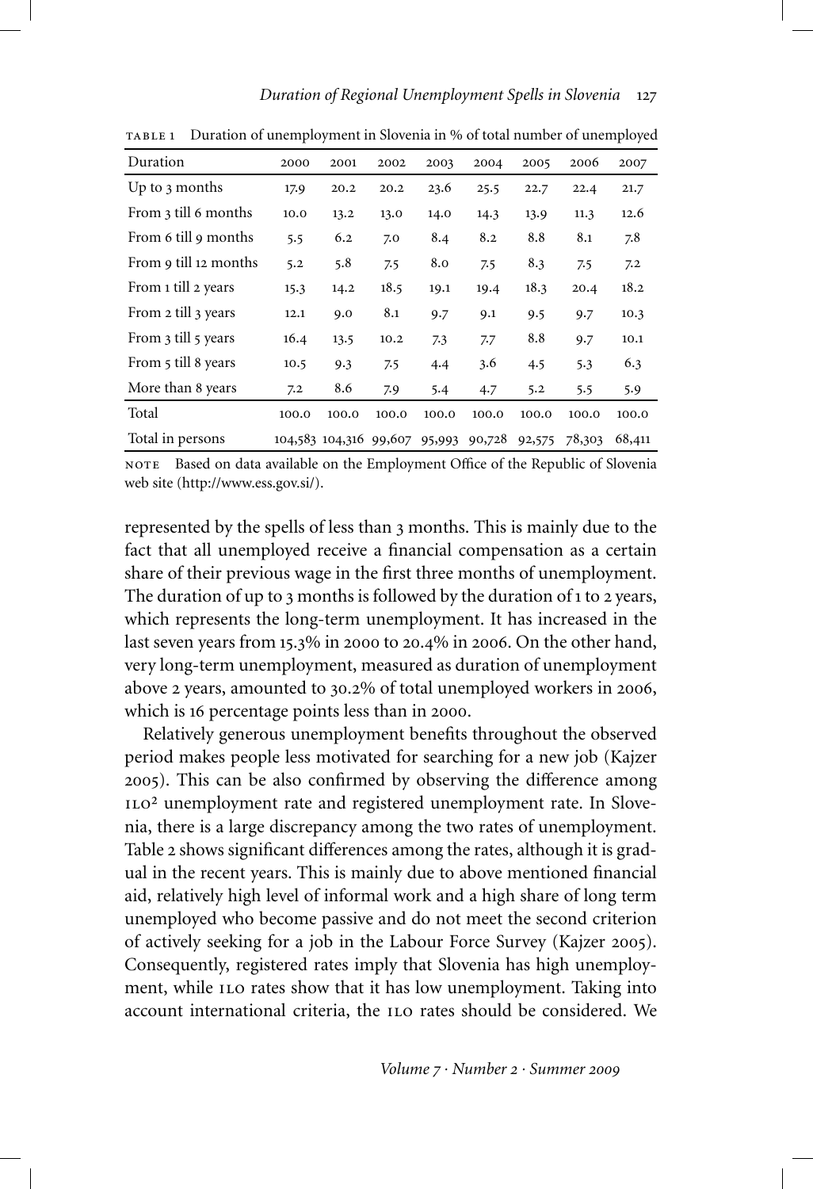TABLE 1 Duration of unemployment in Slovenia in % of total number of unemployed

| Duration | 2000 | 2001 | 2002 | 2003 | 2004 | 2005 | 2006 | 2007 |
|---|---|---|---|---|---|---|---|---|
| Up to 3 months | 17.9 | 20.2 | 20.2 | 23.6 | 25.5 | 22.7 | 22.4 | 21.7 |
| From 3 till 6 months | 10.0 | 13.2 | 13.0 | 14.0 | 14.3 | 13.9 | 11.3 | 12.6 |
| From 6 till 9 months | 5.5 | 6.2 | 7.0 | 8.4 | 8.2 | 8.8 | 8.1 | 7.8 |
| From 9 till 12 months | 5.2 | 5.8 | 7.5 | 8.0 | 7.5 | 8.3 | 7.5 | 7.2 |
| From 1 till 2 years | 15.3 | 14.2 | 18.5 | 19.1 | 19.4 | 18.3 | 20.4 | 18.2 |
| From 2 till 3 years | 12.1 | 9.0 | 8.1 | 9.7 | 9.1 | 9.5 | 9.7 | 10.3 |
| From 3 till 5 years | 16.4 | 13.5 | 10.2 | 7.3 | 7.7 | 8.8 | 9.7 | 10.1 |
| From 5 till 8 years | 10.5 | 9.3 | 7.5 | 4.4 | 3.6 | 4.5 | 5.3 | 6.3 |
| More than 8 years | 7.2 | 8.6 | 7.9 | 5.4 | 4.7 | 5.2 | 5.5 | 5.9 |
| Total | 100.0 | 100.0 | 100.0 | 100.0 | 100.0 | 100.0 | 100.0 | 100.0 |
| Total in persons | 104,583 | 104,316 | 99,607 | 95,993 | 90,728 | 92,575 | 78,303 | 68,411 |

NOTE Based on data available on the Employment Office of the Republic of Slovenia web site (http://www.ess.gov.si/).

represented by the spells of less than 3 months. This is mainly due to the fact that all unemployed receive a financial compensation as a certain share of their previous wage in the first three months of unemployment. The duration of up to 3 months is followed by the duration of 1 to 2 years, which represents the long-term unemployment. It has increased in the last seven years from 15.3% in 2000 to 20.4% in 2006. On the other hand, very long-term unemployment, measured as duration of unemployment above 2 years, amounted to 30.2% of total unemployed workers in 2006, which is 16 percentage points less than in 2000.

Relatively generous unemployment benefits throughout the observed period makes people less motivated for searching for a new job (Kajzer 2005). This can be also confirmed by observing the difference among ILO[2] unemployment rate and registered unemployment rate. In Slovenia, there is a large discrepancy among the two rates of unemployment. Table 2 shows significant differences among the rates, although it is gradual in the recent years. This is mainly due to above mentioned financial aid, relatively high level of informal work and a high share of long term unemployed who become passive and do not meet the second criterion of actively seeking for a job in the Labour Force Survey (Kajzer 2005). Consequently, registered rates imply that Slovenia has high unemployment, while ILO rates show that it has low unemployment. Taking into account international criteria, the ILO rates should be considered. We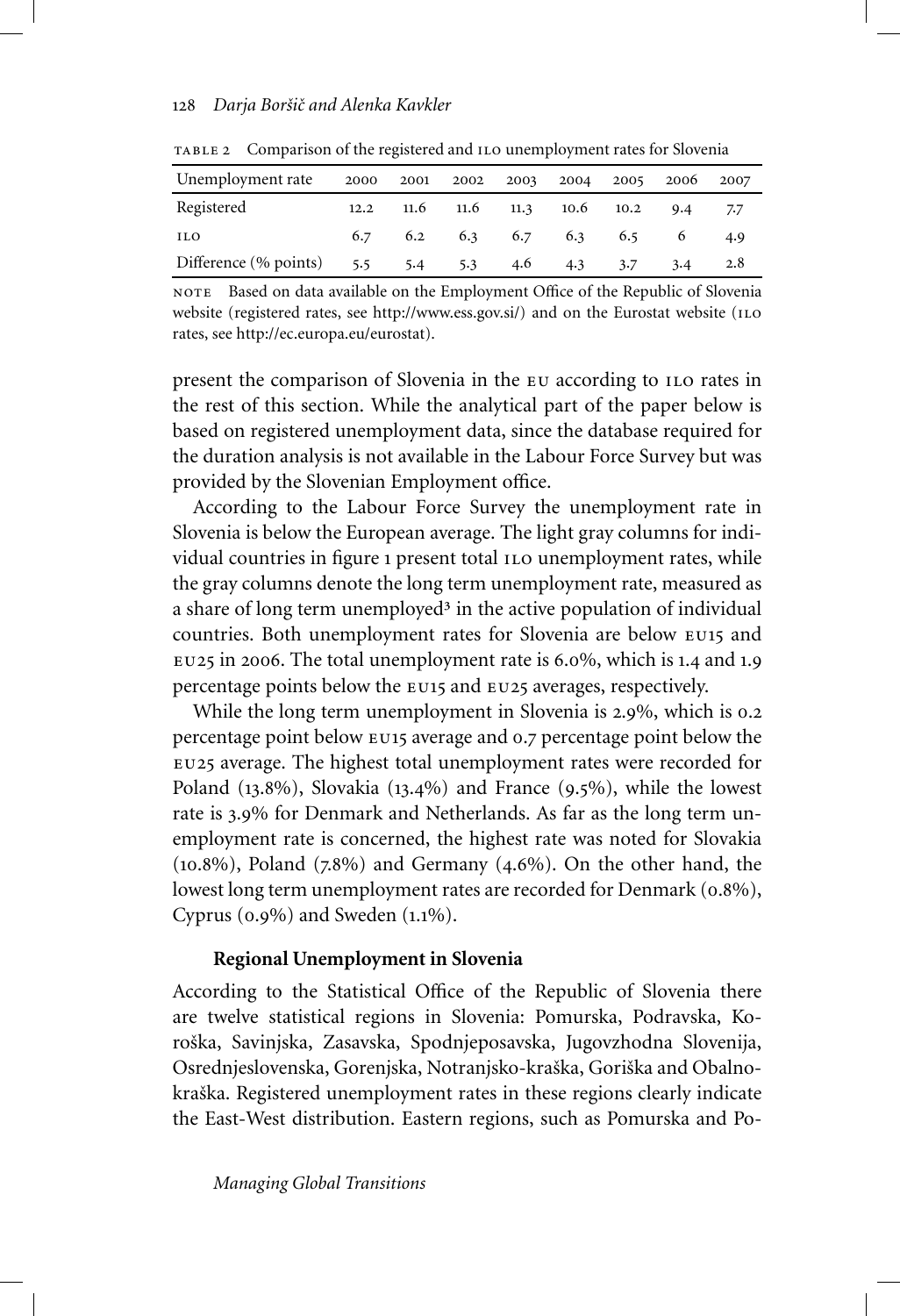TABLE 2 Comparison of the registered and ILO unemployment rates for Slovenia

| Unemployment rate | 2000 | 2001 | 2002 | 2003 | 2004 | 2005 | 2006 | 2007 |
|---|---|---|---|---|---|---|---|---|
| Registered | 12.2 | 11.6 | 11.6 | 11.3 | 10.6 | 10.2 | 9.4 | 7.7 |
| ILO | 6.7 | 6.2 | 6.3 | 6.7 | 6.3 | 6.5 | 6 | 4.9 |
| Difference (% points) | 5.5 | 5.4 | 5.3 | 4.6 | 4.3 | 3.7 | 3.4 | 2.8 |

NOTE Based on data available on the Employment Office of the Republic of Slovenia website (registered rates, see http://www.ess.gov.si/) and on the Eurostat website (ILO rates, see http://ec.europa.eu/eurostat).

present the comparison of Slovenia in the EU according to ILO rates in the rest of this section. While the analytical part of the paper below is based on registered unemployment data, since the database required for the duration analysis is not available in the Labour Force Survey but was provided by the Slovenian Employment office.

According to the Labour Force Survey the unemployment rate in Slovenia is below the European average. The light gray columns for individual countries in figure 1 present total ILO unemployment rates, while the gray columns denote the long term unemployment rate, measured as a share of long term unemployed[3] in the active population of individual countries. Both unemployment rates for Slovenia are below EU15 and EU25 in 2006. The total unemployment rate is 6.0%, which is 1.4 and 1.9 percentage points below the EU15 and EU25 averages, respectively.

While the long term unemployment in Slovenia is 2.9%, which is 0.2 percentage point below EU15 average and 0.7 percentage point below the EU25 average. The highest total unemployment rates were recorded for Poland (13.8%), Slovakia (13.4%) and France (9.5%), while the lowest rate is 3.9% for Denmark and Netherlands. As far as the long term unemployment rate is concerned, the highest rate was noted for Slovakia (10.8%), Poland (7.8%) and Germany (4.6%). On the other hand, the lowest long term unemployment rates are recorded for Denmark (0.8%), Cyprus (0.9%) and Sweden (1.1%).

### Regional Unemployment in Slovenia

According to the Statistical Office of the Republic of Slovenia there are twelve statistical regions in Slovenia: Pomurska, Podravska, Koroška, Savinjska, Zasavska, Spodnjeposavska, Jugovzhodna Slovenija, Osrednjeslovenska, Gorenjska, Notranjsko-kraška, Goriška and Obalno-kraška. Registered unemployment rates in these regions clearly indicate the East-West distribution. Eastern regions, such as Pomurska and Po-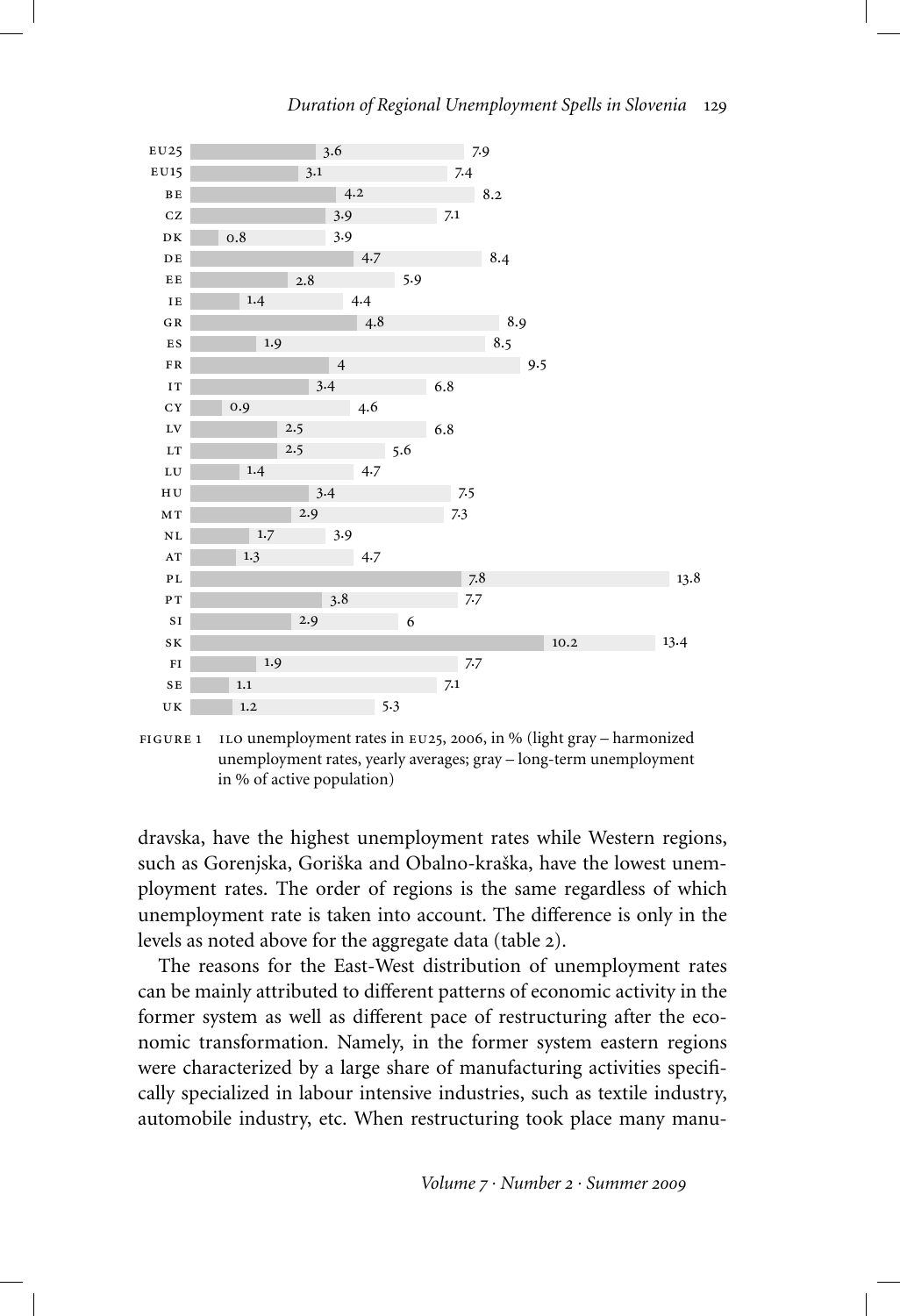EU25 3.6 7.9
EU15 3.1 7.4
BE 4.2 8.2
CZ 3.9 7.1
DK 0.8 3.9
DE 4.7 8.4
EE 2.8 5.9
IE 1.4 4.4
GR 4.8 8.9
ES 1.9 8.5
FR 4 9.5
IT 3.4 6.8
CY 0.9 4.6
LV 2.5 6.8
LT 2.5 5.6
LU 1.4 4.7
HU 3.4 7.5
MT 2.9 7.3
NL 1.7 3.9
AT 1.3 4.7
PL 7.8 13.8
PT 3.8 7.7
SI 2.9 6
SK 10.2 13.4
FI 1.9 7.7
SE 1.1 7.1
UK 1.2 5.3

FIGURE 1 ILO unemployment rates in EU25, 2006, in % (light gray – harmonized unemployment rates, yearly averages; gray – long-term unemployment in % of active population)

dravska, have the highest unemployment rates while Western regions, such as Gorenjska, Goriška and Obalno-kraška, have the lowest unemployment rates. The order of regions is the same regardless of which unemployment rate is taken into account. The difference is only in the levels as noted above for the aggregate data (table 2).

The reasons for the East-West distribution of unemployment rates can be mainly attributed to different patterns of economic activity in the former system as well as different pace of restructuring after the economic transformation. Namely, in the former system eastern regions were characterized by a large share of manufacturing activities specifically specialized in labour intensive industries, such as textile industry, automobile industry, etc. When restructuring took place many manu-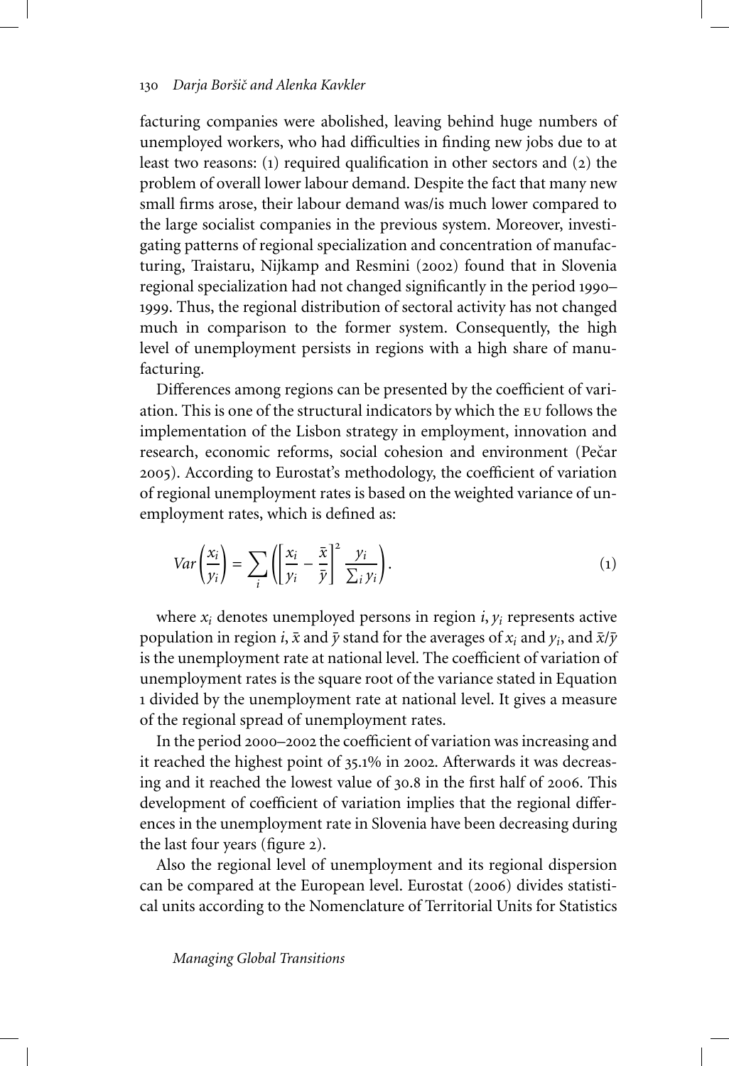facturing companies were abolished, leaving behind huge numbers of unemployed workers, who had difficulties in finding new jobs due to at least two reasons: (1) required qualification in other sectors and (2) the problem of overall lower labour demand. Despite the fact that many new small firms arose, their labour demand was/is much lower compared to the large socialist companies in the previous system. Moreover, investigating patterns of regional specialization and concentration of manufacturing, Traistaru, Nijkamp and Resmini (2002) found that in Slovenia regional specialization had not changed significantly in the period 1990–1999. Thus, the regional distribution of sectoral activity has not changed much in comparison to the former system. Consequently, the high level of unemployment persists in regions with a high share of manufacturing.

Differences among regions can be presented by the coefficient of variation. This is one of the structural indicators by which the EU follows the implementation of the Lisbon strategy in employment, innovation and research, economic reforms, social cohesion and environment (Pečar 2005). According to Eurostat's methodology, the coefficient of variation of regional unemployment rates is based on the weighted variance of unemployment rates, which is defined as:

$$Var\left(\frac{x_i}{y_i}\right) = \sum_i \left(\left[\frac{x_i}{y_i} - \frac{\bar{x}}{\bar{y}}\right]^2 \frac{y_i}{\sum_i y_i}\right). \tag{1}$$

where $x_i$ denotes unemployed persons in region $i$, $y_i$ represents active population in region $i$, $\bar{x}$ and $\bar{y}$ stand for the averages of $x_i$ and $y_i$, and $\bar{x}/\bar{y}$ is the unemployment rate at national level. The coefficient of variation of unemployment rates is the square root of the variance stated in Equation 1 divided by the unemployment rate at national level. It gives a measure of the regional spread of unemployment rates.

In the period 2000–2002 the coefficient of variation was increasing and it reached the highest point of 35.1% in 2002. Afterwards it was decreasing and it reached the lowest value of 30.8 in the first half of 2006. This development of coefficient of variation implies that the regional differences in the unemployment rate in Slovenia have been decreasing during the last four years (figure 2).

Also the regional level of unemployment and its regional dispersion can be compared at the European level. Eurostat (2006) divides statistical units according to the Nomenclature of Territorial Units for Statistics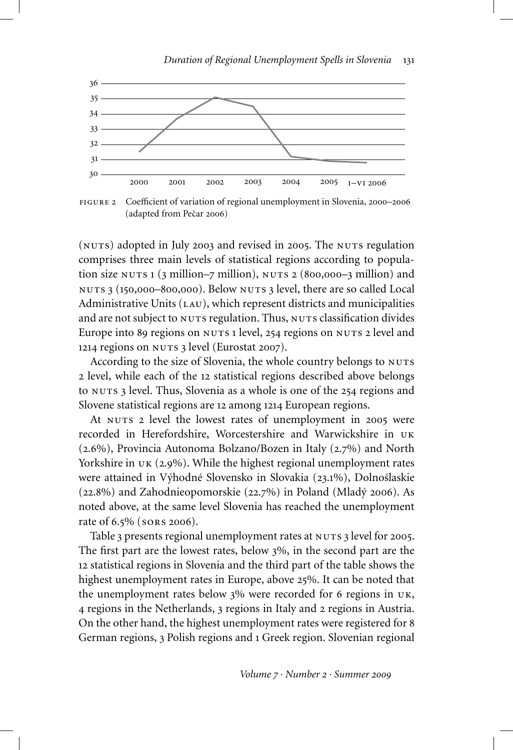36
35
34
33
32
31
30

2000 2001 2002 2003 2004 2005 I–VI 2006

FIGURE 2 Coefficient of variation of regional unemployment in Slovenia, 2000–2006 (adapted from Pečar 2006)

(NUTS) adopted in July 2003 and revised in 2005. The NUTS regulation comprises three main levels of statistical regions according to population size NUTS 1 (3 million–7 million), NUTS 2 (800,000–3 million) and NUTS 3 (150,000–800,000). Below NUTS 3 level, there are so called Local Administrative Units (LAU), which represent districts and municipalities and are not subject to NUTS regulation. Thus, NUTS classification divides Europe into 89 regions on NUTS 1 level, 254 regions on NUTS 2 level and 1214 regions on NUTS 3 level (Eurostat 2007).

According to the size of Slovenia, the whole country belongs to NUTS 2 level, while each of the 12 statistical regions described above belongs to NUTS 3 level. Thus, Slovenia as a whole is one of the 254 regions and Slovene statistical regions are 12 among 1214 European regions.

At NUTS 2 level the lowest rates of unemployment in 2005 were recorded in Herefordshire, Worcestershire and Warwickshire in UK (2.6%), Provincia Autonoma Bolzano/Bozen in Italy (2.7%) and North Yorkshire in UK (2.9%). While the highest regional unemployment rates were attained in Východné Slovensko in Slovakia (23.1%), Dolnoślaskie (22.8%) and Zahodnieopomorskie (22.7%) in Poland (Mladý 2006). As noted above, at the same level Slovenia has reached the unemployment rate of 6.5% (SORS 2006).

Table 3 presents regional unemployment rates at NUTS 3 level for 2005. The first part are the lowest rates, below 3%, in the second part are the 12 statistical regions in Slovenia and the third part of the table shows the highest unemployment rates in Europe, above 25%. It can be noted that the unemployment rates below 3% were recorded for 6 regions in UK, 4 regions in the Netherlands, 3 regions in Italy and 2 regions in Austria. On the other hand, the highest unemployment rates were registered for 8 German regions, 3 Polish regions and 1 Greek region. Slovenian regional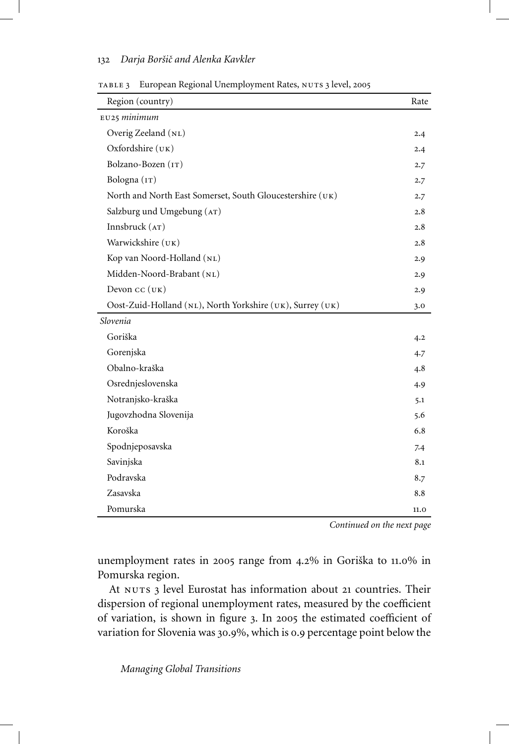TABLE 3 European Regional Unemployment Rates, NUTS 3 level, 2005

| Region (country) | Rate |
|---|---|
| *EU25 minimum* | |
| Overig Zeeland (NL) | 2.4 |
| Oxfordshire (UK) | 2.4 |
| Bolzano-Bozen (IT) | 2.7 |
| Bologna (IT) | 2.7 |
| North and North East Somerset, South Gloucestershire (UK) | 2.7 |
| Salzburg und Umgebung (AT) | 2.8 |
| Innsbruck (AT) | 2.8 |
| Warwickshire (UK) | 2.8 |
| Kop van Noord-Holland (NL) | 2.9 |
| Midden-Noord-Brabant (NL) | 2.9 |
| Devon CC (UK) | 2.9 |
| Oost-Zuid-Holland (NL), North Yorkshire (UK), Surrey (UK) | 3.0 |
| *Slovenia* | |
| Goriška | 4.2 |
| Gorenjska | 4.7 |
| Obalno-kraška | 4.8 |
| Osrednjeslovenska | 4.9 |
| Notranjsko-kraška | 5.1 |
| Jugovzhodna Slovenija | 5.6 |
| Koroška | 6.8 |
| Spodnjeposavska | 7.4 |
| Savinjska | 8.1 |
| Podravska | 8.7 |
| Zasavska | 8.8 |
| Pomurska | 11.0 |

*Continued on the next page*

unemployment rates in 2005 range from 4.2% in Goriška to 11.0% in Pomurska region.

At NUTS 3 level Eurostat has information about 21 countries. Their dispersion of regional unemployment rates, measured by the coefficient of variation, is shown in figure 3. In 2005 the estimated coefficient of variation for Slovenia was 30.9%, which is 0.9 percentage point below the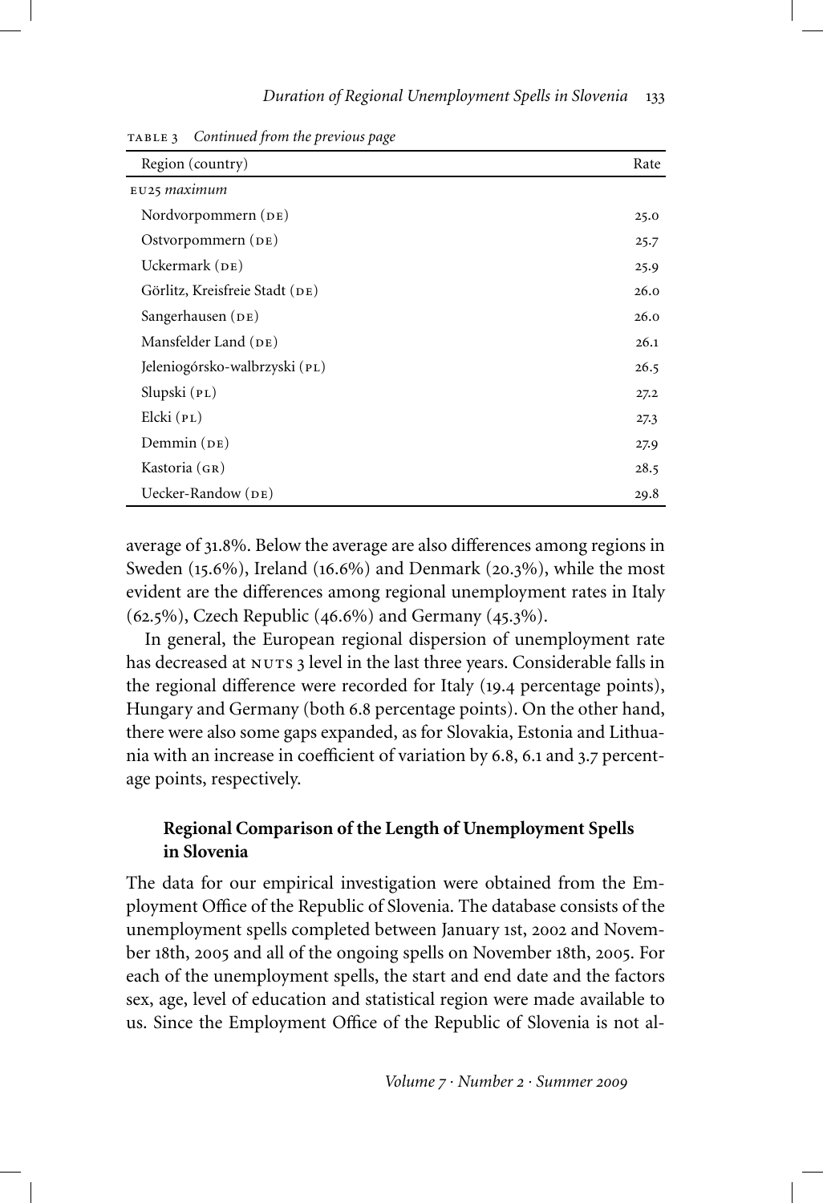TABLE 3 *Continued from the previous page*

| Region (country) | Rate |
|---|---|
| EU25 *maximum* | |
| Nordvorpommern (DE) | 25.0 |
| Ostvorpommern (DE) | 25.7 |
| Uckermark (DE) | 25.9 |
| Görlitz, Kreisfreie Stadt (DE) | 26.0 |
| Sangerhausen (DE) | 26.0 |
| Mansfelder Land (DE) | 26.1 |
| Jeleniogórsko-walbrzyski (PL) | 26.5 |
| Slupski (PL) | 27.2 |
| Elcki (PL) | 27.3 |
| Demmin (DE) | 27.9 |
| Kastoria (GR) | 28.5 |
| Uecker-Randow (DE) | 29.8 |

average of 31.8%. Below the average are also differences among regions in Sweden (15.6%), Ireland (16.6%) and Denmark (20.3%), while the most evident are the differences among regional unemployment rates in Italy (62.5%), Czech Republic (46.6%) and Germany (45.3%).

In general, the European regional dispersion of unemployment rate has decreased at NUTS 3 level in the last three years. Considerable falls in the regional difference were recorded for Italy (19.4 percentage points), Hungary and Germany (both 6.8 percentage points). On the other hand, there were also some gaps expanded, as for Slovakia, Estonia and Lithuania with an increase in coefficient of variation by 6.8, 6.1 and 3.7 percentage points, respectively.

## Regional Comparison of the Length of Unemployment Spells in Slovenia

The data for our empirical investigation were obtained from the Employment Office of the Republic of Slovenia. The database consists of the unemployment spells completed between January 1st, 2002 and November 18th, 2005 and all of the ongoing spells on November 18th, 2005. For each of the unemployment spells, the start and end date and the factors sex, age, level of education and statistical region were made available to us. Since the Employment Office of the Republic of Slovenia is not al-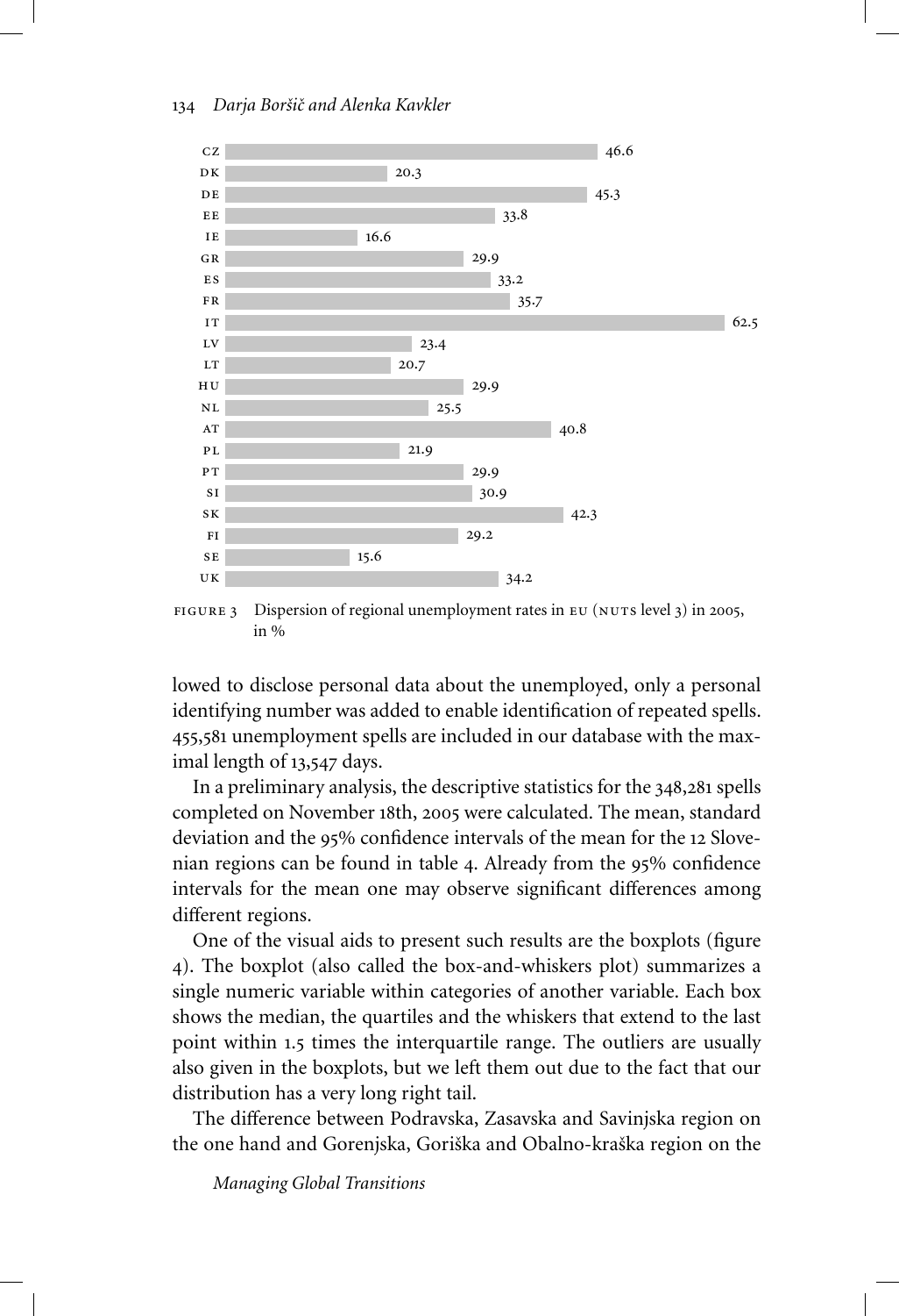CZ 46.6
DK 20.3
DE 45.3
EE 33.8
IE 16.6
GR 29.9
ES 33.2
FR 35.7
IT 62.5
LV 23.4
LT 20.7
HU 29.9
NL 25.5
AT 40.8
PL 21.9
PT 29.9
SI 30.9
SK 42.3
FI 29.2
SE 15.6
UK 34.2

FIGURE 3 Dispersion of regional unemployment rates in EU (NUTS level 3) in 2005, in %

lowed to disclose personal data about the unemployed, only a personal identifying number was added to enable identification of repeated spells. 455,581 unemployment spells are included in our database with the maximal length of 13,547 days.

In a preliminary analysis, the descriptive statistics for the 348,281 spells completed on November 18th, 2005 were calculated. The mean, standard deviation and the 95% confidence intervals of the mean for the 12 Slovenian regions can be found in table 4. Already from the 95% confidence intervals for the mean one may observe significant differences among different regions.

One of the visual aids to present such results are the boxplots (figure 4). The boxplot (also called the box-and-whiskers plot) summarizes a single numeric variable within categories of another variable. Each box shows the median, the quartiles and the whiskers that extend to the last point within 1.5 times the interquartile range. The outliers are usually also given in the boxplots, but we left them out due to the fact that our distribution has a very long right tail.

The difference between Podravska, Zasavska and Savinjska region on the one hand and Gorenjska, Goriška and Obalno-kraška region on the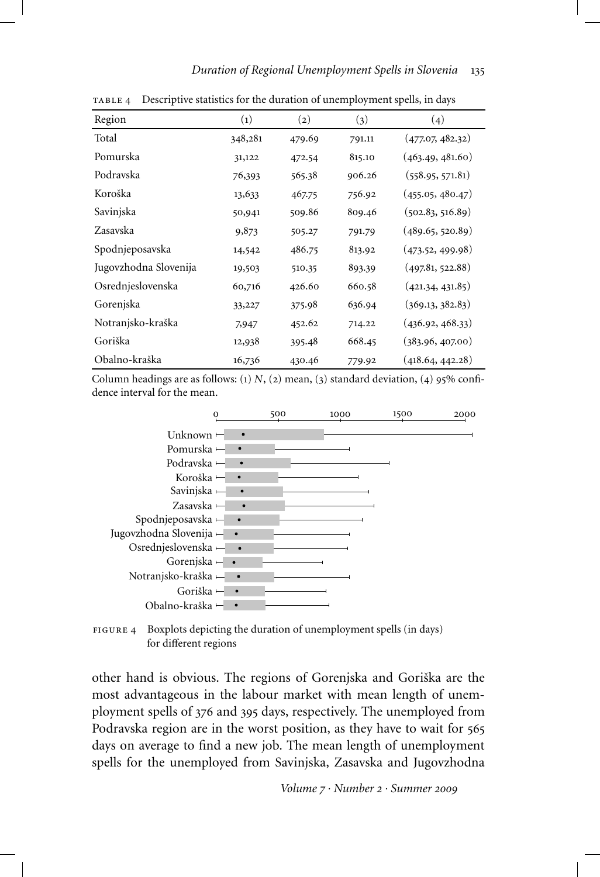TABLE 4 Descriptive statistics for the duration of unemployment spells, in days

| Region | (1) | (2) | (3) | (4) |
|---|---|---|---|---|
| Total | 348,281 | 479.69 | 791.11 | (477.07, 482.32) |
| Pomurska | 31,122 | 472.54 | 815.10 | (463.49, 481.60) |
| Podravska | 76,393 | 565.38 | 906.26 | (558.95, 571.81) |
| Koroška | 13,633 | 467.75 | 756.92 | (455.05, 480.47) |
| Savinjska | 50,941 | 509.86 | 809.46 | (502.83, 516.89) |
| Zasavska | 9,873 | 505.27 | 791.79 | (489.65, 520.89) |
| Spodnjeposavska | 14,542 | 486.75 | 813.92 | (473.52, 499.98) |
| Jugovzhodna Slovenija | 19,503 | 510.35 | 893.39 | (497.81, 522.88) |
| Osrednjeslovenska | 60,716 | 426.60 | 660.58 | (421.34, 431.85) |
| Gorenjska | 33,227 | 375.98 | 636.94 | (369.13, 382.83) |
| Notranjsko-kraška | 7,947 | 452.62 | 714.22 | (436.92, 468.33) |
| Goriška | 12,938 | 395.48 | 668.45 | (383.96, 407.00) |
| Obalno-kraška | 16,736 | 430.46 | 779.92 | (418.64, 442.28) |

Column headings are as follows: (1) *N*, (2) mean, (3) standard deviation, (4) 95% confidence interval for the mean.

0
500
1000
1500
2000

Unknown
Pomurska
Podravska
Koroška
Savinjska
Zasavska
Spodnjeposavska
Jugovzhodna Slovenija
Osrednjeslovenska
Gorenjska
Notranjsko-kraška
Goriška
Obalno-kraška

FIGURE 4 Boxplots depicting the duration of unemployment spells (in days) for different regions

other hand is obvious. The regions of Gorenjska and Goriška are the most advantageous in the labour market with mean length of unemployment spells of 376 and 395 days, respectively. The unemployed from Podravska region are in the worst position, as they have to wait for 565 days on average to find a new job. The mean length of unemployment spells for the unemployed from Savinjska, Zasavska and Jugovzhodna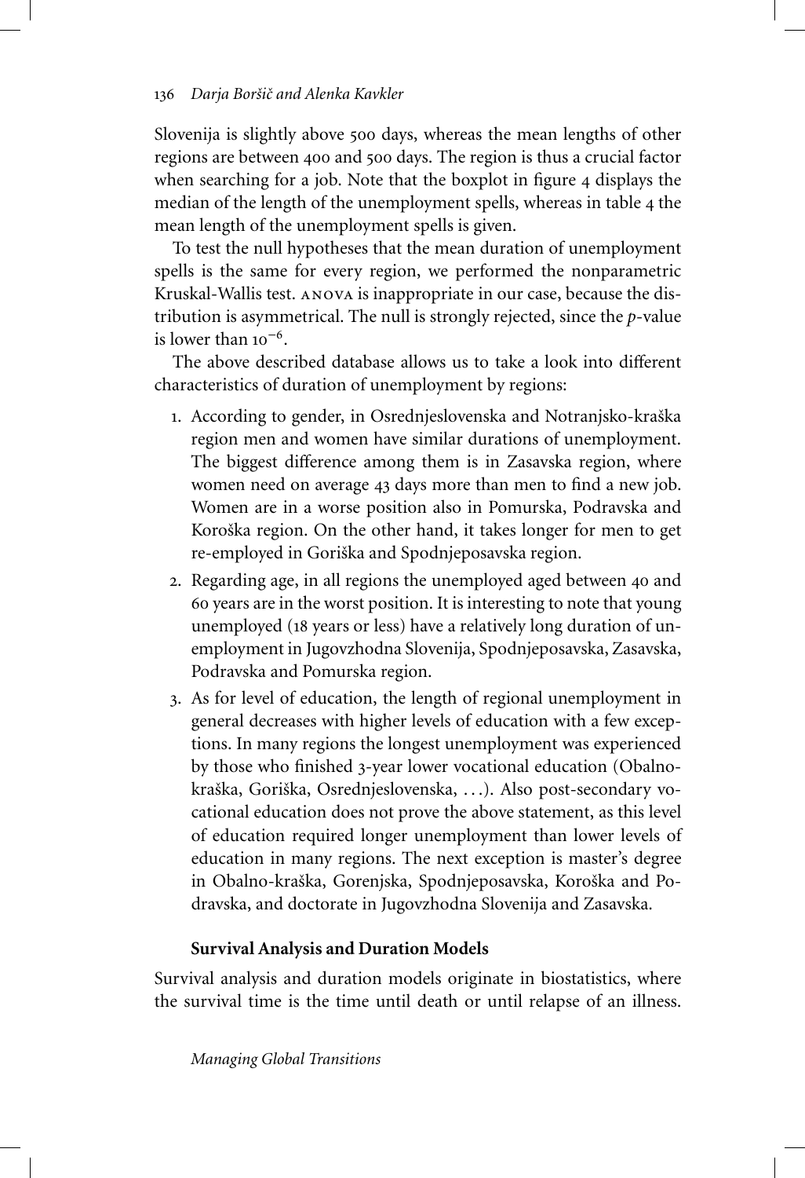Slovenija is slightly above 500 days, whereas the mean lengths of other regions are between 400 and 500 days. The region is thus a crucial factor when searching for a job. Note that the boxplot in figure 4 displays the median of the length of the unemployment spells, whereas in table 4 the mean length of the unemployment spells is given.

To test the null hypotheses that the mean duration of unemployment spells is the same for every region, we performed the nonparametric Kruskal-Wallis test. ANOVA is inappropriate in our case, because the distribution is asymmetrical. The null is strongly rejected, since the $p$-value is lower than $10^{-6}$.

The above described database allows us to take a look into different characteristics of duration of unemployment by regions:

1. According to gender, in Osrednjeslovenska and Notranjsko-kraška region men and women have similar durations of unemployment. The biggest difference among them is in Zasavska region, where women need on average 43 days more than men to find a new job. Women are in a worse position also in Pomurska, Podravska and Koroška region. On the other hand, it takes longer for men to get re-employed in Goriška and Spodnjeposavska region.
2. Regarding age, in all regions the unemployed aged between 40 and 60 years are in the worst position. It is interesting to note that young unemployed (18 years or less) have a relatively long duration of unemployment in Jugovzhodna Slovenija, Spodnjeposavska, Zasavska, Podravska and Pomurska region.
3. As for level of education, the length of regional unemployment in general decreases with higher levels of education with a few exceptions. In many regions the longest unemployment was experienced by those who finished 3-year lower vocational education (Obalno-kraška, Goriška, Osrednjeslovenska, ...). Also post-secondary vocational education does not prove the above statement, as this level of education required longer unemployment than lower levels of education in many regions. The next exception is master's degree in Obalno-kraška, Gorenjska, Spodnjeposavska, Koroška and Podravska, and doctorate in Jugovzhodna Slovenija and Zasavska.

## Survival Analysis and Duration Models

Survival analysis and duration models originate in biostatistics, where the survival time is the time until death or until relapse of an illness.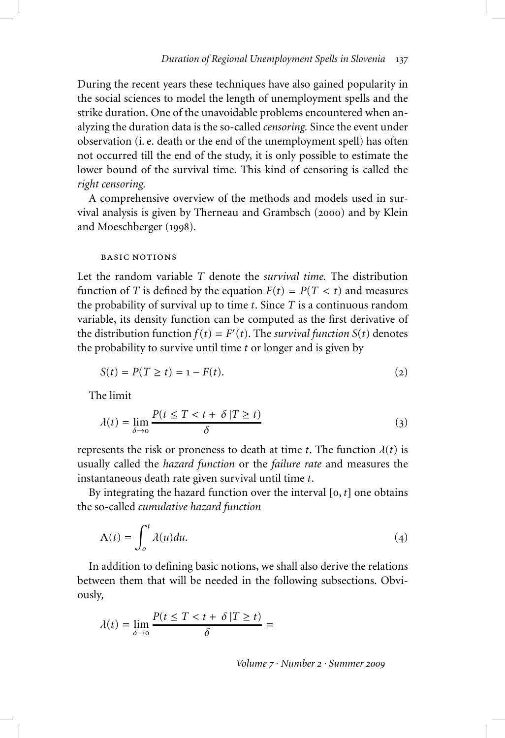During the recent years these techniques have also gained popularity in the social sciences to model the length of unemployment spells and the strike duration. One of the unavoidable problems encountered when analyzing the duration data is the so-called *censoring.* Since the event under observation (i. e. death or the end of the unemployment spell) has often not occurred till the end of the study, it is only possible to estimate the lower bound of the survival time. This kind of censoring is called the *right censoring.*

A comprehensive overview of the methods and models used in survival analysis is given by Therneau and Grambsch (2000) and by Klein and Moeschberger (1998).

### BASIC NOTIONS

Let the random variable $T$ denote the *survival time.* The distribution function of $T$ is defined by the equation $F(t) = P(T < t)$ and measures the probability of survival up to time $t$. Since $T$ is a continuous random variable, its density function can be computed as the first derivative of the distribution function $f(t) = F'(t)$. The *survival function* $S(t)$ denotes the probability to survive until time $t$ or longer and is given by

$$S(t) = P(T \geq t) = 1 - F(t). \tag{2}$$

The limit

$$\lambda(t) = \lim_{\delta \to 0} \frac{P(t \leq T < t + \delta \,|T \geq t)}{\delta} \tag{3}$$

represents the risk or proneness to death at time $t$. The function $\lambda(t)$ is usually called the *hazard function* or the *failure rate* and measures the instantaneous death rate given survival until time $t$.

By integrating the hazard function over the interval $[0, t]$ one obtains the so-called *cumulative hazard function*

$$\Lambda(t) = \int_{0}^{t} \lambda(u) du. \tag{4}$$

In addition to defining basic notions, we shall also derive the relations between them that will be needed in the following subsections. Obviously,

$$\lambda(t) = \lim_{\delta \to 0} \frac{P(t \leq T < t + \delta \,|T \geq t)}{\delta} =$$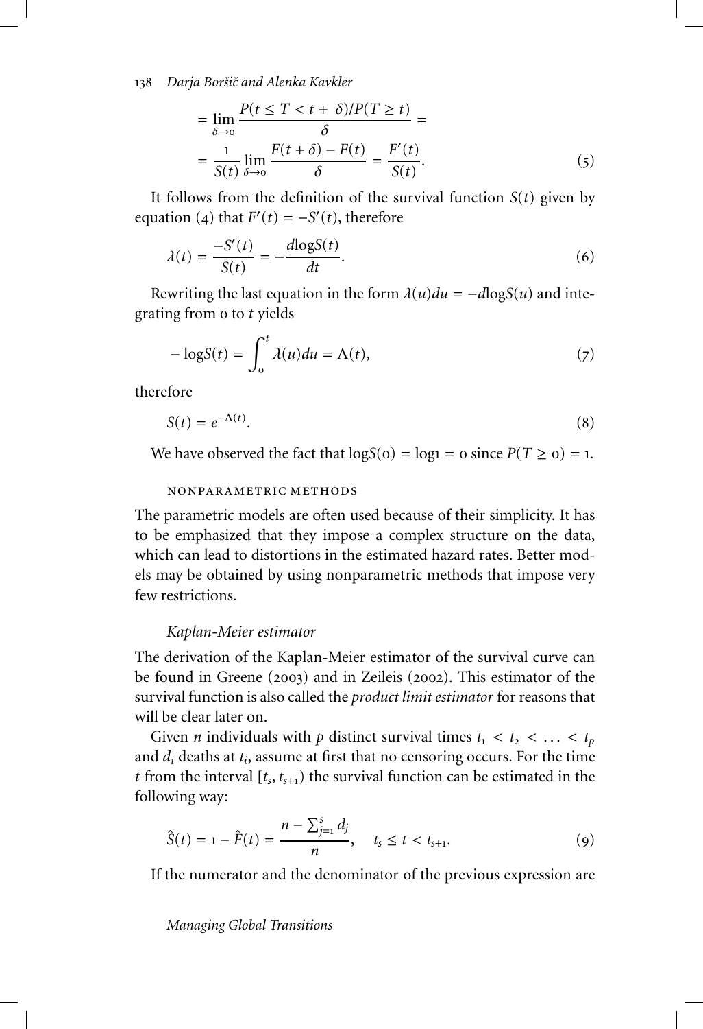$$= \lim_{\delta \to 0} \frac{P(t \leq T < t + \delta)/P(T \geq t)}{\delta} =$$

$$= \frac{1}{S(t)} \lim_{\delta \to 0} \frac{F(t+\delta) - F(t)}{\delta} = \frac{F'(t)}{S(t)}. \tag{5}$$

It follows from the definition of the survival function $S(t)$ given by equation (4) that $F'(t) = -S'(t)$, therefore

$$\lambda(t) = \frac{-S'(t)}{S(t)} = -\frac{d\log S(t)}{dt}. \tag{6}$$

Rewriting the last equation in the form $\lambda(u)du = -d\log S(u)$ and integrating from 0 to $t$ yields

$$-\log S(t) = \int_0^t \lambda(u)du = \Lambda(t), \tag{7}$$

therefore

$$S(t) = e^{-\Lambda(t)}. \tag{8}$$

We have observed the fact that $\log S(0) = \log 1 = 0$ since $P(T \geq 0) = 1$.

## NONPARAMETRIC METHODS

The parametric models are often used because of their simplicity. It has to be emphasized that they impose a complex structure on the data, which can lead to distortions in the estimated hazard rates. Better models may be obtained by using nonparametric methods that impose very few restrictions.

### *Kaplan-Meier estimator*

The derivation of the Kaplan-Meier estimator of the survival curve can be found in Greene (2003) and in Zeileis (2002). This estimator of the survival function is also called the *product limit estimator* for reasons that will be clear later on.

Given $n$ individuals with $p$ distinct survival times $t_1 < t_2 < \ldots < t_p$ and $d_i$ deaths at $t_i$, assume at first that no censoring occurs. For the time $t$ from the interval $[t_s, t_{s+1})$ the survival function can be estimated in the following way:

$$\hat{S}(t) = 1 - \hat{F}(t) = \frac{n - \sum_{j=1}^{s} d_j}{n}, \quad t_s \leq t < t_{s+1}. \tag{9}$$

If the numerator and the denominator of the previous expression are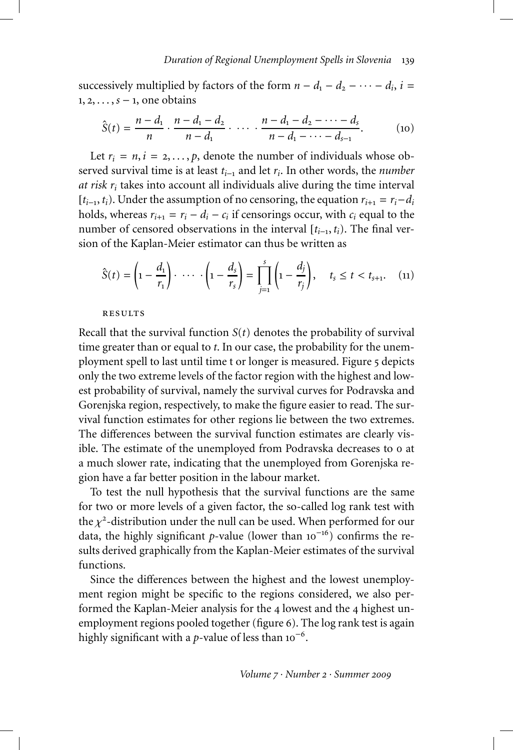successively multiplied by factors of the form $n - d_1 - d_2 - \cdots - d_i$, $i = 1, 2, \ldots, s-1$, one obtains

$$\hat{S}(t) = \frac{n - d_1}{n} \cdot \frac{n - d_1 - d_2}{n - d_1} \cdot \cdots \cdot \frac{n - d_1 - d_2 - \cdots - d_s}{n - d_1 - \cdots - d_{s-1}}. \tag{10}$$

Let $r_i = n, i = 2, \ldots, p$, denote the number of individuals whose observed survival time is at least $t_{i-1}$ and let $r_i$. In other words, the *number at risk* $r_i$ takes into account all individuals alive during the time interval $[t_{i-1}, t_i)$. Under the assumption of no censoring, the equation $r_{i+1} = r_i - d_i$ holds, whereas $r_{i+1} = r_i - d_i - c_i$ if censorings occur, with $c_i$ equal to the number of censored observations in the interval $[t_{i-1}, t_i)$. The final version of the Kaplan-Meier estimator can thus be written as

$$\hat{S}(t) = \left(1 - \frac{d_1}{r_1}\right) \cdot \cdots \cdot \left(1 - \frac{d_s}{r_s}\right) = \prod_{j=1}^{s} \left(1 - \frac{d_j}{r_j}\right), \quad t_s \leq t < t_{s+1}. \tag{11}$$

## RESULTS

Recall that the survival function $S(t)$ denotes the probability of survival time greater than or equal to $t$. In our case, the probability for the unemployment spell to last until time t or longer is measured. Figure 5 depicts only the two extreme levels of the factor region with the highest and lowest probability of survival, namely the survival curves for Podravska and Gorenjska region, respectively, to make the figure easier to read. The survival function estimates for other regions lie between the two extremes. The differences between the survival function estimates are clearly visible. The estimate of the unemployed from Podravska decreases to 0 at a much slower rate, indicating that the unemployed from Gorenjska region have a far better position in the labour market.

To test the null hypothesis that the survival functions are the same for two or more levels of a given factor, the so-called log rank test with the $\chi^2$-distribution under the null can be used. When performed for our data, the highly significant $p$-value (lower than $10^{-16}$) confirms the results derived graphically from the Kaplan-Meier estimates of the survival functions.

Since the differences between the highest and the lowest unemployment region might be specific to the regions considered, we also performed the Kaplan-Meier analysis for the 4 lowest and the 4 highest unemployment regions pooled together (figure 6). The log rank test is again highly significant with a $p$-value of less than $10^{-6}$.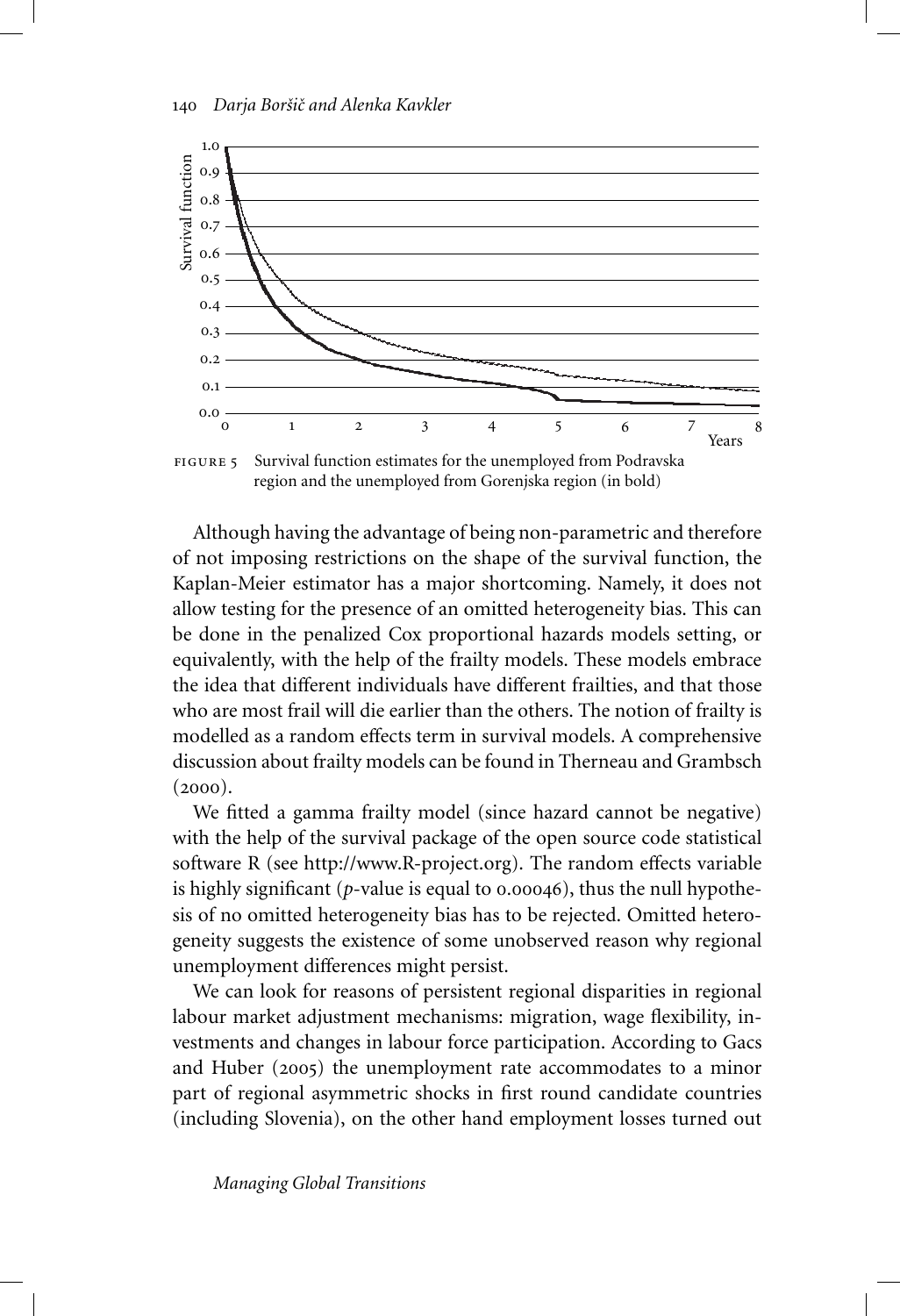Survival function

1.0
0.9
0.8
0.7
0.6
0.5
0.4
0.3
0.2
0.1
0.0

0 1 2 3 4 5 6 7 8

Years

FIGURE 5 Survival function estimates for the unemployed from Podravska region and the unemployed from Gorenjska region (in bold)

Although having the advantage of being non-parametric and therefore of not imposing restrictions on the shape of the survival function, the Kaplan-Meier estimator has a major shortcoming. Namely, it does not allow testing for the presence of an omitted heterogeneity bias. This can be done in the penalized Cox proportional hazards models setting, or equivalently, with the help of the frailty models. These models embrace the idea that different individuals have different frailties, and that those who are most frail will die earlier than the others. The notion of frailty is modelled as a random effects term in survival models. A comprehensive discussion about frailty models can be found in Therneau and Grambsch (2000).

We fitted a gamma frailty model (since hazard cannot be negative) with the help of the survival package of the open source code statistical software R (see http://www.R-project.org). The random effects variable is highly significant ($p$-value is equal to 0.00046), thus the null hypothesis of no omitted heterogeneity bias has to be rejected. Omitted heterogeneity suggests the existence of some unobserved reason why regional unemployment differences might persist.

We can look for reasons of persistent regional disparities in regional labour market adjustment mechanisms: migration, wage flexibility, investments and changes in labour force participation. According to Gacs and Huber (2005) the unemployment rate accommodates to a minor part of regional asymmetric shocks in first round candidate countries (including Slovenia), on the other hand employment losses turned out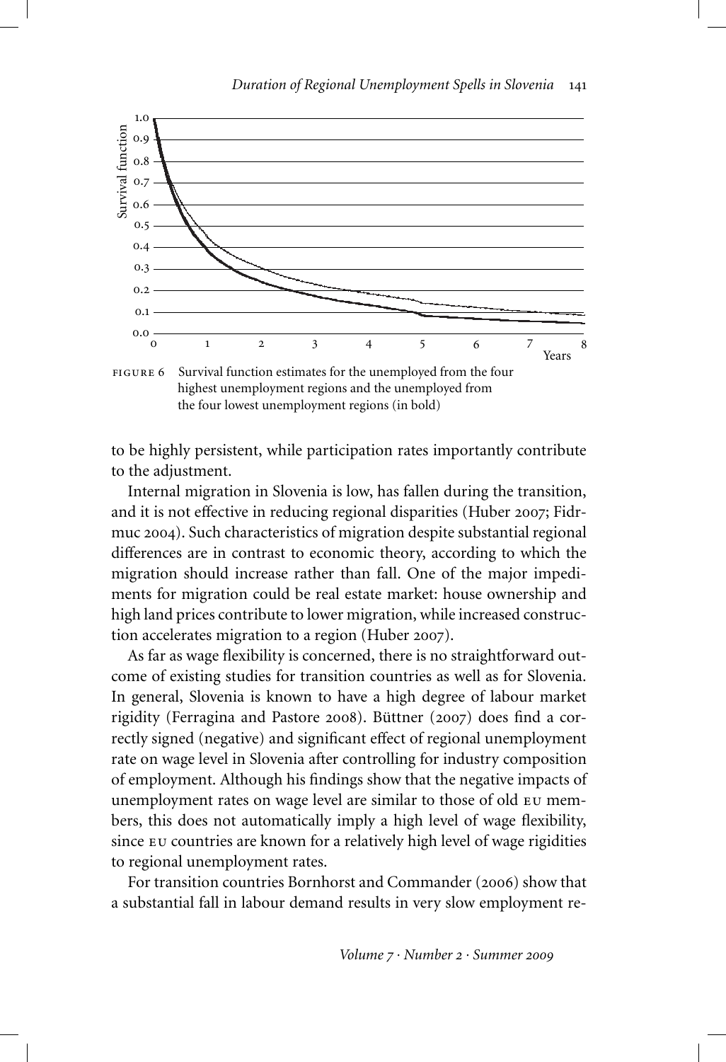Survival function

1.0
0.9
0.8
0.7
0.6
0.5
0.4
0.3
0.2
0.1
0.0

0 1 2 3 4 5 6 7 8

Years

FIGURE 6 Survival function estimates for the unemployed from the four highest unemployment regions and the unemployed from the four lowest unemployment regions (in bold)

to be highly persistent, while participation rates importantly contribute to the adjustment.

Internal migration in Slovenia is low, has fallen during the transition, and it is not effective in reducing regional disparities (Huber 2007; Fidrmuc 2004). Such characteristics of migration despite substantial regional differences are in contrast to economic theory, according to which the migration should increase rather than fall. One of the major impediments for migration could be real estate market: house ownership and high land prices contribute to lower migration, while increased construction accelerates migration to a region (Huber 2007).

As far as wage flexibility is concerned, there is no straightforward outcome of existing studies for transition countries as well as for Slovenia. In general, Slovenia is known to have a high degree of labour market rigidity (Ferragina and Pastore 2008). Büttner (2007) does find a correctly signed (negative) and significant effect of regional unemployment rate on wage level in Slovenia after controlling for industry composition of employment. Although his findings show that the negative impacts of unemployment rates on wage level are similar to those of old EU members, this does not automatically imply a high level of wage flexibility, since EU countries are known for a relatively high level of wage rigidities to regional unemployment rates.

For transition countries Bornhorst and Commander (2006) show that a substantial fall in labour demand results in very slow employment re-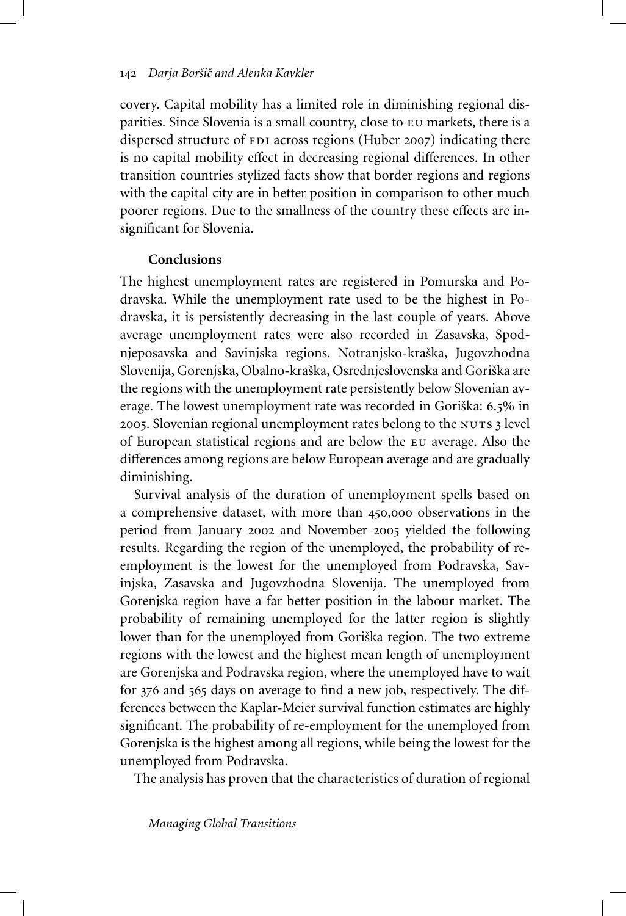covery. Capital mobility has a limited role in diminishing regional disparities. Since Slovenia is a small country, close to EU markets, there is a dispersed structure of FDI across regions (Huber 2007) indicating there is no capital mobility effect in decreasing regional differences. In other transition countries stylized facts show that border regions and regions with the capital city are in better position in comparison to other much poorer regions. Due to the smallness of the country these effects are insignificant for Slovenia.

## Conclusions

The highest unemployment rates are registered in Pomurska and Podravska. While the unemployment rate used to be the highest in Podravska, it is persistently decreasing in the last couple of years. Above average unemployment rates were also recorded in Zasavska, Spodnjeposavska and Savinjska regions. Notranjsko-kraška, Jugovzhodna Slovenija, Gorenjska, Obalno-kraška, Osrednjeslovenska and Goriška are the regions with the unemployment rate persistently below Slovenian average. The lowest unemployment rate was recorded in Goriška: 6.5% in 2005. Slovenian regional unemployment rates belong to the NUTS 3 level of European statistical regions and are below the EU average. Also the differences among regions are below European average and are gradually diminishing.

Survival analysis of the duration of unemployment spells based on a comprehensive dataset, with more than 450,000 observations in the period from January 2002 and November 2005 yielded the following results. Regarding the region of the unemployed, the probability of re-employment is the lowest for the unemployed from Podravska, Savinjska, Zasavska and Jugovzhodna Slovenija. The unemployed from Gorenjska region have a far better position in the labour market. The probability of remaining unemployed for the latter region is slightly lower than for the unemployed from Goriška region. The two extreme regions with the lowest and the highest mean length of unemployment are Gorenjska and Podravska region, where the unemployed have to wait for 376 and 565 days on average to find a new job, respectively. The differences between the Kaplar-Meier survival function estimates are highly significant. The probability of re-employment for the unemployed from Gorenjska is the highest among all regions, while being the lowest for the unemployed from Podravska.

The analysis has proven that the characteristics of duration of regional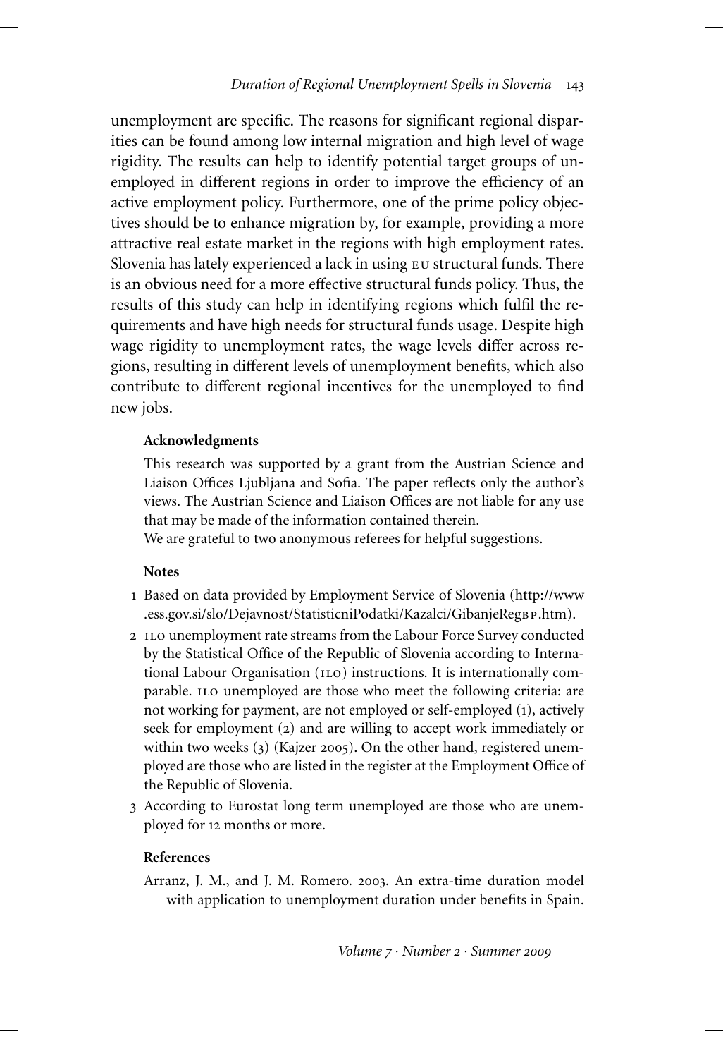unemployment are specific. The reasons for significant regional disparities can be found among low internal migration and high level of wage rigidity. The results can help to identify potential target groups of unemployed in different regions in order to improve the efficiency of an active employment policy. Furthermore, one of the prime policy objectives should be to enhance migration by, for example, providing a more attractive real estate market in the regions with high employment rates. Slovenia has lately experienced a lack in using EU structural funds. There is an obvious need for a more effective structural funds policy. Thus, the results of this study can help in identifying regions which fulfil the requirements and have high needs for structural funds usage. Despite high wage rigidity to unemployment rates, the wage levels differ across regions, resulting in different levels of unemployment benefits, which also contribute to different regional incentives for the unemployed to find new jobs.

### Acknowledgments

This research was supported by a grant from the Austrian Science and Liaison Offices Ljubljana and Sofia. The paper reflects only the author's views. The Austrian Science and Liaison Offices are not liable for any use that may be made of the information contained therein.

We are grateful to two anonymous referees for helpful suggestions.

### Notes

1. Based on data provided by Employment Service of Slovenia (http://www.ess.gov.si/slo/Dejavnost/StatisticniPodatki/Kazalci/GibanjeRegBP.htm).
2. ILO unemployment rate streams from the Labour Force Survey conducted by the Statistical Office of the Republic of Slovenia according to International Labour Organisation (ILO) instructions. It is internationally comparable. ILO unemployed are those who meet the following criteria: are not working for payment, are not employed or self-employed (1), actively seek for employment (2) and are willing to accept work immediately or within two weeks (3) (Kajzer 2005). On the other hand, registered unemployed are those who are listed in the register at the Employment Office of the Republic of Slovenia.
3. According to Eurostat long term unemployed are those who are unemployed for 12 months or more.

### References

Arranz, J. M., and J. M. Romero. 2003. An extra-time duration model with application to unemployment duration under benefits in Spain.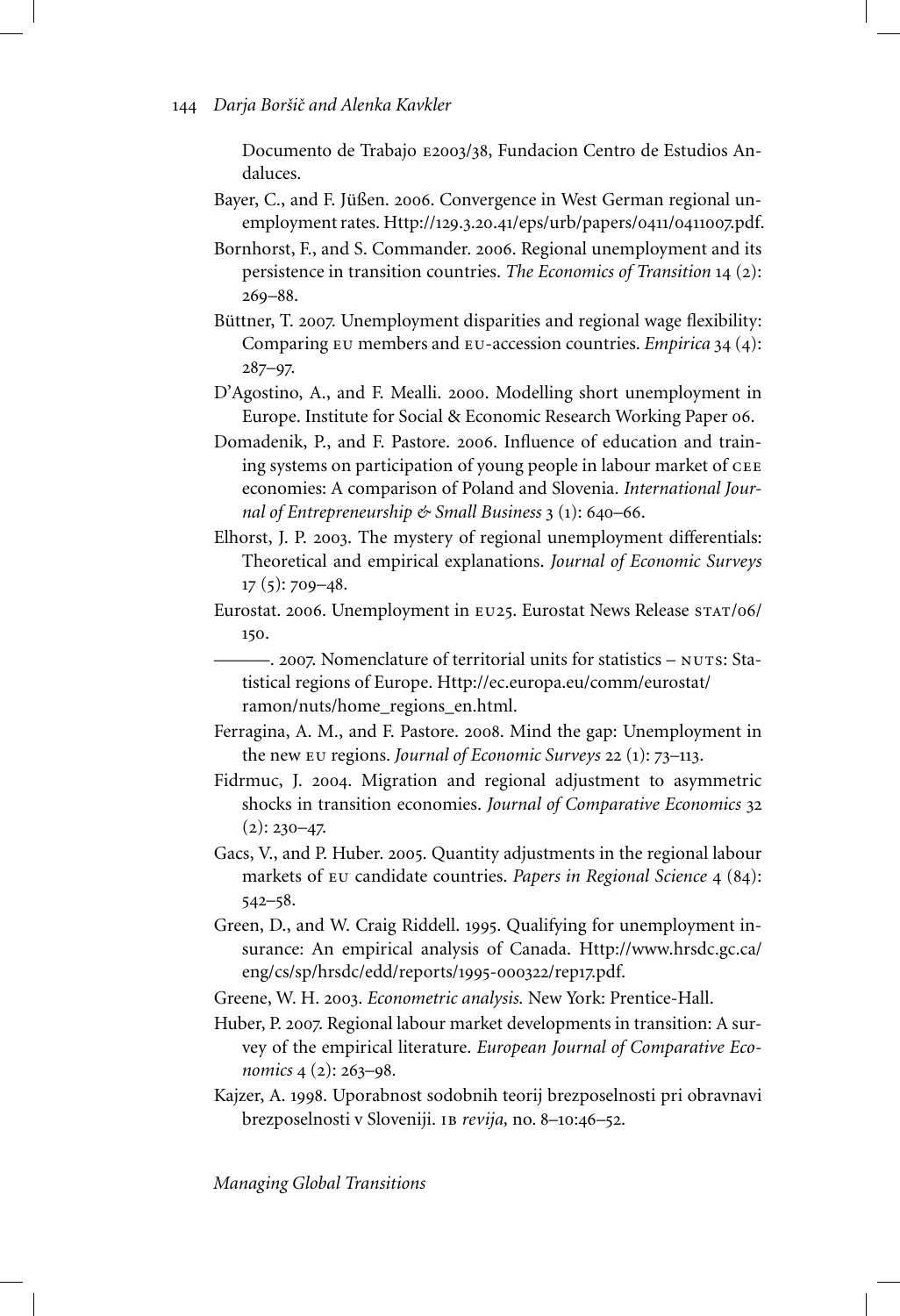Documento de Trabajo E2003/38, Fundacion Centro de Estudios Andaluces.

Bayer, C., and F. Jüßen. 2006. Convergence in West German regional unemployment rates. Http://129.3.20.41/eps/urb/papers/0411/0411007.pdf.

Bornhorst, F., and S. Commander. 2006. Regional unemployment and its persistence in transition countries. *The Economics of Transition* 14 (2): 269–88.

Büttner, T. 2007. Unemployment disparities and regional wage flexibility: Comparing EU members and EU-accession countries. *Empirica* 34 (4): 287–97.

D'Agostino, A., and F. Mealli. 2000. Modelling short unemployment in Europe. Institute for Social & Economic Research Working Paper 06.

Domadenik, P., and F. Pastore. 2006. Influence of education and training systems on participation of young people in labour market of CEE economies: A comparison of Poland and Slovenia. *International Journal of Entrepreneurship & Small Business* 3 (1): 640–66.

Elhorst, J. P. 2003. The mystery of regional unemployment differentials: Theoretical and empirical explanations. *Journal of Economic Surveys* 17 (5): 709–48.

Eurostat. 2006. Unemployment in EU25. Eurostat News Release STAT/06/150.

———. 2007. Nomenclature of territorial units for statistics – NUTS: Statistical regions of Europe. Http://ec.europa.eu/comm/eurostat/ramon/nuts/home_regions_en.html.

Ferragina, A. M., and F. Pastore. 2008. Mind the gap: Unemployment in the new EU regions. *Journal of Economic Surveys* 22 (1): 73–113.

Fidrmuc, J. 2004. Migration and regional adjustment to asymmetric shocks in transition economies. *Journal of Comparative Economics* 32 (2): 230–47.

Gacs, V., and P. Huber. 2005. Quantity adjustments in the regional labour markets of EU candidate countries. *Papers in Regional Science* 4 (84): 542–58.

Green, D., and W. Craig Riddell. 1995. Qualifying for unemployment insurance: An empirical analysis of Canada. Http://www.hrsdc.gc.ca/eng/cs/sp/hrsdc/edd/reports/1995-000322/rep17.pdf.

Greene, W. H. 2003. *Econometric analysis.* New York: Prentice-Hall.

Huber, P. 2007. Regional labour market developments in transition: A survey of the empirical literature. *European Journal of Comparative Economics* 4 (2): 263–98.

Kajzer, A. 1998. Uporabnost sodobnih teorij brezposelnosti pri obravnavi brezposelnosti v Sloveniji. IB *revija,* no. 8–10:46–52.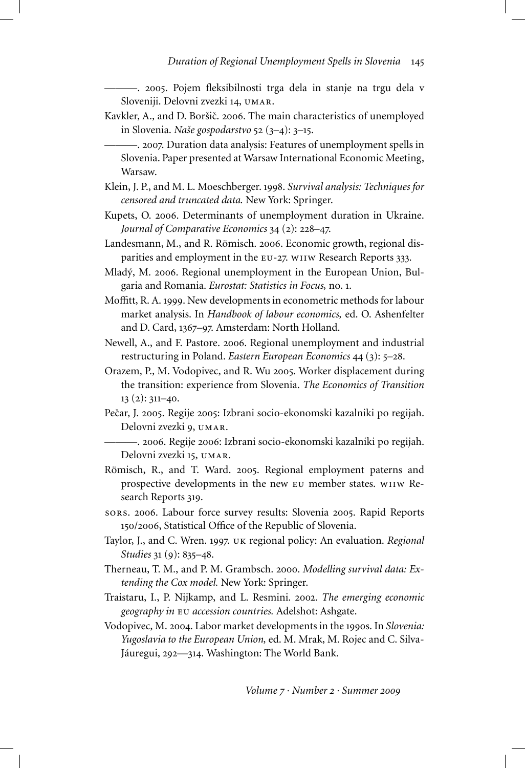———. 2005. Pojem fleksibilnosti trga dela in stanje na trgu dela v Sloveniji. Delovni zvezki 14, UMAR.

Kavkler, A., and D. Boršič. 2006. The main characteristics of unemployed in Slovenia. *Naše gospodarstvo* 52 (3–4): 3–15.

———. 2007. Duration data analysis: Features of unemployment spells in Slovenia. Paper presented at Warsaw International Economic Meeting, Warsaw.

Klein, J. P., and M. L. Moeschberger. 1998. *Survival analysis: Techniques for censored and truncated data.* New York: Springer.

Kupets, O. 2006. Determinants of unemployment duration in Ukraine. *Journal of Comparative Economics* 34 (2): 228–47.

Landesmann, M., and R. Römisch. 2006. Economic growth, regional disparities and employment in the EU-27. WIIW Research Reports 333.

Mladý, M. 2006. Regional unemployment in the European Union, Bulgaria and Romania. *Eurostat: Statistics in Focus,* no. 1.

Moffitt, R. A. 1999. New developments in econometric methods for labour market analysis. In *Handbook of labour economics,* ed. O. Ashenfelter and D. Card, 1367–97. Amsterdam: North Holland.

Newell, A., and F. Pastore. 2006. Regional unemployment and industrial restructuring in Poland. *Eastern European Economics* 44 (3): 5–28.

Orazem, P., M. Vodopivec, and R. Wu 2005. Worker displacement during the transition: experience from Slovenia. *The Economics of Transition* 13 (2): 311–40.

Pečar, J. 2005. Regije 2005: Izbrani socio-ekonomski kazalniki po regijah. Delovni zvezki 9, UMAR.

———. 2006. Regije 2006: Izbrani socio-ekonomski kazalniki po regijah. Delovni zvezki 15, UMAR.

Römisch, R., and T. Ward. 2005. Regional employment paterns and prospective developments in the new EU member states. WIIW Research Reports 319.

SORS. 2006. Labour force survey results: Slovenia 2005. Rapid Reports 150/2006, Statistical Office of the Republic of Slovenia.

Taylor, J., and C. Wren. 1997. UK regional policy: An evaluation. *Regional Studies* 31 (9): 835–48.

Therneau, T. M., and P. M. Grambsch. 2000. *Modelling survival data: Extending the Cox model.* New York: Springer.

Traistaru, I., P. Nijkamp, and L. Resmini. 2002. *The emerging economic geography in EU accession countries.* Adelshot: Ashgate.

Vodopivec, M. 2004. Labor market developments in the 1990s. In *Slovenia: Yugoslavia to the European Union,* ed. M. Mrak, M. Rojec and C. Silva-Jáuregui, 292—314. Washington: The World Bank.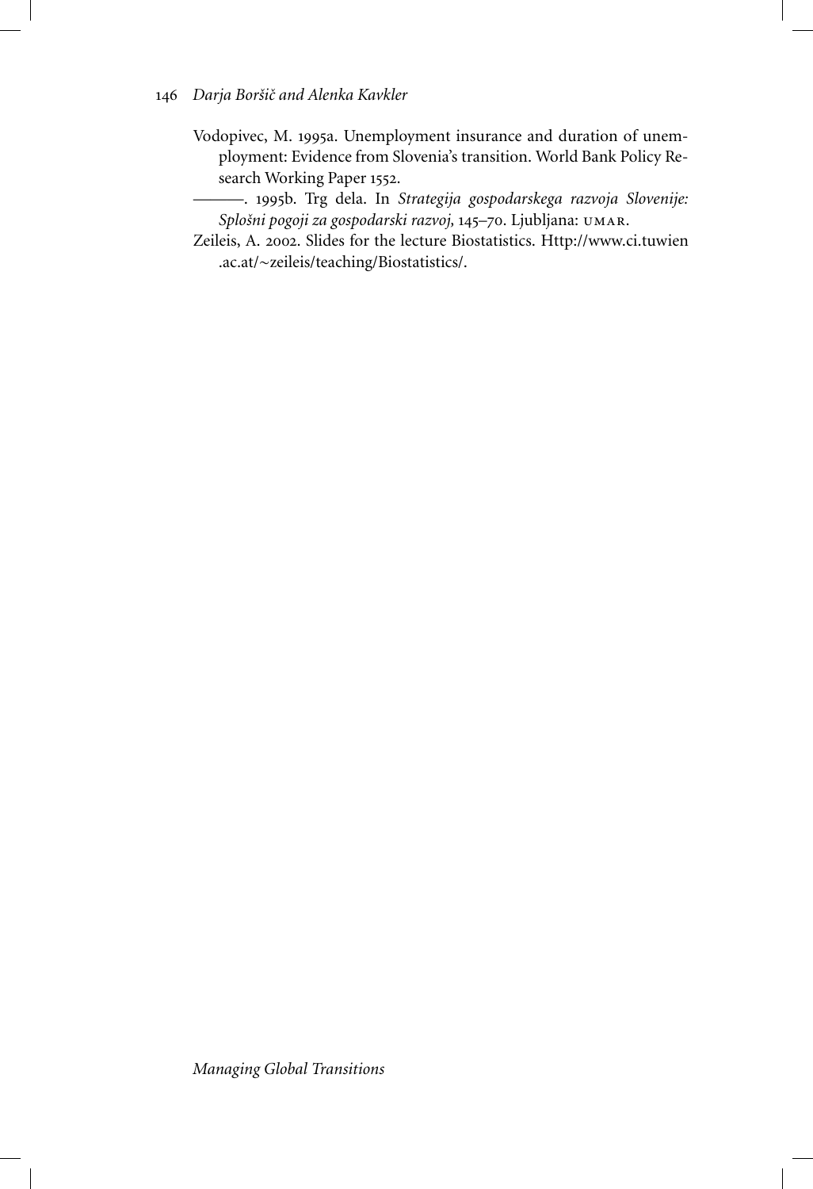Vodopivec, M. 1995a. Unemployment insurance and duration of unemployment: Evidence from Slovenia's transition. World Bank Policy Research Working Paper 1552.

———. 1995b. Trg dela. In *Strategija gospodarskega razvoja Slovenije: Splošni pogoji za gospodarski razvoj,* 145–70. Ljubljana: UMAR.

Zeileis, A. 2002. Slides for the lecture Biostatistics. Http://www.ci.tuwien.ac.at/~zeileis/teaching/Biostatistics/.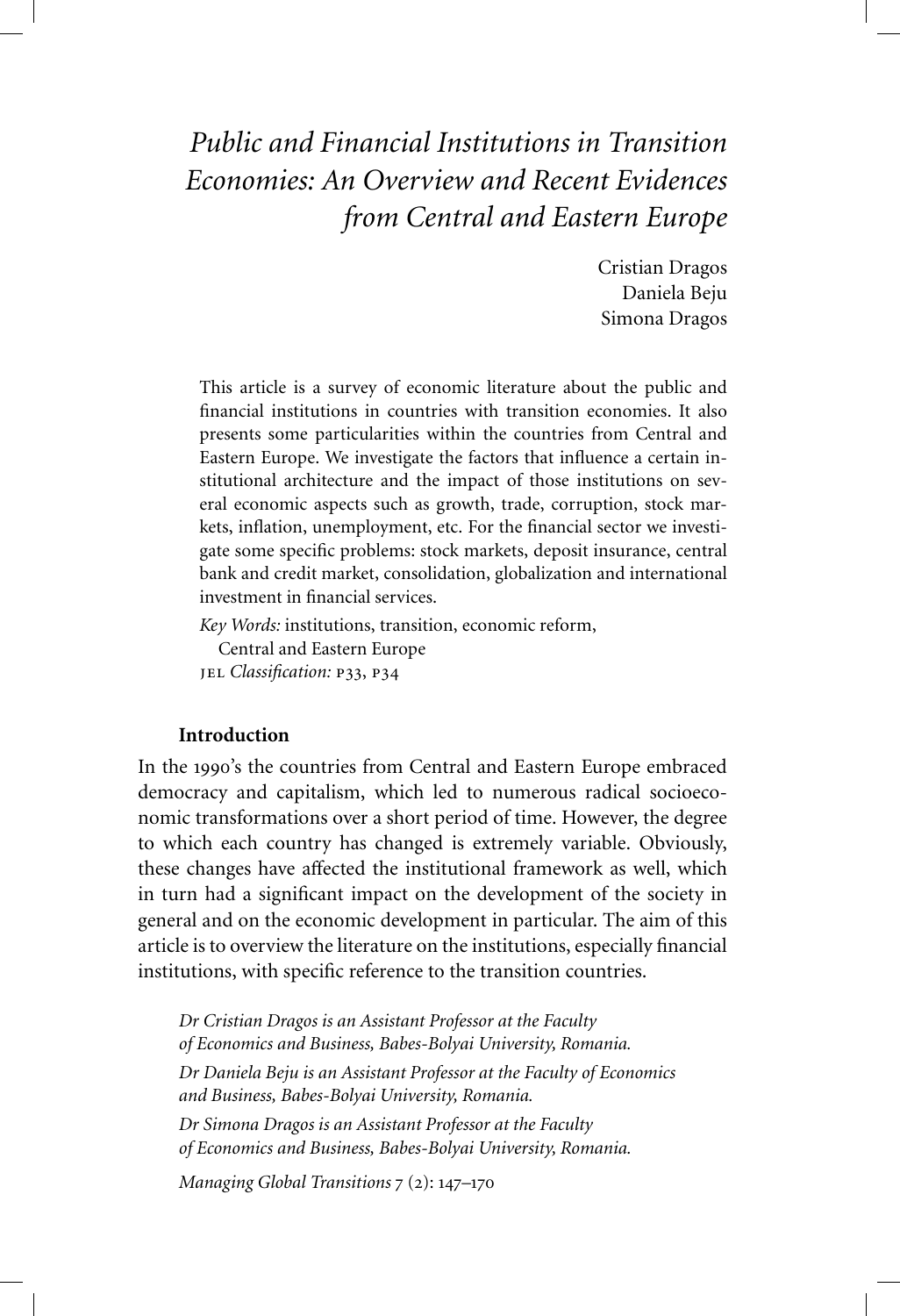# *Public and Financial Institutions in Transition Economies: An Overview and Recent Evidences from Central and Eastern Europe*

Cristian Dragos  
Daniela Beju  
Simona Dragos

This article is a survey of economic literature about the public and financial institutions in countries with transition economies. It also presents some particularities within the countries from Central and Eastern Europe. We investigate the factors that influence a certain institutional architecture and the impact of those institutions on several economic aspects such as growth, trade, corruption, stock markets, inflation, unemployment, etc. For the financial sector we investigate some specific problems: stock markets, deposit insurance, central bank and credit market, consolidation, globalization and international investment in financial services.

*Key Words:* institutions, transition, economic reform, Central and Eastern Europe  
JEL *Classification:* P33, P34

## Introduction

In the 1990's the countries from Central and Eastern Europe embraced democracy and capitalism, which led to numerous radical socioeconomic transformations over a short period of time. However, the degree to which each country has changed is extremely variable. Obviously, these changes have affected the institutional framework as well, which in turn had a significant impact on the development of the society in general and on the economic development in particular. The aim of this article is to overview the literature on the institutions, especially financial institutions, with specific reference to the transition countries.

*Dr Cristian Dragos is an Assistant Professor at the Faculty of Economics and Business, Babes-Bolyai University, Romania.*

*Dr Daniela Beju is an Assistant Professor at the Faculty of Economics and Business, Babes-Bolyai University, Romania.*

*Dr Simona Dragos is an Assistant Professor at the Faculty of Economics and Business, Babes-Bolyai University, Romania.*

*Managing Global Transitions* 7 (2): 147–170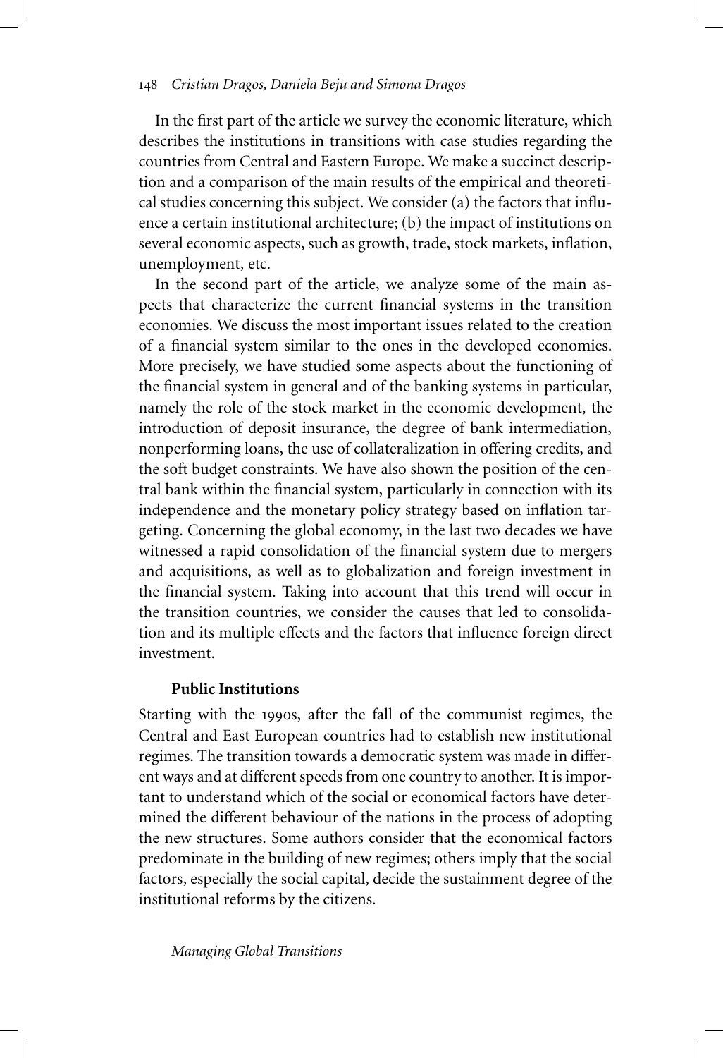In the first part of the article we survey the economic literature, which describes the institutions in transitions with case studies regarding the countries from Central and Eastern Europe. We make a succinct description and a comparison of the main results of the empirical and theoretical studies concerning this subject. We consider (a) the factors that influence a certain institutional architecture; (b) the impact of institutions on several economic aspects, such as growth, trade, stock markets, inflation, unemployment, etc.

In the second part of the article, we analyze some of the main aspects that characterize the current financial systems in the transition economies. We discuss the most important issues related to the creation of a financial system similar to the ones in the developed economies. More precisely, we have studied some aspects about the functioning of the financial system in general and of the banking systems in particular, namely the role of the stock market in the economic development, the introduction of deposit insurance, the degree of bank intermediation, nonperforming loans, the use of collateralization in offering credits, and the soft budget constraints. We have also shown the position of the central bank within the financial system, particularly in connection with its independence and the monetary policy strategy based on inflation targeting. Concerning the global economy, in the last two decades we have witnessed a rapid consolidation of the financial system due to mergers and acquisitions, as well as to globalization and foreign investment in the financial system. Taking into account that this trend will occur in the transition countries, we consider the causes that led to consolidation and its multiple effects and the factors that influence foreign direct investment.

## Public Institutions

Starting with the 1990s, after the fall of the communist regimes, the Central and East European countries had to establish new institutional regimes. The transition towards a democratic system was made in different ways and at different speeds from one country to another. It is important to understand which of the social or economical factors have determined the different behaviour of the nations in the process of adopting the new structures. Some authors consider that the economical factors predominate in the building of new regimes; others imply that the social factors, especially the social capital, decide the sustainment degree of the institutional reforms by the citizens.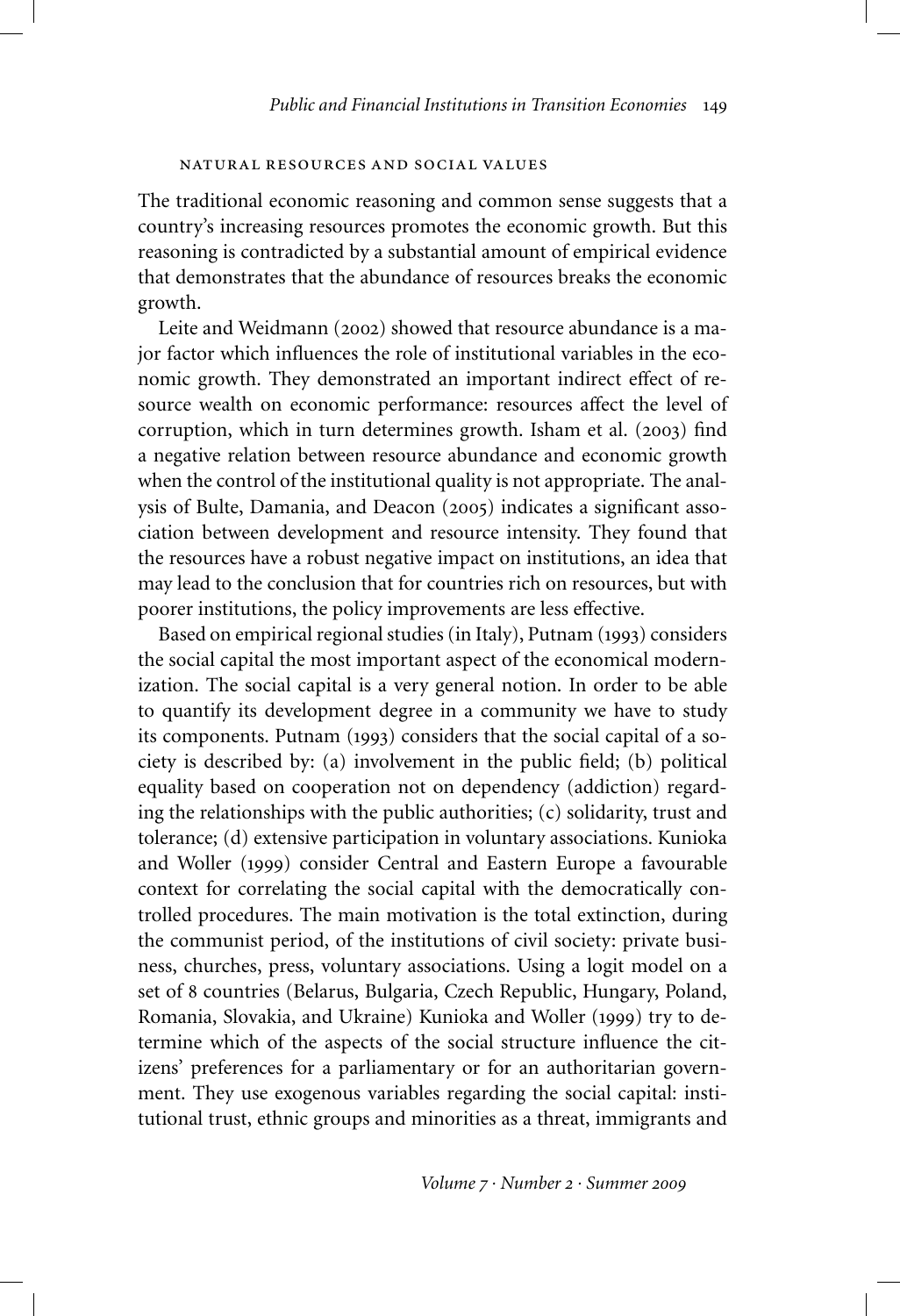## Natural Resources and Social Values

The traditional economic reasoning and common sense suggests that a country's increasing resources promotes the economic growth. But this reasoning is contradicted by a substantial amount of empirical evidence that demonstrates that the abundance of resources breaks the economic growth.

Leite and Weidmann (2002) showed that resource abundance is a major factor which influences the role of institutional variables in the economic growth. They demonstrated an important indirect effect of resource wealth on economic performance: resources affect the level of corruption, which in turn determines growth. Isham et al. (2003) find a negative relation between resource abundance and economic growth when the control of the institutional quality is not appropriate. The analysis of Bulte, Damania, and Deacon (2005) indicates a significant association between development and resource intensity. They found that the resources have a robust negative impact on institutions, an idea that may lead to the conclusion that for countries rich on resources, but with poorer institutions, the policy improvements are less effective.

Based on empirical regional studies (in Italy), Putnam (1993) considers the social capital the most important aspect of the economical modernization. The social capital is a very general notion. In order to be able to quantify its development degree in a community we have to study its components. Putnam (1993) considers that the social capital of a society is described by: (a) involvement in the public field; (b) political equality based on cooperation not on dependency (addiction) regarding the relationships with the public authorities; (c) solidarity, trust and tolerance; (d) extensive participation in voluntary associations. Kunioka and Woller (1999) consider Central and Eastern Europe a favourable context for correlating the social capital with the democratically controlled procedures. The main motivation is the total extinction, during the communist period, of the institutions of civil society: private business, churches, press, voluntary associations. Using a logit model on a set of 8 countries (Belarus, Bulgaria, Czech Republic, Hungary, Poland, Romania, Slovakia, and Ukraine) Kunioka and Woller (1999) try to determine which of the aspects of the social structure influence the citizens' preferences for a parliamentary or for an authoritarian government. They use exogenous variables regarding the social capital: institutional trust, ethnic groups and minorities as a threat, immigrants and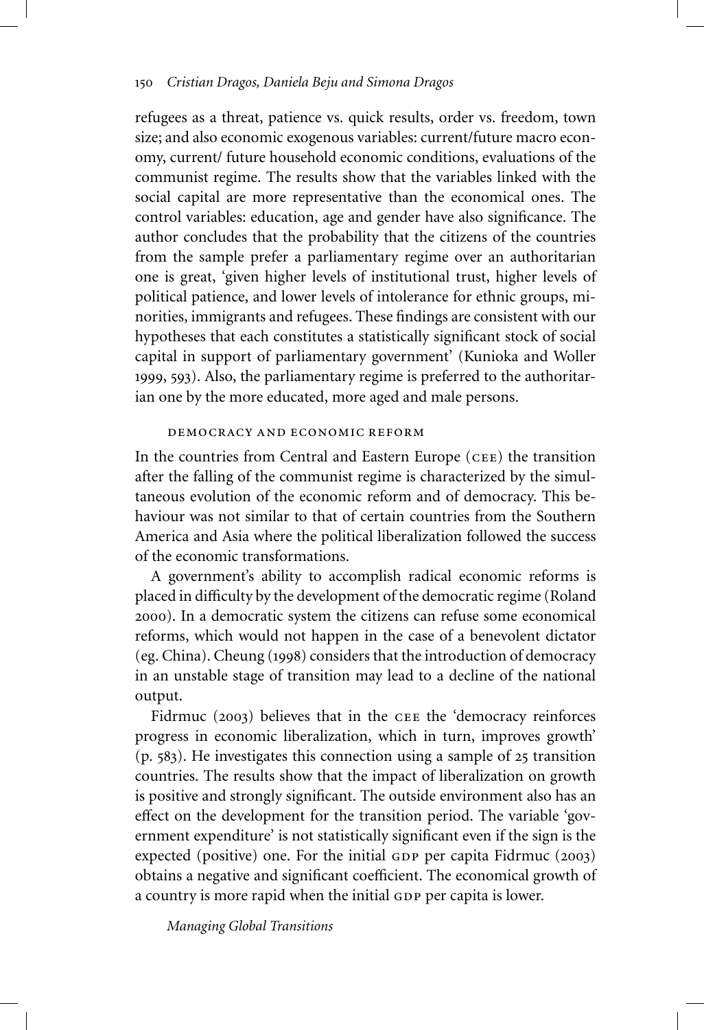refugees as a threat, patience vs. quick results, order vs. freedom, town size; and also economic exogenous variables: current/future macro economy, current/ future household economic conditions, evaluations of the communist regime. The results show that the variables linked with the social capital are more representative than the economical ones. The control variables: education, age and gender have also significance. The author concludes that the probability that the citizens of the countries from the sample prefer a parliamentary regime over an authoritarian one is great, 'given higher levels of institutional trust, higher levels of political patience, and lower levels of intolerance for ethnic groups, minorities, immigrants and refugees. These findings are consistent with our hypotheses that each constitutes a statistically significant stock of social capital in support of parliamentary government' (Kunioka and Woller 1999, 593). Also, the parliamentary regime is preferred to the authoritarian one by the more educated, more aged and male persons.

## DEMOCRACY AND ECONOMIC REFORM

In the countries from Central and Eastern Europe (CEE) the transition after the falling of the communist regime is characterized by the simultaneous evolution of the economic reform and of democracy. This behaviour was not similar to that of certain countries from the Southern America and Asia where the political liberalization followed the success of the economic transformations.

A government's ability to accomplish radical economic reforms is placed in difficulty by the development of the democratic regime (Roland 2000). In a democratic system the citizens can refuse some economical reforms, which would not happen in the case of a benevolent dictator (eg. China). Cheung (1998) considers that the introduction of democracy in an unstable stage of transition may lead to a decline of the national output.

Fidrmuc (2003) believes that in the CEE the 'democracy reinforces progress in economic liberalization, which in turn, improves growth' (p. 583). He investigates this connection using a sample of 25 transition countries. The results show that the impact of liberalization on growth is positive and strongly significant. The outside environment also has an effect on the development for the transition period. The variable 'government expenditure' is not statistically significant even if the sign is the expected (positive) one. For the initial GDP per capita Fidrmuc (2003) obtains a negative and significant coefficient. The economical growth of a country is more rapid when the initial GDP per capita is lower.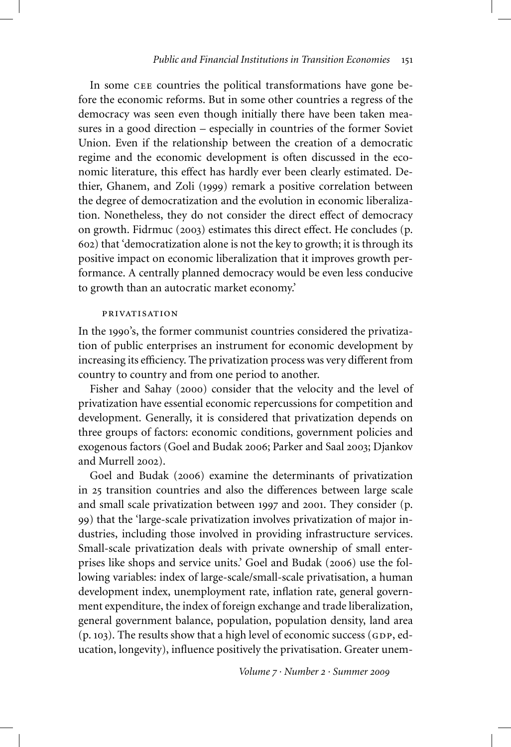In some CEE countries the political transformations have gone before the economic reforms. But in some other countries a regress of the democracy was seen even though initially there have been taken measures in a good direction – especially in countries of the former Soviet Union. Even if the relationship between the creation of a democratic regime and the economic development is often discussed in the economic literature, this effect has hardly ever been clearly estimated. Dethier, Ghanem, and Zoli (1999) remark a positive correlation between the degree of democratization and the evolution in economic liberalization. Nonetheless, they do not consider the direct effect of democracy on growth. Fidrmuc (2003) estimates this direct effect. He concludes (p. 602) that 'democratization alone is not the key to growth; it is through its positive impact on economic liberalization that it improves growth performance. A centrally planned democracy would be even less conducive to growth than an autocratic market economy.'

### PRIVATISATION

In the 1990's, the former communist countries considered the privatization of public enterprises an instrument for economic development by increasing its efficiency. The privatization process was very different from country to country and from one period to another.

Fisher and Sahay (2000) consider that the velocity and the level of privatization have essential economic repercussions for competition and development. Generally, it is considered that privatization depends on three groups of factors: economic conditions, government policies and exogenous factors (Goel and Budak 2006; Parker and Saal 2003; Djankov and Murrell 2002).

Goel and Budak (2006) examine the determinants of privatization in 25 transition countries and also the differences between large scale and small scale privatization between 1997 and 2001. They consider (p. 99) that the 'large-scale privatization involves privatization of major industries, including those involved in providing infrastructure services. Small-scale privatization deals with private ownership of small enterprises like shops and service units.' Goel and Budak (2006) use the following variables: index of large-scale/small-scale privatisation, a human development index, unemployment rate, inflation rate, general government expenditure, the index of foreign exchange and trade liberalization, general government balance, population, population density, land area (p. 103). The results show that a high level of economic success (GDP, education, longevity), influence positively the privatisation. Greater unem-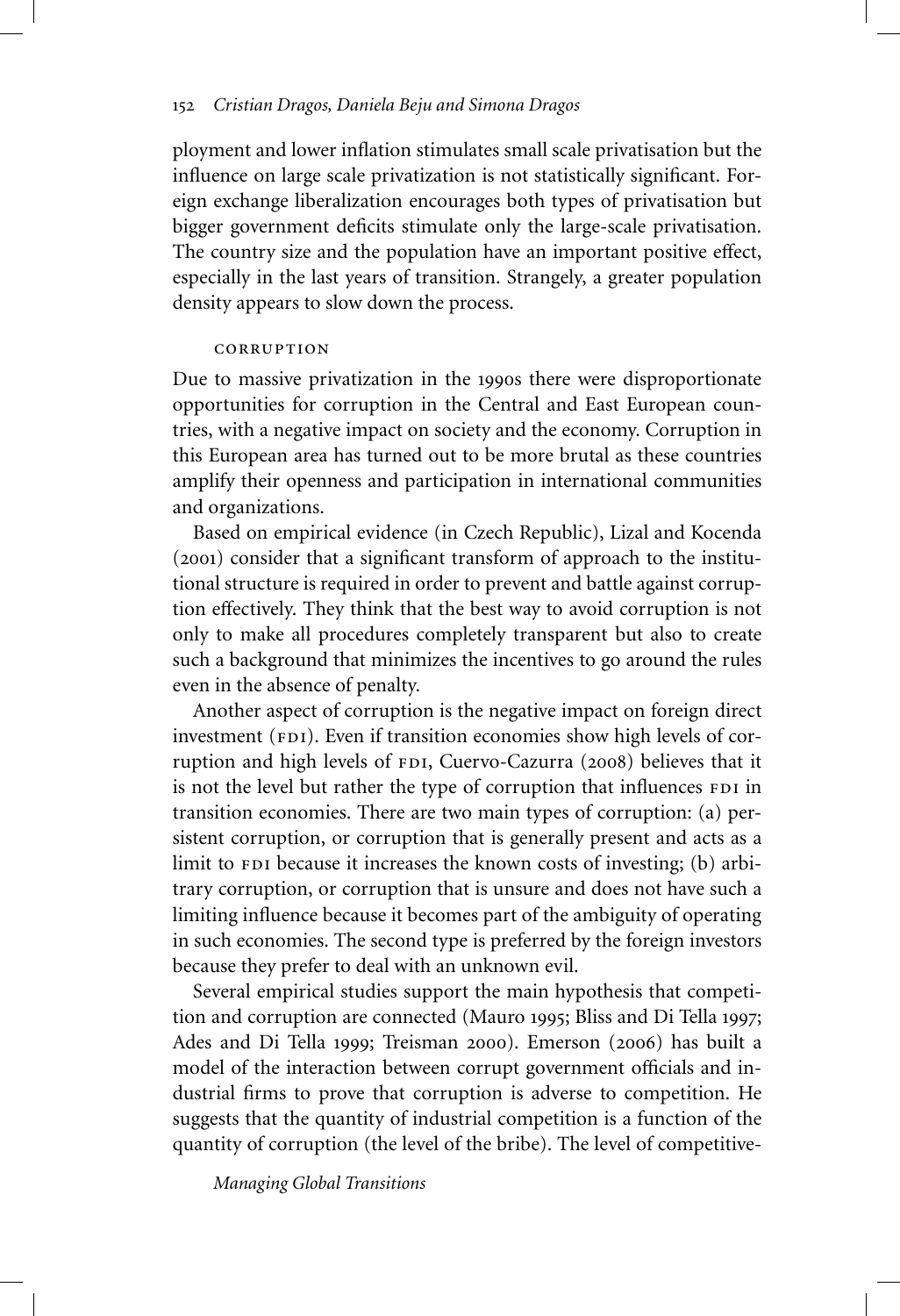ployment and lower inflation stimulates small scale privatisation but the influence on large scale privatization is not statistically significant. Foreign exchange liberalization encourages both types of privatisation but bigger government deficits stimulate only the large-scale privatisation. The country size and the population have an important positive effect, especially in the last years of transition. Strangely, a greater population density appears to slow down the process.

### CORRUPTION

Due to massive privatization in the 1990s there were disproportionate opportunities for corruption in the Central and East European countries, with a negative impact on society and the economy. Corruption in this European area has turned out to be more brutal as these countries amplify their openness and participation in international communities and organizations.

Based on empirical evidence (in Czech Republic), Lizal and Kocenda (2001) consider that a significant transform of approach to the institutional structure is required in order to prevent and battle against corruption effectively. They think that the best way to avoid corruption is not only to make all procedures completely transparent but also to create such a background that minimizes the incentives to go around the rules even in the absence of penalty.

Another aspect of corruption is the negative impact on foreign direct investment (FDI). Even if transition economies show high levels of corruption and high levels of FDI, Cuervo-Cazurra (2008) believes that it is not the level but rather the type of corruption that influences FDI in transition economies. There are two main types of corruption: (a) persistent corruption, or corruption that is generally present and acts as a limit to FDI because it increases the known costs of investing; (b) arbitrary corruption, or corruption that is unsure and does not have such a limiting influence because it becomes part of the ambiguity of operating in such economies. The second type is preferred by the foreign investors because they prefer to deal with an unknown evil.

Several empirical studies support the main hypothesis that competition and corruption are connected (Mauro 1995; Bliss and Di Tella 1997; Ades and Di Tella 1999; Treisman 2000). Emerson (2006) has built a model of the interaction between corrupt government officials and industrial firms to prove that corruption is adverse to competition. He suggests that the quantity of industrial competition is a function of the quantity of corruption (the level of the bribe). The level of competitive-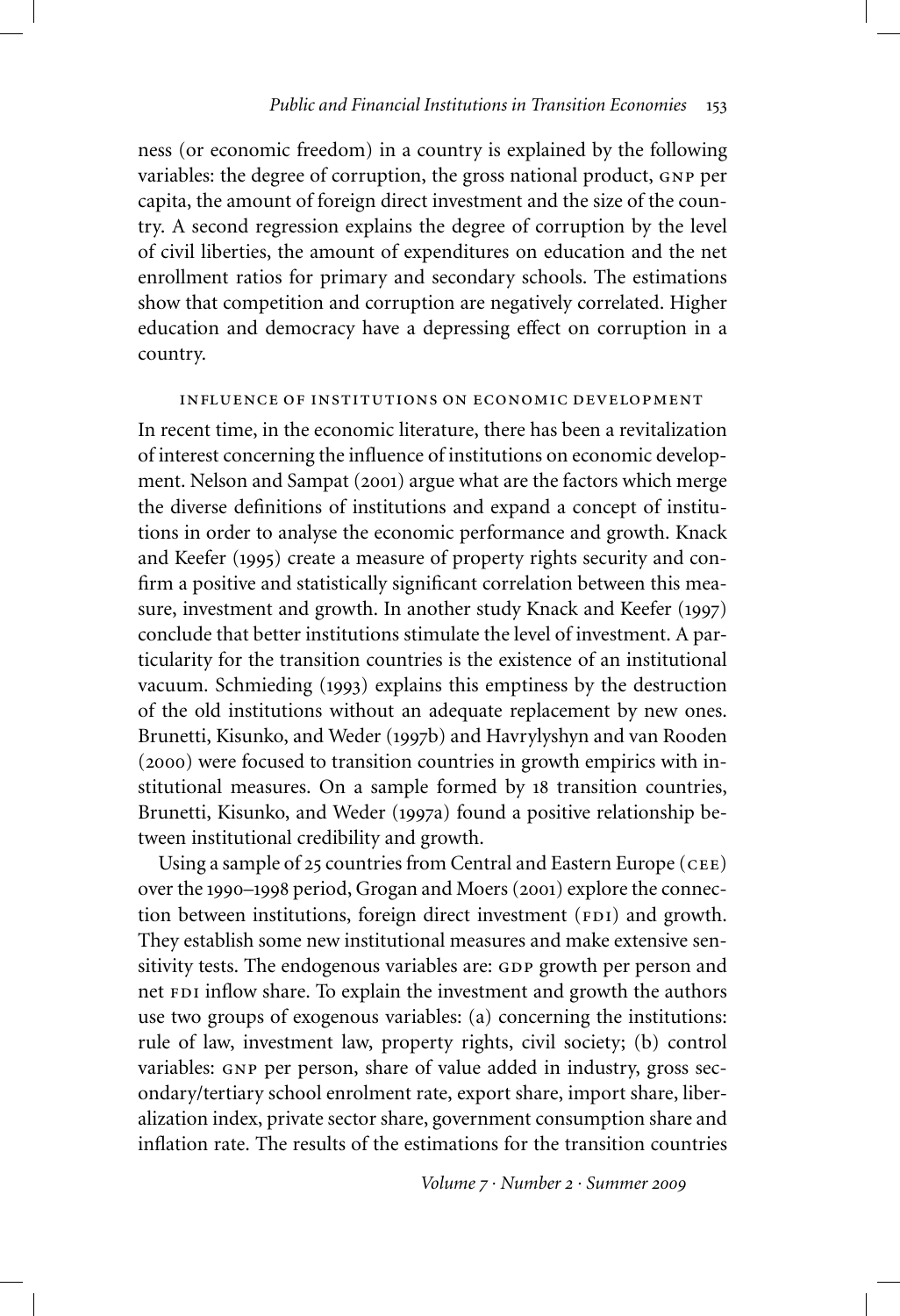ness (or economic freedom) in a country is explained by the following variables: the degree of corruption, the gross national product, GNP per capita, the amount of foreign direct investment and the size of the country. A second regression explains the degree of corruption by the level of civil liberties, the amount of expenditures on education and the net enrollment ratios for primary and secondary schools. The estimations show that competition and corruption are negatively correlated. Higher education and democracy have a depressing effect on corruption in a country.

### INFLUENCE OF INSTITUTIONS ON ECONOMIC DEVELOPMENT

In recent time, in the economic literature, there has been a revitalization of interest concerning the influence of institutions on economic development. Nelson and Sampat (2001) argue what are the factors which merge the diverse definitions of institutions and expand a concept of institutions in order to analyse the economic performance and growth. Knack and Keefer (1995) create a measure of property rights security and confirm a positive and statistically significant correlation between this measure, investment and growth. In another study Knack and Keefer (1997) conclude that better institutions stimulate the level of investment. A particularity for the transition countries is the existence of an institutional vacuum. Schmieding (1993) explains this emptiness by the destruction of the old institutions without an adequate replacement by new ones. Brunetti, Kisunko, and Weder (1997b) and Havrylyshyn and van Rooden (2000) were focused to transition countries in growth empirics with institutional measures. On a sample formed by 18 transition countries, Brunetti, Kisunko, and Weder (1997a) found a positive relationship between institutional credibility and growth.

Using a sample of 25 countries from Central and Eastern Europe (CEE) over the 1990–1998 period, Grogan and Moers (2001) explore the connection between institutions, foreign direct investment (FDI) and growth. They establish some new institutional measures and make extensive sensitivity tests. The endogenous variables are: GDP growth per person and net FDI inflow share. To explain the investment and growth the authors use two groups of exogenous variables: (a) concerning the institutions: rule of law, investment law, property rights, civil society; (b) control variables: GNP per person, share of value added in industry, gross secondary/tertiary school enrolment rate, export share, import share, liberalization index, private sector share, government consumption share and inflation rate. The results of the estimations for the transition countries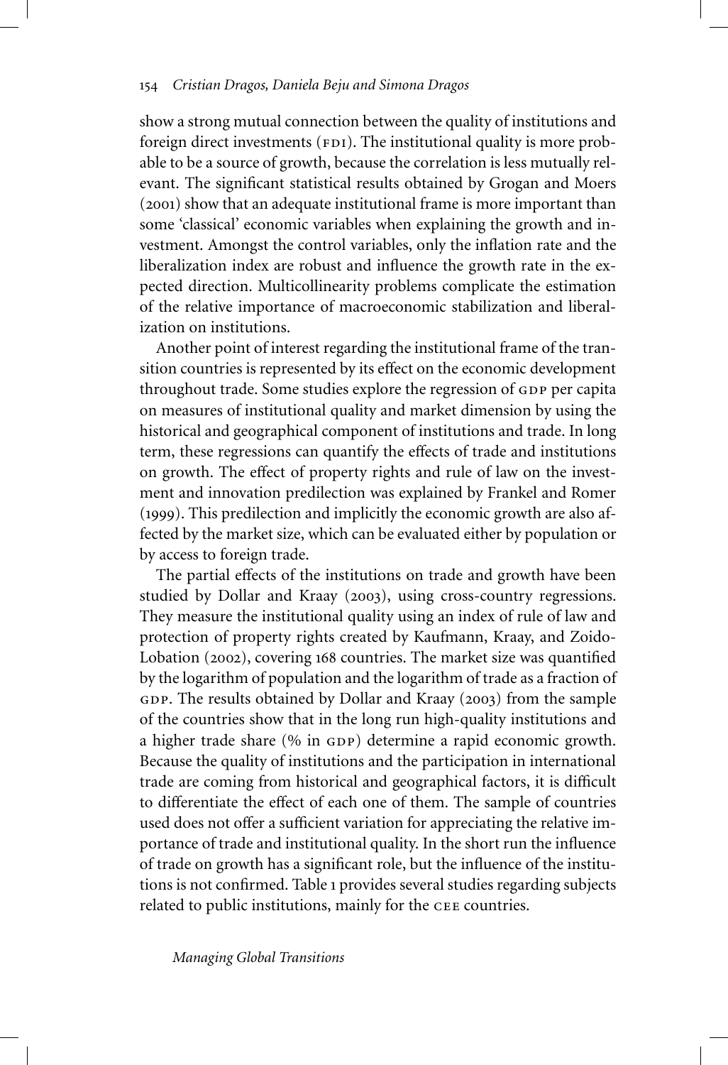show a strong mutual connection between the quality of institutions and foreign direct investments (FDI). The institutional quality is more probable to be a source of growth, because the correlation is less mutually relevant. The significant statistical results obtained by Grogan and Moers (2001) show that an adequate institutional frame is more important than some 'classical' economic variables when explaining the growth and investment. Amongst the control variables, only the inflation rate and the liberalization index are robust and influence the growth rate in the expected direction. Multicollinearity problems complicate the estimation of the relative importance of macroeconomic stabilization and liberalization on institutions.

Another point of interest regarding the institutional frame of the transition countries is represented by its effect on the economic development throughout trade. Some studies explore the regression of GDP per capita on measures of institutional quality and market dimension by using the historical and geographical component of institutions and trade. In long term, these regressions can quantify the effects of trade and institutions on growth. The effect of property rights and rule of law on the investment and innovation predilection was explained by Frankel and Romer (1999). This predilection and implicitly the economic growth are also affected by the market size, which can be evaluated either by population or by access to foreign trade.

The partial effects of the institutions on trade and growth have been studied by Dollar and Kraay (2003), using cross-country regressions. They measure the institutional quality using an index of rule of law and protection of property rights created by Kaufmann, Kraay, and Zoido-Lobation (2002), covering 168 countries. The market size was quantified by the logarithm of population and the logarithm of trade as a fraction of GDP. The results obtained by Dollar and Kraay (2003) from the sample of the countries show that in the long run high-quality institutions and a higher trade share (% in GDP) determine a rapid economic growth. Because the quality of institutions and the participation in international trade are coming from historical and geographical factors, it is difficult to differentiate the effect of each one of them. The sample of countries used does not offer a sufficient variation for appreciating the relative importance of trade and institutional quality. In the short run the influence of trade on growth has a significant role, but the influence of the institutions is not confirmed. Table 1 provides several studies regarding subjects related to public institutions, mainly for the CEE countries.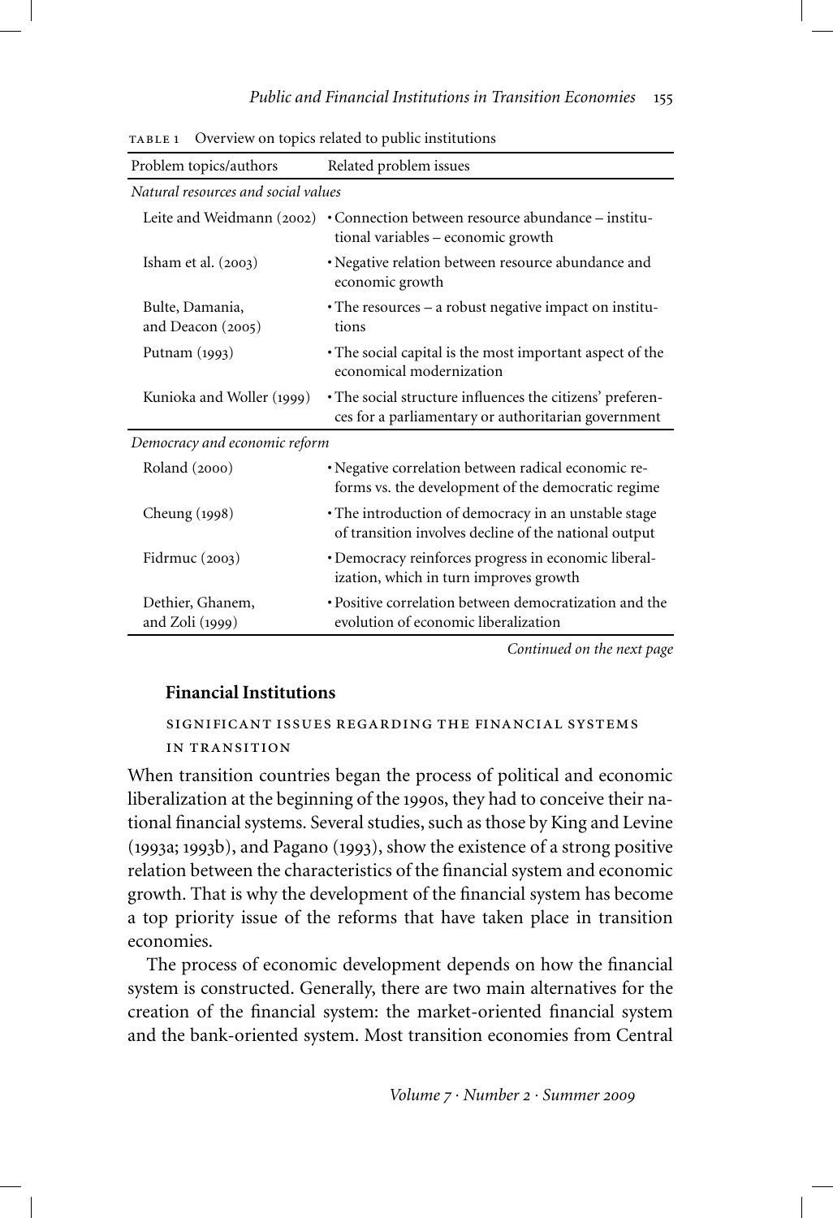TABLE 1 Overview on topics related to public institutions

| Problem topics/authors | Related problem issues |
|---|---|
| *Natural resources and social values* | |
| Leite and Weidmann (2002) | • Connection between resource abundance – institutional variables – economic growth |
| Isham et al. (2003) | • Negative relation between resource abundance and economic growth |
| Bulte, Damania, and Deacon (2005) | • The resources – a robust negative impact on institutions |
| Putnam (1993) | • The social capital is the most important aspect of the economical modernization |
| Kunioka and Woller (1999) | • The social structure influences the citizens' preferences for a parliamentary or authoritarian government |
| *Democracy and economic reform* | |
| Roland (2000) | • Negative correlation between radical economic reforms vs. the development of the democratic regime |
| Cheung (1998) | • The introduction of democracy in an unstable stage of transition involves decline of the national output |
| Fidrmuc (2003) | • Democracy reinforces progress in economic liberalization, which in turn improves growth |
| Dethier, Ghanem, and Zoli (1999) | • Positive correlation between democratization and the evolution of economic liberalization |

*Continued on the next page*

## Financial Institutions

### SIGNIFICANT ISSUES REGARDING THE FINANCIAL SYSTEMS IN TRANSITION

When transition countries began the process of political and economic liberalization at the beginning of the 1990s, they had to conceive their national financial systems. Several studies, such as those by King and Levine (1993a; 1993b), and Pagano (1993), show the existence of a strong positive relation between the characteristics of the financial system and economic growth. That is why the development of the financial system has become a top priority issue of the reforms that have taken place in transition economies.

The process of economic development depends on how the financial system is constructed. Generally, there are two main alternatives for the creation of the financial system: the market-oriented financial system and the bank-oriented system. Most transition economies from Central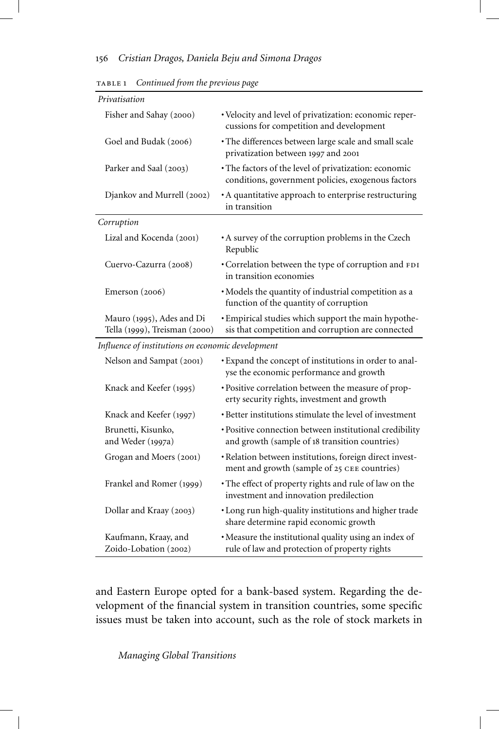TABLE 1 *Continued from the previous page*

| | |
|---|---|
| *Privatisation* | |
| Fisher and Sahay (2000) | • Velocity and level of privatization: economic repercussions for competition and development |
| Goel and Budak (2006) | • The differences between large scale and small scale privatization between 1997 and 2001 |
| Parker and Saal (2003) | • The factors of the level of privatization: economic conditions, government policies, exogenous factors |
| Djankov and Murrell (2002) | • A quantitative approach to enterprise restructuring in transition |
| *Corruption* | |
| Lizal and Kocenda (2001) | • A survey of the corruption problems in the Czech Republic |
| Cuervo-Cazurra (2008) | • Correlation between the type of corruption and FDI in transition economies |
| Emerson (2006) | • Models the quantity of industrial competition as a function of the quantity of corruption |
| Mauro (1995), Ades and Di Tella (1999), Treisman (2000) | • Empirical studies which support the main hypothesis that competition and corruption are connected |
| *Influence of institutions on economic development* | |
| Nelson and Sampat (2001) | • Expand the concept of institutions in order to analyse the economic performance and growth |
| Knack and Keefer (1995) | • Positive correlation between the measure of property security rights, investment and growth |
| Knack and Keefer (1997) | • Better institutions stimulate the level of investment |
| Brunetti, Kisunko, and Weder (1997a) | • Positive connection between institutional credibility and growth (sample of 18 transition countries) |
| Grogan and Moers (2001) | • Relation between institutions, foreign direct investment and growth (sample of 25 CEE countries) |
| Frankel and Romer (1999) | • The effect of property rights and rule of law on the investment and innovation predilection |
| Dollar and Kraay (2003) | • Long run high-quality institutions and higher trade share determine rapid economic growth |
| Kaufmann, Kraay, and Zoido-Lobation (2002) | • Measure the institutional quality using an index of rule of law and protection of property rights |

and Eastern Europe opted for a bank-based system. Regarding the development of the financial system in transition countries, some specific issues must be taken into account, such as the role of stock markets in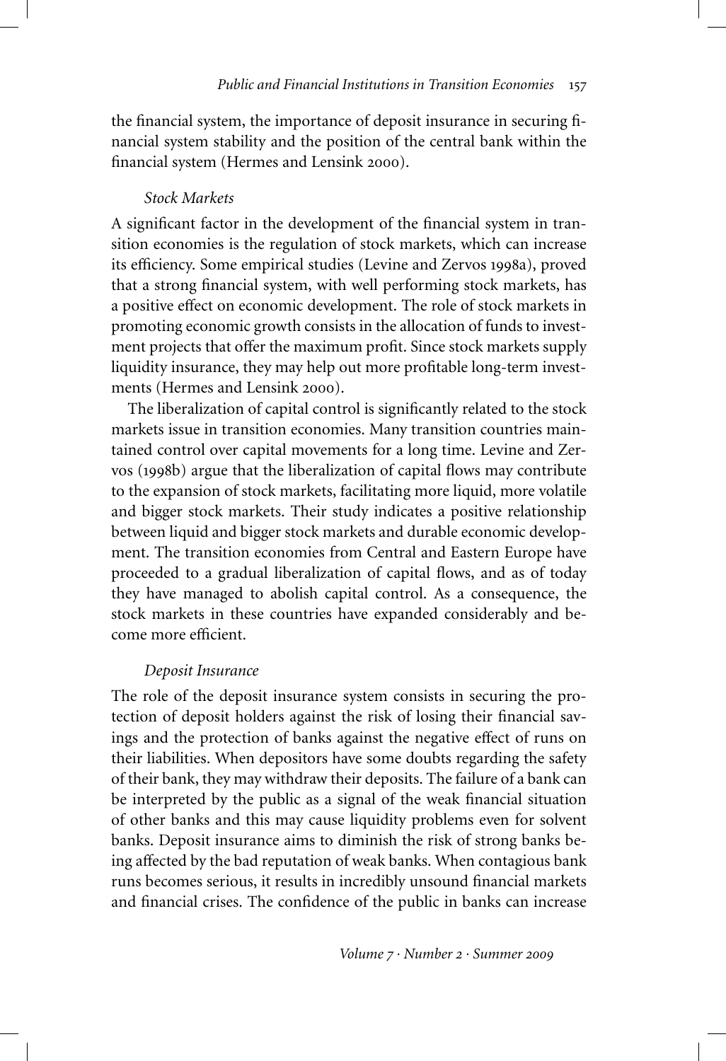the financial system, the importance of deposit insurance in securing financial system stability and the position of the central bank within the financial system (Hermes and Lensink 2000).

### *Stock Markets*

A significant factor in the development of the financial system in transition economies is the regulation of stock markets, which can increase its efficiency. Some empirical studies (Levine and Zervos 1998a), proved that a strong financial system, with well performing stock markets, has a positive effect on economic development. The role of stock markets in promoting economic growth consists in the allocation of funds to investment projects that offer the maximum profit. Since stock markets supply liquidity insurance, they may help out more profitable long-term investments (Hermes and Lensink 2000).

The liberalization of capital control is significantly related to the stock markets issue in transition economies. Many transition countries maintained control over capital movements for a long time. Levine and Zervos (1998b) argue that the liberalization of capital flows may contribute to the expansion of stock markets, facilitating more liquid, more volatile and bigger stock markets. Their study indicates a positive relationship between liquid and bigger stock markets and durable economic development. The transition economies from Central and Eastern Europe have proceeded to a gradual liberalization of capital flows, and as of today they have managed to abolish capital control. As a consequence, the stock markets in these countries have expanded considerably and become more efficient.

### *Deposit Insurance*

The role of the deposit insurance system consists in securing the protection of deposit holders against the risk of losing their financial savings and the protection of banks against the negative effect of runs on their liabilities. When depositors have some doubts regarding the safety of their bank, they may withdraw their deposits. The failure of a bank can be interpreted by the public as a signal of the weak financial situation of other banks and this may cause liquidity problems even for solvent banks. Deposit insurance aims to diminish the risk of strong banks being affected by the bad reputation of weak banks. When contagious bank runs becomes serious, it results in incredibly unsound financial markets and financial crises. The confidence of the public in banks can increase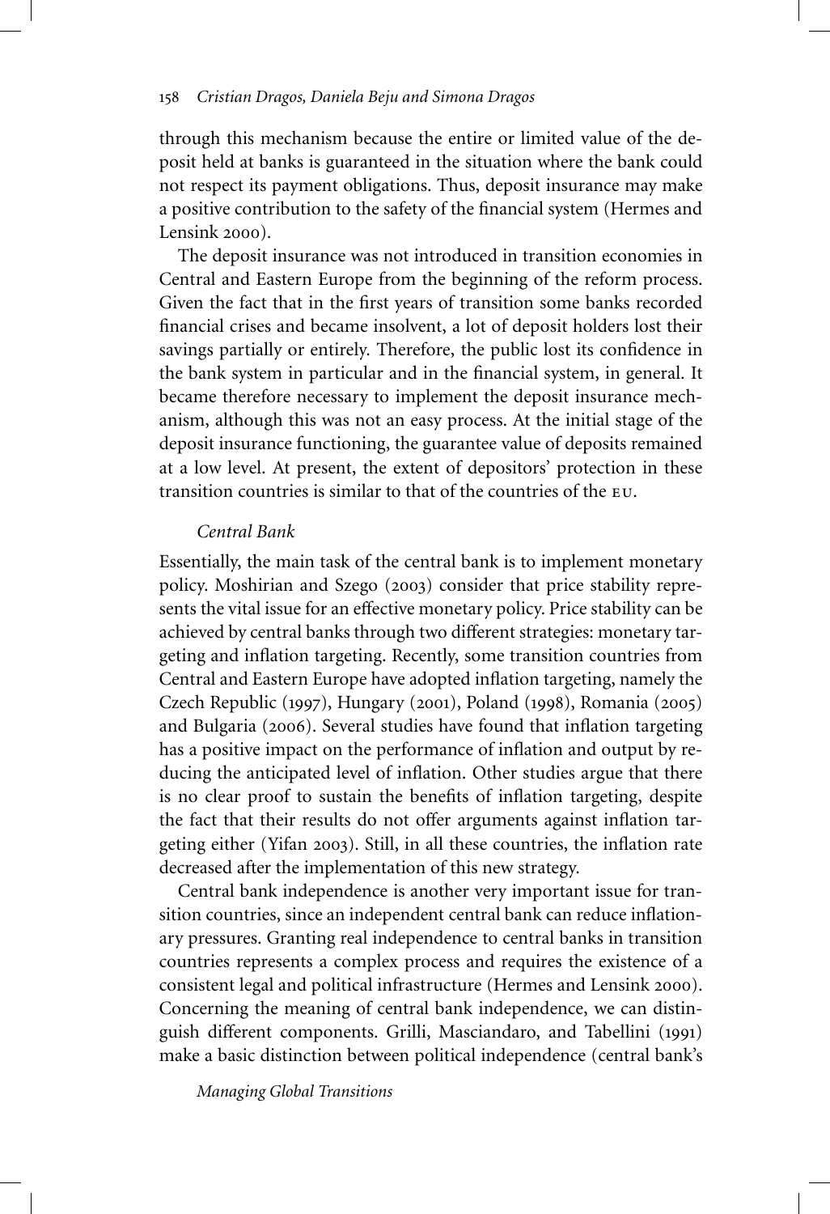through this mechanism because the entire or limited value of the deposit held at banks is guaranteed in the situation where the bank could not respect its payment obligations. Thus, deposit insurance may make a positive contribution to the safety of the financial system (Hermes and Lensink 2000).

The deposit insurance was not introduced in transition economies in Central and Eastern Europe from the beginning of the reform process. Given the fact that in the first years of transition some banks recorded financial crises and became insolvent, a lot of deposit holders lost their savings partially or entirely. Therefore, the public lost its confidence in the bank system in particular and in the financial system, in general. It became therefore necessary to implement the deposit insurance mechanism, although this was not an easy process. At the initial stage of the deposit insurance functioning, the guarantee value of deposits remained at a low level. At present, the extent of depositors' protection in these transition countries is similar to that of the countries of the EU.

*Central Bank*

Essentially, the main task of the central bank is to implement monetary policy. Moshirian and Szego (2003) consider that price stability represents the vital issue for an effective monetary policy. Price stability can be achieved by central banks through two different strategies: monetary targeting and inflation targeting. Recently, some transition countries from Central and Eastern Europe have adopted inflation targeting, namely the Czech Republic (1997), Hungary (2001), Poland (1998), Romania (2005) and Bulgaria (2006). Several studies have found that inflation targeting has a positive impact on the performance of inflation and output by reducing the anticipated level of inflation. Other studies argue that there is no clear proof to sustain the benefits of inflation targeting, despite the fact that their results do not offer arguments against inflation targeting either (Yifan 2003). Still, in all these countries, the inflation rate decreased after the implementation of this new strategy.

Central bank independence is another very important issue for transition countries, since an independent central bank can reduce inflationary pressures. Granting real independence to central banks in transition countries represents a complex process and requires the existence of a consistent legal and political infrastructure (Hermes and Lensink 2000). Concerning the meaning of central bank independence, we can distinguish different components. Grilli, Masciandaro, and Tabellini (1991) make a basic distinction between political independence (central bank's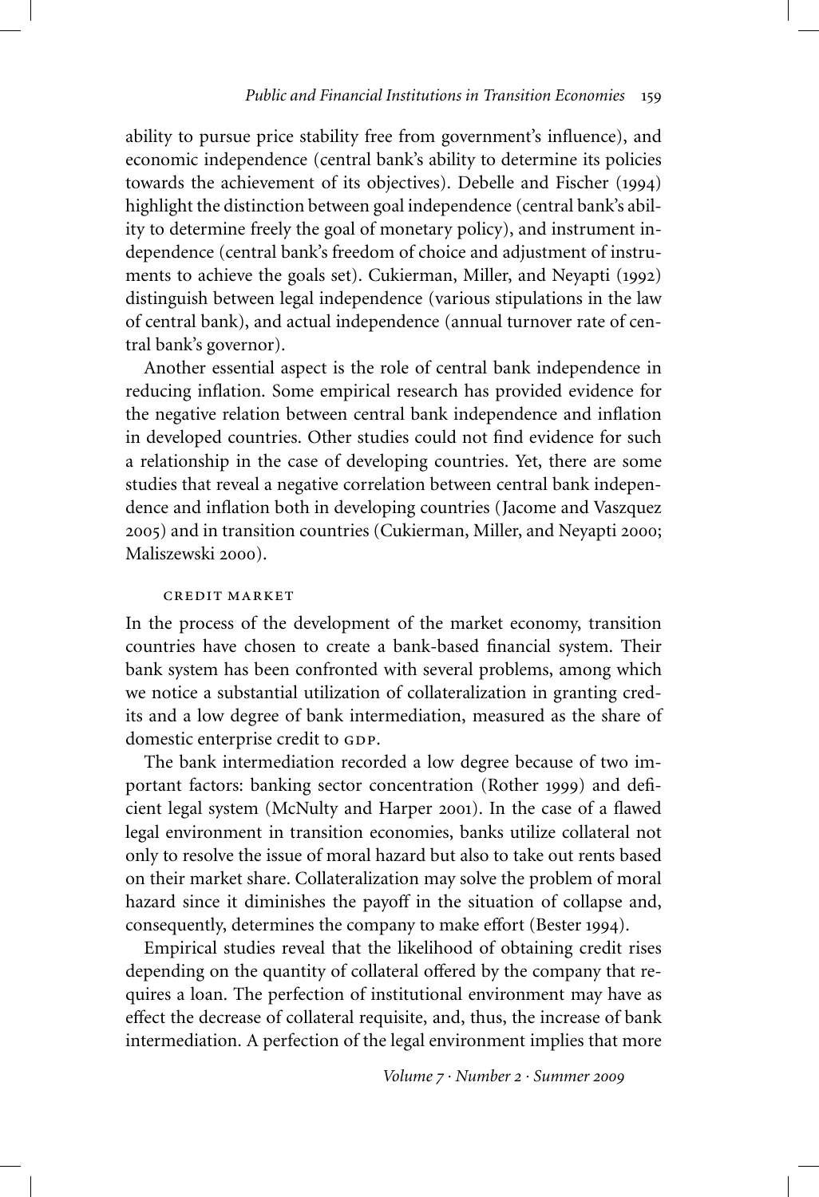ability to pursue price stability free from government's influence), and economic independence (central bank's ability to determine its policies towards the achievement of its objectives). Debelle and Fischer (1994) highlight the distinction between goal independence (central bank's ability to determine freely the goal of monetary policy), and instrument independence (central bank's freedom of choice and adjustment of instruments to achieve the goals set). Cukierman, Miller, and Neyapti (1992) distinguish between legal independence (various stipulations in the law of central bank), and actual independence (annual turnover rate of central bank's governor).

Another essential aspect is the role of central bank independence in reducing inflation. Some empirical research has provided evidence for the negative relation between central bank independence and inflation in developed countries. Other studies could not find evidence for such a relationship in the case of developing countries. Yet, there are some studies that reveal a negative correlation between central bank independence and inflation both in developing countries (Jacome and Vaszquez 2005) and in transition countries (Cukierman, Miller, and Neyapti 2000; Maliszewski 2000).

### CREDIT MARKET

In the process of the development of the market economy, transition countries have chosen to create a bank-based financial system. Their bank system has been confronted with several problems, among which we notice a substantial utilization of collateralization in granting credits and a low degree of bank intermediation, measured as the share of domestic enterprise credit to GDP.

The bank intermediation recorded a low degree because of two important factors: banking sector concentration (Rother 1999) and deficient legal system (McNulty and Harper 2001). In the case of a flawed legal environment in transition economies, banks utilize collateral not only to resolve the issue of moral hazard but also to take out rents based on their market share. Collateralization may solve the problem of moral hazard since it diminishes the payoff in the situation of collapse and, consequently, determines the company to make effort (Bester 1994).

Empirical studies reveal that the likelihood of obtaining credit rises depending on the quantity of collateral offered by the company that requires a loan. The perfection of institutional environment may have as effect the decrease of collateral requisite, and, thus, the increase of bank intermediation. A perfection of the legal environment implies that more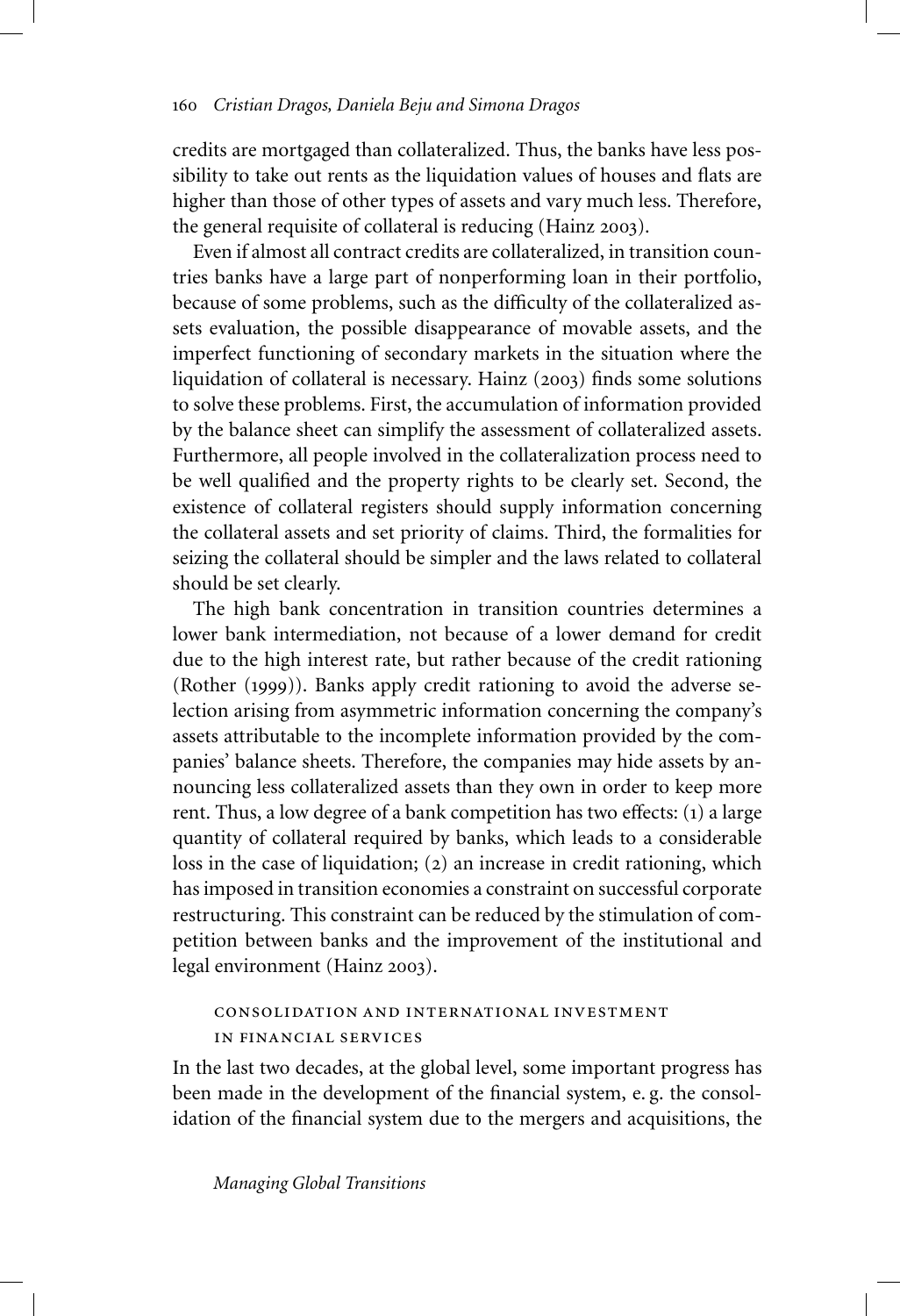credits are mortgaged than collateralized. Thus, the banks have less possibility to take out rents as the liquidation values of houses and flats are higher than those of other types of assets and vary much less. Therefore, the general requisite of collateral is reducing (Hainz 2003).

Even if almost all contract credits are collateralized, in transition countries banks have a large part of nonperforming loan in their portfolio, because of some problems, such as the difficulty of the collateralized assets evaluation, the possible disappearance of movable assets, and the imperfect functioning of secondary markets in the situation where the liquidation of collateral is necessary. Hainz (2003) finds some solutions to solve these problems. First, the accumulation of information provided by the balance sheet can simplify the assessment of collateralized assets. Furthermore, all people involved in the collateralization process need to be well qualified and the property rights to be clearly set. Second, the existence of collateral registers should supply information concerning the collateral assets and set priority of claims. Third, the formalities for seizing the collateral should be simpler and the laws related to collateral should be set clearly.

The high bank concentration in transition countries determines a lower bank intermediation, not because of a lower demand for credit due to the high interest rate, but rather because of the credit rationing (Rother (1999)). Banks apply credit rationing to avoid the adverse selection arising from asymmetric information concerning the company's assets attributable to the incomplete information provided by the companies' balance sheets. Therefore, the companies may hide assets by announcing less collateralized assets than they own in order to keep more rent. Thus, a low degree of a bank competition has two effects: (1) a large quantity of collateral required by banks, which leads to a considerable loss in the case of liquidation; (2) an increase in credit rationing, which has imposed in transition economies a constraint on successful corporate restructuring. This constraint can be reduced by the stimulation of competition between banks and the improvement of the institutional and legal environment (Hainz 2003).

## Consolidation and International Investment in Financial Services

In the last two decades, at the global level, some important progress has been made in the development of the financial system, e. g. the consolidation of the financial system due to the mergers and acquisitions, the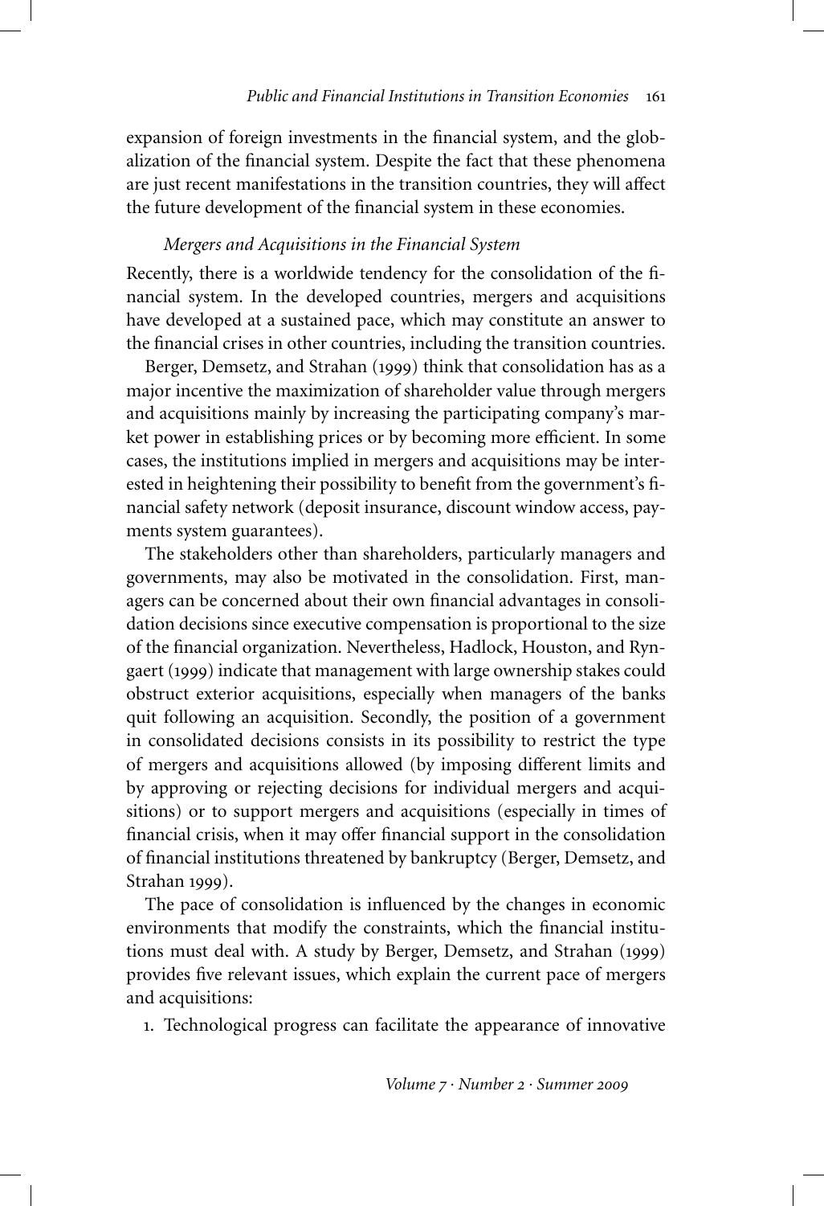expansion of foreign investments in the financial system, and the globalization of the financial system. Despite the fact that these phenomena are just recent manifestations in the transition countries, they will affect the future development of the financial system in these economies.

### *Mergers and Acquisitions in the Financial System*

Recently, there is a worldwide tendency for the consolidation of the financial system. In the developed countries, mergers and acquisitions have developed at a sustained pace, which may constitute an answer to the financial crises in other countries, including the transition countries.

Berger, Demsetz, and Strahan (1999) think that consolidation has as a major incentive the maximization of shareholder value through mergers and acquisitions mainly by increasing the participating company's market power in establishing prices or by becoming more efficient. In some cases, the institutions implied in mergers and acquisitions may be interested in heightening their possibility to benefit from the government's financial safety network (deposit insurance, discount window access, payments system guarantees).

The stakeholders other than shareholders, particularly managers and governments, may also be motivated in the consolidation. First, managers can be concerned about their own financial advantages in consolidation decisions since executive compensation is proportional to the size of the financial organization. Nevertheless, Hadlock, Houston, and Ryngaert (1999) indicate that management with large ownership stakes could obstruct exterior acquisitions, especially when managers of the banks quit following an acquisition. Secondly, the position of a government in consolidated decisions consists in its possibility to restrict the type of mergers and acquisitions allowed (by imposing different limits and by approving or rejecting decisions for individual mergers and acquisitions) or to support mergers and acquisitions (especially in times of financial crisis, when it may offer financial support in the consolidation of financial institutions threatened by bankruptcy (Berger, Demsetz, and Strahan 1999).

The pace of consolidation is influenced by the changes in economic environments that modify the constraints, which the financial institutions must deal with. A study by Berger, Demsetz, and Strahan (1999) provides five relevant issues, which explain the current pace of mergers and acquisitions:

1. Technological progress can facilitate the appearance of innovative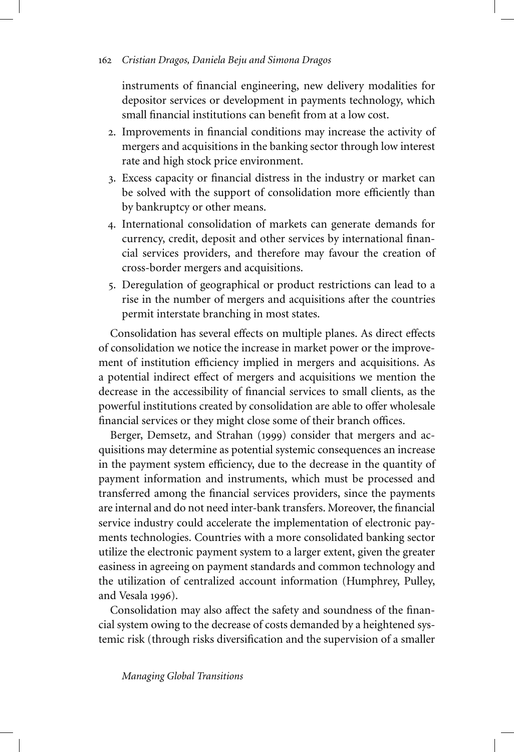instruments of financial engineering, new delivery modalities for depositor services or development in payments technology, which small financial institutions can benefit from at a low cost.

2. Improvements in financial conditions may increase the activity of mergers and acquisitions in the banking sector through low interest rate and high stock price environment.
3. Excess capacity or financial distress in the industry or market can be solved with the support of consolidation more efficiently than by bankruptcy or other means.
4. International consolidation of markets can generate demands for currency, credit, deposit and other services by international financial services providers, and therefore may favour the creation of cross-border mergers and acquisitions.
5. Deregulation of geographical or product restrictions can lead to a rise in the number of mergers and acquisitions after the countries permit interstate branching in most states.

Consolidation has several effects on multiple planes. As direct effects of consolidation we notice the increase in market power or the improvement of institution efficiency implied in mergers and acquisitions. As a potential indirect effect of mergers and acquisitions we mention the decrease in the accessibility of financial services to small clients, as the powerful institutions created by consolidation are able to offer wholesale financial services or they might close some of their branch offices.

Berger, Demsetz, and Strahan (1999) consider that mergers and acquisitions may determine as potential systemic consequences an increase in the payment system efficiency, due to the decrease in the quantity of payment information and instruments, which must be processed and transferred among the financial services providers, since the payments are internal and do not need inter-bank transfers. Moreover, the financial service industry could accelerate the implementation of electronic payments technologies. Countries with a more consolidated banking sector utilize the electronic payment system to a larger extent, given the greater easiness in agreeing on payment standards and common technology and the utilization of centralized account information (Humphrey, Pulley, and Vesala 1996).

Consolidation may also affect the safety and soundness of the financial system owing to the decrease of costs demanded by a heightened systemic risk (through risks diversification and the supervision of a smaller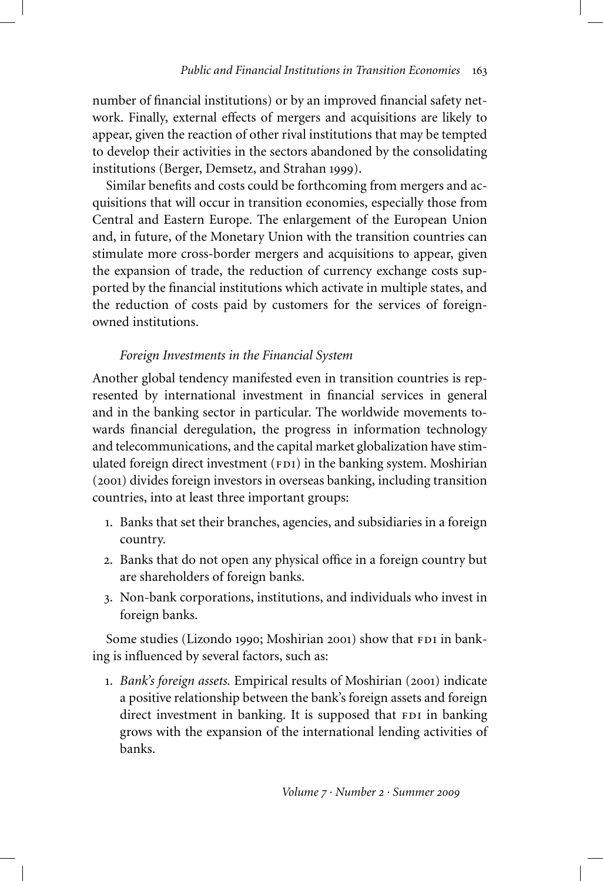number of financial institutions) or by an improved financial safety network. Finally, external effects of mergers and acquisitions are likely to appear, given the reaction of other rival institutions that may be tempted to develop their activities in the sectors abandoned by the consolidating institutions (Berger, Demsetz, and Strahan 1999).

Similar benefits and costs could be forthcoming from mergers and acquisitions that will occur in transition economies, especially those from Central and Eastern Europe. The enlargement of the European Union and, in future, of the Monetary Union with the transition countries can stimulate more cross-border mergers and acquisitions to appear, given the expansion of trade, the reduction of currency exchange costs supported by the financial institutions which activate in multiple states, and the reduction of costs paid by customers for the services of foreign-owned institutions.

### *Foreign Investments in the Financial System*

Another global tendency manifested even in transition countries is represented by international investment in financial services in general and in the banking sector in particular. The worldwide movements towards financial deregulation, the progress in information technology and telecommunications, and the capital market globalization have stimulated foreign direct investment (FDI) in the banking system. Moshirian (2001) divides foreign investors in overseas banking, including transition countries, into at least three important groups:

1. Banks that set their branches, agencies, and subsidiaries in a foreign country.
2. Banks that do not open any physical office in a foreign country but are shareholders of foreign banks.
3. Non-bank corporations, institutions, and individuals who invest in foreign banks.

Some studies (Lizondo 1990; Moshirian 2001) show that FDI in banking is influenced by several factors, such as:

1. *Bank's foreign assets.* Empirical results of Moshirian (2001) indicate a positive relationship between the bank's foreign assets and foreign direct investment in banking. It is supposed that FDI in banking grows with the expansion of the international lending activities of banks.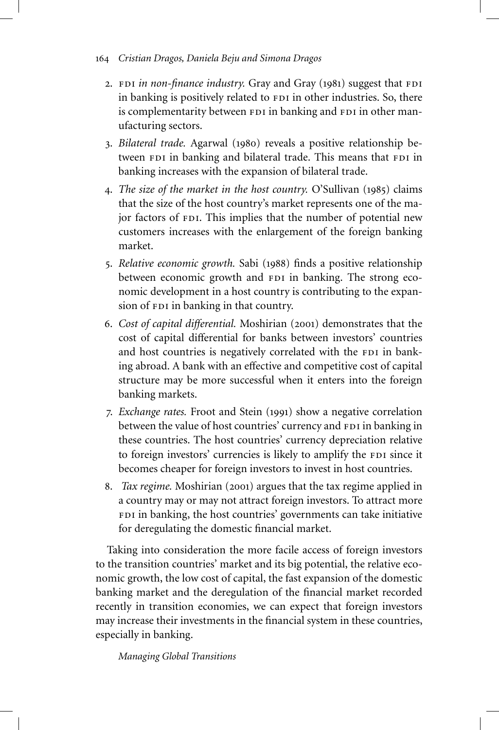2. FDI *in non-finance industry.* Gray and Gray (1981) suggest that FDI in banking is positively related to FDI in other industries. So, there is complementarity between FDI in banking and FDI in other manufacturing sectors.
3. *Bilateral trade.* Agarwal (1980) reveals a positive relationship between FDI in banking and bilateral trade. This means that FDI in banking increases with the expansion of bilateral trade.
4. *The size of the market in the host country.* O'Sullivan (1985) claims that the size of the host country's market represents one of the major factors of FDI. This implies that the number of potential new customers increases with the enlargement of the foreign banking market.
5. *Relative economic growth.* Sabi (1988) finds a positive relationship between economic growth and FDI in banking. The strong economic development in a host country is contributing to the expansion of FDI in banking in that country.
6. *Cost of capital differential.* Moshirian (2001) demonstrates that the cost of capital differential for banks between investors' countries and host countries is negatively correlated with the FDI in banking abroad. A bank with an effective and competitive cost of capital structure may be more successful when it enters into the foreign banking markets.
7. *Exchange rates.* Froot and Stein (1991) show a negative correlation between the value of host countries' currency and FDI in banking in these countries. The host countries' currency depreciation relative to foreign investors' currencies is likely to amplify the FDI since it becomes cheaper for foreign investors to invest in host countries.
8. *Tax regime.* Moshirian (2001) argues that the tax regime applied in a country may or may not attract foreign investors. To attract more FDI in banking, the host countries' governments can take initiative for deregulating the domestic financial market.

Taking into consideration the more facile access of foreign investors to the transition countries' market and its big potential, the relative economic growth, the low cost of capital, the fast expansion of the domestic banking market and the deregulation of the financial market recorded recently in transition economies, we can expect that foreign investors may increase their investments in the financial system in these countries, especially in banking.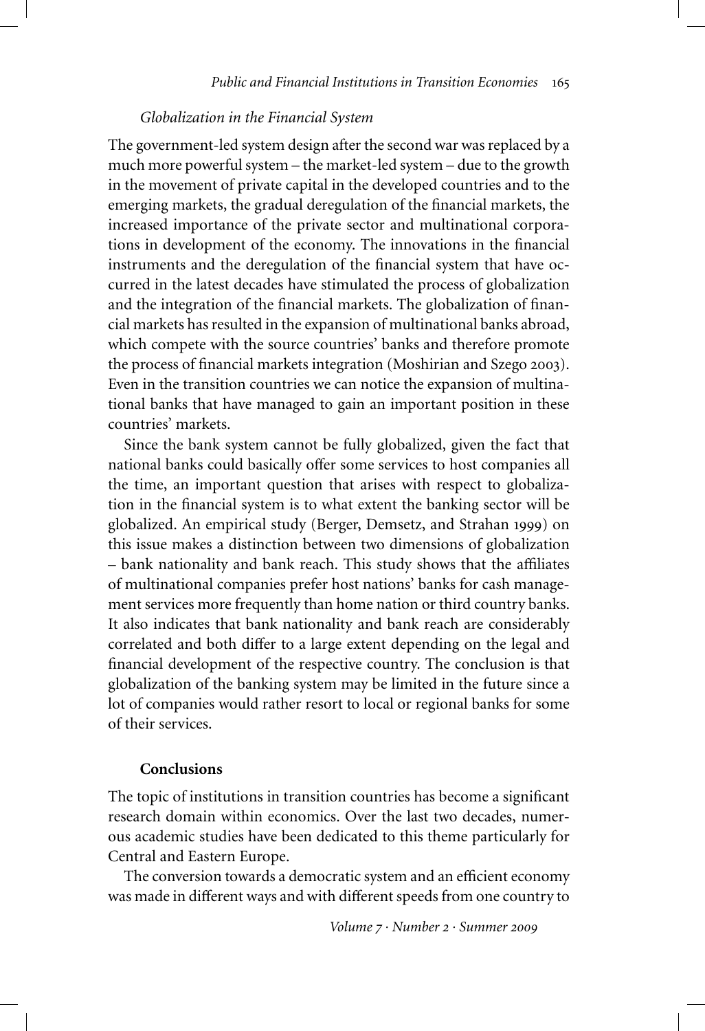*Globalization in the Financial System*

The government-led system design after the second war was replaced by a much more powerful system – the market-led system – due to the growth in the movement of private capital in the developed countries and to the emerging markets, the gradual deregulation of the financial markets, the increased importance of the private sector and multinational corporations in development of the economy. The innovations in the financial instruments and the deregulation of the financial system that have occurred in the latest decades have stimulated the process of globalization and the integration of the financial markets. The globalization of financial markets has resulted in the expansion of multinational banks abroad, which compete with the source countries' banks and therefore promote the process of financial markets integration (Moshirian and Szego 2003). Even in the transition countries we can notice the expansion of multinational banks that have managed to gain an important position in these countries' markets.

Since the bank system cannot be fully globalized, given the fact that national banks could basically offer some services to host companies all the time, an important question that arises with respect to globalization in the financial system is to what extent the banking sector will be globalized. An empirical study (Berger, Demsetz, and Strahan 1999) on this issue makes a distinction between two dimensions of globalization – bank nationality and bank reach. This study shows that the affiliates of multinational companies prefer host nations' banks for cash management services more frequently than home nation or third country banks. It also indicates that bank nationality and bank reach are considerably correlated and both differ to a large extent depending on the legal and financial development of the respective country. The conclusion is that globalization of the banking system may be limited in the future since a lot of companies would rather resort to local or regional banks for some of their services.

## Conclusions

The topic of institutions in transition countries has become a significant research domain within economics. Over the last two decades, numerous academic studies have been dedicated to this theme particularly for Central and Eastern Europe.

The conversion towards a democratic system and an efficient economy was made in different ways and with different speeds from one country to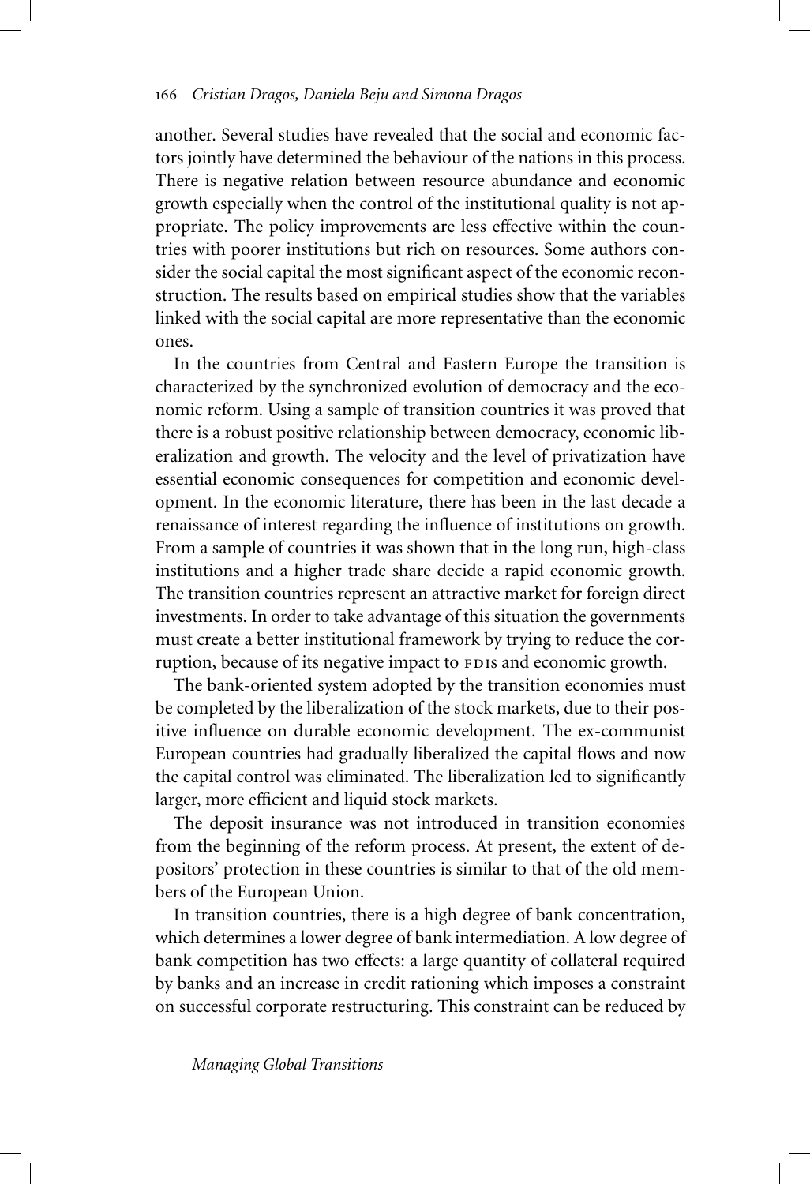another. Several studies have revealed that the social and economic factors jointly have determined the behaviour of the nations in this process. There is negative relation between resource abundance and economic growth especially when the control of the institutional quality is not appropriate. The policy improvements are less effective within the countries with poorer institutions but rich on resources. Some authors consider the social capital the most significant aspect of the economic reconstruction. The results based on empirical studies show that the variables linked with the social capital are more representative than the economic ones.

In the countries from Central and Eastern Europe the transition is characterized by the synchronized evolution of democracy and the economic reform. Using a sample of transition countries it was proved that there is a robust positive relationship between democracy, economic liberalization and growth. The velocity and the level of privatization have essential economic consequences for competition and economic development. In the economic literature, there has been in the last decade a renaissance of interest regarding the influence of institutions on growth. From a sample of countries it was shown that in the long run, high-class institutions and a higher trade share decide a rapid economic growth. The transition countries represent an attractive market for foreign direct investments. In order to take advantage of this situation the governments must create a better institutional framework by trying to reduce the corruption, because of its negative impact to FDIs and economic growth.

The bank-oriented system adopted by the transition economies must be completed by the liberalization of the stock markets, due to their positive influence on durable economic development. The ex-communist European countries had gradually liberalized the capital flows and now the capital control was eliminated. The liberalization led to significantly larger, more efficient and liquid stock markets.

The deposit insurance was not introduced in transition economies from the beginning of the reform process. At present, the extent of depositors' protection in these countries is similar to that of the old members of the European Union.

In transition countries, there is a high degree of bank concentration, which determines a lower degree of bank intermediation. A low degree of bank competition has two effects: a large quantity of collateral required by banks and an increase in credit rationing which imposes a constraint on successful corporate restructuring. This constraint can be reduced by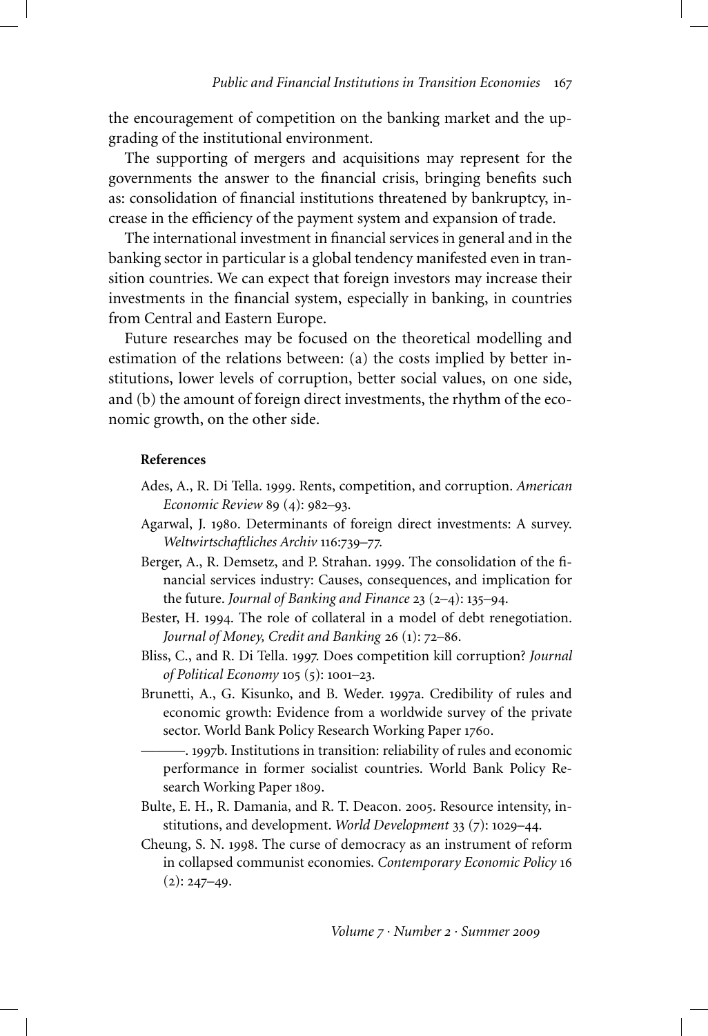the encouragement of competition on the banking market and the upgrading of the institutional environment.

The supporting of mergers and acquisitions may represent for the governments the answer to the financial crisis, bringing benefits such as: consolidation of financial institutions threatened by bankruptcy, increase in the efficiency of the payment system and expansion of trade.

The international investment in financial services in general and in the banking sector in particular is a global tendency manifested even in transition countries. We can expect that foreign investors may increase their investments in the financial system, especially in banking, in countries from Central and Eastern Europe.

Future researches may be focused on the theoretical modelling and estimation of the relations between: (a) the costs implied by better institutions, lower levels of corruption, better social values, on one side, and (b) the amount of foreign direct investments, the rhythm of the economic growth, on the other side.

## References

Ades, A., R. Di Tella. 1999. Rents, competition, and corruption. *American Economic Review* 89 (4): 982–93.

Agarwal, J. 1980. Determinants of foreign direct investments: A survey. *Weltwirtschaftliches Archiv* 116:739–77.

Berger, A., R. Demsetz, and P. Strahan. 1999. The consolidation of the financial services industry: Causes, consequences, and implication for the future. *Journal of Banking and Finance* 23 (2–4): 135–94.

Bester, H. 1994. The role of collateral in a model of debt renegotiation. *Journal of Money, Credit and Banking* 26 (1): 72–86.

Bliss, C., and R. Di Tella. 1997. Does competition kill corruption? *Journal of Political Economy* 105 (5): 1001–23.

Brunetti, A., G. Kisunko, and B. Weder. 1997a. Credibility of rules and economic growth: Evidence from a worldwide survey of the private sector. World Bank Policy Research Working Paper 1760.

———. 1997b. Institutions in transition: reliability of rules and economic performance in former socialist countries. World Bank Policy Research Working Paper 1809.

Bulte, E. H., R. Damania, and R. T. Deacon. 2005. Resource intensity, institutions, and development. *World Development* 33 (7): 1029–44.

Cheung, S. N. 1998. The curse of democracy as an instrument of reform in collapsed communist economies. *Contemporary Economic Policy* 16 (2): 247–49.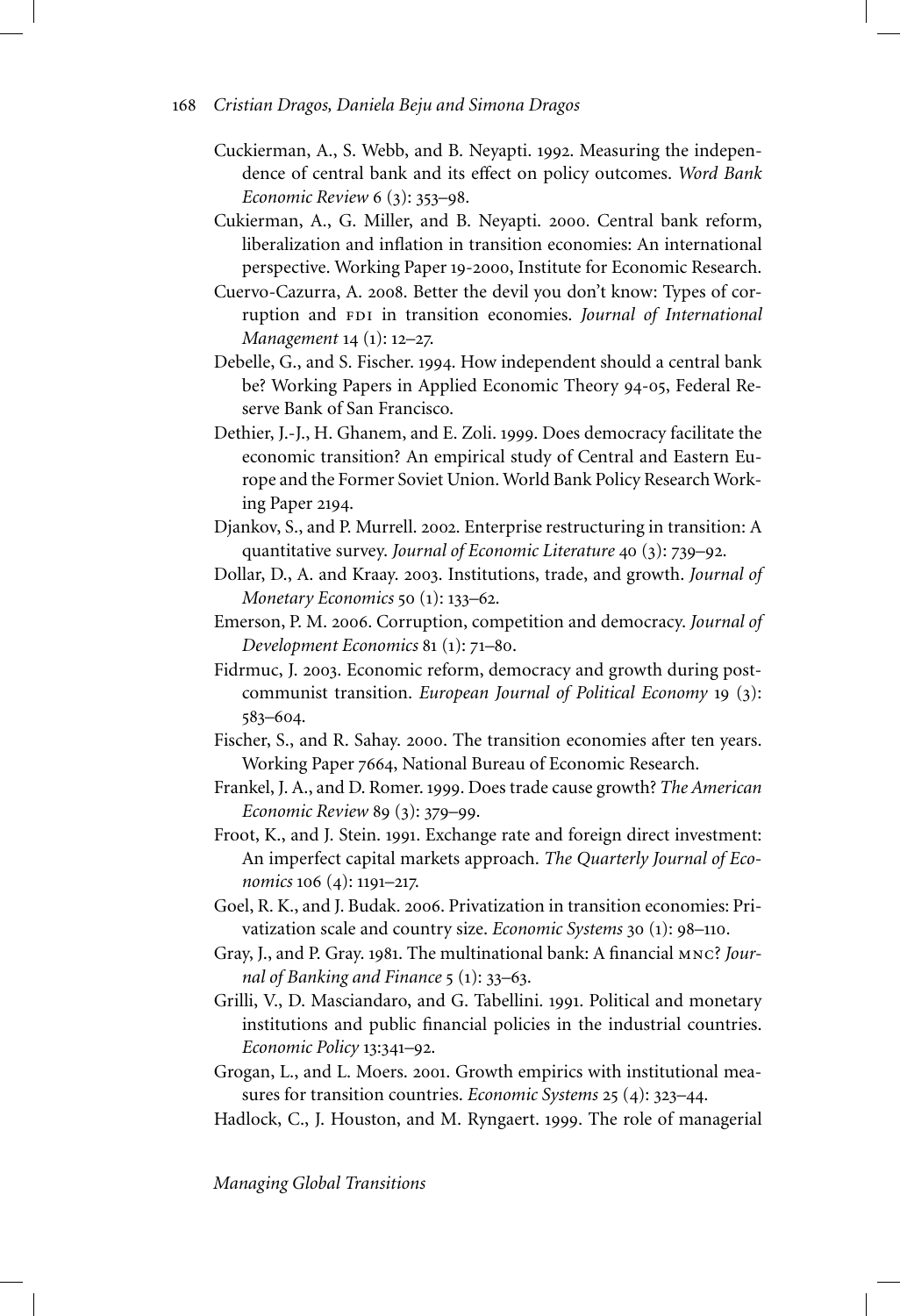Cuckierman, A., S. Webb, and B. Neyapti. 1992. Measuring the independence of central bank and its effect on policy outcomes. *Word Bank Economic Review* 6 (3): 353–98.

Cukierman, A., G. Miller, and B. Neyapti. 2000. Central bank reform, liberalization and inflation in transition economies: An international perspective. Working Paper 19-2000, Institute for Economic Research.

Cuervo-Cazurra, A. 2008. Better the devil you don't know: Types of corruption and FDI in transition economies. *Journal of International Management* 14 (1): 12–27.

Debelle, G., and S. Fischer. 1994. How independent should a central bank be? Working Papers in Applied Economic Theory 94-05, Federal Reserve Bank of San Francisco.

Dethier, J.-J., H. Ghanem, and E. Zoli. 1999. Does democracy facilitate the economic transition? An empirical study of Central and Eastern Europe and the Former Soviet Union. World Bank Policy Research Working Paper 2194.

Djankov, S., and P. Murrell. 2002. Enterprise restructuring in transition: A quantitative survey. *Journal of Economic Literature* 40 (3): 739–92.

Dollar, D., A. and Kraay. 2003. Institutions, trade, and growth. *Journal of Monetary Economics* 50 (1): 133–62.

Emerson, P. M. 2006. Corruption, competition and democracy. *Journal of Development Economics* 81 (1): 71–80.

Fidrmuc, J. 2003. Economic reform, democracy and growth during post-communist transition. *European Journal of Political Economy* 19 (3): 583–604.

Fischer, S., and R. Sahay. 2000. The transition economies after ten years. Working Paper 7664, National Bureau of Economic Research.

Frankel, J. A., and D. Romer. 1999. Does trade cause growth? *The American Economic Review* 89 (3): 379–99.

Froot, K., and J. Stein. 1991. Exchange rate and foreign direct investment: An imperfect capital markets approach. *The Quarterly Journal of Economics* 106 (4): 1191–217.

Goel, R. K., and J. Budak. 2006. Privatization in transition economies: Privatization scale and country size. *Economic Systems* 30 (1): 98–110.

Gray, J., and P. Gray. 1981. The multinational bank: A financial MNC? *Journal of Banking and Finance* 5 (1): 33–63.

Grilli, V., D. Masciandaro, and G. Tabellini. 1991. Political and monetary institutions and public financial policies in the industrial countries. *Economic Policy* 13:341–92.

Grogan, L., and L. Moers. 2001. Growth empirics with institutional measures for transition countries. *Economic Systems* 25 (4): 323–44.

Hadlock, C., J. Houston, and M. Ryngaert. 1999. The role of managerial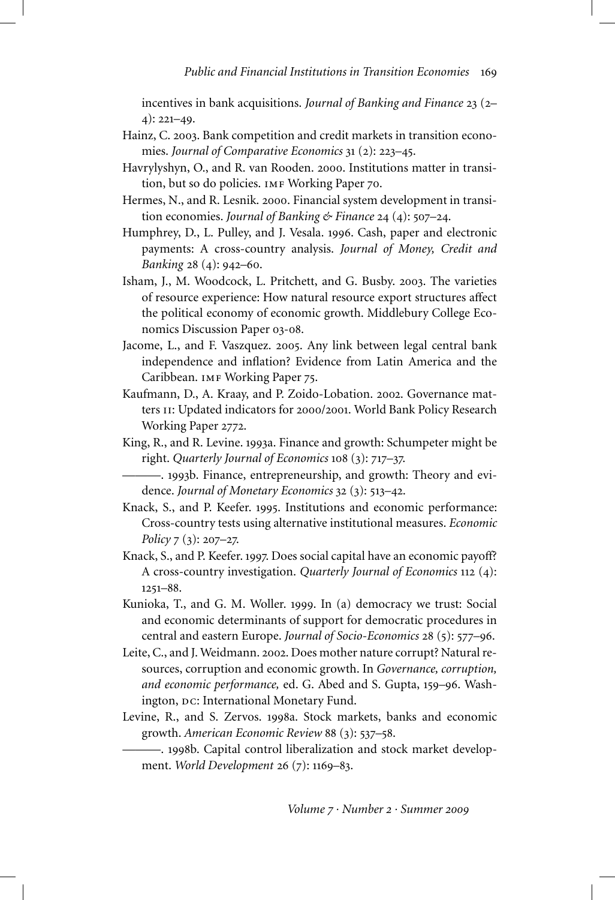incentives in bank acquisitions. *Journal of Banking and Finance* 23 (2–4): 221–49.

Hainz, C. 2003. Bank competition and credit markets in transition economies. *Journal of Comparative Economics* 31 (2): 223–45.

Havrylyshyn, O., and R. van Rooden. 2000. Institutions matter in transition, but so do policies. IMF Working Paper 70.

Hermes, N., and R. Lesnik. 2000. Financial system development in transition economies. *Journal of Banking & Finance* 24 (4): 507–24.

Humphrey, D., L. Pulley, and J. Vesala. 1996. Cash, paper and electronic payments: A cross-country analysis. *Journal of Money, Credit and Banking* 28 (4): 942–60.

Isham, J., M. Woodcock, L. Pritchett, and G. Busby. 2003. The varieties of resource experience: How natural resource export structures affect the political economy of economic growth. Middlebury College Economics Discussion Paper 03-08.

Jacome, L., and F. Vaszquez. 2005. Any link between legal central bank independence and inflation? Evidence from Latin America and the Caribbean. IMF Working Paper 75.

Kaufmann, D., A. Kraay, and P. Zoido-Lobation. 2002. Governance matters II: Updated indicators for 2000/2001. World Bank Policy Research Working Paper 2772.

King, R., and R. Levine. 1993a. Finance and growth: Schumpeter might be right. *Quarterly Journal of Economics* 108 (3): 717–37.

———. 1993b. Finance, entrepreneurship, and growth: Theory and evidence. *Journal of Monetary Economics* 32 (3): 513–42.

Knack, S., and P. Keefer. 1995. Institutions and economic performance: Cross-country tests using alternative institutional measures. *Economic Policy* 7 (3): 207–27.

Knack, S., and P. Keefer. 1997. Does social capital have an economic payoff? A cross-country investigation. *Quarterly Journal of Economics* 112 (4): 1251–88.

Kunioka, T., and G. M. Woller. 1999. In (a) democracy we trust: Social and economic determinants of support for democratic procedures in central and eastern Europe. *Journal of Socio-Economics* 28 (5): 577–96.

Leite, C., and J. Weidmann. 2002. Does mother nature corrupt? Natural resources, corruption and economic growth. In *Governance, corruption, and economic performance,* ed. G. Abed and S. Gupta, 159–96. Washington, DC: International Monetary Fund.

Levine, R., and S. Zervos. 1998a. Stock markets, banks and economic growth. *American Economic Review* 88 (3): 537–58.

———. 1998b. Capital control liberalization and stock market development. *World Development* 26 (7): 1169–83.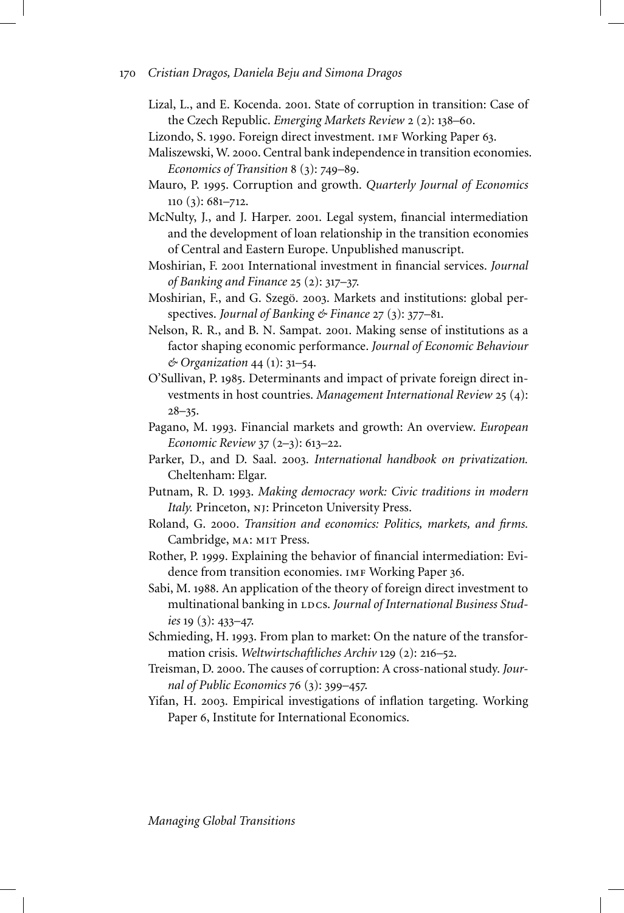Lizal, L., and E. Kocenda. 2001. State of corruption in transition: Case of the Czech Republic. *Emerging Markets Review* 2 (2): 138–60.

Lizondo, S. 1990. Foreign direct investment. IMF Working Paper 63.

Maliszewski, W. 2000. Central bank independence in transition economies. *Economics of Transition* 8 (3): 749–89.

Mauro, P. 1995. Corruption and growth. *Quarterly Journal of Economics* 110 (3): 681–712.

McNulty, J., and J. Harper. 2001. Legal system, financial intermediation and the development of loan relationship in the transition economies of Central and Eastern Europe. Unpublished manuscript.

Moshirian, F. 2001 International investment in financial services. *Journal of Banking and Finance* 25 (2): 317–37.

Moshirian, F., and G. Szegö. 2003. Markets and institutions: global perspectives. *Journal of Banking & Finance* 27 (3): 377–81.

Nelson, R. R., and B. N. Sampat. 2001. Making sense of institutions as a factor shaping economic performance. *Journal of Economic Behaviour & Organization* 44 (1): 31–54.

O'Sullivan, P. 1985. Determinants and impact of private foreign direct investments in host countries. *Management International Review* 25 (4): 28–35.

Pagano, M. 1993. Financial markets and growth: An overview. *European Economic Review* 37 (2–3): 613–22.

Parker, D., and D. Saal. 2003. *International handbook on privatization.* Cheltenham: Elgar.

Putnam, R. D. 1993. *Making democracy work: Civic traditions in modern Italy.* Princeton, NJ: Princeton University Press.

Roland, G. 2000. *Transition and economics: Politics, markets, and firms.* Cambridge, MA: MIT Press.

Rother, P. 1999. Explaining the behavior of financial intermediation: Evidence from transition economies. IMF Working Paper 36.

Sabi, M. 1988. An application of the theory of foreign direct investment to multinational banking in LDCs. *Journal of International Business Studies* 19 (3): 433–47.

Schmieding, H. 1993. From plan to market: On the nature of the transformation crisis. *Weltwirtschaftliches Archiv* 129 (2): 216–52.

Treisman, D. 2000. The causes of corruption: A cross-national study. *Journal of Public Economics* 76 (3): 399–457.

Yifan, H. 2003. Empirical investigations of inflation targeting. Working Paper 6, Institute for International Economics.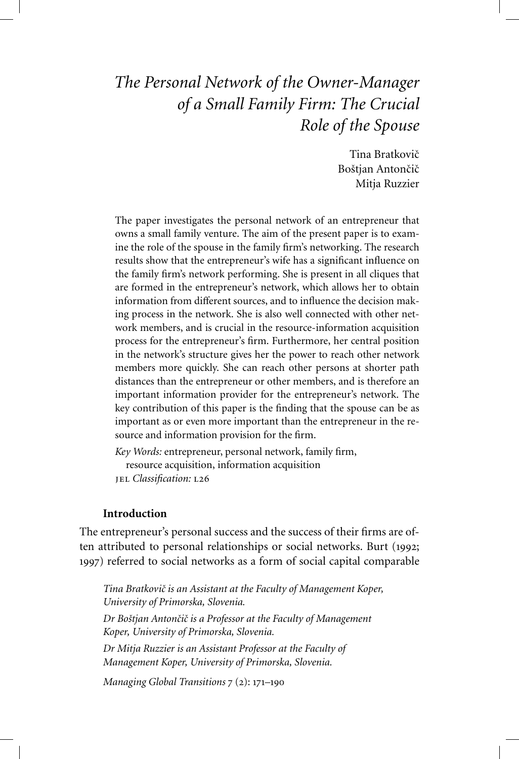# *The Personal Network of the Owner-Manager of a Small Family Firm: The Crucial Role of the Spouse*

Tina Bratkovič
Boštjan Antončič
Mitja Ruzzier

The paper investigates the personal network of an entrepreneur that owns a small family venture. The aim of the present paper is to examine the role of the spouse in the family firm's networking. The research results show that the entrepreneur's wife has a significant influence on the family firm's network performing. She is present in all cliques that are formed in the entrepreneur's network, which allows her to obtain information from different sources, and to influence the decision making process in the network. She is also well connected with other network members, and is crucial in the resource-information acquisition process for the entrepreneur's firm. Furthermore, her central position in the network's structure gives her the power to reach other network members more quickly. She can reach other persons at shorter path distances than the entrepreneur or other members, and is therefore an important information provider for the entrepreneur's network. The key contribution of this paper is the finding that the spouse can be as important as or even more important than the entrepreneur in the resource and information provision for the firm.

*Key Words:* entrepreneur, personal network, family firm, resource acquisition, information acquisition
JEL *Classification:* L26

## Introduction

The entrepreneur's personal success and the success of their firms are often attributed to personal relationships or social networks. Burt (1992; 1997) referred to social networks as a form of social capital comparable

*Tina Bratkovič is an Assistant at the Faculty of Management Koper, University of Primorska, Slovenia.*

*Dr Boštjan Antončič is a Professor at the Faculty of Management Koper, University of Primorska, Slovenia.*

*Dr Mitja Ruzzier is an Assistant Professor at the Faculty of Management Koper, University of Primorska, Slovenia.*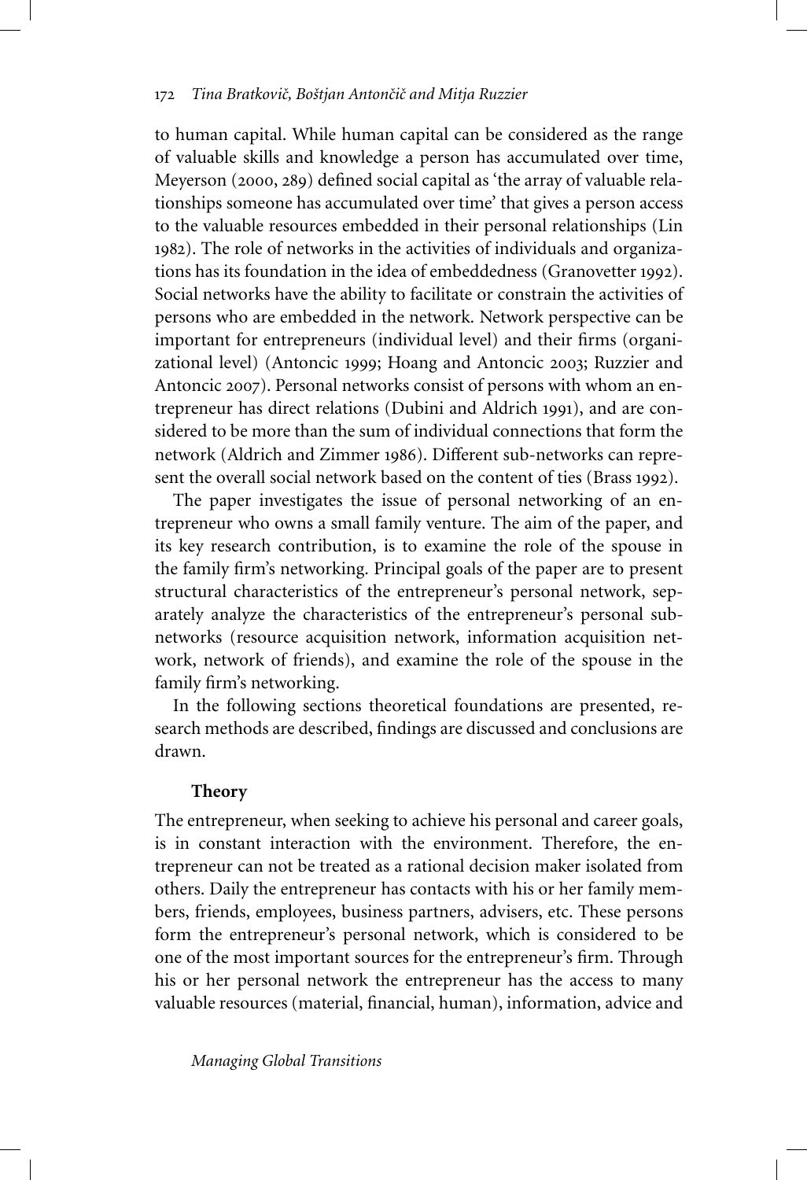to human capital. While human capital can be considered as the range of valuable skills and knowledge a person has accumulated over time, Meyerson (2000, 289) defined social capital as 'the array of valuable relationships someone has accumulated over time' that gives a person access to the valuable resources embedded in their personal relationships (Lin 1982). The role of networks in the activities of individuals and organizations has its foundation in the idea of embeddedness (Granovetter 1992). Social networks have the ability to facilitate or constrain the activities of persons who are embedded in the network. Network perspective can be important for entrepreneurs (individual level) and their firms (organizational level) (Antoncic 1999; Hoang and Antoncic 2003; Ruzzier and Antoncic 2007). Personal networks consist of persons with whom an entrepreneur has direct relations (Dubini and Aldrich 1991), and are considered to be more than the sum of individual connections that form the network (Aldrich and Zimmer 1986). Different sub-networks can represent the overall social network based on the content of ties (Brass 1992).

The paper investigates the issue of personal networking of an entrepreneur who owns a small family venture. The aim of the paper, and its key research contribution, is to examine the role of the spouse in the family firm's networking. Principal goals of the paper are to present structural characteristics of the entrepreneur's personal network, separately analyze the characteristics of the entrepreneur's personal sub-networks (resource acquisition network, information acquisition network, network of friends), and examine the role of the spouse in the family firm's networking.

In the following sections theoretical foundations are presented, research methods are described, findings are discussed and conclusions are drawn.

## Theory

The entrepreneur, when seeking to achieve his personal and career goals, is in constant interaction with the environment. Therefore, the entrepreneur can not be treated as a rational decision maker isolated from others. Daily the entrepreneur has contacts with his or her family members, friends, employees, business partners, advisers, etc. These persons form the entrepreneur's personal network, which is considered to be one of the most important sources for the entrepreneur's firm. Through his or her personal network the entrepreneur has the access to many valuable resources (material, financial, human), information, advice and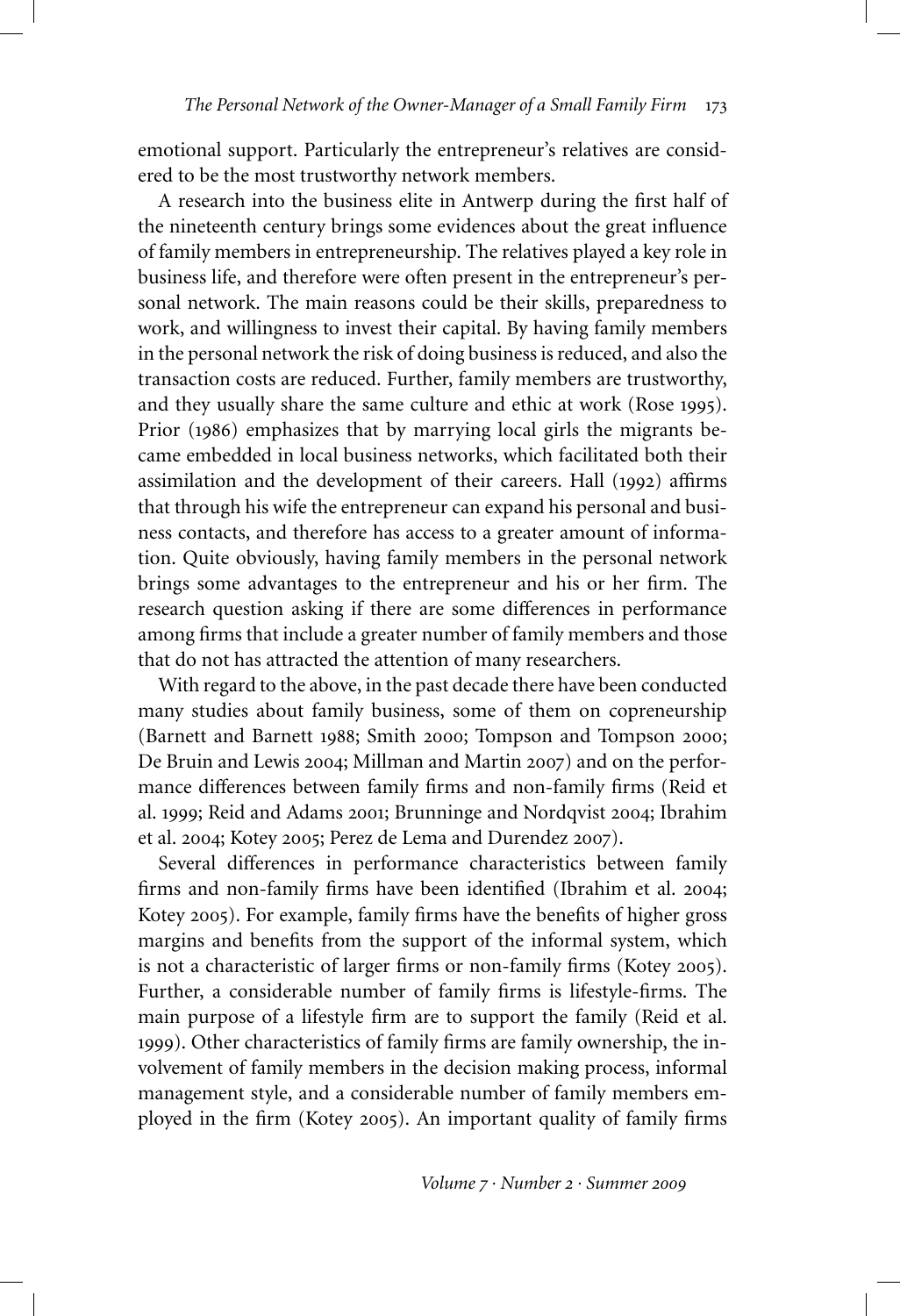emotional support. Particularly the entrepreneur's relatives are considered to be the most trustworthy network members.

A research into the business elite in Antwerp during the first half of the nineteenth century brings some evidences about the great influence of family members in entrepreneurship. The relatives played a key role in business life, and therefore were often present in the entrepreneur's personal network. The main reasons could be their skills, preparedness to work, and willingness to invest their capital. By having family members in the personal network the risk of doing business is reduced, and also the transaction costs are reduced. Further, family members are trustworthy, and they usually share the same culture and ethic at work (Rose 1995). Prior (1986) emphasizes that by marrying local girls the migrants became embedded in local business networks, which facilitated both their assimilation and the development of their careers. Hall (1992) affirms that through his wife the entrepreneur can expand his personal and business contacts, and therefore has access to a greater amount of information. Quite obviously, having family members in the personal network brings some advantages to the entrepreneur and his or her firm. The research question asking if there are some differences in performance among firms that include a greater number of family members and those that do not has attracted the attention of many researchers.

With regard to the above, in the past decade there have been conducted many studies about family business, some of them on copreneurship (Barnett and Barnett 1988; Smith 2000; Tompson and Tompson 2000; De Bruin and Lewis 2004; Millman and Martin 2007) and on the performance differences between family firms and non-family firms (Reid et al. 1999; Reid and Adams 2001; Brunninge and Nordqvist 2004; Ibrahim et al. 2004; Kotey 2005; Perez de Lema and Durendez 2007).

Several differences in performance characteristics between family firms and non-family firms have been identified (Ibrahim et al. 2004; Kotey 2005). For example, family firms have the benefits of higher gross margins and benefits from the support of the informal system, which is not a characteristic of larger firms or non-family firms (Kotey 2005). Further, a considerable number of family firms is lifestyle-firms. The main purpose of a lifestyle firm are to support the family (Reid et al. 1999). Other characteristics of family firms are family ownership, the involvement of family members in the decision making process, informal management style, and a considerable number of family members employed in the firm (Kotey 2005). An important quality of family firms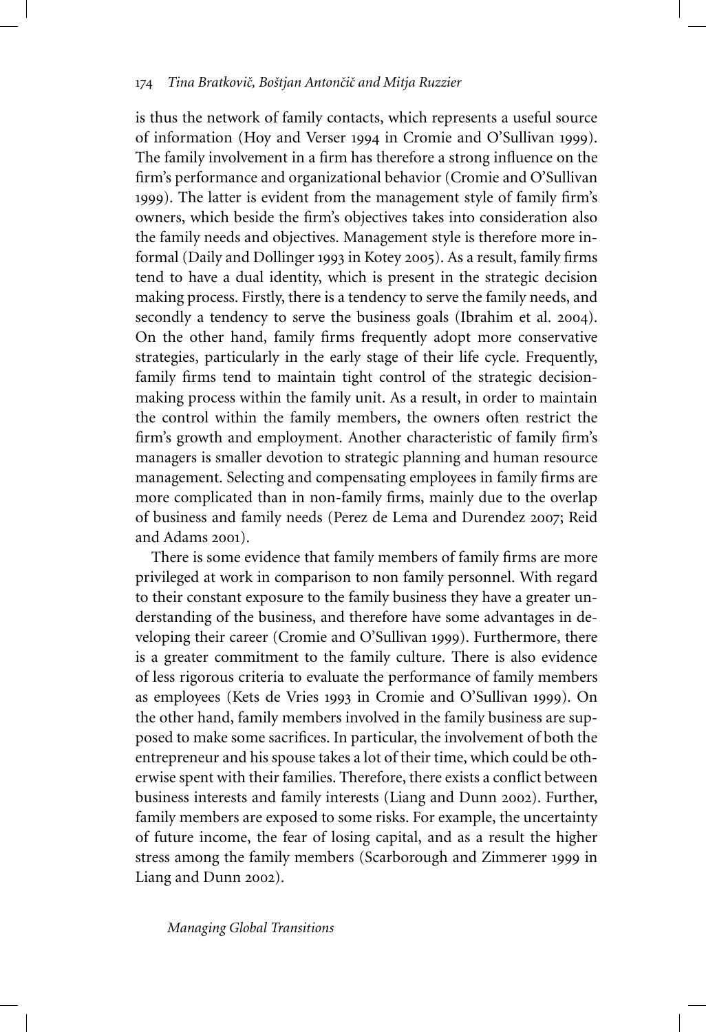is thus the network of family contacts, which represents a useful source of information (Hoy and Verser 1994 in Cromie and O'Sullivan 1999). The family involvement in a firm has therefore a strong influence on the firm's performance and organizational behavior (Cromie and O'Sullivan 1999). The latter is evident from the management style of family firm's owners, which beside the firm's objectives takes into consideration also the family needs and objectives. Management style is therefore more informal (Daily and Dollinger 1993 in Kotey 2005). As a result, family firms tend to have a dual identity, which is present in the strategic decision making process. Firstly, there is a tendency to serve the family needs, and secondly a tendency to serve the business goals (Ibrahim et al. 2004). On the other hand, family firms frequently adopt more conservative strategies, particularly in the early stage of their life cycle. Frequently, family firms tend to maintain tight control of the strategic decision-making process within the family unit. As a result, in order to maintain the control within the family members, the owners often restrict the firm's growth and employment. Another characteristic of family firm's managers is smaller devotion to strategic planning and human resource management. Selecting and compensating employees in family firms are more complicated than in non-family firms, mainly due to the overlap of business and family needs (Perez de Lema and Durendez 2007; Reid and Adams 2001).

There is some evidence that family members of family firms are more privileged at work in comparison to non family personnel. With regard to their constant exposure to the family business they have a greater understanding of the business, and therefore have some advantages in developing their career (Cromie and O'Sullivan 1999). Furthermore, there is a greater commitment to the family culture. There is also evidence of less rigorous criteria to evaluate the performance of family members as employees (Kets de Vries 1993 in Cromie and O'Sullivan 1999). On the other hand, family members involved in the family business are supposed to make some sacrifices. In particular, the involvement of both the entrepreneur and his spouse takes a lot of their time, which could be otherwise spent with their families. Therefore, there exists a conflict between business interests and family interests (Liang and Dunn 2002). Further, family members are exposed to some risks. For example, the uncertainty of future income, the fear of losing capital, and as a result the higher stress among the family members (Scarborough and Zimmerer 1999 in Liang and Dunn 2002).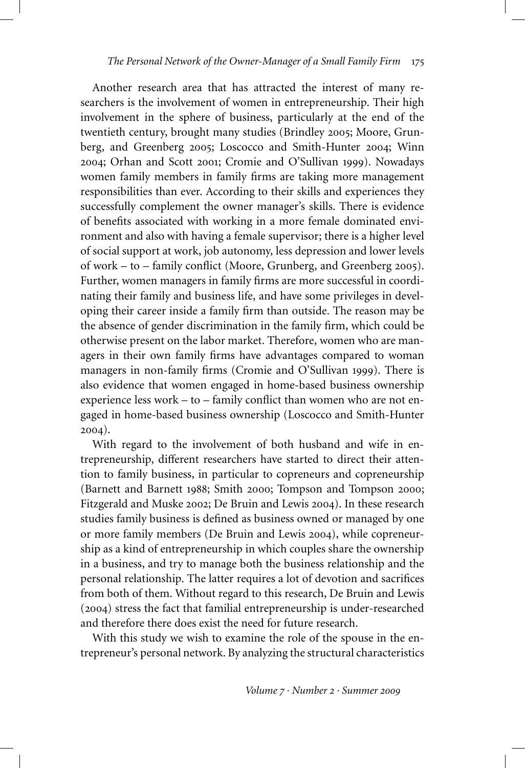Another research area that has attracted the interest of many researchers is the involvement of women in entrepreneurship. Their high involvement in the sphere of business, particularly at the end of the twentieth century, brought many studies (Brindley 2005; Moore, Grunberg, and Greenberg 2005; Loscocco and Smith-Hunter 2004; Winn 2004; Orhan and Scott 2001; Cromie and O'Sullivan 1999). Nowadays women family members in family firms are taking more management responsibilities than ever. According to their skills and experiences they successfully complement the owner manager's skills. There is evidence of benefits associated with working in a more female dominated environment and also with having a female supervisor; there is a higher level of social support at work, job autonomy, less depression and lower levels of work – to – family conflict (Moore, Grunberg, and Greenberg 2005). Further, women managers in family firms are more successful in coordinating their family and business life, and have some privileges in developing their career inside a family firm than outside. The reason may be the absence of gender discrimination in the family firm, which could be otherwise present on the labor market. Therefore, women who are managers in their own family firms have advantages compared to woman managers in non-family firms (Cromie and O'Sullivan 1999). There is also evidence that women engaged in home-based business ownership experience less work – to – family conflict than women who are not engaged in home-based business ownership (Loscocco and Smith-Hunter 2004).

With regard to the involvement of both husband and wife in entrepreneurship, different researchers have started to direct their attention to family business, in particular to copreneurs and copreneurship (Barnett and Barnett 1988; Smith 2000; Tompson and Tompson 2000; Fitzgerald and Muske 2002; De Bruin and Lewis 2004). In these research studies family business is defined as business owned or managed by one or more family members (De Bruin and Lewis 2004), while copreneurship as a kind of entrepreneurship in which couples share the ownership in a business, and try to manage both the business relationship and the personal relationship. The latter requires a lot of devotion and sacrifices from both of them. Without regard to this research, De Bruin and Lewis (2004) stress the fact that familial entrepreneurship is under-researched and therefore there does exist the need for future research.

With this study we wish to examine the role of the spouse in the entrepreneur's personal network. By analyzing the structural characteristics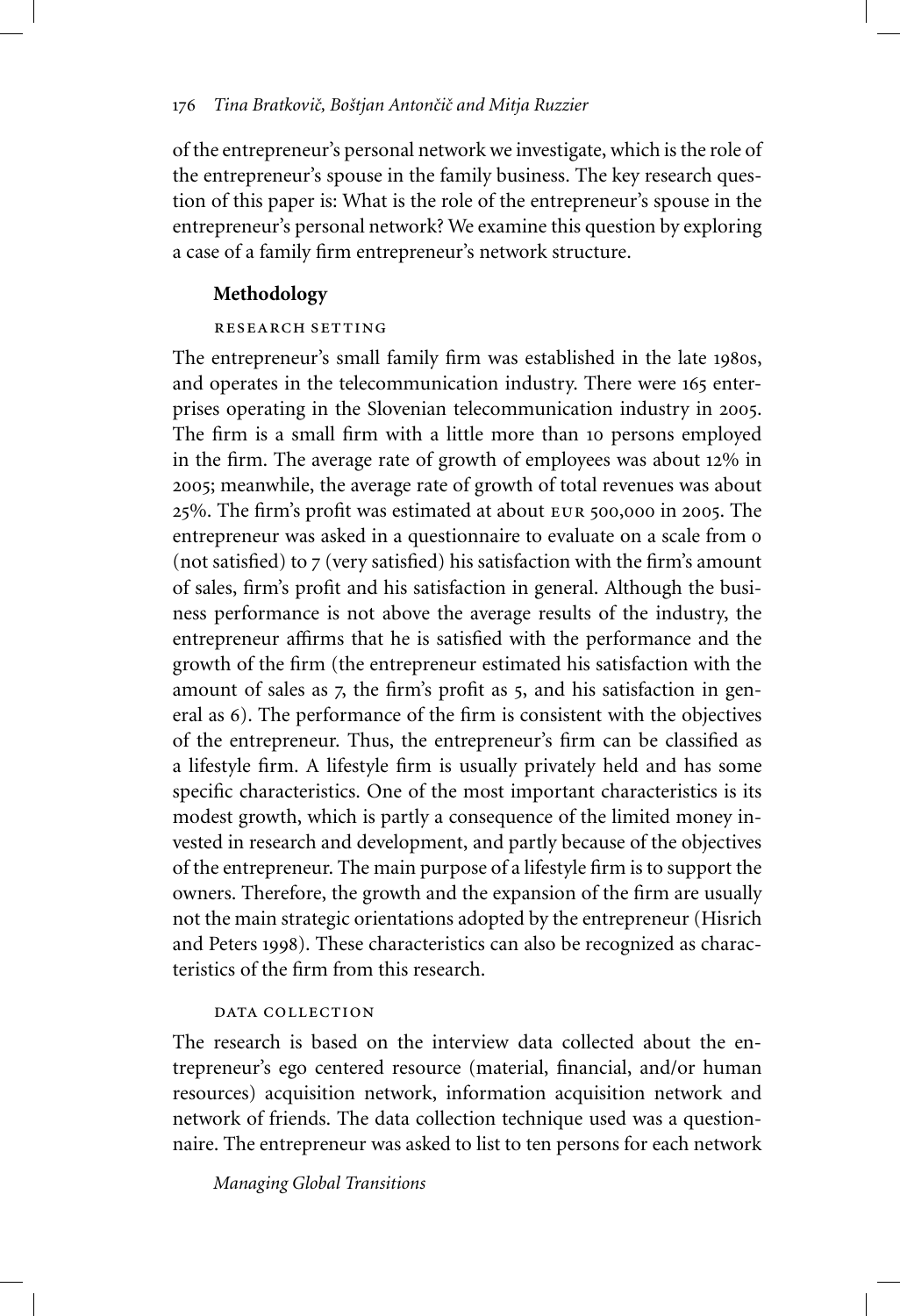of the entrepreneur's personal network we investigate, which is the role of the entrepreneur's spouse in the family business. The key research question of this paper is: What is the role of the entrepreneur's spouse in the entrepreneur's personal network? We examine this question by exploring a case of a family firm entrepreneur's network structure.

## Methodology

### Research Setting

The entrepreneur's small family firm was established in the late 1980s, and operates in the telecommunication industry. There were 165 enterprises operating in the Slovenian telecommunication industry in 2005. The firm is a small firm with a little more than 10 persons employed in the firm. The average rate of growth of employees was about 12% in 2005; meanwhile, the average rate of growth of total revenues was about 25%. The firm's profit was estimated at about EUR 500,000 in 2005. The entrepreneur was asked in a questionnaire to evaluate on a scale from 0 (not satisfied) to 7 (very satisfied) his satisfaction with the firm's amount of sales, firm's profit and his satisfaction in general. Although the business performance is not above the average results of the industry, the entrepreneur affirms that he is satisfied with the performance and the growth of the firm (the entrepreneur estimated his satisfaction with the amount of sales as 7, the firm's profit as 5, and his satisfaction in general as 6). The performance of the firm is consistent with the objectives of the entrepreneur. Thus, the entrepreneur's firm can be classified as a lifestyle firm. A lifestyle firm is usually privately held and has some specific characteristics. One of the most important characteristics is its modest growth, which is partly a consequence of the limited money invested in research and development, and partly because of the objectives of the entrepreneur. The main purpose of a lifestyle firm is to support the owners. Therefore, the growth and the expansion of the firm are usually not the main strategic orientations adopted by the entrepreneur (Hisrich and Peters 1998). These characteristics can also be recognized as characteristics of the firm from this research.

### Data Collection

The research is based on the interview data collected about the entrepreneur's ego centered resource (material, financial, and/or human resources) acquisition network, information acquisition network and network of friends. The data collection technique used was a questionnaire. The entrepreneur was asked to list to ten persons for each network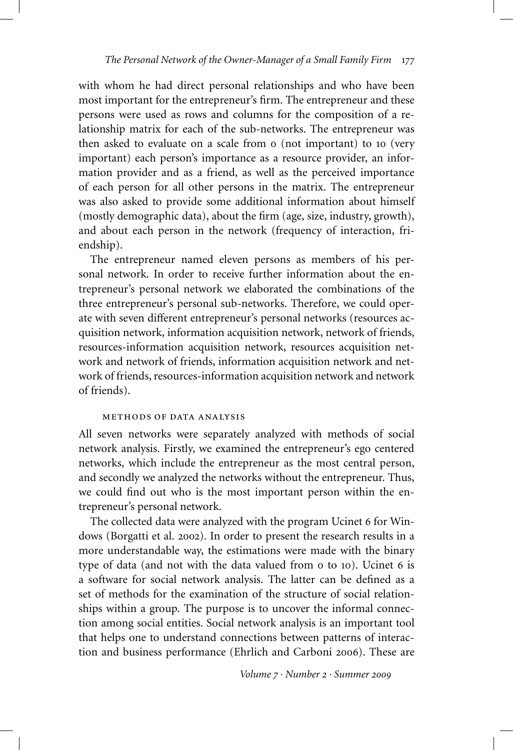with whom he had direct personal relationships and who have been most important for the entrepreneur's firm. The entrepreneur and these persons were used as rows and columns for the composition of a relationship matrix for each of the sub-networks. The entrepreneur was then asked to evaluate on a scale from 0 (not important) to 10 (very important) each person's importance as a resource provider, an information provider and as a friend, as well as the perceived importance of each person for all other persons in the matrix. The entrepreneur was also asked to provide some additional information about himself (mostly demographic data), about the firm (age, size, industry, growth), and about each person in the network (frequency of interaction, friendship).

The entrepreneur named eleven persons as members of his personal network. In order to receive further information about the entrepreneur's personal network we elaborated the combinations of the three entrepreneur's personal sub-networks. Therefore, we could operate with seven different entrepreneur's personal networks (resources acquisition network, information acquisition network, network of friends, resources-information acquisition network, resources acquisition network and network of friends, information acquisition network and network of friends, resources-information acquisition network and network of friends).

### METHODS OF DATA ANALYSIS

All seven networks were separately analyzed with methods of social network analysis. Firstly, we examined the entrepreneur's ego centered networks, which include the entrepreneur as the most central person, and secondly we analyzed the networks without the entrepreneur. Thus, we could find out who is the most important person within the entrepreneur's personal network.

The collected data were analyzed with the program Ucinet 6 for Windows (Borgatti et al. 2002). In order to present the research results in a more understandable way, the estimations were made with the binary type of data (and not with the data valued from 0 to 10). Ucinet 6 is a software for social network analysis. The latter can be defined as a set of methods for the examination of the structure of social relationships within a group. The purpose is to uncover the informal connection among social entities. Social network analysis is an important tool that helps one to understand connections between patterns of interaction and business performance (Ehrlich and Carboni 2006). These are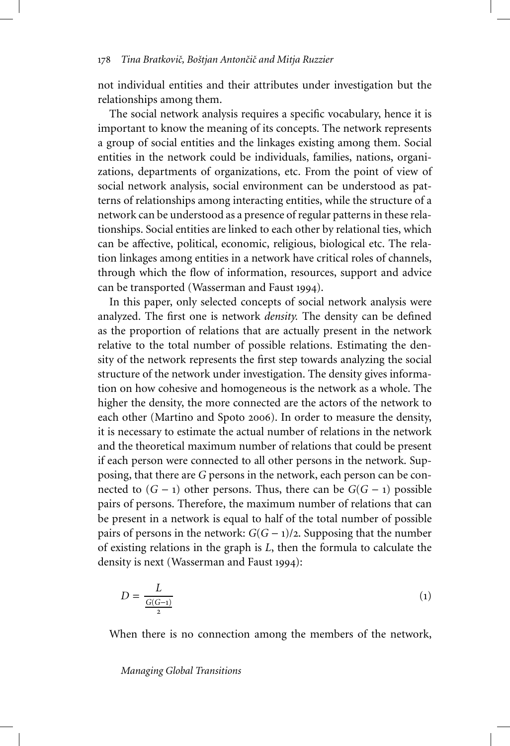not individual entities and their attributes under investigation but the relationships among them.

The social network analysis requires a specific vocabulary, hence it is important to know the meaning of its concepts. The network represents a group of social entities and the linkages existing among them. Social entities in the network could be individuals, families, nations, organizations, departments of organizations, etc. From the point of view of social network analysis, social environment can be understood as patterns of relationships among interacting entities, while the structure of a network can be understood as a presence of regular patterns in these relationships. Social entities are linked to each other by relational ties, which can be affective, political, economic, religious, biological etc. The relation linkages among entities in a network have critical roles of channels, through which the flow of information, resources, support and advice can be transported (Wasserman and Faust 1994).

In this paper, only selected concepts of social network analysis were analyzed. The first one is network *density.* The density can be defined as the proportion of relations that are actually present in the network relative to the total number of possible relations. Estimating the density of the network represents the first step towards analyzing the social structure of the network under investigation. The density gives information on how cohesive and homogeneous is the network as a whole. The higher the density, the more connected are the actors of the network to each other (Martino and Spoto 2006). In order to measure the density, it is necessary to estimate the actual number of relations in the network and the theoretical maximum number of relations that could be present if each person were connected to all other persons in the network. Supposing, that there are $G$ persons in the network, each person can be connected to $(G - 1)$ other persons. Thus, there can be $G(G - 1)$ possible pairs of persons. Therefore, the maximum number of relations that can be present in a network is equal to half of the total number of possible pairs of persons in the network: $G(G - 1)/2$. Supposing that the number of existing relations in the graph is $L$, then the formula to calculate the density is next (Wasserman and Faust 1994):

$$D = \frac{L}{\frac{G(G-1)}{2}} \tag{1}$$

When there is no connection among the members of the network,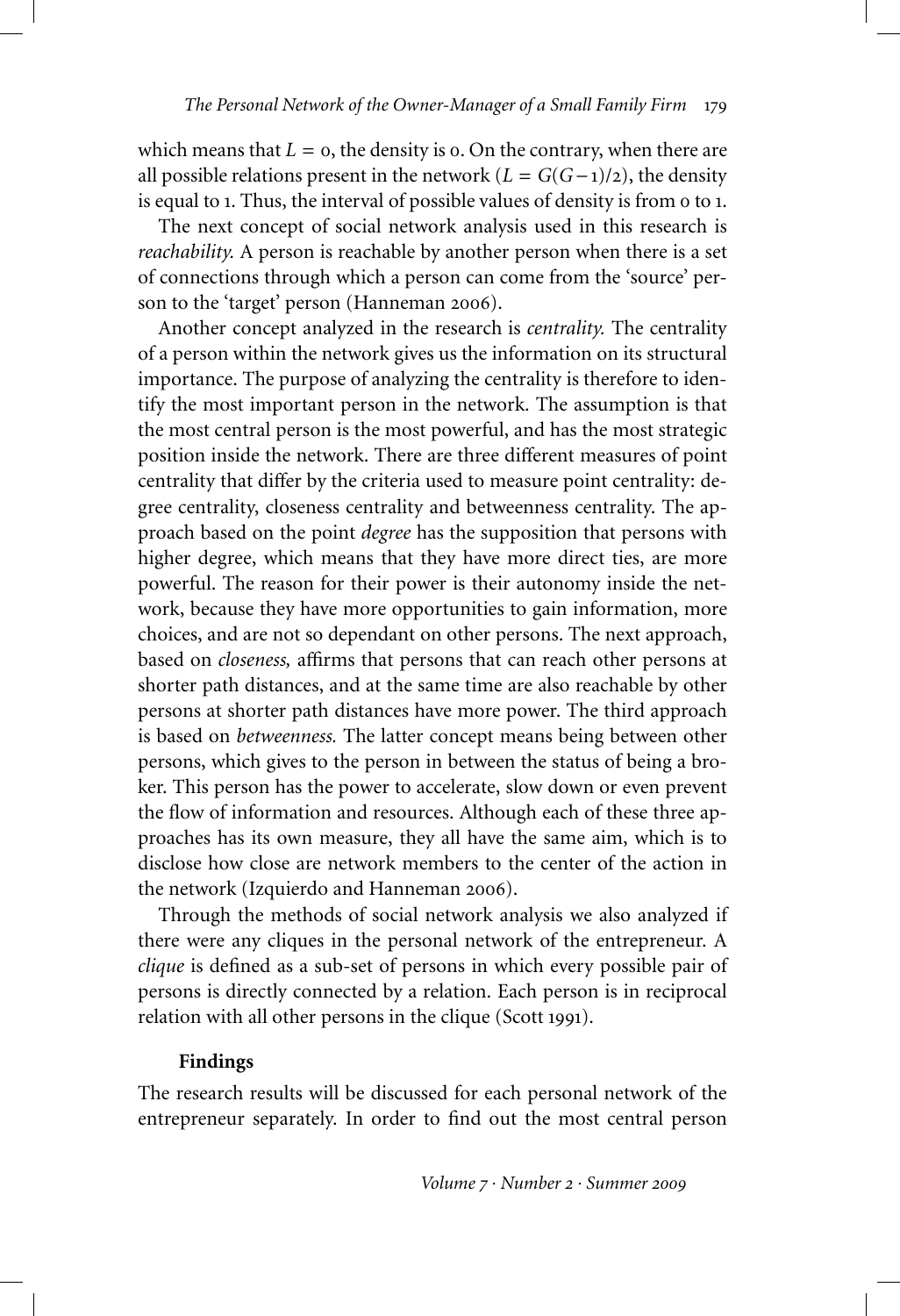which means that $L = 0$, the density is 0. On the contrary, when there are all possible relations present in the network ($L = G(G-1)/2$), the density is equal to 1. Thus, the interval of possible values of density is from 0 to 1.

The next concept of social network analysis used in this research is *reachability.* A person is reachable by another person when there is a set of connections through which a person can come from the 'source' person to the 'target' person (Hanneman 2006).

Another concept analyzed in the research is *centrality.* The centrality of a person within the network gives us the information on its structural importance. The purpose of analyzing the centrality is therefore to identify the most important person in the network. The assumption is that the most central person is the most powerful, and has the most strategic position inside the network. There are three different measures of point centrality that differ by the criteria used to measure point centrality: degree centrality, closeness centrality and betweenness centrality. The approach based on the point *degree* has the supposition that persons with higher degree, which means that they have more direct ties, are more powerful. The reason for their power is their autonomy inside the network, because they have more opportunities to gain information, more choices, and are not so dependant on other persons. The next approach, based on *closeness,* affirms that persons that can reach other persons at shorter path distances, and at the same time are also reachable by other persons at shorter path distances have more power. The third approach is based on *betweenness.* The latter concept means being between other persons, which gives to the person in between the status of being a broker. This person has the power to accelerate, slow down or even prevent the flow of information and resources. Although each of these three approaches has its own measure, they all have the same aim, which is to disclose how close are network members to the center of the action in the network (Izquierdo and Hanneman 2006).

Through the methods of social network analysis we also analyzed if there were any cliques in the personal network of the entrepreneur. A *clique* is defined as a sub-set of persons in which every possible pair of persons is directly connected by a relation. Each person is in reciprocal relation with all other persons in the clique (Scott 1991).

## Findings

The research results will be discussed for each personal network of the entrepreneur separately. In order to find out the most central person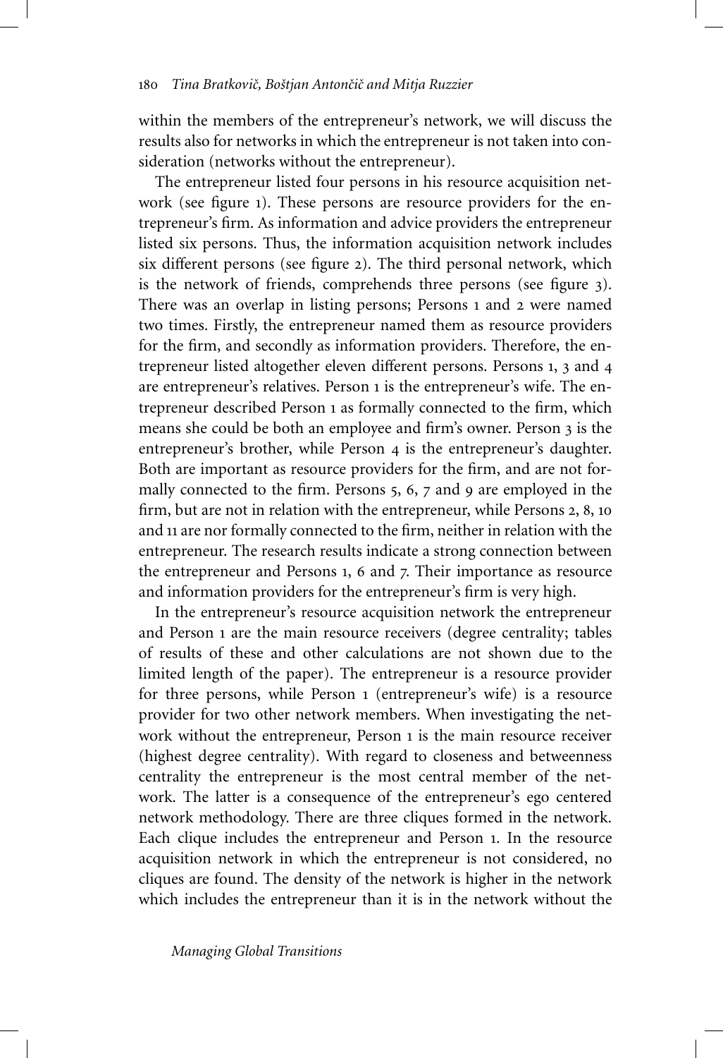within the members of the entrepreneur's network, we will discuss the results also for networks in which the entrepreneur is not taken into consideration (networks without the entrepreneur).

The entrepreneur listed four persons in his resource acquisition network (see figure 1). These persons are resource providers for the entrepreneur's firm. As information and advice providers the entrepreneur listed six persons. Thus, the information acquisition network includes six different persons (see figure 2). The third personal network, which is the network of friends, comprehends three persons (see figure 3). There was an overlap in listing persons; Persons 1 and 2 were named two times. Firstly, the entrepreneur named them as resource providers for the firm, and secondly as information providers. Therefore, the entrepreneur listed altogether eleven different persons. Persons 1, 3 and 4 are entrepreneur's relatives. Person 1 is the entrepreneur's wife. The entrepreneur described Person 1 as formally connected to the firm, which means she could be both an employee and firm's owner. Person 3 is the entrepreneur's brother, while Person 4 is the entrepreneur's daughter. Both are important as resource providers for the firm, and are not formally connected to the firm. Persons 5, 6, 7 and 9 are employed in the firm, but are not in relation with the entrepreneur, while Persons 2, 8, 10 and 11 are nor formally connected to the firm, neither in relation with the entrepreneur. The research results indicate a strong connection between the entrepreneur and Persons 1, 6 and 7. Their importance as resource and information providers for the entrepreneur's firm is very high.

In the entrepreneur's resource acquisition network the entrepreneur and Person 1 are the main resource receivers (degree centrality; tables of results of these and other calculations are not shown due to the limited length of the paper). The entrepreneur is a resource provider for three persons, while Person 1 (entrepreneur's wife) is a resource provider for two other network members. When investigating the network without the entrepreneur, Person 1 is the main resource receiver (highest degree centrality). With regard to closeness and betweenness centrality the entrepreneur is the most central member of the network. The latter is a consequence of the entrepreneur's ego centered network methodology. There are three cliques formed in the network. Each clique includes the entrepreneur and Person 1. In the resource acquisition network in which the entrepreneur is not considered, no cliques are found. The density of the network is higher in the network which includes the entrepreneur than it is in the network without the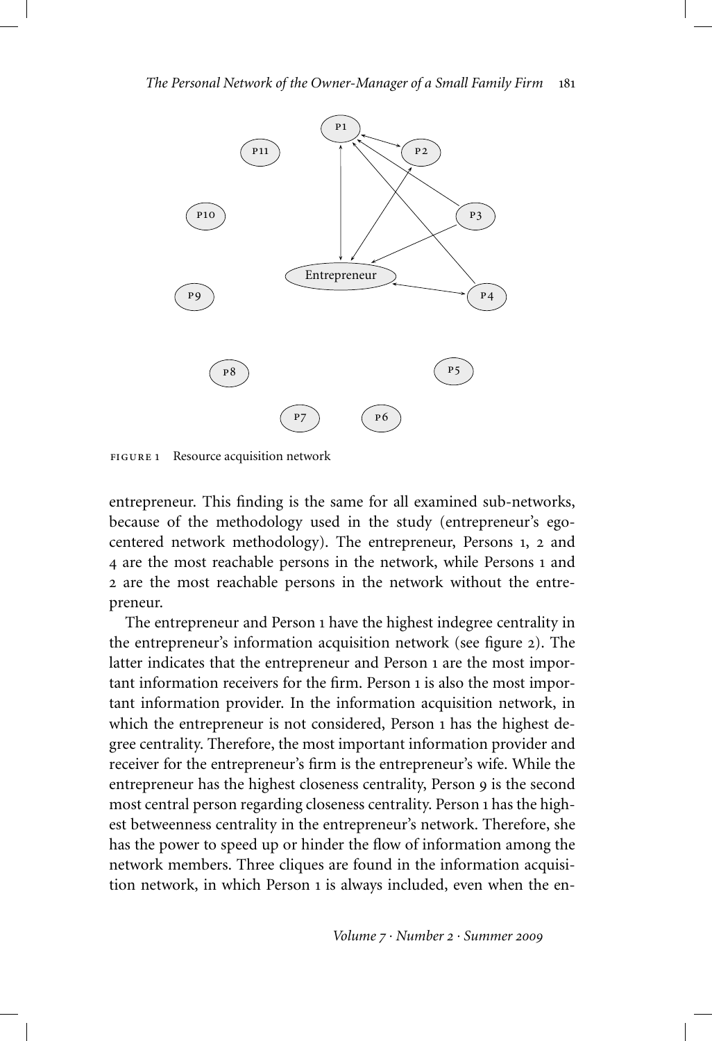P1

P11

P2

P10

P3

Entrepreneur

P9

P4

P8

P5

P7

P6

FIGURE 1 Resource acquisition network

entrepreneur. This finding is the same for all examined sub-networks, because of the methodology used in the study (entrepreneur's ego-centered network methodology). The entrepreneur, Persons 1, 2 and 4 are the most reachable persons in the network, while Persons 1 and 2 are the most reachable persons in the network without the entrepreneur.

The entrepreneur and Person 1 have the highest indegree centrality in the entrepreneur's information acquisition network (see figure 2). The latter indicates that the entrepreneur and Person 1 are the most important information receivers for the firm. Person 1 is also the most important information provider. In the information acquisition network, in which the entrepreneur is not considered, Person 1 has the highest degree centrality. Therefore, the most important information provider and receiver for the entrepreneur's firm is the entrepreneur's wife. While the entrepreneur has the highest closeness centrality, Person 9 is the second most central person regarding closeness centrality. Person 1 has the highest betweenness centrality in the entrepreneur's network. Therefore, she has the power to speed up or hinder the flow of information among the network members. Three cliques are found in the information acquisition network, in which Person 1 is always included, even when the en-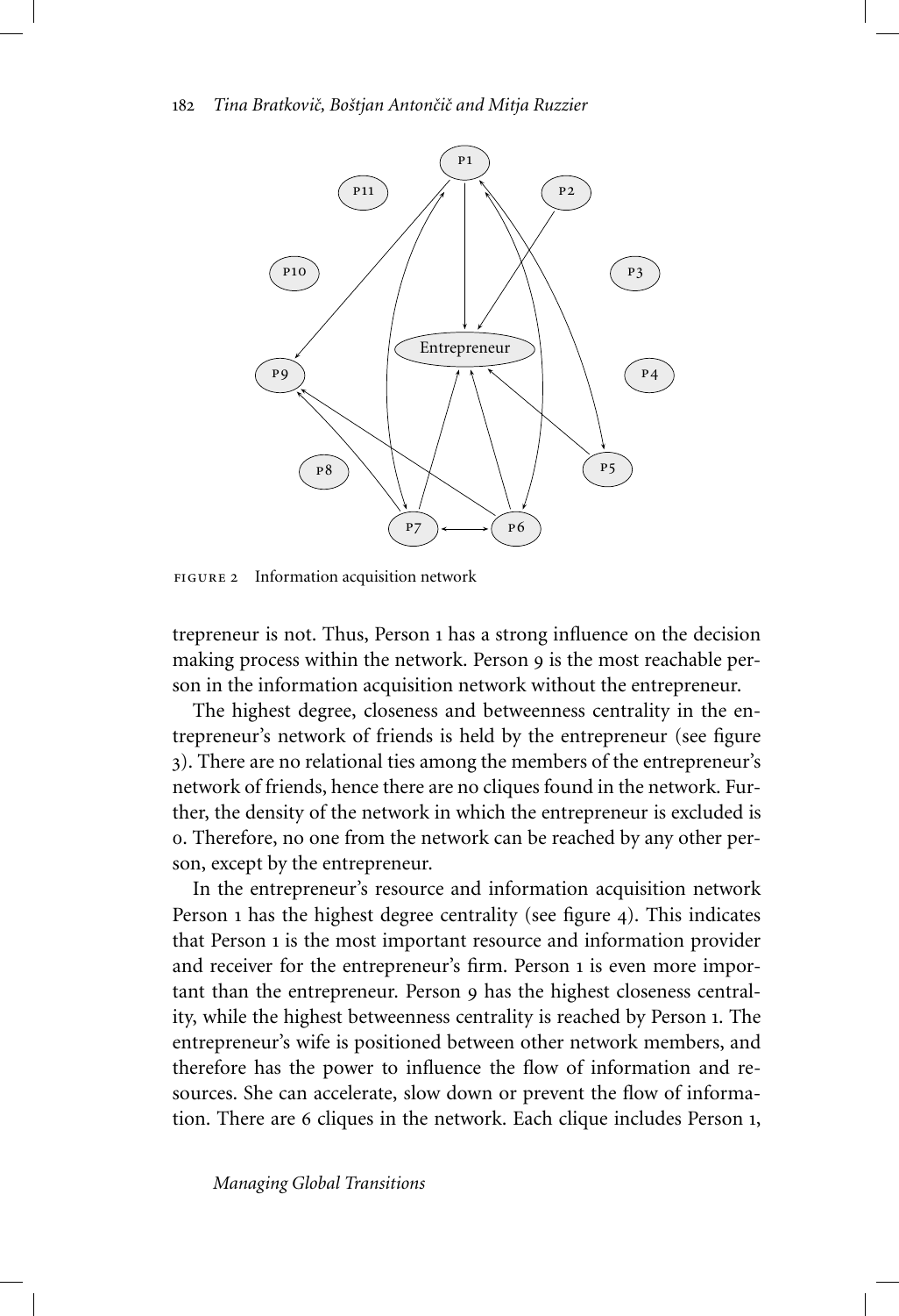P1

P11

P2

P10

P3

Entrepreneur

P9

P4

P8

P5

P7

P6

FIGURE 2 Information acquisition network

trepreneur is not. Thus, Person 1 has a strong influence on the decision making process within the network. Person 9 is the most reachable person in the information acquisition network without the entrepreneur.

The highest degree, closeness and betweenness centrality in the entrepreneur's network of friends is held by the entrepreneur (see figure 3). There are no relational ties among the members of the entrepreneur's network of friends, hence there are no cliques found in the network. Further, the density of the network in which the entrepreneur is excluded is 0. Therefore, no one from the network can be reached by any other person, except by the entrepreneur.

In the entrepreneur's resource and information acquisition network Person 1 has the highest degree centrality (see figure 4). This indicates that Person 1 is the most important resource and information provider and receiver for the entrepreneur's firm. Person 1 is even more important than the entrepreneur. Person 9 has the highest closeness centrality, while the highest betweenness centrality is reached by Person 1. The entrepreneur's wife is positioned between other network members, and therefore has the power to influence the flow of information and resources. She can accelerate, slow down or prevent the flow of information. There are 6 cliques in the network. Each clique includes Person 1,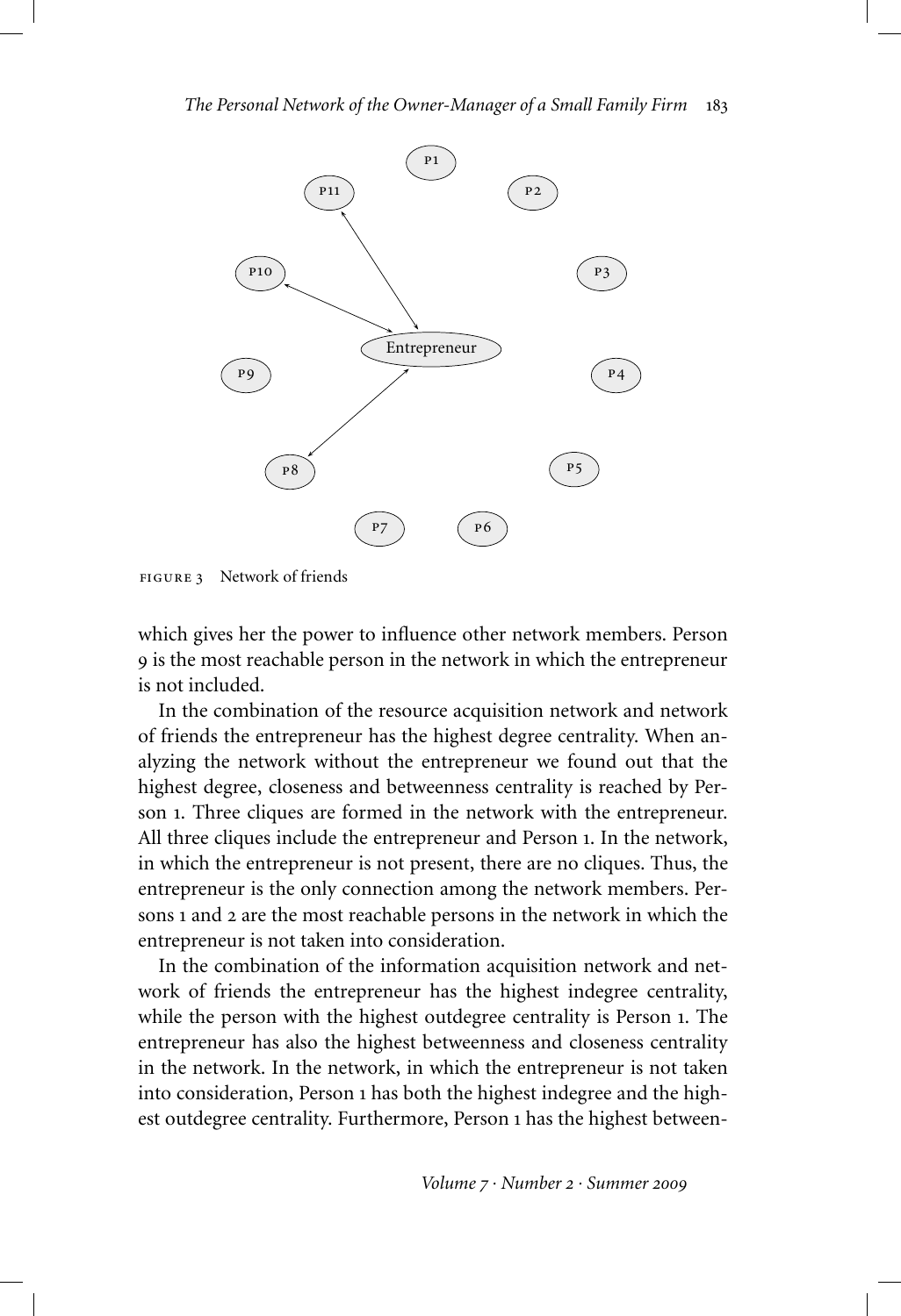P1

P11

P2

P10

P3

Entrepreneur

P9

P4

P8

P5

P7

P6

FIGURE 3 Network of friends

which gives her the power to influence other network members. Person 9 is the most reachable person in the network in which the entrepreneur is not included.

In the combination of the resource acquisition network and network of friends the entrepreneur has the highest degree centrality. When analyzing the network without the entrepreneur we found out that the highest degree, closeness and betweenness centrality is reached by Person 1. Three cliques are formed in the network with the entrepreneur. All three cliques include the entrepreneur and Person 1. In the network, in which the entrepreneur is not present, there are no cliques. Thus, the entrepreneur is the only connection among the network members. Persons 1 and 2 are the most reachable persons in the network in which the entrepreneur is not taken into consideration.

In the combination of the information acquisition network and network of friends the entrepreneur has the highest indegree centrality, while the person with the highest outdegree centrality is Person 1. The entrepreneur has also the highest betweenness and closeness centrality in the network. In the network, in which the entrepreneur is not taken into consideration, Person 1 has both the highest indegree and the highest outdegree centrality. Furthermore, Person 1 has the highest between-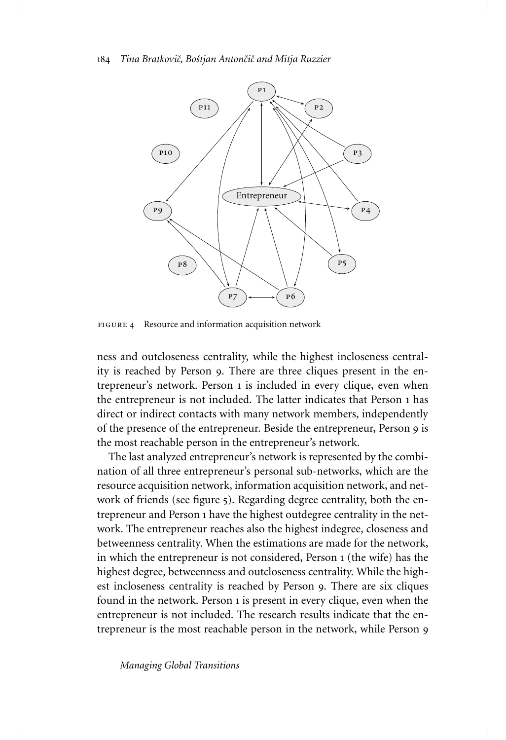P1

P11

P2

P10

P3

Entrepreneur

P9

P4

P8

P5

P7

P6

FIGURE 4 Resource and information acquisition network

ness and outcloseness centrality, while the highest incloseness centrality is reached by Person 9. There are three cliques present in the entrepreneur's network. Person 1 is included in every clique, even when the entrepreneur is not included. The latter indicates that Person 1 has direct or indirect contacts with many network members, independently of the presence of the entrepreneur. Beside the entrepreneur, Person 9 is the most reachable person in the entrepreneur's network.

The last analyzed entrepreneur's network is represented by the combination of all three entrepreneur's personal sub-networks, which are the resource acquisition network, information acquisition network, and network of friends (see figure 5). Regarding degree centrality, both the entrepreneur and Person 1 have the highest outdegree centrality in the network. The entrepreneur reaches also the highest indegree, closeness and betweenness centrality. When the estimations are made for the network, in which the entrepreneur is not considered, Person 1 (the wife) has the highest degree, betweenness and outcloseness centrality. While the highest incloseness centrality is reached by Person 9. There are six cliques found in the network. Person 1 is present in every clique, even when the entrepreneur is not included. The research results indicate that the entrepreneur is the most reachable person in the network, while Person 9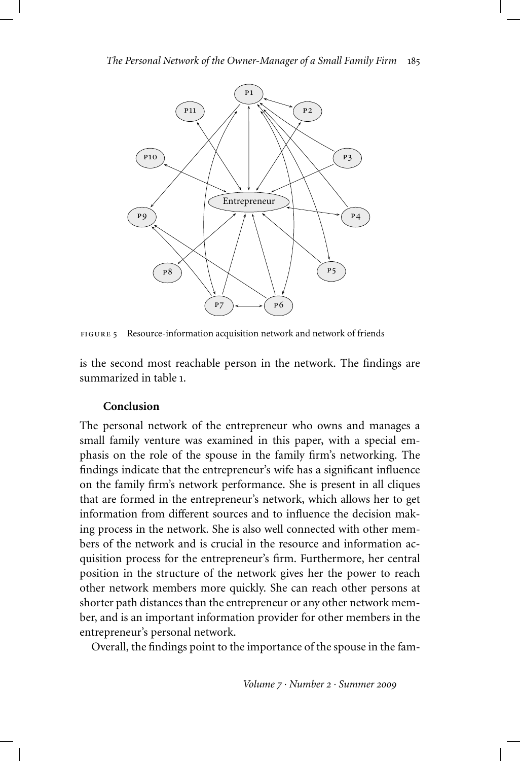FIGURE 5 Resource-information acquisition network and network of friends

is the second most reachable person in the network. The findings are summarized in table 1.

## Conclusion

The personal network of the entrepreneur who owns and manages a small family venture was examined in this paper, with a special emphasis on the role of the spouse in the family firm's networking. The findings indicate that the entrepreneur's wife has a significant influence on the family firm's network performance. She is present in all cliques that are formed in the entrepreneur's network, which allows her to get information from different sources and to influence the decision making process in the network. She is also well connected with other members of the network and is crucial in the resource and information acquisition process for the entrepreneur's firm. Furthermore, her central position in the structure of the network gives her the power to reach other network members more quickly. She can reach other persons at shorter path distances than the entrepreneur or any other network member, and is an important information provider for other members in the entrepreneur's personal network.

Overall, the findings point to the importance of the spouse in the fam-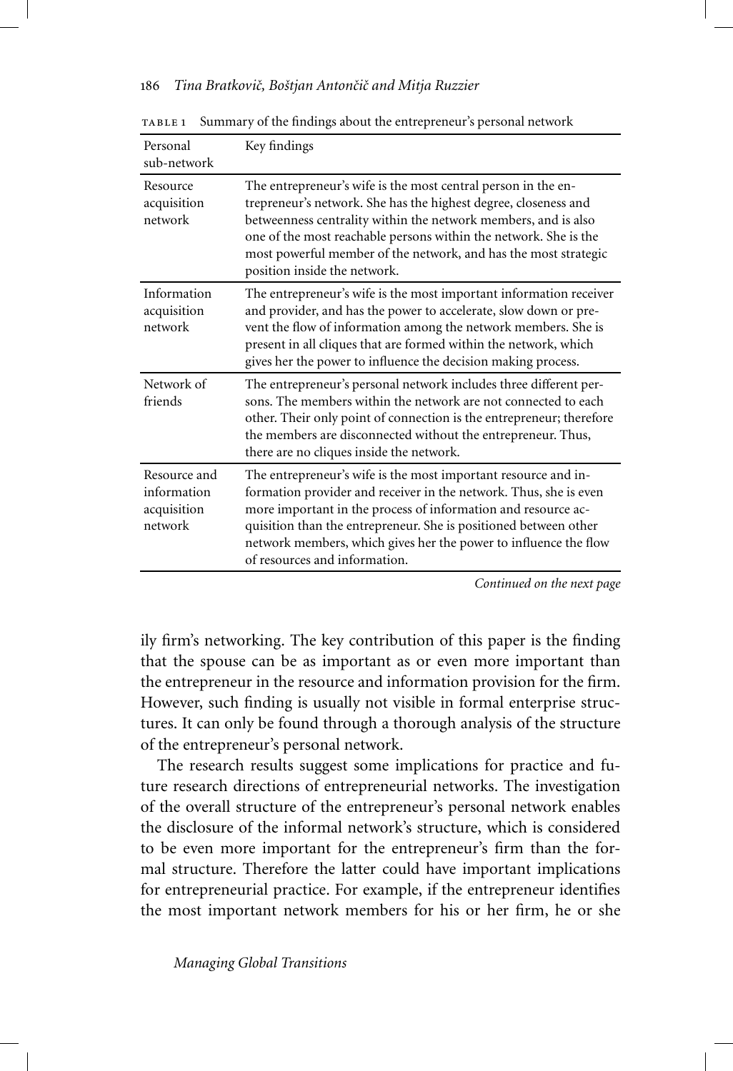TABLE 1 Summary of the findings about the entrepreneur's personal network

| Personal sub-network | Key findings |
|---|---|
| Resource acquisition network | The entrepreneur's wife is the most central person in the entrepreneur's network. She has the highest degree, closeness and betweenness centrality within the network members, and is also one of the most reachable persons within the network. She is the most powerful member of the network, and has the most strategic position inside the network. |
| Information acquisition network | The entrepreneur's wife is the most important information receiver and provider, and has the power to accelerate, slow down or prevent the flow of information among the network members. She is present in all cliques that are formed within the network, which gives her the power to influence the decision making process. |
| Network of friends | The entrepreneur's personal network includes three different persons. The members within the network are not connected to each other. Their only point of connection is the entrepreneur; therefore the members are disconnected without the entrepreneur. Thus, there are no cliques inside the network. |
| Resource and information acquisition network | The entrepreneur's wife is the most important resource and information provider and receiver in the network. Thus, she is even more important in the process of information and resource acquisition than the entrepreneur. She is positioned between other network members, which gives her the power to influence the flow of resources and information. |

*Continued on the next page*

ily firm's networking. The key contribution of this paper is the finding that the spouse can be as important as or even more important than the entrepreneur in the resource and information provision for the firm. However, such finding is usually not visible in formal enterprise structures. It can only be found through a thorough analysis of the structure of the entrepreneur's personal network.

The research results suggest some implications for practice and future research directions of entrepreneurial networks. The investigation of the overall structure of the entrepreneur's personal network enables the disclosure of the informal network's structure, which is considered to be even more important for the entrepreneur's firm than the formal structure. Therefore the latter could have important implications for entrepreneurial practice. For example, if the entrepreneur identifies the most important network members for his or her firm, he or she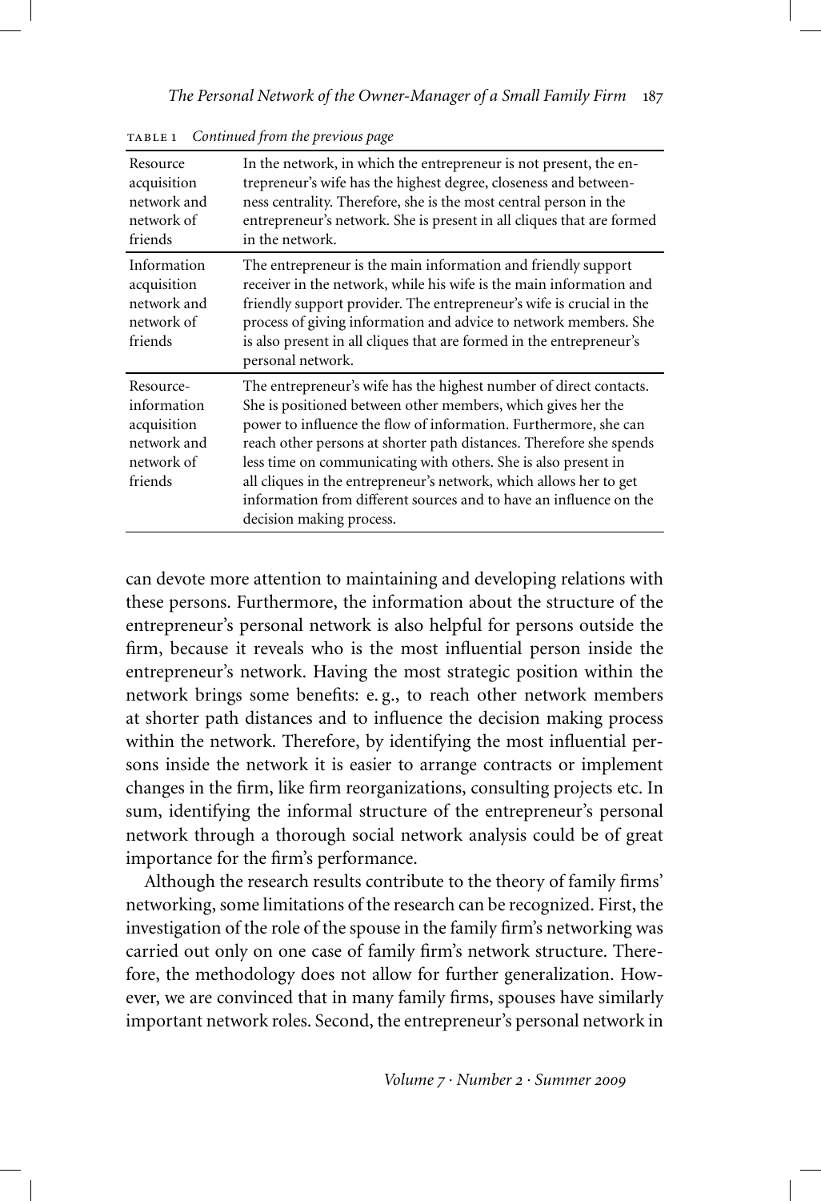TABLE 1 *Continued from the previous page*

| | |
|---|---|
| Resource acquisition network and network of friends | In the network, in which the entrepreneur is not present, the entrepreneur's wife has the highest degree, closeness and betweenness centrality. Therefore, she is the most central person in the entrepreneur's network. She is present in all cliques that are formed in the network. |
| Information acquisition network and network of friends | The entrepreneur is the main information and friendly support receiver in the network, while his wife is the main information and friendly support provider. The entrepreneur's wife is crucial in the process of giving information and advice to network members. She is also present in all cliques that are formed in the entrepreneur's personal network. |
| Resource-information acquisition network and network of friends | The entrepreneur's wife has the highest number of direct contacts. She is positioned between other members, which gives her the power to influence the flow of information. Furthermore, she can reach other persons at shorter path distances. Therefore she spends less time on communicating with others. She is also present in all cliques in the entrepreneur's network, which allows her to get information from different sources and to have an influence on the decision making process. |

can devote more attention to maintaining and developing relations with these persons. Furthermore, the information about the structure of the entrepreneur's personal network is also helpful for persons outside the firm, because it reveals who is the most influential person inside the entrepreneur's network. Having the most strategic position within the network brings some benefits: e. g., to reach other network members at shorter path distances and to influence the decision making process within the network. Therefore, by identifying the most influential persons inside the network it is easier to arrange contracts or implement changes in the firm, like firm reorganizations, consulting projects etc. In sum, identifying the informal structure of the entrepreneur's personal network through a thorough social network analysis could be of great importance for the firm's performance.

Although the research results contribute to the theory of family firms' networking, some limitations of the research can be recognized. First, the investigation of the role of the spouse in the family firm's networking was carried out only on one case of family firm's network structure. Therefore, the methodology does not allow for further generalization. However, we are convinced that in many family firms, spouses have similarly important network roles. Second, the entrepreneur's personal network in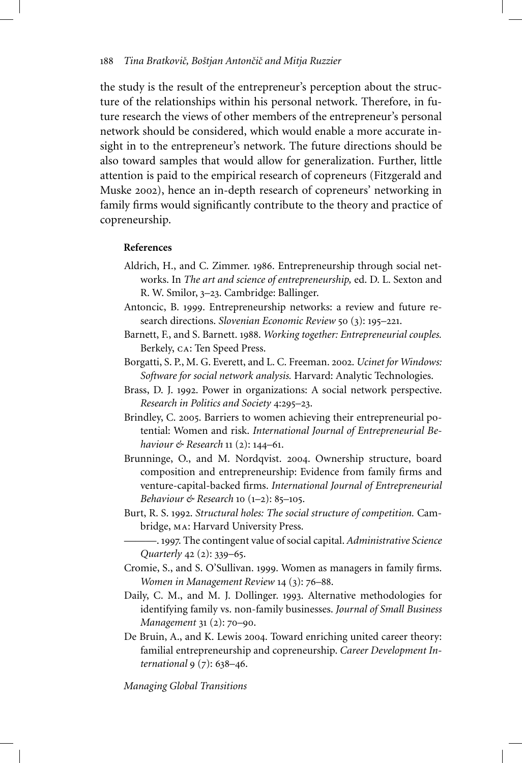the study is the result of the entrepreneur's perception about the structure of the relationships within his personal network. Therefore, in future research the views of other members of the entrepreneur's personal network should be considered, which would enable a more accurate insight in to the entrepreneur's network. The future directions should be also toward samples that would allow for generalization. Further, little attention is paid to the empirical research of copreneurs (Fitzgerald and Muske 2002), hence an in-depth research of copreneurs' networking in family firms would significantly contribute to the theory and practice of copreneurship.

### References

Aldrich, H., and C. Zimmer. 1986. Entrepreneurship through social networks. In *The art and science of entrepreneurship,* ed. D. L. Sexton and R. W. Smilor, 3–23. Cambridge: Ballinger.

Antoncic, B. 1999. Entrepreneurship networks: a review and future research directions. *Slovenian Economic Review* 50 (3): 195–221.

Barnett, F., and S. Barnett. 1988. *Working together: Entrepreneurial couples.* Berkely, CA: Ten Speed Press.

Borgatti, S. P., M. G. Everett, and L. C. Freeman. 2002. *Ucinet for Windows: Software for social network analysis.* Harvard: Analytic Technologies.

Brass, D. J. 1992. Power in organizations: A social network perspective. *Research in Politics and Society* 4:295–23.

Brindley, C. 2005. Barriers to women achieving their entrepreneurial potential: Women and risk. *International Journal of Entrepreneurial Behaviour & Research* 11 (2): 144–61.

Brunninge, O., and M. Nordqvist. 2004. Ownership structure, board composition and entrepreneurship: Evidence from family firms and venture-capital-backed firms. *International Journal of Entrepreneurial Behaviour & Research* 10 (1–2): 85–105.

Burt, R. S. 1992. *Structural holes: The social structure of competition.* Cambridge, MA: Harvard University Press.

———. 1997. The contingent value of social capital. *Administrative Science Quarterly* 42 (2): 339–65.

Cromie, S., and S. O'Sullivan. 1999. Women as managers in family firms. *Women in Management Review* 14 (3): 76–88.

Daily, C. M., and M. J. Dollinger. 1993. Alternative methodologies for identifying family vs. non-family businesses. *Journal of Small Business Management* 31 (2): 70–90.

De Bruin, A., and K. Lewis 2004. Toward enriching united career theory: familial entrepreneurship and copreneurship. *Career Development International* 9 (7): 638–46.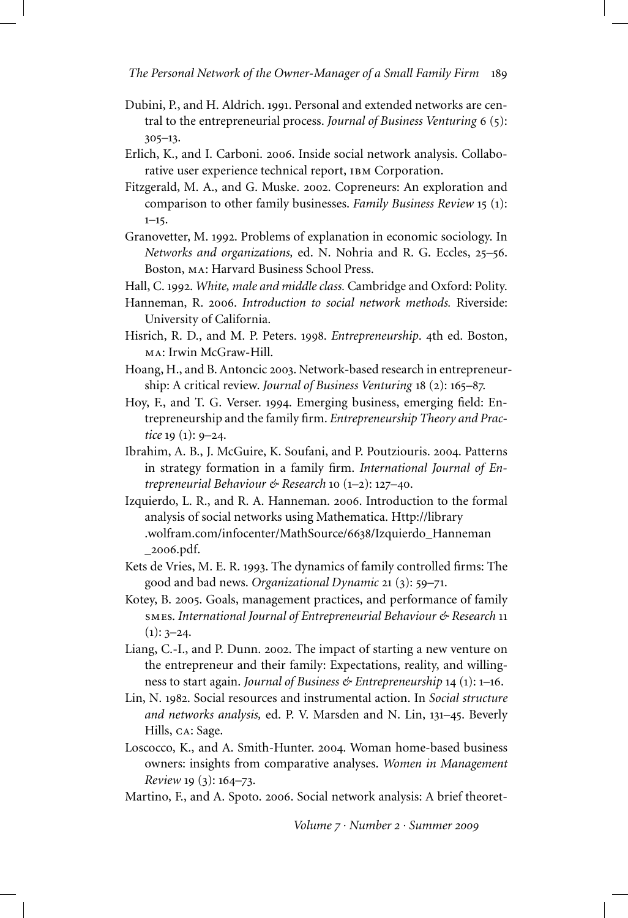Dubini, P., and H. Aldrich. 1991. Personal and extended networks are central to the entrepreneurial process. *Journal of Business Venturing* 6 (5): 305–13.

Erlich, K., and I. Carboni. 2006. Inside social network analysis. Collaborative user experience technical report, IBM Corporation.

Fitzgerald, M. A., and G. Muske. 2002. Copreneurs: An exploration and comparison to other family businesses. *Family Business Review* 15 (1): 1–15.

Granovetter, M. 1992. Problems of explanation in economic sociology. In *Networks and organizations,* ed. N. Nohria and R. G. Eccles, 25–56. Boston, MA: Harvard Business School Press.

Hall, C. 1992. *White, male and middle class.* Cambridge and Oxford: Polity.

Hanneman, R. 2006. *Introduction to social network methods.* Riverside: University of California.

Hisrich, R. D., and M. P. Peters. 1998. *Entrepreneurship*. 4th ed. Boston, MA: Irwin McGraw-Hill.

Hoang, H., and B. Antoncic 2003. Network-based research in entrepreneurship: A critical review. *Journal of Business Venturing* 18 (2): 165–87.

Hoy, F., and T. G. Verser. 1994. Emerging business, emerging field: Entrepreneurship and the family firm. *Entrepreneurship Theory and Practice* 19 (1): 9–24.

Ibrahim, A. B., J. McGuire, K. Soufani, and P. Poutziouris. 2004. Patterns in strategy formation in a family firm. *International Journal of Entrepreneurial Behaviour & Research* 10 (1–2): 127–40.

Izquierdo, L. R., and R. A. Hanneman. 2006. Introduction to the formal analysis of social networks using Mathematica. Http://library.wolfram.com/infocenter/MathSource/6638/Izquierdo_Hanneman_2006.pdf.

Kets de Vries, M. E. R. 1993. The dynamics of family controlled firms: The good and bad news. *Organizational Dynamic* 21 (3): 59–71.

Kotey, B. 2005. Goals, management practices, and performance of family SMEs. *International Journal of Entrepreneurial Behaviour & Research* 11 (1): 3–24.

Liang, C.-I., and P. Dunn. 2002. The impact of starting a new venture on the entrepreneur and their family: Expectations, reality, and willingness to start again. *Journal of Business & Entrepreneurship* 14 (1): 1–16.

Lin, N. 1982. Social resources and instrumental action. In *Social structure and networks analysis,* ed. P. V. Marsden and N. Lin, 131–45. Beverly Hills, CA: Sage.

Loscocco, K., and A. Smith-Hunter. 2004. Woman home-based business owners: insights from comparative analyses. *Women in Management Review* 19 (3): 164–73.

Martino, F., and A. Spoto. 2006. Social network analysis: A brief theoret-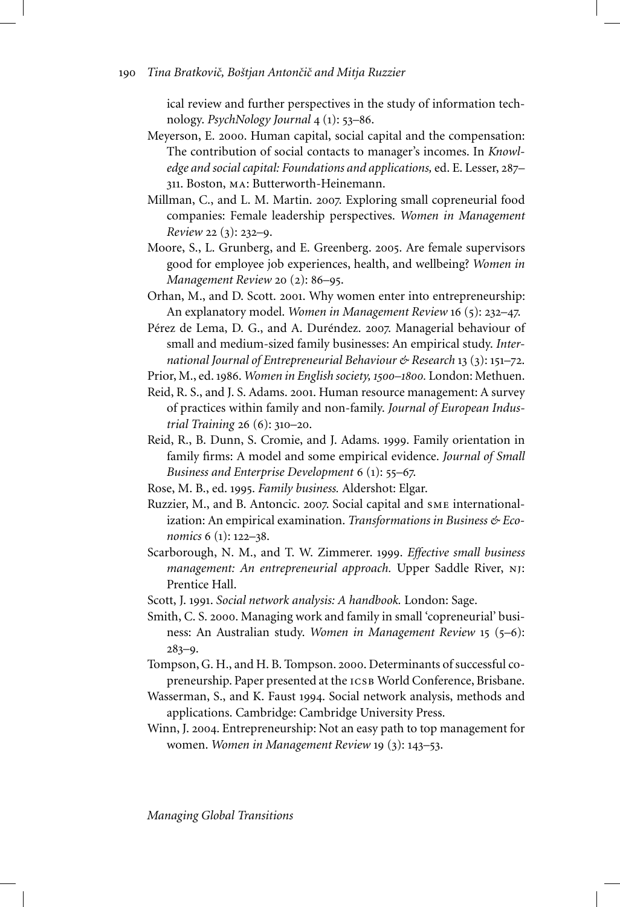ical review and further perspectives in the study of information technology. *PsychNology Journal* 4 (1): 53–86.

Meyerson, E. 2000. Human capital, social capital and the compensation: The contribution of social contacts to manager's incomes. In *Knowledge and social capital: Foundations and applications,* ed. E. Lesser, 287–311. Boston, MA: Butterworth-Heinemann.

Millman, C., and L. M. Martin. 2007. Exploring small copreneurial food companies: Female leadership perspectives. *Women in Management Review* 22 (3): 232–9.

Moore, S., L. Grunberg, and E. Greenberg. 2005. Are female supervisors good for employee job experiences, health, and wellbeing? *Women in Management Review* 20 (2): 86–95.

Orhan, M., and D. Scott. 2001. Why women enter into entrepreneurship: An explanatory model. *Women in Management Review* 16 (5): 232–47.

Pérez de Lema, D. G., and A. Duréndez. 2007. Managerial behaviour of small and medium-sized family businesses: An empirical study. *International Journal of Entrepreneurial Behaviour & Research* 13 (3): 151–72.

Prior, M., ed. 1986. *Women in English society, 1500–1800.* London: Methuen.

Reid, R. S., and J. S. Adams. 2001. Human resource management: A survey of practices within family and non-family. *Journal of European Industrial Training* 26 (6): 310–20.

Reid, R., B. Dunn, S. Cromie, and J. Adams. 1999. Family orientation in family firms: A model and some empirical evidence. *Journal of Small Business and Enterprise Development* 6 (1): 55–67.

Rose, M. B., ed. 1995. *Family business.* Aldershot: Elgar.

Ruzzier, M., and B. Antoncic. 2007. Social capital and SME internationalization: An empirical examination. *Transformations in Business & Economics* 6 (1): 122–38.

Scarborough, N. M., and T. W. Zimmerer. 1999. *Effective small business management: An entrepreneurial approach.* Upper Saddle River, NJ: Prentice Hall.

Scott, J. 1991. *Social network analysis: A handbook.* London: Sage.

Smith, C. S. 2000. Managing work and family in small 'copreneurial' business: An Australian study. *Women in Management Review* 15 (5–6): 283–9.

Tompson, G. H., and H. B. Tompson. 2000. Determinants of successful copreneurship. Paper presented at the ICSB World Conference, Brisbane.

Wasserman, S., and K. Faust 1994. Social network analysis, methods and applications. Cambridge: Cambridge University Press.

Winn, J. 2004. Entrepreneurship: Not an easy path to top management for women. *Women in Management Review* 19 (3): 143–53.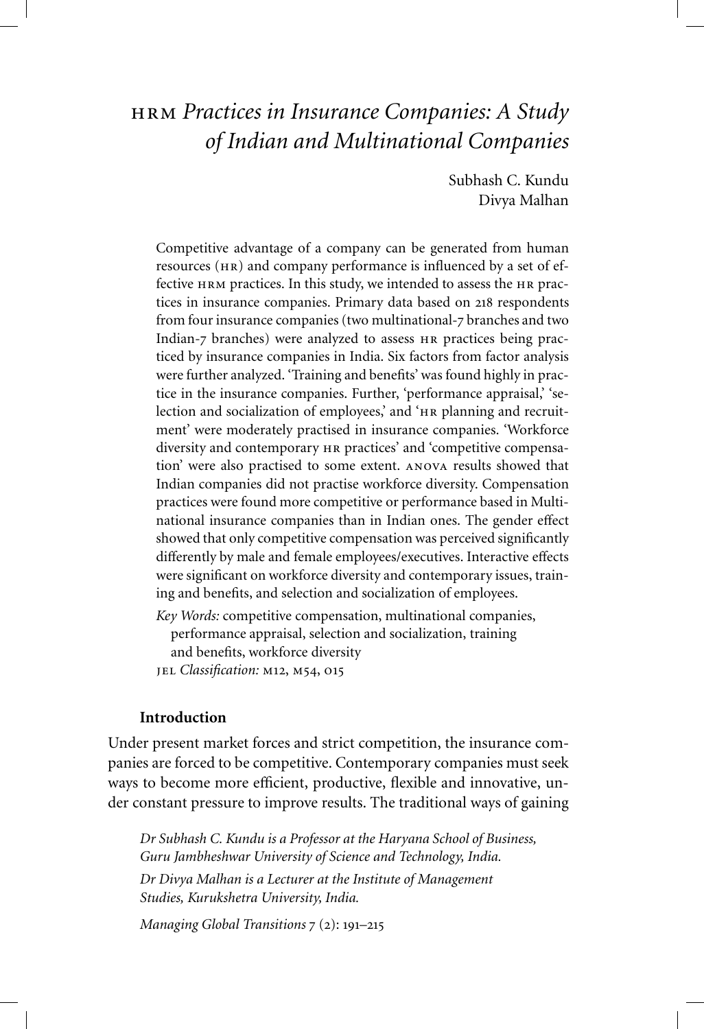# HRM *Practices in Insurance Companies: A Study of Indian and Multinational Companies*

Subhash C. Kundu
Divya Malhan

Competitive advantage of a company can be generated from human resources (HR) and company performance is influenced by a set of effective HRM practices. In this study, we intended to assess the HR practices in insurance companies. Primary data based on 218 respondents from four insurance companies (two multinational-7 branches and two Indian-7 branches) were analyzed to assess HR practices being practiced by insurance companies in India. Six factors from factor analysis were further analyzed. 'Training and benefits' was found highly in practice in the insurance companies. Further, 'performance appraisal,' 'selection and socialization of employees,' and 'HR planning and recruitment' were moderately practised in insurance companies. 'Workforce diversity and contemporary HR practices' and 'competitive compensation' were also practised to some extent. ANOVA results showed that Indian companies did not practise workforce diversity. Compensation practices were found more competitive or performance based in Multinational insurance companies than in Indian ones. The gender effect showed that only competitive compensation was perceived significantly differently by male and female employees/executives. Interactive effects were significant on workforce diversity and contemporary issues, training and benefits, and selection and socialization of employees.

*Key Words:* competitive compensation, multinational companies, performance appraisal, selection and socialization, training and benefits, workforce diversity

JEL *Classification:* M12, M54, O15

## Introduction

Under present market forces and strict competition, the insurance companies are forced to be competitive. Contemporary companies must seek ways to become more efficient, productive, flexible and innovative, under constant pressure to improve results. The traditional ways of gaining

*Dr Subhash C. Kundu is a Professor at the Haryana School of Business, Guru Jambheshwar University of Science and Technology, India.*

*Dr Divya Malhan is a Lecturer at the Institute of Management Studies, Kurukshetra University, India.*

*Managing Global Transitions 7 (2): 191–215*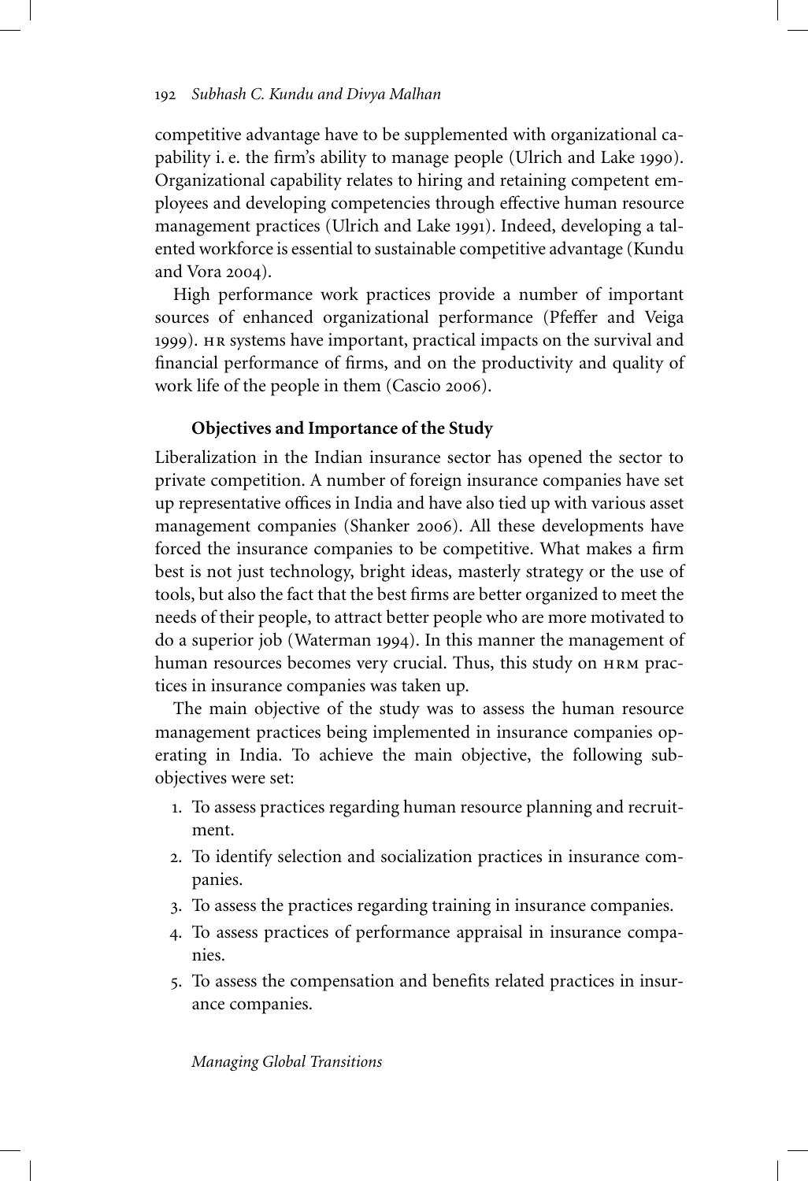competitive advantage have to be supplemented with organizational capability i. e. the firm's ability to manage people (Ulrich and Lake 1990). Organizational capability relates to hiring and retaining competent employees and developing competencies through effective human resource management practices (Ulrich and Lake 1991). Indeed, developing a talented workforce is essential to sustainable competitive advantage (Kundu and Vora 2004).

High performance work practices provide a number of important sources of enhanced organizational performance (Pfeffer and Veiga 1999). HR systems have important, practical impacts on the survival and financial performance of firms, and on the productivity and quality of work life of the people in them (Cascio 2006).

### Objectives and Importance of the Study

Liberalization in the Indian insurance sector has opened the sector to private competition. A number of foreign insurance companies have set up representative offices in India and have also tied up with various asset management companies (Shanker 2006). All these developments have forced the insurance companies to be competitive. What makes a firm best is not just technology, bright ideas, masterly strategy or the use of tools, but also the fact that the best firms are better organized to meet the needs of their people, to attract better people who are more motivated to do a superior job (Waterman 1994). In this manner the management of human resources becomes very crucial. Thus, this study on HRM practices in insurance companies was taken up.

The main objective of the study was to assess the human resource management practices being implemented in insurance companies operating in India. To achieve the main objective, the following sub-objectives were set:

1. To assess practices regarding human resource planning and recruitment.
2. To identify selection and socialization practices in insurance companies.
3. To assess the practices regarding training in insurance companies.
4. To assess practices of performance appraisal in insurance companies.
5. To assess the compensation and benefits related practices in insurance companies.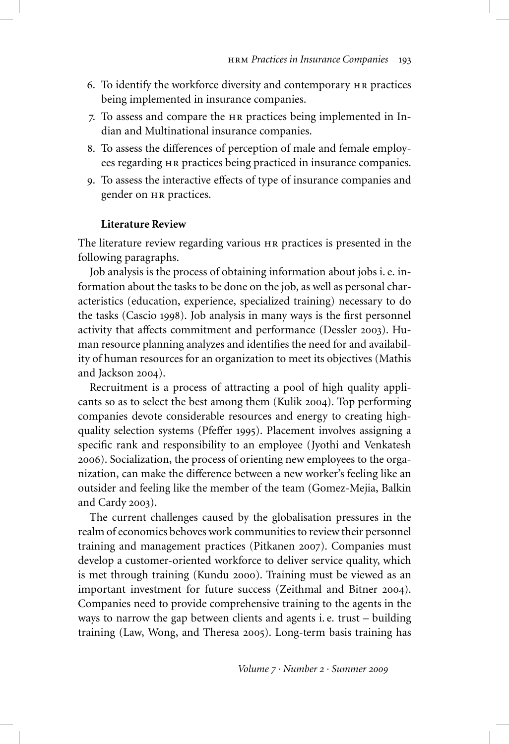6. To identify the workforce diversity and contemporary HR practices being implemented in insurance companies.
7. To assess and compare the HR practices being implemented in Indian and Multinational insurance companies.
8. To assess the differences of perception of male and female employees regarding HR practices being practiced in insurance companies.
9. To assess the interactive effects of type of insurance companies and gender on HR practices.

## Literature Review

The literature review regarding various HR practices is presented in the following paragraphs.

Job analysis is the process of obtaining information about jobs i. e. information about the tasks to be done on the job, as well as personal characteristics (education, experience, specialized training) necessary to do the tasks (Cascio 1998). Job analysis in many ways is the first personnel activity that affects commitment and performance (Dessler 2003). Human resource planning analyzes and identifies the need for and availability of human resources for an organization to meet its objectives (Mathis and Jackson 2004).

Recruitment is a process of attracting a pool of high quality applicants so as to select the best among them (Kulik 2004). Top performing companies devote considerable resources and energy to creating high-quality selection systems (Pfeffer 1995). Placement involves assigning a specific rank and responsibility to an employee (Jyothi and Venkatesh 2006). Socialization, the process of orienting new employees to the organization, can make the difference between a new worker's feeling like an outsider and feeling like the member of the team (Gomez-Mejia, Balkin and Cardy 2003).

The current challenges caused by the globalisation pressures in the realm of economics behoves work communities to review their personnel training and management practices (Pitkanen 2007). Companies must develop a customer-oriented workforce to deliver service quality, which is met through training (Kundu 2000). Training must be viewed as an important investment for future success (Zeithmal and Bitner 2004). Companies need to provide comprehensive training to the agents in the ways to narrow the gap between clients and agents i. e. trust – building training (Law, Wong, and Theresa 2005). Long-term basis training has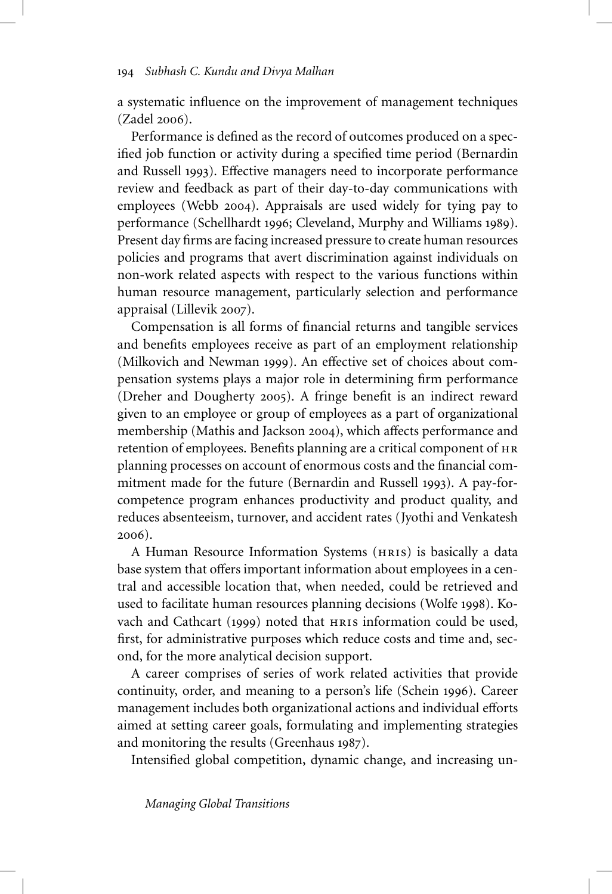a systematic influence on the improvement of management techniques (Zadel 2006).

Performance is defined as the record of outcomes produced on a specified job function or activity during a specified time period (Bernardin and Russell 1993). Effective managers need to incorporate performance review and feedback as part of their day-to-day communications with employees (Webb 2004). Appraisals are used widely for tying pay to performance (Schellhardt 1996; Cleveland, Murphy and Williams 1989). Present day firms are facing increased pressure to create human resources policies and programs that avert discrimination against individuals on non-work related aspects with respect to the various functions within human resource management, particularly selection and performance appraisal (Lillevik 2007).

Compensation is all forms of financial returns and tangible services and benefits employees receive as part of an employment relationship (Milkovich and Newman 1999). An effective set of choices about compensation systems plays a major role in determining firm performance (Dreher and Dougherty 2005). A fringe benefit is an indirect reward given to an employee or group of employees as a part of organizational membership (Mathis and Jackson 2004), which affects performance and retention of employees. Benefits planning are a critical component of HR planning processes on account of enormous costs and the financial commitment made for the future (Bernardin and Russell 1993). A pay-for-competence program enhances productivity and product quality, and reduces absenteeism, turnover, and accident rates (Jyothi and Venkatesh 2006).

A Human Resource Information Systems (HRIS) is basically a data base system that offers important information about employees in a central and accessible location that, when needed, could be retrieved and used to facilitate human resources planning decisions (Wolfe 1998). Kovach and Cathcart (1999) noted that HRIS information could be used, first, for administrative purposes which reduce costs and time and, second, for the more analytical decision support.

A career comprises of series of work related activities that provide continuity, order, and meaning to a person's life (Schein 1996). Career management includes both organizational actions and individual efforts aimed at setting career goals, formulating and implementing strategies and monitoring the results (Greenhaus 1987).

Intensified global competition, dynamic change, and increasing un-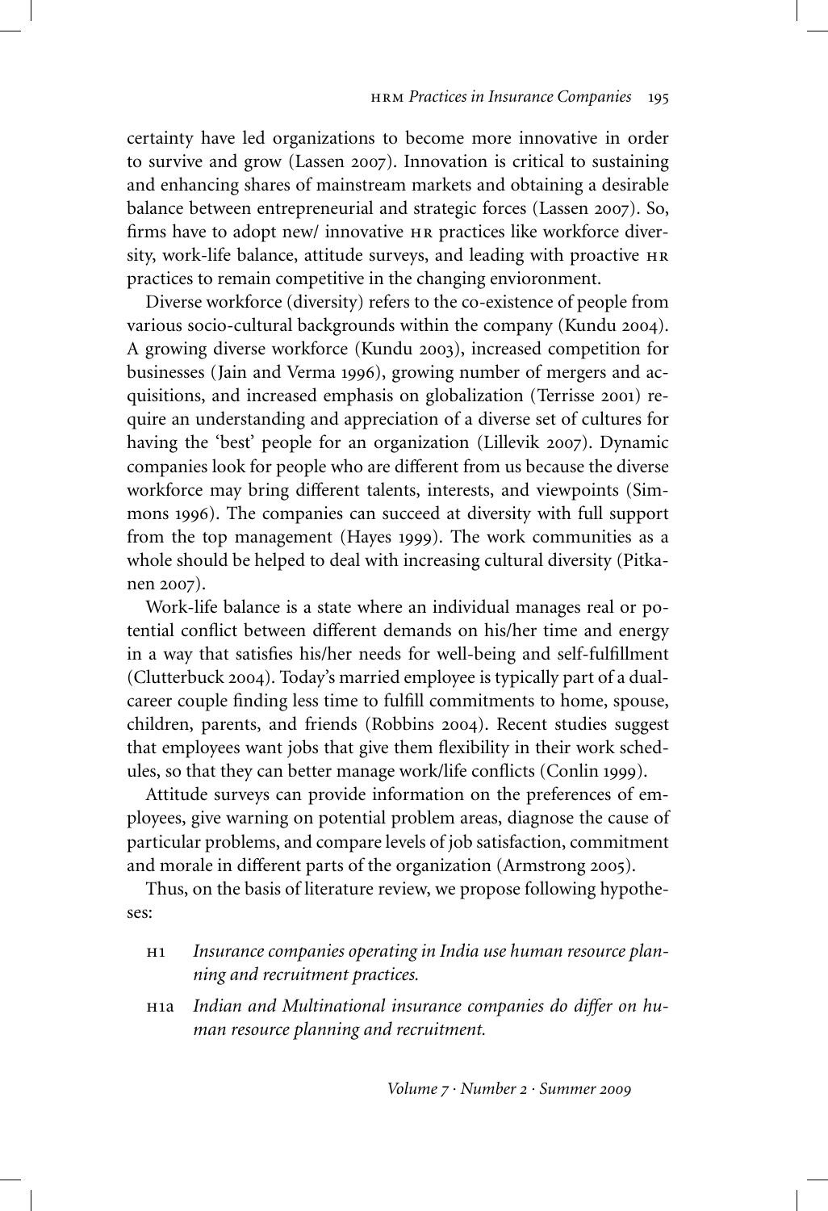certainty have led organizations to become more innovative in order to survive and grow (Lassen 2007). Innovation is critical to sustaining and enhancing shares of mainstream markets and obtaining a desirable balance between entrepreneurial and strategic forces (Lassen 2007). So, firms have to adopt new/ innovative HR practices like workforce diversity, work-life balance, attitude surveys, and leading with proactive HR practices to remain competitive in the changing envioronment.

Diverse workforce (diversity) refers to the co-existence of people from various socio-cultural backgrounds within the company (Kundu 2004). A growing diverse workforce (Kundu 2003), increased competition for businesses (Jain and Verma 1996), growing number of mergers and acquisitions, and increased emphasis on globalization (Terrisse 2001) require an understanding and appreciation of a diverse set of cultures for having the 'best' people for an organization (Lillevik 2007). Dynamic companies look for people who are different from us because the diverse workforce may bring different talents, interests, and viewpoints (Simmons 1996). The companies can succeed at diversity with full support from the top management (Hayes 1999). The work communities as a whole should be helped to deal with increasing cultural diversity (Pitkanen 2007).

Work-life balance is a state where an individual manages real or potential conflict between different demands on his/her time and energy in a way that satisfies his/her needs for well-being and self-fulfillment (Clutterbuck 2004). Today's married employee is typically part of a dual-career couple finding less time to fulfill commitments to home, spouse, children, parents, and friends (Robbins 2004). Recent studies suggest that employees want jobs that give them flexibility in their work schedules, so that they can better manage work/life conflicts (Conlin 1999).

Attitude surveys can provide information on the preferences of employees, give warning on potential problem areas, diagnose the cause of particular problems, and compare levels of job satisfaction, commitment and morale in different parts of the organization (Armstrong 2005).

Thus, on the basis of literature review, we propose following hypotheses:

- H1 *Insurance companies operating in India use human resource planning and recruitment practices.*
- H1a *Indian and Multinational insurance companies do differ on human resource planning and recruitment.*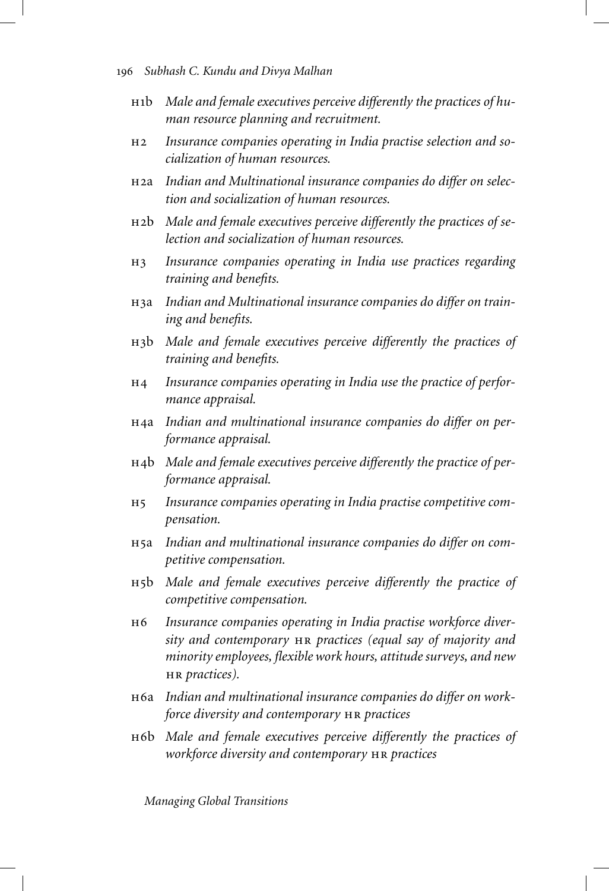H1b *Male and female executives perceive differently the practices of human resource planning and recruitment.*

H2 *Insurance companies operating in India practise selection and socialization of human resources.*

H2a *Indian and Multinational insurance companies do differ on selection and socialization of human resources.*

H2b *Male and female executives perceive differently the practices of selection and socialization of human resources.*

H3 *Insurance companies operating in India use practices regarding training and benefits.*

H3a *Indian and Multinational insurance companies do differ on training and benefits.*

H3b *Male and female executives perceive differently the practices of training and benefits.*

H4 *Insurance companies operating in India use the practice of performance appraisal.*

H4a *Indian and multinational insurance companies do differ on performance appraisal.*

H4b *Male and female executives perceive differently the practice of performance appraisal.*

H5 *Insurance companies operating in India practise competitive compensation.*

H5a *Indian and multinational insurance companies do differ on competitive compensation.*

H5b *Male and female executives perceive differently the practice of competitive compensation.*

H6 *Insurance companies operating in India practise workforce diversity and contemporary HR practices (equal say of majority and minority employees, flexible work hours, attitude surveys, and new HR practices).*

H6a *Indian and multinational insurance companies do differ on workforce diversity and contemporary HR practices*

H6b *Male and female executives perceive differently the practices of workforce diversity and contemporary HR practices*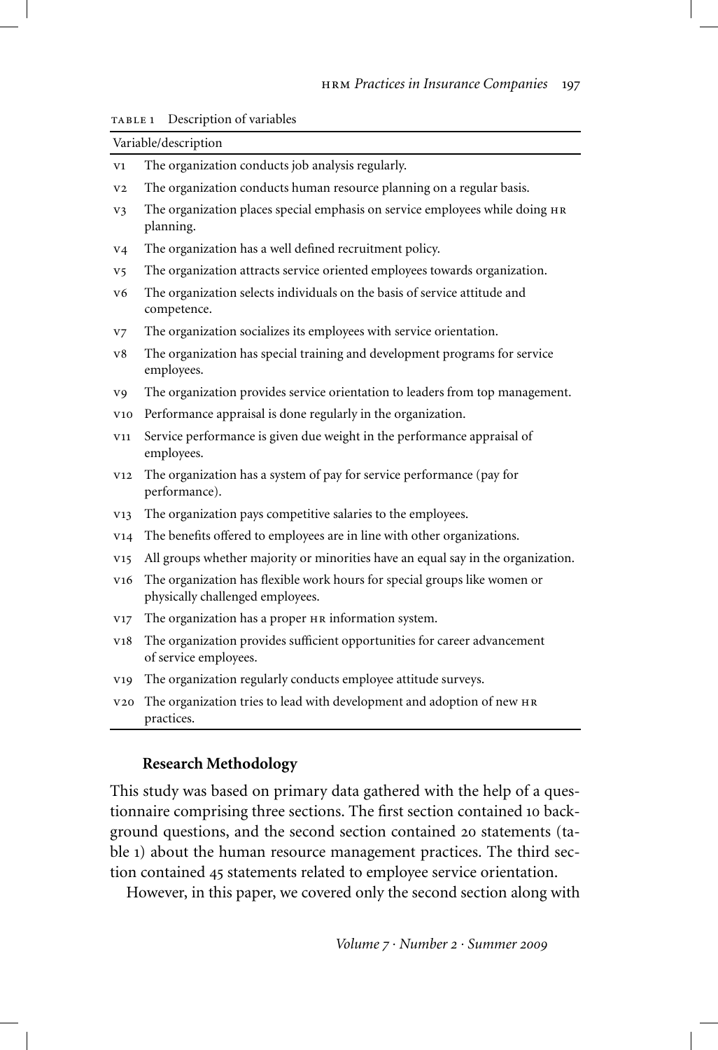TABLE 1 Description of variables

| Variable/description | |
|---|---|
| v1 | The organization conducts job analysis regularly. |
| v2 | The organization conducts human resource planning on a regular basis. |
| v3 | The organization places special emphasis on service employees while doing HR planning. |
| v4 | The organization has a well defined recruitment policy. |
| v5 | The organization attracts service oriented employees towards organization. |
| v6 | The organization selects individuals on the basis of service attitude and competence. |
| v7 | The organization socializes its employees with service orientation. |
| v8 | The organization has special training and development programs for service employees. |
| v9 | The organization provides service orientation to leaders from top management. |
| v10 | Performance appraisal is done regularly in the organization. |
| v11 | Service performance is given due weight in the performance appraisal of employees. |
| v12 | The organization has a system of pay for service performance (pay for performance). |
| v13 | The organization pays competitive salaries to the employees. |
| v14 | The benefits offered to employees are in line with other organizations. |
| v15 | All groups whether majority or minorities have an equal say in the organization. |
| v16 | The organization has flexible work hours for special groups like women or physically challenged employees. |
| v17 | The organization has a proper HR information system. |
| v18 | The organization provides sufficient opportunities for career advancement of service employees. |
| v19 | The organization regularly conducts employee attitude surveys. |
| v20 | The organization tries to lead with development and adoption of new HR practices. |

## Research Methodology

This study was based on primary data gathered with the help of a questionnaire comprising three sections. The first section contained 10 background questions, and the second section contained 20 statements (table 1) about the human resource management practices. The third section contained 45 statements related to employee service orientation.

However, in this paper, we covered only the second section along with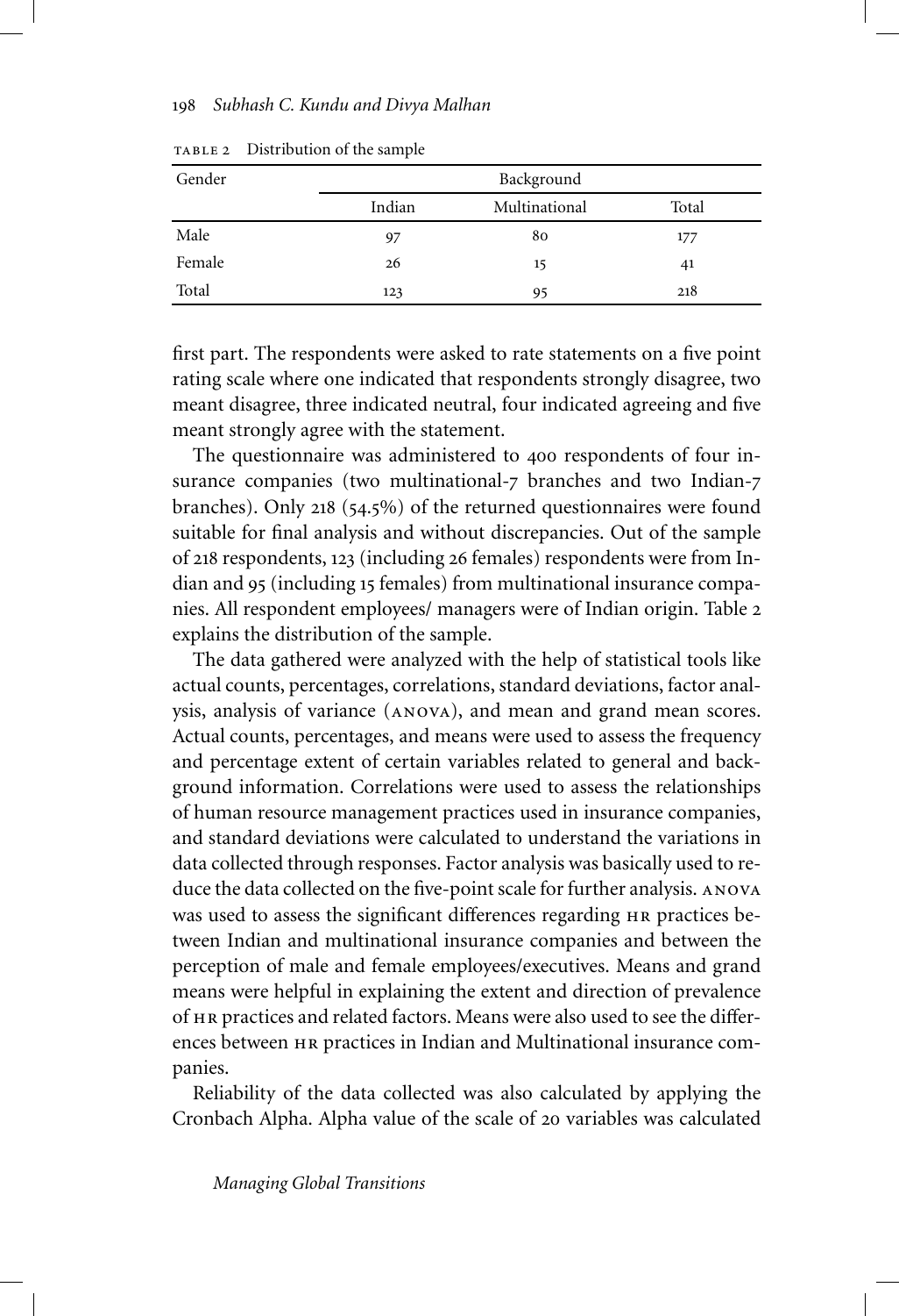TABLE 2 Distribution of the sample

| Gender | Background | | |
|---|---|---|---|
| | Indian | Multinational | Total |
| Male | 97 | 80 | 177 |
| Female | 26 | 15 | 41 |
| Total | 123 | 95 | 218 |

first part. The respondents were asked to rate statements on a five point rating scale where one indicated that respondents strongly disagree, two meant disagree, three indicated neutral, four indicated agreeing and five meant strongly agree with the statement.

The questionnaire was administered to 400 respondents of four insurance companies (two multinational-7 branches and two Indian-7 branches). Only 218 (54.5%) of the returned questionnaires were found suitable for final analysis and without discrepancies. Out of the sample of 218 respondents, 123 (including 26 females) respondents were from Indian and 95 (including 15 females) from multinational insurance companies. All respondent employees/ managers were of Indian origin. Table 2 explains the distribution of the sample.

The data gathered were analyzed with the help of statistical tools like actual counts, percentages, correlations, standard deviations, factor analysis, analysis of variance (ANOVA), and mean and grand mean scores. Actual counts, percentages, and means were used to assess the frequency and percentage extent of certain variables related to general and background information. Correlations were used to assess the relationships of human resource management practices used in insurance companies, and standard deviations were calculated to understand the variations in data collected through responses. Factor analysis was basically used to reduce the data collected on the five-point scale for further analysis. ANOVA was used to assess the significant differences regarding HR practices between Indian and multinational insurance companies and between the perception of male and female employees/executives. Means and grand means were helpful in explaining the extent and direction of prevalence of HR practices and related factors. Means were also used to see the differences between HR practices in Indian and Multinational insurance companies.

Reliability of the data collected was also calculated by applying the Cronbach Alpha. Alpha value of the scale of 20 variables was calculated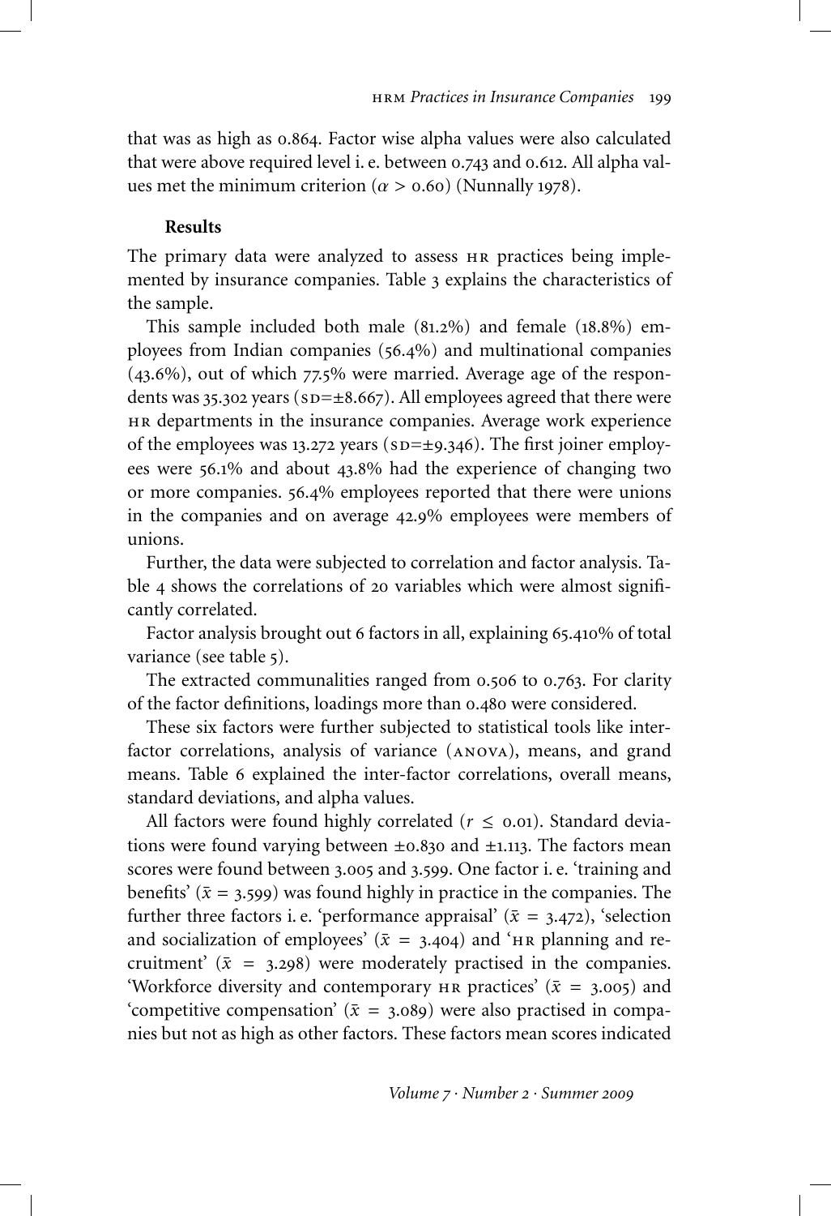that was as high as 0.864. Factor wise alpha values were also calculated that were above required level i. e. between 0.743 and 0.612. All alpha values met the minimum criterion ($\alpha > 0.60$) (Nunnally 1978).

## Results

The primary data were analyzed to assess HR practices being implemented by insurance companies. Table 3 explains the characteristics of the sample.

This sample included both male (81.2%) and female (18.8%) employees from Indian companies (56.4%) and multinational companies (43.6%), out of which 77.5% were married. Average age of the respondents was 35.302 years (SD=±8.667). All employees agreed that there were HR departments in the insurance companies. Average work experience of the employees was 13.272 years (SD=±9.346). The first joiner employees were 56.1% and about 43.8% had the experience of changing two or more companies. 56.4% employees reported that there were unions in the companies and on average 42.9% employees were members of unions.

Further, the data were subjected to correlation and factor analysis. Table 4 shows the correlations of 20 variables which were almost significantly correlated.

Factor analysis brought out 6 factors in all, explaining 65.410% of total variance (see table 5).

The extracted communalities ranged from 0.506 to 0.763. For clarity of the factor definitions, loadings more than 0.480 were considered.

These six factors were further subjected to statistical tools like inter-factor correlations, analysis of variance (ANOVA), means, and grand means. Table 6 explained the inter-factor correlations, overall means, standard deviations, and alpha values.

All factors were found highly correlated ($r \leq 0.01$). Standard deviations were found varying between ±0.830 and ±1.113. The factors mean scores were found between 3.005 and 3.599. One factor i. e. 'training and benefits' ($\bar{x} = 3.599$) was found highly in practice in the companies. The further three factors i. e. 'performance appraisal' ($\bar{x} = 3.472$), 'selection and socialization of employees' ($\bar{x} = 3.404$) and 'HR planning and recruitment' ($\bar{x} = 3.298$) were moderately practised in the companies. 'Workforce diversity and contemporary HR practices' ($\bar{x} = 3.005$) and 'competitive compensation' ($\bar{x} = 3.089$) were also practised in companies but not as high as other factors. These factors mean scores indicated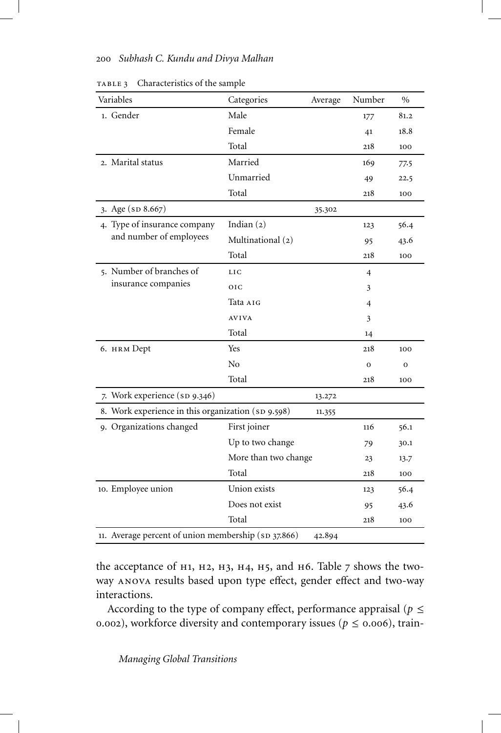Table 3 Characteristics of the sample

| Variables | Categories | Average | Number | % |
|---|---|---|---|---|
| 1. Gender | Male | | 177 | 81.2 |
| | Female | | 41 | 18.8 |
| | Total | | 218 | 100 |
| 2. Marital status | Married | | 169 | 77.5 |
| | Unmarried | | 49 | 22.5 |
| | Total | | 218 | 100 |
| 3. Age (SD 8.667) | | 35.302 | | |
| 4. Type of insurance company and number of employees | Indian (2) | | 123 | 56.4 |
| | Multinational (2) | | 95 | 43.6 |
| | Total | | 218 | 100 |
| 5. Number of branches of insurance companies | LIC | | 4 | |
| | OIC | | 3 | |
| | Tata AIG | | 4 | |
| | AVIVA | | 3 | |
| | Total | | 14 | |
| 6. HRM Dept | Yes | | 218 | 100 |
| | No | | 0 | 0 |
| | Total | | 218 | 100 |
| 7. Work experience (SD 9.346) | | 13.272 | | |
| 8. Work experience in this organization (SD 9.598) | | 11.355 | | |
| 9. Organizations changed | First joiner | | 116 | 56.1 |
| | Up to two change | | 79 | 30.1 |
| | More than two change | | 23 | 13.7 |
| | Total | | 218 | 100 |
| 10. Employee union | Union exists | | 123 | 56.4 |
| | Does not exist | | 95 | 43.6 |
| | Total | | 218 | 100 |
| 11. Average percent of union membership (SD 37.866) | | 42.894 | | |

the acceptance of H1, H2, H3, H4, H5, and H6. Table 7 shows the two-way ANOVA results based upon type effect, gender effect and two-way interactions.

According to the type of company effect, performance appraisal ($p \leq 0.002$), workforce diversity and contemporary issues ($p \leq 0.006$), train-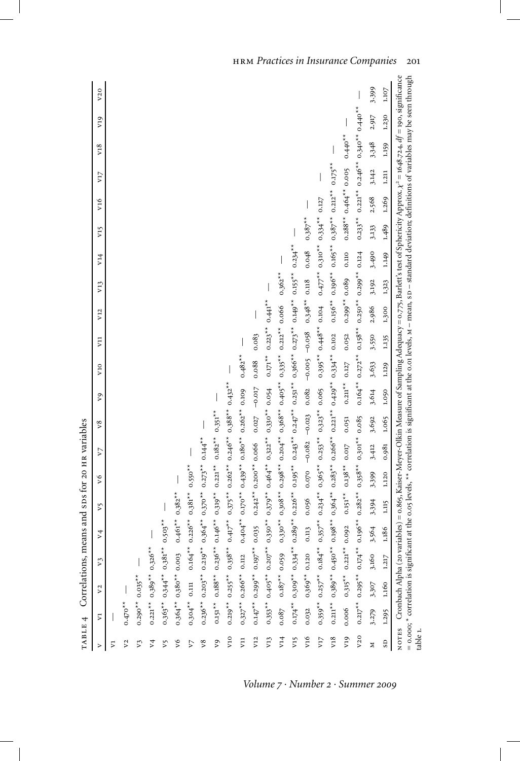TABLE 4 Correlations, means and SDs for 20 HR variables

| V | V1 | V2 | V3 | V4 | V5 | V6 | V7 | V8 | V9 | V10 | V11 | V12 | V13 | V14 | V15 | V16 | V17 | V18 | V19 | V20 |
|---|---|---|---|---|---|---|---|---|---|---|---|---|---|---|---|---|---|---|---|---|
| V1 | — | | | | | | | | | | | | | | | | | | | |
| V2 | 0.470** | — | | | | | | | | | | | | | | | | | | |
| V3 | 0.290** | 0.035** | — | | | | | | | | | | | | | | | | | |
| V4 | 0.221** | 0.389** | 0.326** | — | | | | | | | | | | | | | | | | |
| V5 | 0.363** | 0.344** | 0.381** | 0.503** | — | | | | | | | | | | | | | | | |
| V6 | 0.364** | 0.380** | 0.003 | 0.461** | 0.382** | — | | | | | | | | | | | | | | |
| V7 | 0.304** | 0.111 | 0.164** | 0.226** | 0.381** | 0.550** | — | | | | | | | | | | | | | |
| V8 | 0.236** | 0.203** | 0.219** | 0.364** | 0.370** | 0.273** | 0.144** | — | | | | | | | | | | | | |
| V9 | 0.151** | 0.188** | 0.236** | 0.146** | 0.319** | 0.221** | 0.182** | 0.351** | — | | | | | | | | | | | |
| V10 | 0.219** | 0.255** | 0.358** | 0.417** | 0.375** | 0.262** | 0.246** | 0.388** | 0.432** | — | | | | | | | | | | |
| V11 | 0.327** | 0.266** | 0.112 | 0.404** | 0.170** | 0.439** | 0.180** | 0.262** | 0.109 | 0.482** | — | | | | | | | | | |
| V12 | 0.147** | 0.299** | 0.197** | 0.035 | 0.242** | 0.200** | 0.066 | 0.027 | −0.017 | 0.088 | 0.083 | — | | | | | | | | |
| V13 | 0.353** | 0.405** | 0.207** | 0.350** | 0.379** | 0.464** | 0.322** | 0.330** | 0.054 | 0.171** | 0.223** | 0.441** | — | | | | | | | |
| V14 | 0.087 | 0.187** | 0.059 | 0.330** | 0.308** | 0.298** | 0.204** | 0.368** | 0.405** | 0.335** | 0.212** | 0.066 | 0.362** | — | | | | | | |
| V15 | 0.174** | 0.309** | 0.334** | 0.289** | 0.226** | 0.195** | 0.243** | 0.247** | 0.251** | 0.366** | 0.273** | 0.149** | 0.155** | 0.234** | — | | | | | |
| V16 | 0.032 | 0.369** | 0.120 | 0.113 | 0.056 | 0.070 | −0.082 | −0.023 | 0.082 | −0.005 | −0.058 | 0.348** | 0.118 | 0.048 | 0.387** | — | | | | |
| V17 | 0.359** | 0.257** | 0.184** | 0.357** | 0.234** | 0.365** | 0.253** | 0.323** | 0.065 | 0.395** | 0.448** | 0.104 | 0.477** | 0.310** | 0.334** | 0.127 | — | | | |
| V18 | 0.211** | 0.389** | 0.450** | 0.198** | 0.364** | 0.283** | 0.266** | 0.221** | 0.429** | 0.334** | 0.102 | 0.156** | 0.196** | 0.165** | 0.387** | 0.212** | 0.175** | — | | |
| V19 | 0.006 | 0.315** | 0.221** | 0.092 | 0.151** | 0.138** | 0.017 | 0.051 | 0.211** | 0.127 | 0.052 | 0.299** | 0.089 | 0.110 | 0.288** | 0.464** | 0.005 | 0.440** | — | |
| V20 | 0.217** | 0.295** | 0.174** | 0.196** | 0.282** | 0.358** | 0.301** | 0.085 | 0.164** | 0.272** | 0.158** | 0.250** | 0.299** | 0.124 | 0.233** | 0.221** | 0.246** | 0.340** | 0.440** | — |
| M | 3.279 | 3.307 | 3.160 | 3.564 | 3.394 | 3.399 | 3.412 | 3.692 | 3.614 | 3.633 | 3.550 | 2.986 | 3.192 | 3.490 | 3.133 | 2.568 | 3.142 | 3.348 | 2.917 | 3.399 |
| SD | 1.295 | 1.160 | 1.217 | 1.186 | 1.115 | 1.120 | 0.981 | 1.065 | 1.050 | 1.129 | 1.135 | 1.300 | 1.323 | 1.149 | 1.489 | 1.269 | 1.211 | 1.159 | 1.230 | 1.107 |

NOTES Cronbach Alpha (20 variables) = 0.865, Kaiser-Meyer-Olkin Measure of Sampling Adequacy = 0.775, Barlett's test of Sphericity Approx. $\chi^2$ = 1648.724, $df$ = 190, significance = 0.000; * correlation is significant at the 0.05 levels, ** correlation is significant at the 0.01 levels, M – mean, SD – standard deviation; definitions of variables may be seen through table 1.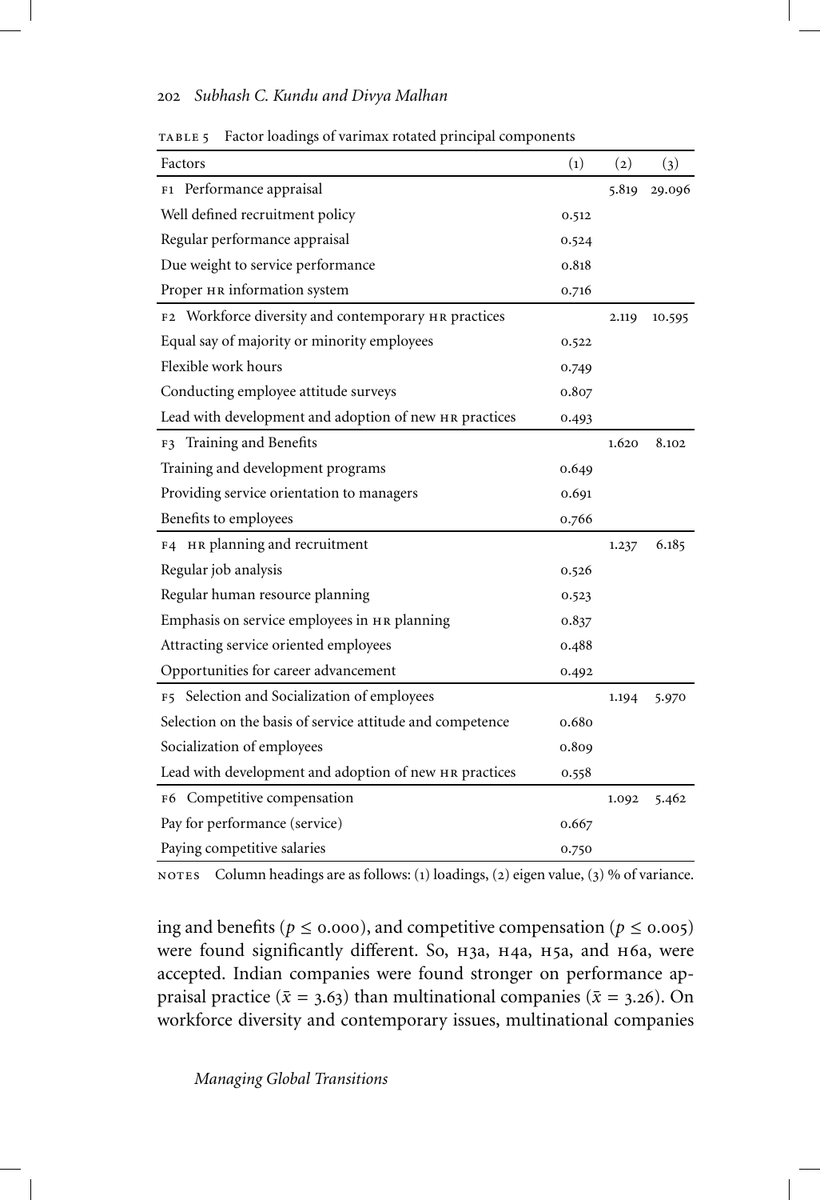TABLE 5 Factor loadings of varimax rotated principal components

| Factors | (1) | (2) | (3) |
|---|---|---|---|
| F1 Performance appraisal | | 5.819 | 29.096 |
| Well defined recruitment policy | 0.512 | | |
| Regular performance appraisal | 0.524 | | |
| Due weight to service performance | 0.818 | | |
| Proper HR information system | 0.716 | | |
| F2 Workforce diversity and contemporary HR practices | | 2.119 | 10.595 |
| Equal say of majority or minority employees | 0.522 | | |
| Flexible work hours | 0.749 | | |
| Conducting employee attitude surveys | 0.807 | | |
| Lead with development and adoption of new HR practices | 0.493 | | |
| F3 Training and Benefits | | 1.620 | 8.102 |
| Training and development programs | 0.649 | | |
| Providing service orientation to managers | 0.691 | | |
| Benefits to employees | 0.766 | | |
| F4 HR planning and recruitment | | 1.237 | 6.185 |
| Regular job analysis | 0.526 | | |
| Regular human resource planning | 0.523 | | |
| Emphasis on service employees in HR planning | 0.837 | | |
| Attracting service oriented employees | 0.488 | | |
| Opportunities for career advancement | 0.492 | | |
| F5 Selection and Socialization of employees | | 1.194 | 5.970 |
| Selection on the basis of service attitude and competence | 0.680 | | |
| Socialization of employees | 0.809 | | |
| Lead with development and adoption of new HR practices | 0.558 | | |
| F6 Competitive compensation | | 1.092 | 5.462 |
| Pay for performance (service) | 0.667 | | |
| Paying competitive salaries | 0.750 | | |

NOTES Column headings are as follows: (1) loadings, (2) eigen value, (3) % of variance.

ing and benefits ($p \leq 0.000$), and competitive compensation ($p \leq 0.005$) were found significantly different. So, H3a, H4a, H5a, and H6a, were accepted. Indian companies were found stronger on performance appraisal practice ($\bar{x} = 3.63$) than multinational companies ($\bar{x} = 3.26$). On workforce diversity and contemporary issues, multinational companies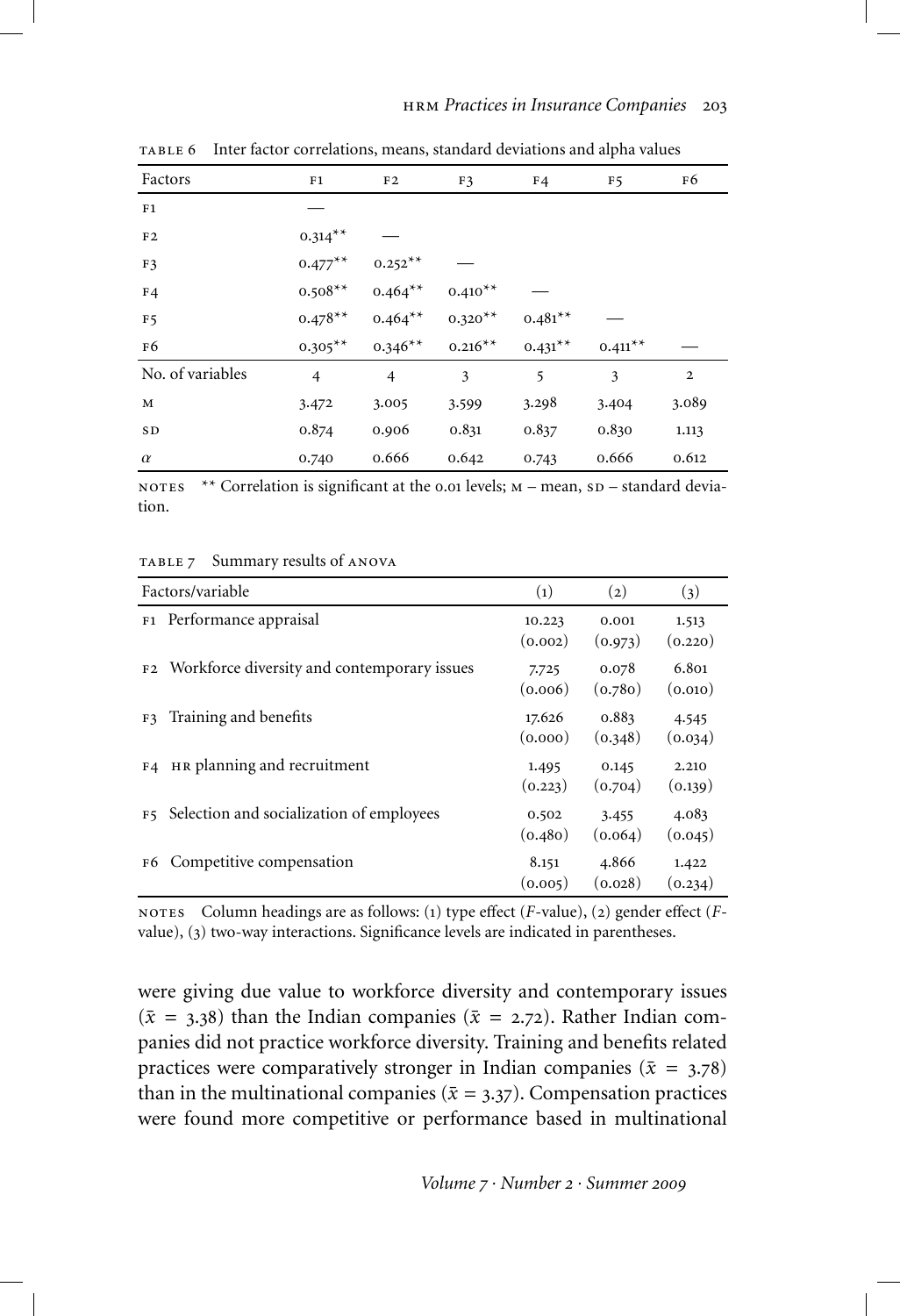TABLE 6 Inter factor correlations, means, standard deviations and alpha values

| Factors | F1 | F2 | F3 | F4 | F5 | F6 |
|---|---|---|---|---|---|---|
| F1 | — | | | | | |
| F2 | 0.314** | — | | | | |
| F3 | 0.477** | 0.252** | — | | | |
| F4 | 0.508** | 0.464** | 0.410** | — | | |
| F5 | 0.478** | 0.464** | 0.320** | 0.481** | — | |
| F6 | 0.305** | 0.346** | 0.216** | 0.431** | 0.411** | — |
| No. of variables | 4 | 4 | 3 | 5 | 3 | 2 |
| M | 3.472 | 3.005 | 3.599 | 3.298 | 3.404 | 3.089 |
| SD | 0.874 | 0.906 | 0.831 | 0.837 | 0.830 | 1.113 |
| $\alpha$ | 0.740 | 0.666 | 0.642 | 0.743 | 0.666 | 0.612 |

NOTES ** Correlation is significant at the 0.01 levels; M – mean, SD – standard deviation.

TABLE 7 Summary results of ANOVA

| Factors/variable | (1) | (2) | (3) |
|---|---|---|---|
| F1 Performance appraisal | 10.223 (0.002) | 0.001 (0.973) | 1.513 (0.220) |
| F2 Workforce diversity and contemporary issues | 7.725 (0.006) | 0.078 (0.780) | 6.801 (0.010) |
| F3 Training and benefits | 17.626 (0.000) | 0.883 (0.348) | 4.545 (0.034) |
| F4 HR planning and recruitment | 1.495 (0.223) | 0.145 (0.704) | 2.210 (0.139) |
| F5 Selection and socialization of employees | 0.502 (0.480) | 3.455 (0.064) | 4.083 (0.045) |
| F6 Competitive compensation | 8.151 (0.005) | 4.866 (0.028) | 1.422 (0.234) |

NOTES Column headings are as follows: (1) type effect ($F$-value), (2) gender effect ($F$-value), (3) two-way interactions. Significance levels are indicated in parentheses.

were giving due value to workforce diversity and contemporary issues ($\bar{x} = 3.38$) than the Indian companies ($\bar{x} = 2.72$). Rather Indian companies did not practice workforce diversity. Training and benefits related practices were comparatively stronger in Indian companies ($\bar{x} = 3.78$) than in the multinational companies ($\bar{x} = 3.37$). Compensation practices were found more competitive or performance based in multinational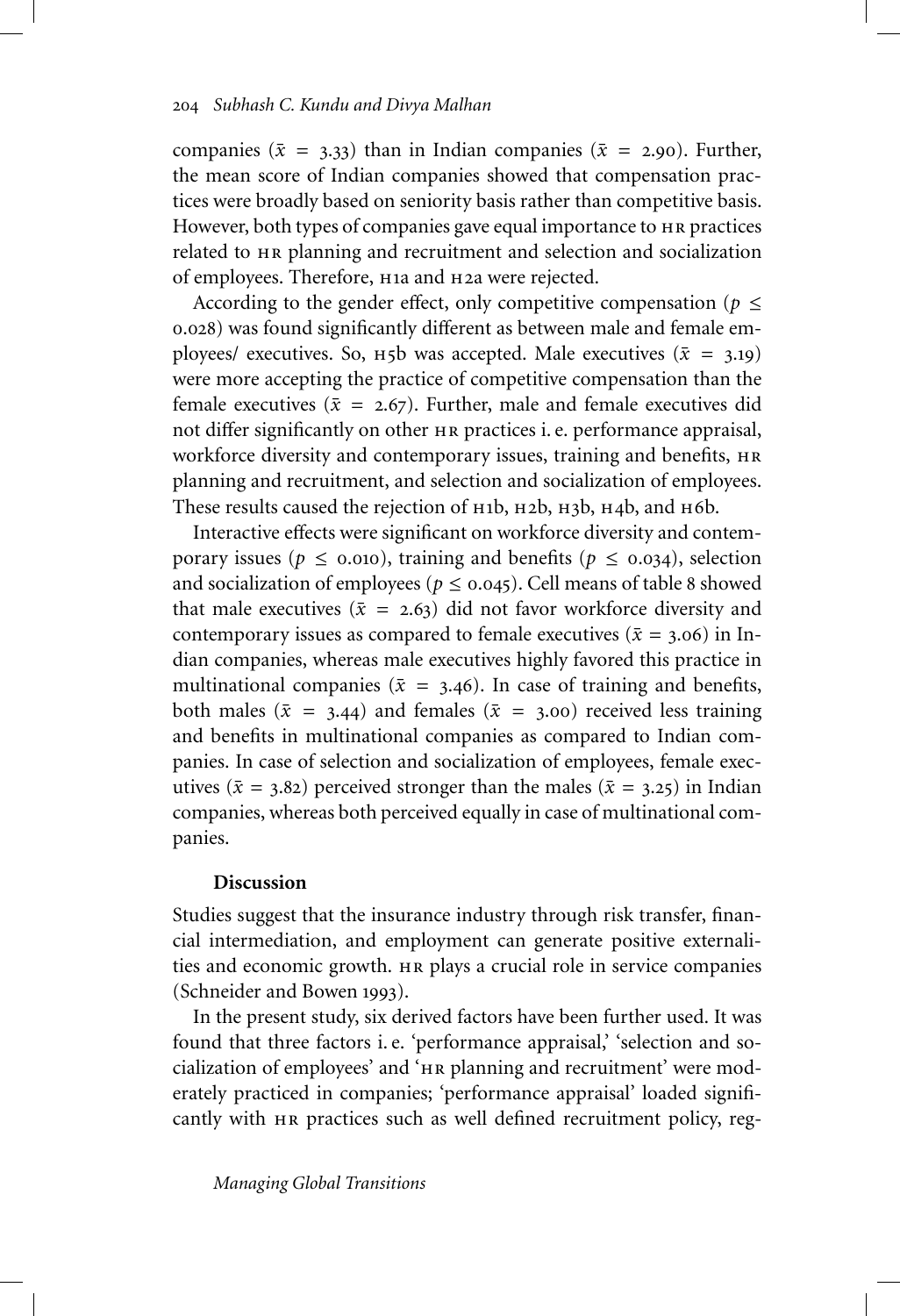companies ($\bar{x} = 3.33$) than in Indian companies ($\bar{x} = 2.90$). Further, the mean score of Indian companies showed that compensation practices were broadly based on seniority basis rather than competitive basis. However, both types of companies gave equal importance to HR practices related to HR planning and recruitment and selection and socialization of employees. Therefore, H1a and H2a were rejected.

According to the gender effect, only competitive compensation ($p \leq 0.028$) was found significantly different as between male and female employees/ executives. So, H5b was accepted. Male executives ($\bar{x} = 3.19$) were more accepting the practice of competitive compensation than the female executives ($\bar{x} = 2.67$). Further, male and female executives did not differ significantly on other HR practices i. e. performance appraisal, workforce diversity and contemporary issues, training and benefits, HR planning and recruitment, and selection and socialization of employees. These results caused the rejection of H1b, H2b, H3b, H4b, and H6b.

Interactive effects were significant on workforce diversity and contemporary issues ($p \leq 0.010$), training and benefits ($p \leq 0.034$), selection and socialization of employees ($p \leq 0.045$). Cell means of table 8 showed that male executives ($\bar{x} = 2.63$) did not favor workforce diversity and contemporary issues as compared to female executives ($\bar{x} = 3.06$) in Indian companies, whereas male executives highly favored this practice in multinational companies ($\bar{x} = 3.46$). In case of training and benefits, both males ($\bar{x} = 3.44$) and females ($\bar{x} = 3.00$) received less training and benefits in multinational companies as compared to Indian companies. In case of selection and socialization of employees, female executives ($\bar{x} = 3.82$) perceived stronger than the males ($\bar{x} = 3.25$) in Indian companies, whereas both perceived equally in case of multinational companies.

## Discussion

Studies suggest that the insurance industry through risk transfer, financial intermediation, and employment can generate positive externalities and economic growth. HR plays a crucial role in service companies (Schneider and Bowen 1993).

In the present study, six derived factors have been further used. It was found that three factors i. e. 'performance appraisal,' 'selection and socialization of employees' and 'HR planning and recruitment' were moderately practiced in companies; 'performance appraisal' loaded significantly with HR practices such as well defined recruitment policy, reg-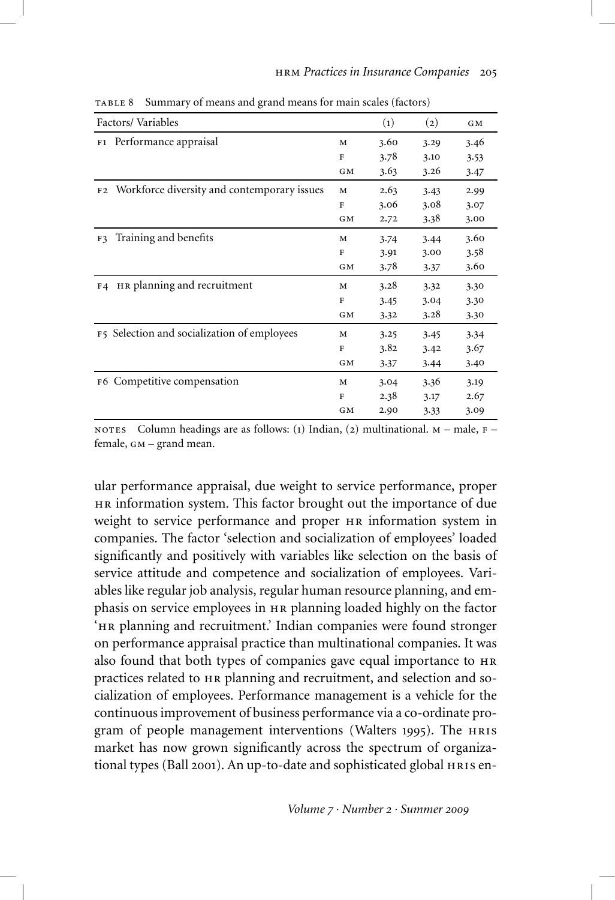TABLE 8 Summary of means and grand means for main scales (factors)

| Factors/ Variables | | (1) | (2) | GM |
|---|---|---|---|---|
| F1 Performance appraisal | M | 3.60 | 3.29 | 3.46 |
| | F | 3.78 | 3.10 | 3.53 |
| | GM | 3.63 | 3.26 | 3.47 |
| F2 Workforce diversity and contemporary issues | M | 2.63 | 3.43 | 2.99 |
| | F | 3.06 | 3.08 | 3.07 |
| | GM | 2.72 | 3.38 | 3.00 |
| F3 Training and benefits | M | 3.74 | 3.44 | 3.60 |
| | F | 3.91 | 3.00 | 3.58 |
| | GM | 3.78 | 3.37 | 3.60 |
| F4 HR planning and recruitment | M | 3.28 | 3.32 | 3.30 |
| | F | 3.45 | 3.04 | 3.30 |
| | GM | 3.32 | 3.28 | 3.30 |
| F5 Selection and socialization of employees | M | 3.25 | 3.45 | 3.34 |
| | F | 3.82 | 3.42 | 3.67 |
| | GM | 3.37 | 3.44 | 3.40 |
| F6 Competitive compensation | M | 3.04 | 3.36 | 3.19 |
| | F | 2.38 | 3.17 | 2.67 |
| | GM | 2.90 | 3.33 | 3.09 |

NOTES Column headings are as follows: (1) Indian, (2) multinational. M – male, F – female, GM – grand mean.

ular performance appraisal, due weight to service performance, proper HR information system. This factor brought out the importance of due weight to service performance and proper HR information system in companies. The factor 'selection and socialization of employees' loaded significantly and positively with variables like selection on the basis of service attitude and competence and socialization of employees. Variables like regular job analysis, regular human resource planning, and emphasis on service employees in HR planning loaded highly on the factor 'HR planning and recruitment.' Indian companies were found stronger on performance appraisal practice than multinational companies. It was also found that both types of companies gave equal importance to HR practices related to HR planning and recruitment, and selection and socialization of employees. Performance management is a vehicle for the continuous improvement of business performance via a co-ordinate program of people management interventions (Walters 1995). The HRIS market has now grown significantly across the spectrum of organizational types (Ball 2001). An up-to-date and sophisticated global HRIS en-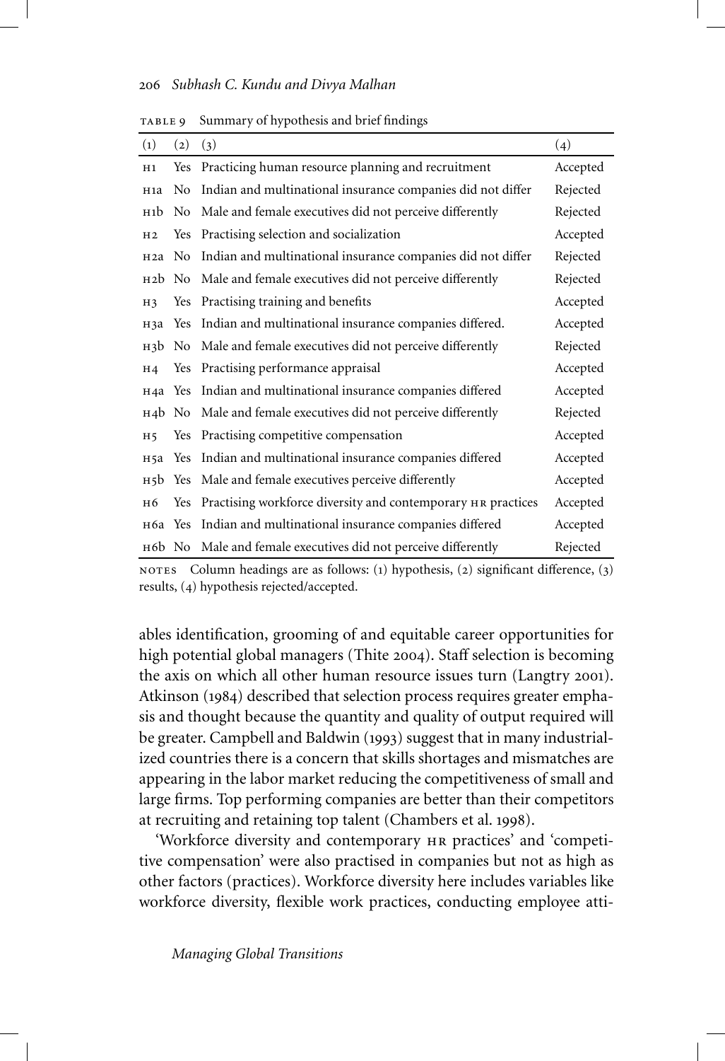TABLE 9 Summary of hypothesis and brief findings

| (1) | (2) | (3) | (4) |
|---|---|---|---|
| H1 | Yes | Practicing human resource planning and recruitment | Accepted |
| H1a | No | Indian and multinational insurance companies did not differ | Rejected |
| H1b | No | Male and female executives did not perceive differently | Rejected |
| H2 | Yes | Practising selection and socialization | Accepted |
| H2a | No | Indian and multinational insurance companies did not differ | Rejected |
| H2b | No | Male and female executives did not perceive differently | Rejected |
| H3 | Yes | Practising training and benefits | Accepted |
| H3a | Yes | Indian and multinational insurance companies differed. | Accepted |
| H3b | No | Male and female executives did not perceive differently | Rejected |
| H4 | Yes | Practising performance appraisal | Accepted |
| H4a | Yes | Indian and multinational insurance companies differed | Accepted |
| H4b | No | Male and female executives did not perceive differently | Rejected |
| H5 | Yes | Practising competitive compensation | Accepted |
| H5a | Yes | Indian and multinational insurance companies differed | Accepted |
| H5b | Yes | Male and female executives perceive differently | Accepted |
| H6 | Yes | Practising workforce diversity and contemporary HR practices | Accepted |
| H6a | Yes | Indian and multinational insurance companies differed | Accepted |
| H6b | No | Male and female executives did not perceive differently | Rejected |

NOTES Column headings are as follows: (1) hypothesis, (2) significant difference, (3) results, (4) hypothesis rejected/accepted.

ables identification, grooming of and equitable career opportunities for high potential global managers (Thite 2004). Staff selection is becoming the axis on which all other human resource issues turn (Langtry 2001). Atkinson (1984) described that selection process requires greater emphasis and thought because the quantity and quality of output required will be greater. Campbell and Baldwin (1993) suggest that in many industrialized countries there is a concern that skills shortages and mismatches are appearing in the labor market reducing the competitiveness of small and large firms. Top performing companies are better than their competitors at recruiting and retaining top talent (Chambers et al. 1998).

'Workforce diversity and contemporary HR practices' and 'competitive compensation' were also practised in companies but not as high as other factors (practices). Workforce diversity here includes variables like workforce diversity, flexible work practices, conducting employee atti-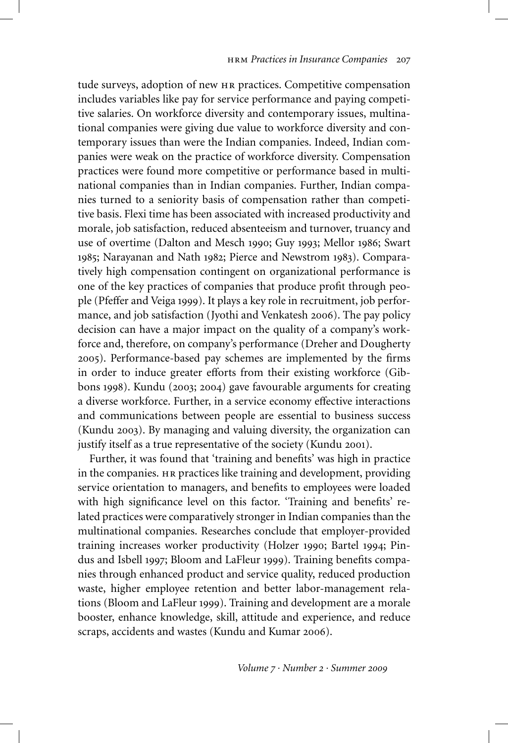tude surveys, adoption of new HR practices. Competitive compensation includes variables like pay for service performance and paying competitive salaries. On workforce diversity and contemporary issues, multinational companies were giving due value to workforce diversity and contemporary issues than were the Indian companies. Indeed, Indian companies were weak on the practice of workforce diversity. Compensation practices were found more competitive or performance based in multinational companies than in Indian companies. Further, Indian companies turned to a seniority basis of compensation rather than competitive basis. Flexi time has been associated with increased productivity and morale, job satisfaction, reduced absenteeism and turnover, truancy and use of overtime (Dalton and Mesch 1990; Guy 1993; Mellor 1986; Swart 1985; Narayanan and Nath 1982; Pierce and Newstrom 1983). Comparatively high compensation contingent on organizational performance is one of the key practices of companies that produce profit through people (Pfeffer and Veiga 1999). It plays a key role in recruitment, job performance, and job satisfaction (Jyothi and Venkatesh 2006). The pay policy decision can have a major impact on the quality of a company's workforce and, therefore, on company's performance (Dreher and Dougherty 2005). Performance-based pay schemes are implemented by the firms in order to induce greater efforts from their existing workforce (Gibbons 1998). Kundu (2003; 2004) gave favourable arguments for creating a diverse workforce. Further, in a service economy effective interactions and communications between people are essential to business success (Kundu 2003). By managing and valuing diversity, the organization can justify itself as a true representative of the society (Kundu 2001).

Further, it was found that 'training and benefits' was high in practice in the companies. HR practices like training and development, providing service orientation to managers, and benefits to employees were loaded with high significance level on this factor. 'Training and benefits' related practices were comparatively stronger in Indian companies than the multinational companies. Researches conclude that employer-provided training increases worker productivity (Holzer 1990; Bartel 1994; Pindus and Isbell 1997; Bloom and LaFleur 1999). Training benefits companies through enhanced product and service quality, reduced production waste, higher employee retention and better labor-management relations (Bloom and LaFleur 1999). Training and development are a morale booster, enhance knowledge, skill, attitude and experience, and reduce scraps, accidents and wastes (Kundu and Kumar 2006).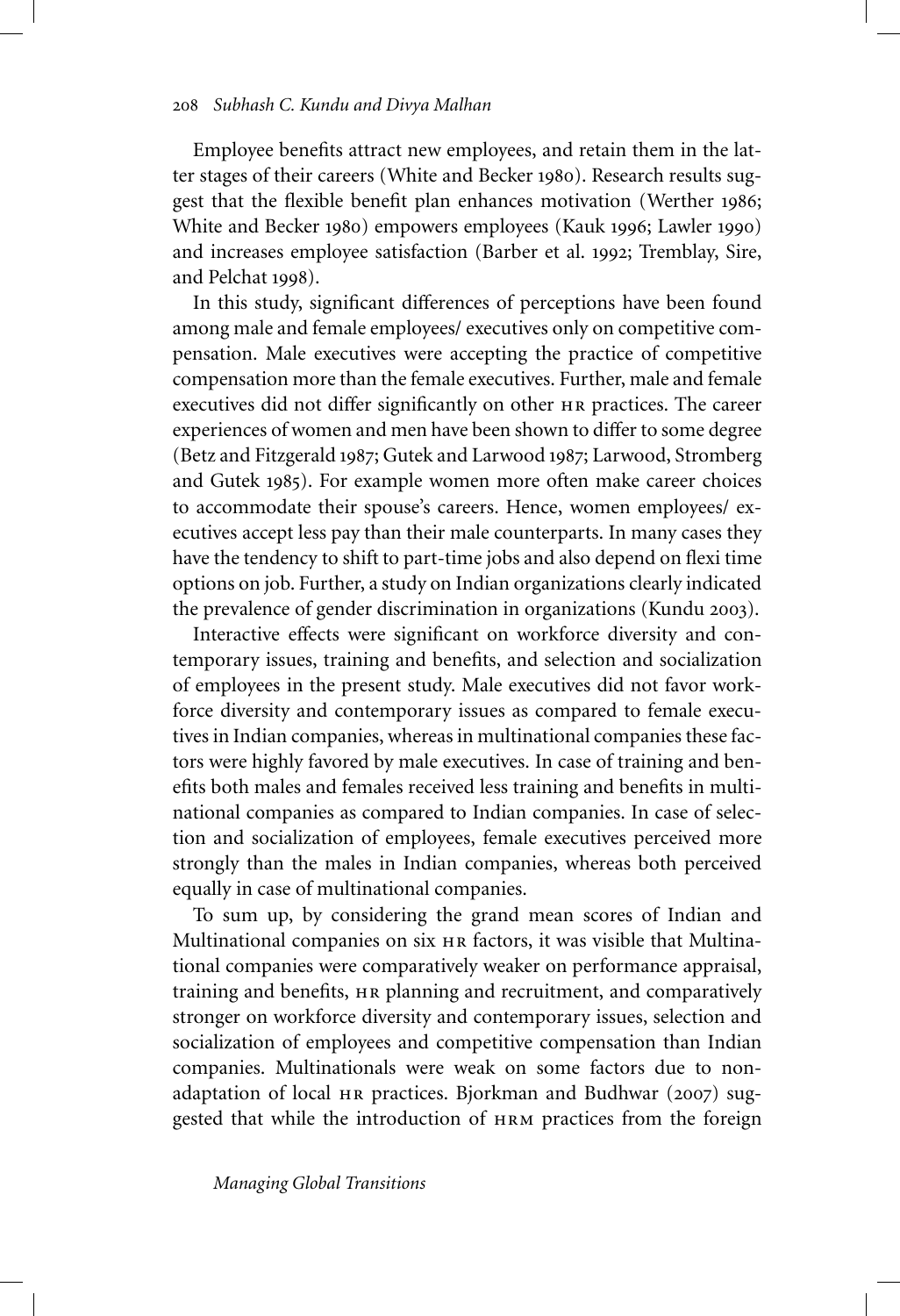Employee benefits attract new employees, and retain them in the latter stages of their careers (White and Becker 1980). Research results suggest that the flexible benefit plan enhances motivation (Werther 1986; White and Becker 1980) empowers employees (Kauk 1996; Lawler 1990) and increases employee satisfaction (Barber et al. 1992; Tremblay, Sire, and Pelchat 1998).

In this study, significant differences of perceptions have been found among male and female employees/ executives only on competitive compensation. Male executives were accepting the practice of competitive compensation more than the female executives. Further, male and female executives did not differ significantly on other HR practices. The career experiences of women and men have been shown to differ to some degree (Betz and Fitzgerald 1987; Gutek and Larwood 1987; Larwood, Stromberg and Gutek 1985). For example women more often make career choices to accommodate their spouse's careers. Hence, women employees/ executives accept less pay than their male counterparts. In many cases they have the tendency to shift to part-time jobs and also depend on flexi time options on job. Further, a study on Indian organizations clearly indicated the prevalence of gender discrimination in organizations (Kundu 2003).

Interactive effects were significant on workforce diversity and contemporary issues, training and benefits, and selection and socialization of employees in the present study. Male executives did not favor workforce diversity and contemporary issues as compared to female executives in Indian companies, whereas in multinational companies these factors were highly favored by male executives. In case of training and benefits both males and females received less training and benefits in multinational companies as compared to Indian companies. In case of selection and socialization of employees, female executives perceived more strongly than the males in Indian companies, whereas both perceived equally in case of multinational companies.

To sum up, by considering the grand mean scores of Indian and Multinational companies on six HR factors, it was visible that Multinational companies were comparatively weaker on performance appraisal, training and benefits, HR planning and recruitment, and comparatively stronger on workforce diversity and contemporary issues, selection and socialization of employees and competitive compensation than Indian companies. Multinationals were weak on some factors due to non-adaptation of local HR practices. Bjorkman and Budhwar (2007) suggested that while the introduction of HRM practices from the foreign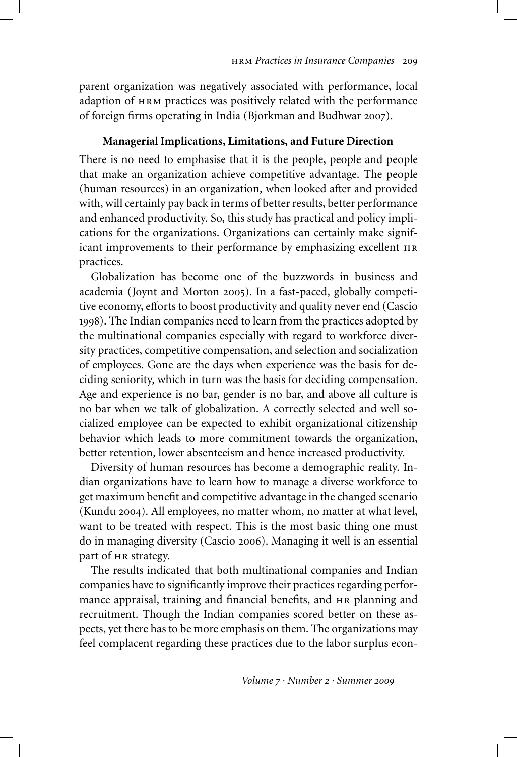parent organization was negatively associated with performance, local adaption of HRM practices was positively related with the performance of foreign firms operating in India (Bjorkman and Budhwar 2007).

### Managerial Implications, Limitations, and Future Direction

There is no need to emphasise that it is the people, people and people that make an organization achieve competitive advantage. The people (human resources) in an organization, when looked after and provided with, will certainly pay back in terms of better results, better performance and enhanced productivity. So, this study has practical and policy implications for the organizations. Organizations can certainly make significant improvements to their performance by emphasizing excellent HR practices.

Globalization has become one of the buzzwords in business and academia (Joynt and Morton 2005). In a fast-paced, globally competitive economy, efforts to boost productivity and quality never end (Cascio 1998). The Indian companies need to learn from the practices adopted by the multinational companies especially with regard to workforce diversity practices, competitive compensation, and selection and socialization of employees. Gone are the days when experience was the basis for deciding seniority, which in turn was the basis for deciding compensation. Age and experience is no bar, gender is no bar, and above all culture is no bar when we talk of globalization. A correctly selected and well socialized employee can be expected to exhibit organizational citizenship behavior which leads to more commitment towards the organization, better retention, lower absenteeism and hence increased productivity.

Diversity of human resources has become a demographic reality. Indian organizations have to learn how to manage a diverse workforce to get maximum benefit and competitive advantage in the changed scenario (Kundu 2004). All employees, no matter whom, no matter at what level, want to be treated with respect. This is the most basic thing one must do in managing diversity (Cascio 2006). Managing it well is an essential part of HR strategy.

The results indicated that both multinational companies and Indian companies have to significantly improve their practices regarding performance appraisal, training and financial benefits, and HR planning and recruitment. Though the Indian companies scored better on these aspects, yet there has to be more emphasis on them. The organizations may feel complacent regarding these practices due to the labor surplus econ-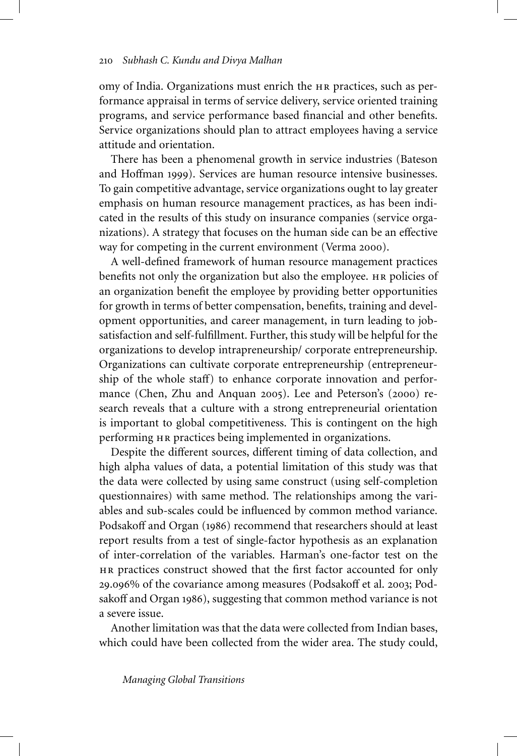omy of India. Organizations must enrich the HR practices, such as performance appraisal in terms of service delivery, service oriented training programs, and service performance based financial and other benefits. Service organizations should plan to attract employees having a service attitude and orientation.

There has been a phenomenal growth in service industries (Bateson and Hoffman 1999). Services are human resource intensive businesses. To gain competitive advantage, service organizations ought to lay greater emphasis on human resource management practices, as has been indicated in the results of this study on insurance companies (service organizations). A strategy that focuses on the human side can be an effective way for competing in the current environment (Verma 2000).

A well-defined framework of human resource management practices benefits not only the organization but also the employee. HR policies of an organization benefit the employee by providing better opportunities for growth in terms of better compensation, benefits, training and development opportunities, and career management, in turn leading to job-satisfaction and self-fulfillment. Further, this study will be helpful for the organizations to develop intrapreneurship/ corporate entrepreneurship. Organizations can cultivate corporate entrepreneurship (entrepreneurship of the whole staff) to enhance corporate innovation and performance (Chen, Zhu and Anquan 2005). Lee and Peterson's (2000) research reveals that a culture with a strong entrepreneurial orientation is important to global competitiveness. This is contingent on the high performing HR practices being implemented in organizations.

Despite the different sources, different timing of data collection, and high alpha values of data, a potential limitation of this study was that the data were collected by using same construct (using self-completion questionnaires) with same method. The relationships among the variables and sub-scales could be influenced by common method variance. Podsakoff and Organ (1986) recommend that researchers should at least report results from a test of single-factor hypothesis as an explanation of inter-correlation of the variables. Harman's one-factor test on the HR practices construct showed that the first factor accounted for only 29.096% of the covariance among measures (Podsakoff et al. 2003; Podsakoff and Organ 1986), suggesting that common method variance is not a severe issue.

Another limitation was that the data were collected from Indian bases, which could have been collected from the wider area. The study could,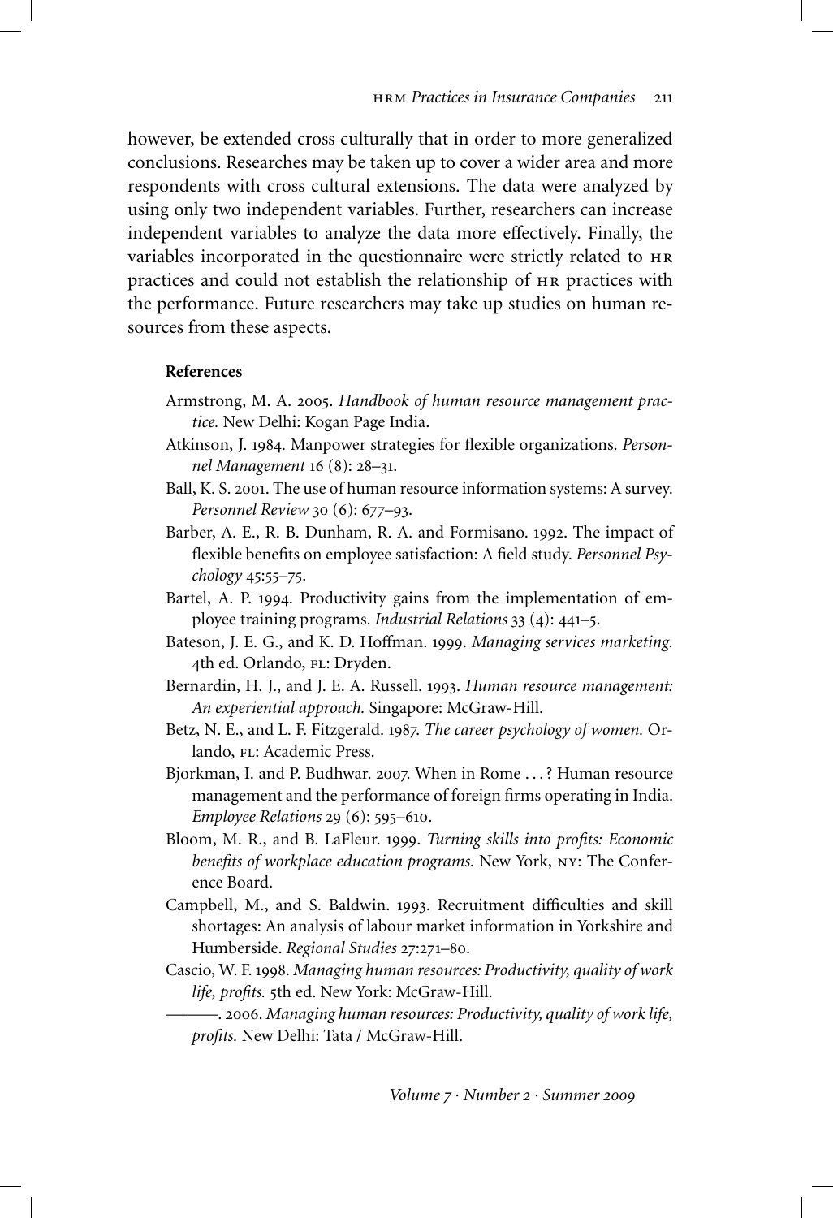however, be extended cross culturally that in order to more generalized conclusions. Researches may be taken up to cover a wider area and more respondents with cross cultural extensions. The data were analyzed by using only two independent variables. Further, researchers can increase independent variables to analyze the data more effectively. Finally, the variables incorporated in the questionnaire were strictly related to HR practices and could not establish the relationship of HR practices with the performance. Future researchers may take up studies on human resources from these aspects.

**References**

Armstrong, M. A. 2005. *Handbook of human resource management practice.* New Delhi: Kogan Page India.

Atkinson, J. 1984. Manpower strategies for flexible organizations. *Personnel Management* 16 (8): 28–31.

Ball, K. S. 2001. The use of human resource information systems: A survey. *Personnel Review* 30 (6): 677–93.

Barber, A. E., R. B. Dunham, R. A. and Formisano. 1992. The impact of flexible benefits on employee satisfaction: A field study. *Personnel Psychology* 45:55–75.

Bartel, A. P. 1994. Productivity gains from the implementation of employee training programs. *Industrial Relations* 33 (4): 441–5.

Bateson, J. E. G., and K. D. Hoffman. 1999. *Managing services marketing.* 4th ed. Orlando, FL: Dryden.

Bernardin, H. J., and J. E. A. Russell. 1993. *Human resource management: An experiential approach.* Singapore: McGraw-Hill.

Betz, N. E., and L. F. Fitzgerald. 1987. *The career psychology of women.* Orlando, FL: Academic Press.

Bjorkman, I. and P. Budhwar. 2007. When in Rome . . . ? Human resource management and the performance of foreign firms operating in India. *Employee Relations* 29 (6): 595–610.

Bloom, M. R., and B. LaFleur. 1999. *Turning skills into profits: Economic benefits of workplace education programs.* New York, NY: The Conference Board.

Campbell, M., and S. Baldwin. 1993. Recruitment difficulties and skill shortages: An analysis of labour market information in Yorkshire and Humberside. *Regional Studies* 27:271–80.

Cascio, W. F. 1998. *Managing human resources: Productivity, quality of work life, profits.* 5th ed. New York: McGraw-Hill.

———. 2006. *Managing human resources: Productivity, quality of work life, profits.* New Delhi: Tata / McGraw-Hill.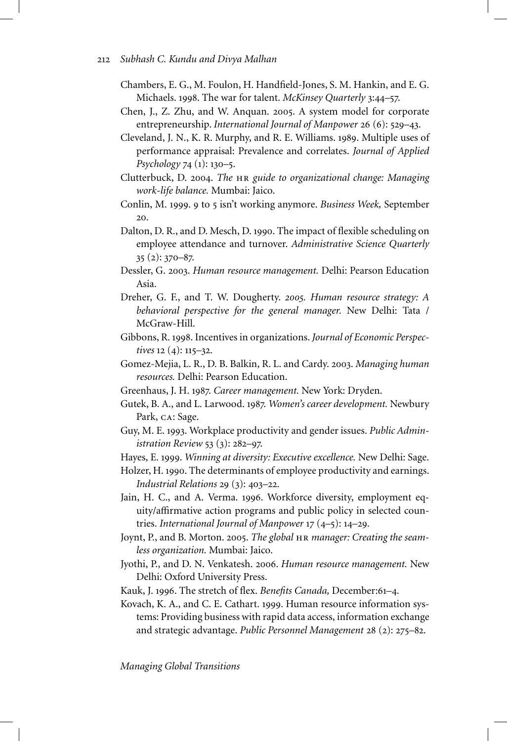Chambers, E. G., M. Foulon, H. Handfield-Jones, S. M. Hankin, and E. G. Michaels. 1998. The war for talent. *McKinsey Quarterly* 3:44–57.

Chen, J., Z. Zhu, and W. Anquan. 2005. A system model for corporate entrepreneurship. *International Journal of Manpower* 26 (6): 529–43.

Cleveland, J. N., K. R. Murphy, and R. E. Williams. 1989. Multiple uses of performance appraisal: Prevalence and correlates. *Journal of Applied Psychology* 74 (1): 130–5.

Clutterbuck, D. 2004. *The HR guide to organizational change: Managing work-life balance.* Mumbai: Jaico.

Conlin, M. 1999. 9 to 5 isn't working anymore. *Business Week,* September 20.

Dalton, D. R., and D. Mesch, D. 1990. The impact of flexible scheduling on employee attendance and turnover. *Administrative Science Quarterly* 35 (2): 370–87.

Dessler, G. 2003. *Human resource management.* Delhi: Pearson Education Asia.

Dreher, G. F., and T. W. Dougherty. *2005. Human resource strategy: A behavioral perspective for the general manager.* New Delhi: Tata / McGraw-Hill.

Gibbons, R. 1998. Incentives in organizations. *Journal of Economic Perspectives* 12 (4): 115–32.

Gomez-Mejia, L. R., D. B. Balkin, R. L. and Cardy. 2003. *Managing human resources.* Delhi: Pearson Education.

Greenhaus, J. H. 1987. *Career management.* New York: Dryden.

Gutek, B. A., and L. Larwood. 1987. *Women's career development.* Newbury Park, CA: Sage.

Guy, M. E. 1993. Workplace productivity and gender issues. *Public Administration Review* 53 (3): 282–97.

Hayes, E. 1999. *Winning at diversity: Executive excellence.* New Delhi: Sage.

Holzer, H. 1990. The determinants of employee productivity and earnings. *Industrial Relations* 29 (3): 403–22.

Jain, H. C., and A. Verma. 1996. Workforce diversity, employment equity/affirmative action programs and public policy in selected countries. *International Journal of Manpower* 17 (4–5): 14–29.

Joynt, P., and B. Morton. 2005. *The global HR manager: Creating the seamless organization.* Mumbai: Jaico.

Jyothi, P., and D. N. Venkatesh. 2006. *Human resource management.* New Delhi: Oxford University Press.

Kauk, J. 1996. The stretch of flex. *Benefits Canada,* December:61–4.

Kovach, K. A., and C. E. Cathart. 1999. Human resource information systems: Providing business with rapid data access, information exchange and strategic advantage. *Public Personnel Management* 28 (2): 275–82.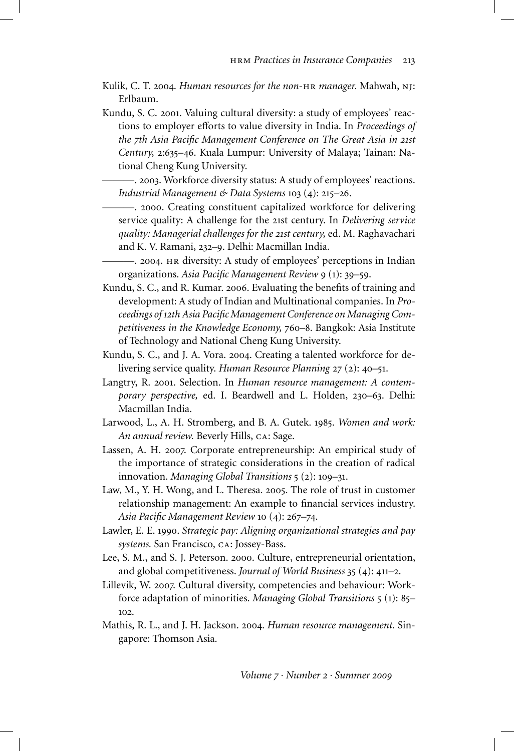Kulik, C. T. 2004. *Human resources for the non-HR manager.* Mahwah, NJ: Erlbaum.

Kundu, S. C. 2001. Valuing cultural diversity: a study of employees' reactions to employer efforts to value diversity in India. In *Proceedings of the 7th Asia Pacific Management Conference on The Great Asia in 21st Century,* 2:635–46. Kuala Lumpur: University of Malaya; Tainan: National Cheng Kung University.

———. 2003. Workforce diversity status: A study of employees' reactions. *Industrial Management & Data Systems* 103 (4): 215–26.

———. 2000. Creating constituent capitalized workforce for delivering service quality: A challenge for the 21st century. In *Delivering service quality: Managerial challenges for the 21st century,* ed. M. Raghavachari and K. V. Ramani, 232–9. Delhi: Macmillan India.

———. 2004. HR diversity: A study of employees' perceptions in Indian organizations. *Asia Pacific Management Review* 9 (1): 39–59.

Kundu, S. C., and R. Kumar. 2006. Evaluating the benefits of training and development: A study of Indian and Multinational companies. In *Proceedings of 12th Asia Pacific Management Conference on Managing Competitiveness in the Knowledge Economy,* 760–8. Bangkok: Asia Institute of Technology and National Cheng Kung University.

Kundu, S. C., and J. A. Vora. 2004. Creating a talented workforce for delivering service quality. *Human Resource Planning* 27 (2): 40–51.

Langtry, R. 2001. Selection. In *Human resource management: A contemporary perspective,* ed. I. Beardwell and L. Holden, 230–63. Delhi: Macmillan India.

Larwood, L., A. H. Stromberg, and B. A. Gutek. 1985. *Women and work: An annual review.* Beverly Hills, CA: Sage.

Lassen, A. H. 2007. Corporate entrepreneurship: An empirical study of the importance of strategic considerations in the creation of radical innovation. *Managing Global Transitions* 5 (2): 109–31.

Law, M., Y. H. Wong, and L. Theresa. 2005. The role of trust in customer relationship management: An example to financial services industry. *Asia Pacific Management Review* 10 (4): 267–74.

Lawler, E. E. 1990. *Strategic pay: Aligning organizational strategies and pay systems.* San Francisco, CA: Jossey-Bass.

Lee, S. M., and S. J. Peterson. 2000. Culture, entrepreneurial orientation, and global competitiveness. *Journal of World Business* 35 (4): 411–2.

Lillevik, W. 2007. Cultural diversity, competencies and behaviour: Workforce adaptation of minorities. *Managing Global Transitions* 5 (1): 85–102.

Mathis, R. L., and J. H. Jackson. 2004. *Human resource management.* Singapore: Thomson Asia.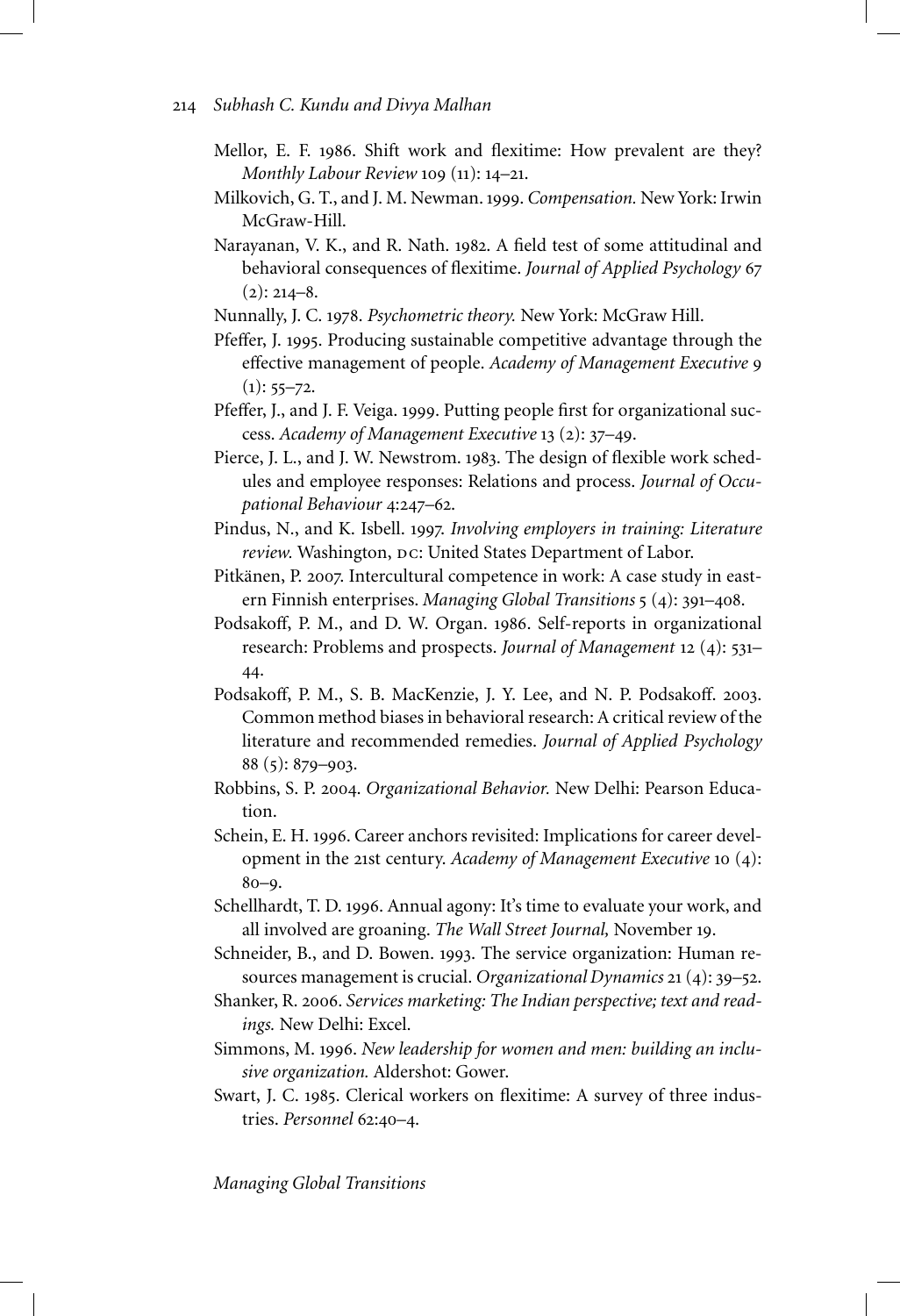Mellor, E. F. 1986. Shift work and flexitime: How prevalent are they? *Monthly Labour Review* 109 (11): 14–21.

Milkovich, G. T., and J. M. Newman. 1999. *Compensation.* New York: Irwin McGraw-Hill.

Narayanan, V. K., and R. Nath. 1982. A field test of some attitudinal and behavioral consequences of flexitime. *Journal of Applied Psychology* 67 (2): 214–8.

Nunnally, J. C. 1978. *Psychometric theory.* New York: McGraw Hill.

Pfeffer, J. 1995. Producing sustainable competitive advantage through the effective management of people. *Academy of Management Executive* 9 (1): 55–72.

Pfeffer, J., and J. F. Veiga. 1999. Putting people first for organizational success. *Academy of Management Executive* 13 (2): 37–49.

Pierce, J. L., and J. W. Newstrom. 1983. The design of flexible work schedules and employee responses: Relations and process. *Journal of Occupational Behaviour* 4:247–62.

Pindus, N., and K. Isbell. 1997. *Involving employers in training: Literature review.* Washington, DC: United States Department of Labor.

Pitkänen, P. 2007. Intercultural competence in work: A case study in eastern Finnish enterprises. *Managing Global Transitions* 5 (4): 391–408.

Podsakoff, P. M., and D. W. Organ. 1986. Self-reports in organizational research: Problems and prospects. *Journal of Management* 12 (4): 531–44.

Podsakoff, P. M., S. B. MacKenzie, J. Y. Lee, and N. P. Podsakoff. 2003. Common method biases in behavioral research: A critical review of the literature and recommended remedies. *Journal of Applied Psychology* 88 (5): 879–903.

Robbins, S. P. 2004. *Organizational Behavior.* New Delhi: Pearson Education.

Schein, E. H. 1996. Career anchors revisited: Implications for career development in the 21st century. *Academy of Management Executive* 10 (4): 80–9.

Schellhardt, T. D. 1996. Annual agony: It's time to evaluate your work, and all involved are groaning. *The Wall Street Journal,* November 19.

Schneider, B., and D. Bowen. 1993. The service organization: Human resources management is crucial. *Organizational Dynamics* 21 (4): 39–52.

Shanker, R. 2006. *Services marketing: The Indian perspective; text and readings.* New Delhi: Excel.

Simmons, M. 1996. *New leadership for women and men: building an inclusive organization.* Aldershot: Gower.

Swart, J. C. 1985. Clerical workers on flexitime: A survey of three industries. *Personnel* 62:40–4.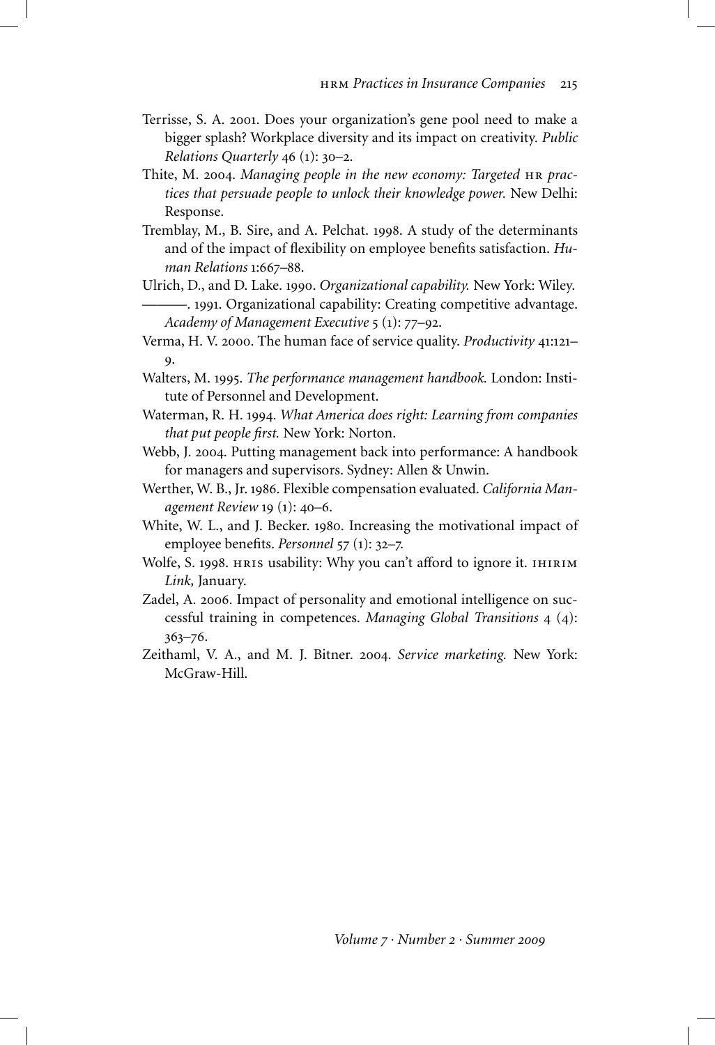Terrisse, S. A. 2001. Does your organization's gene pool need to make a bigger splash? Workplace diversity and its impact on creativity. *Public Relations Quarterly* 46 (1): 30–2.

Thite, M. 2004. *Managing people in the new economy: Targeted* HR *practices that persuade people to unlock their knowledge power.* New Delhi: Response.

Tremblay, M., B. Sire, and A. Pelchat. 1998. A study of the determinants and of the impact of flexibility on employee benefits satisfaction. *Human Relations* 1:667–88.

Ulrich, D., and D. Lake. 1990. *Organizational capability.* New York: Wiley.

———. 1991. Organizational capability: Creating competitive advantage. *Academy of Management Executive* 5 (1): 77–92.

Verma, H. V. 2000. The human face of service quality. *Productivity* 41:121–9.

Walters, M. 1995. *The performance management handbook.* London: Institute of Personnel and Development.

Waterman, R. H. 1994. *What America does right: Learning from companies that put people first.* New York: Norton.

Webb, J. 2004. Putting management back into performance: A handbook for managers and supervisors. Sydney: Allen & Unwin.

Werther, W. B., Jr. 1986. Flexible compensation evaluated. *California Management Review* 19 (1): 40–6.

White, W. L., and J. Becker. 1980. Increasing the motivational impact of employee benefits. *Personnel* 57 (1): 32–7.

Wolfe, S. 1998. HRIS usability: Why you can't afford to ignore it. IHIRIM *Link,* January.

Zadel, A. 2006. Impact of personality and emotional intelligence on successful training in competences. *Managing Global Transitions* 4 (4): 363–76.

Zeithaml, V. A., and M. J. Bitner. 2004. *Service marketing.* New York: McGraw-Hill.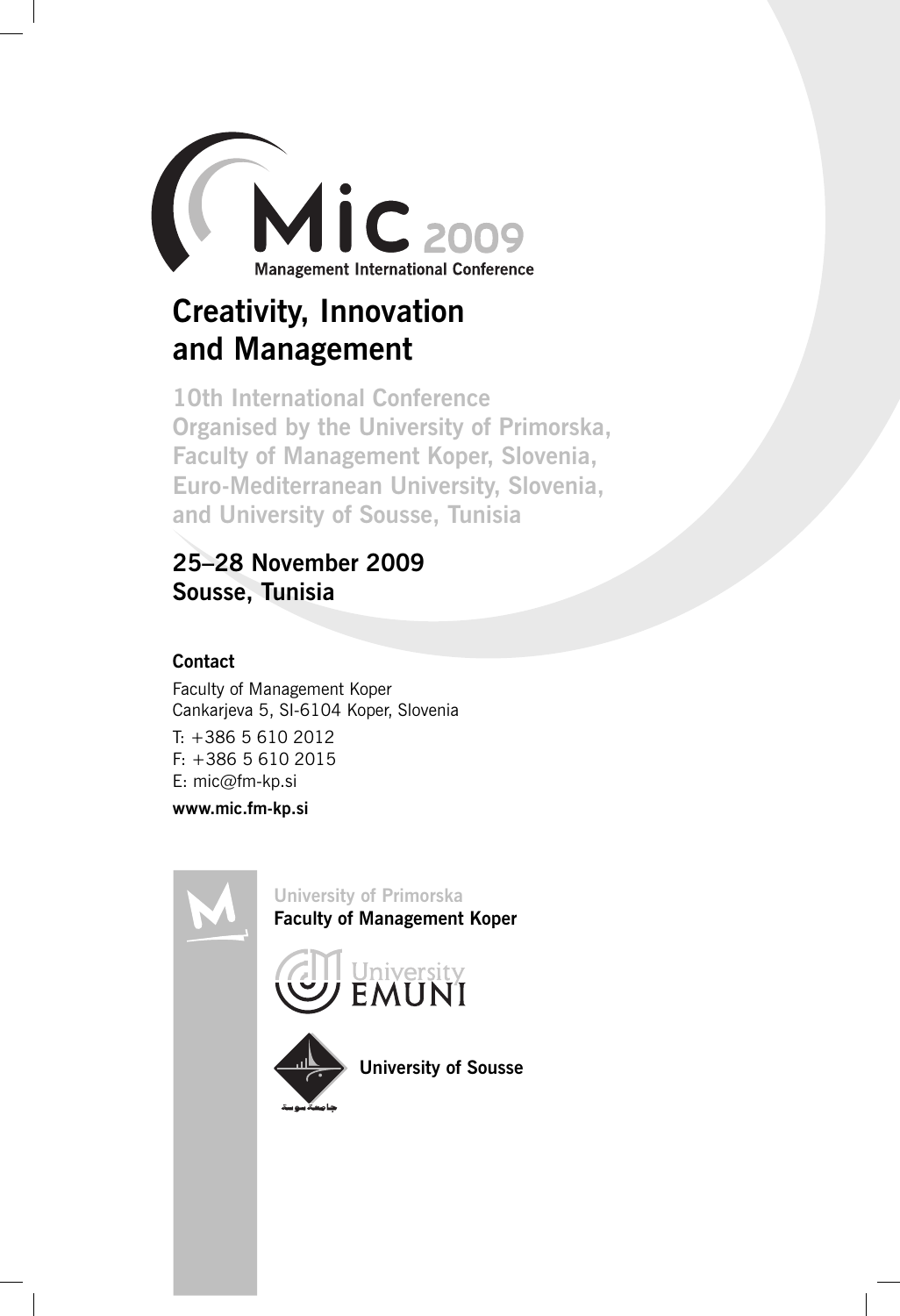MIC 2009

Management International Conference

# Creativity, Innovation and Management

**10th International Conference**
**Organised by the University of Primorska, Faculty of Management Koper, Slovenia, Euro-Mediterranean University, Slovenia, and University of Sousse, Tunisia**

## 25–28 November 2009
## Sousse, Tunisia

**Contact**

Faculty of Management Koper
Cankarjeva 5, SI-6104 Koper, Slovenia

T: +386 5 610 2012
F: +386 5 610 2015
E: mic@fm-kp.si

**www.mic.fm-kp.si**

University of Primorska
**Faculty of Management Koper**

University EMUNI

**University of Sousse**

جامعة سوسة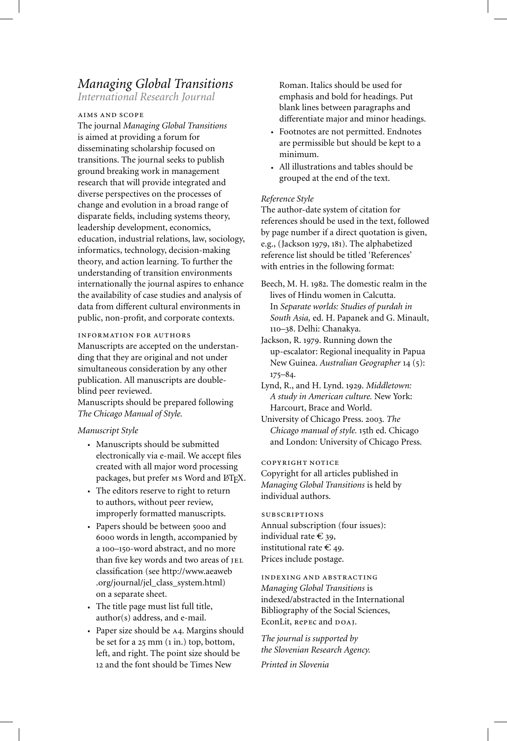# *Managing Global Transitions*

*International Research Journal*

## AIMS AND SCOPE

The journal *Managing Global Transitions* is aimed at providing a forum for disseminating scholarship focused on transitions. The journal seeks to publish ground breaking work in management research that will provide integrated and diverse perspectives on the processes of change and evolution in a broad range of disparate fields, including systems theory, leadership development, economics, education, industrial relations, law, sociology, informatics, technology, decision-making theory, and action learning. To further the understanding of transition environments internationally the journal aspires to enhance the availability of case studies and analysis of data from different cultural environments in public, non-profit, and corporate contexts.

## INFORMATION FOR AUTHORS

Manuscripts are accepted on the understanding that they are original and not under simultaneous consideration by any other publication. All manuscripts are double-blind peer reviewed.

Manuscripts should be prepared following *The Chicago Manual of Style.*

### *Manuscript Style*

- Manuscripts should be submitted electronically via e-mail. We accept files created with all major word processing packages, but prefer MS Word and LaTeX.
- The editors reserve to right to return to authors, without peer review, improperly formatted manuscripts.
- Papers should be between 5000 and 6000 words in length, accompanied by a 100–150-word abstract, and no more than five key words and two areas of JEL classification (see http://www.aeaweb.org/journal/jel_class_system.html) on a separate sheet.
- The title page must list full title, author(s) address, and e-mail.
- Paper size should be A4. Margins should be set for a 25 mm (1 in.) top, bottom, left, and right. The point size should be 12 and the font should be Times New Roman. Italics should be used for emphasis and bold for headings. Put blank lines between paragraphs and differentiate major and minor headings.
- Footnotes are not permitted. Endnotes are permissible but should be kept to a minimum.
- All illustrations and tables should be grouped at the end of the text.

### *Reference Style*

The author-date system of citation for references should be used in the text, followed by page number if a direct quotation is given, e.g., (Jackson 1979, 181). The alphabetized reference list should be titled 'References' with entries in the following format:

Beech, M. H. 1982. The domestic realm in the lives of Hindu women in Calcutta. In *Separate worlds: Studies of purdah in South Asia,* ed. H. Papanek and G. Minault, 110–38. Delhi: Chanakya.

Jackson, R. 1979. Running down the up-escalator: Regional inequality in Papua New Guinea. *Australian Geographer* 14 (5): 175–84.

Lynd, R., and H. Lynd. 1929. *Middletown: A study in American culture.* New York: Harcourt, Brace and World.

University of Chicago Press. 2003. *The Chicago manual of style.* 15th ed. Chicago and London: University of Chicago Press.

## COPYRIGHT NOTICE

Copyright for all articles published in *Managing Global Transitions* is held by individual authors.

## SUBSCRIPTIONS

Annual subscription (four issues):
individual rate € 39,
institutional rate € 49.
Prices include postage.

## INDEXING AND ABSTRACTING

*Managing Global Transitions* is indexed/abstracted in the International Bibliography of the Social Sciences, EconLit, RePEc and DOAJ.

*The journal is supported by the Slovenian Research Agency.*

*Printed in Slovenia*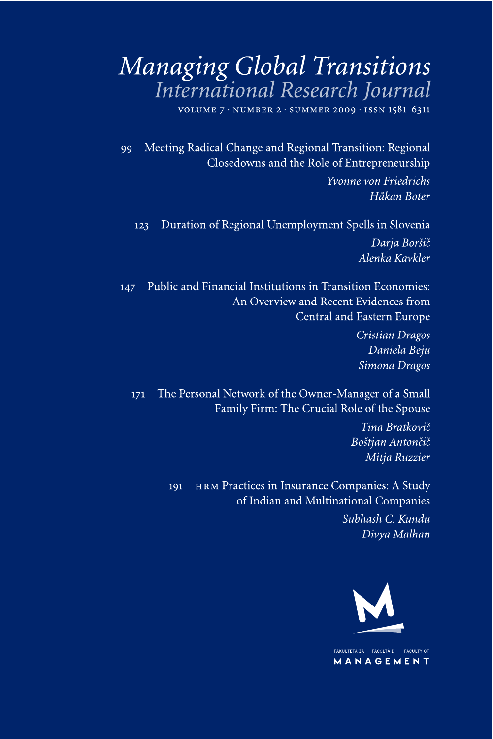# *Managing Global Transitions*
## *International Research Journal*

VOLUME 7 · NUMBER 2 · SUMMER 2009 · ISSN 1581-6311

99 Meeting Radical Change and Regional Transition: Regional Closedowns and the Role of Entrepreneurship
*Yvonne von Friedrichs*
*Håkan Boter*

123 Duration of Regional Unemployment Spells in Slovenia
*Darja Boršič*
*Alenka Kavkler*

147 Public and Financial Institutions in Transition Economies: An Overview and Recent Evidences from Central and Eastern Europe
*Cristian Dragos*
*Daniela Beju*
*Simona Dragos*

171 The Personal Network of the Owner-Manager of a Small Family Firm: The Crucial Role of the Spouse
*Tina Bratkovič*
*Boštjan Antončič*
*Mitja Ruzzier*

191 HRM Practices in Insurance Companies: A Study of Indian and Multinational Companies
*Subhash C. Kundu*
*Divya Malhan*

FAKULTETA ZA | FACOLTÀ DI | FACULTY OF
MANAGEMENT